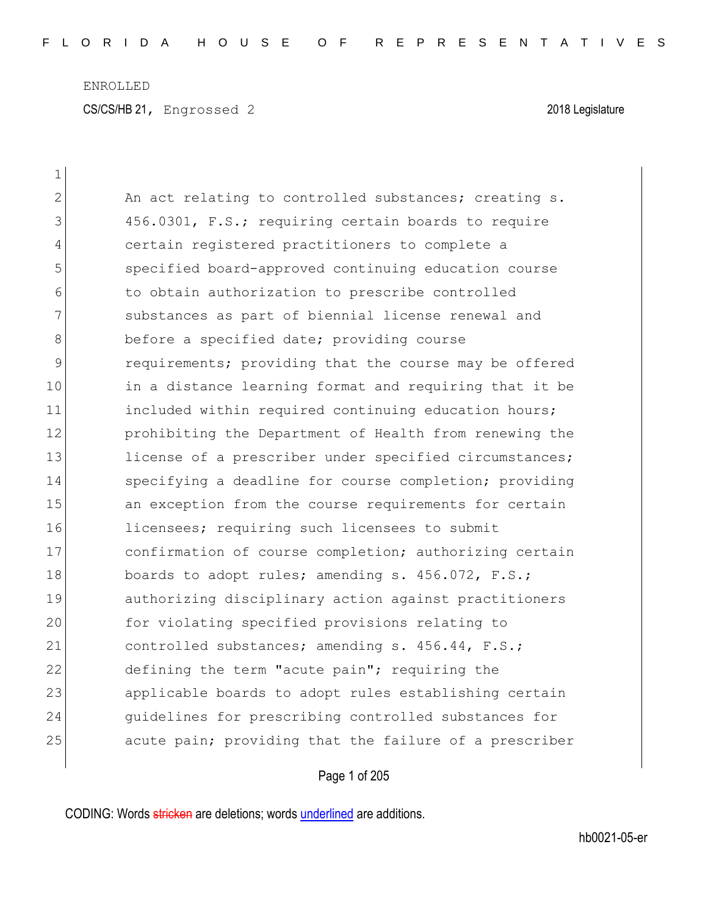ENROLLED

CS/CS/HB 21, Engrossed 2 2018 Legislature

An act relating to controlled substances; creating s. 456.0301, F.S.; requiring certain boards to require certain registered practitioners to complete a specified board-approved continuing education course to obtain authorization to prescribe controlled substances as part of biennial license renewal and before a specified date; providing course requirements; providing that the course may be offered in a distance learning format and requiring that it be included within required continuing education hours; prohibiting the Department of Health from renewing the license of a prescriber under specified circumstances; specifying a deadline for course completion; providing an exception from the course requirements for certain licensees; requiring such licensees to submit confirmation of course completion; authorizing certain boards to adopt rules; amending s. 456.072, F.S.; authorizing disciplinary action against practitioners for violating specified provisions relating to controlled substances; amending s. 456.44, F.S.; defining the term "acute pain"; requiring the applicable boards to adopt rules establishing certain guidelines for prescribing controlled substances for acute pain; providing that the failure of a prescriber

CODING: Words stricken are deletions; words underlined are additions.

hb0021-05-er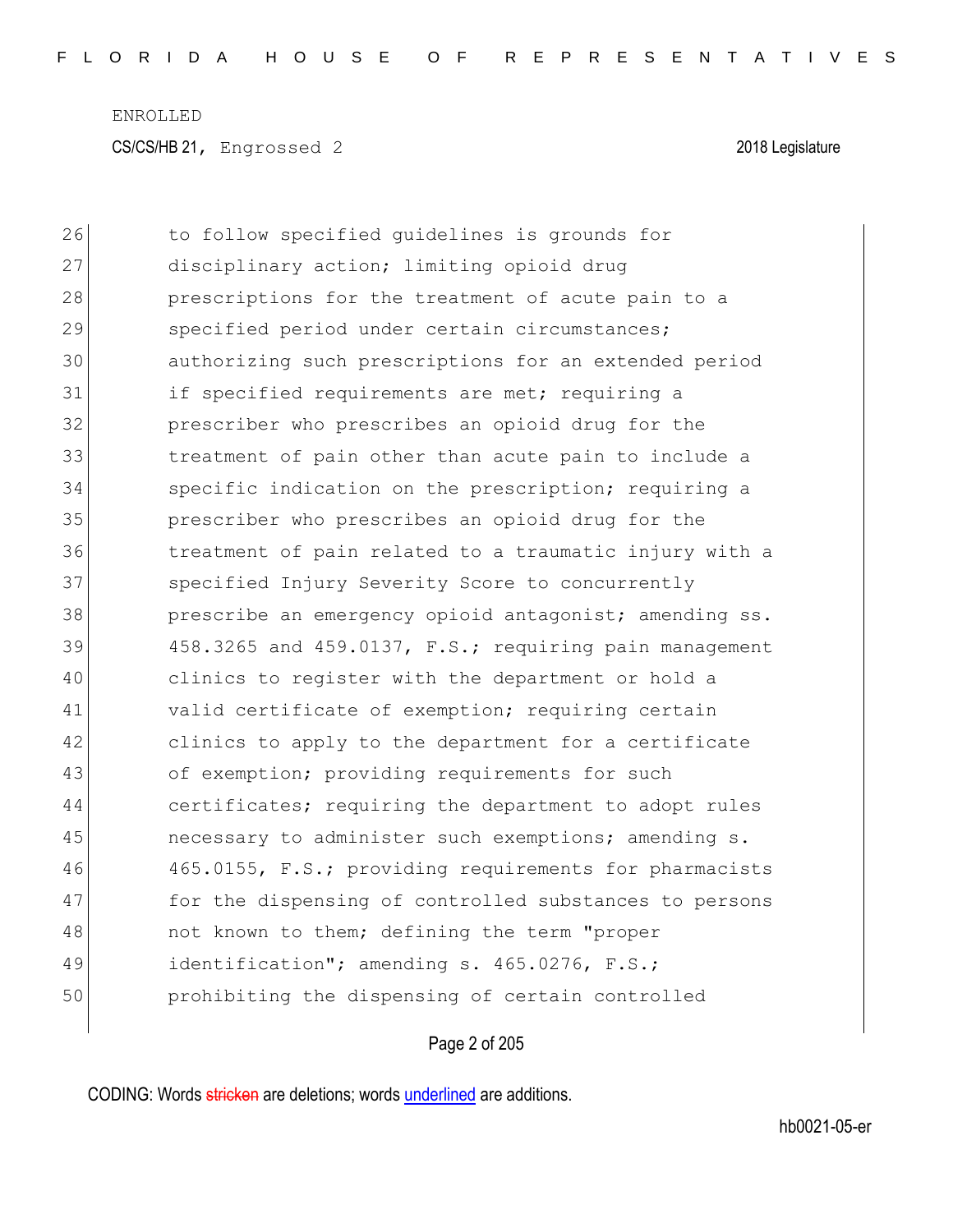26 to follow specified guidelines is grounds for
27 disciplinary action; limiting opioid drug
28 prescriptions for the treatment of acute pain to a
29 specified period under certain circumstances;
30 authorizing such prescriptions for an extended period
31 if specified requirements are met; requiring a
32 prescriber who prescribes an opioid drug for the
33 treatment of pain other than acute pain to include a
34 specific indication on the prescription; requiring a
35 prescriber who prescribes an opioid drug for the
36 treatment of pain related to a traumatic injury with a
37 specified Injury Severity Score to concurrently
38 prescribe an emergency opioid antagonist; amending ss.
39 458.3265 and 459.0137, F.S.; requiring pain management
40 clinics to register with the department or hold a
41 valid certificate of exemption; requiring certain
42 clinics to apply to the department for a certificate
43 of exemption; providing requirements for such
44 certificates; requiring the department to adopt rules
45 necessary to administer such exemptions; amending s.
46 465.0155, F.S.; providing requirements for pharmacists
47 for the dispensing of controlled substances to persons
48 not known to them; defining the term "proper
49 identification"; amending s. 465.0276, F.S.;
50 prohibiting the dispensing of certain controlled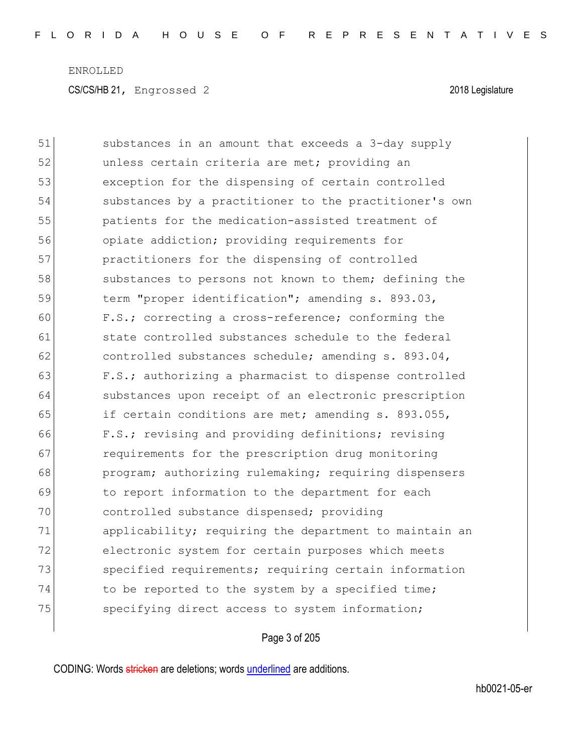ENROLLED

CS/CS/HB 21, Engrossed 2 2018 Legislature

51 substances in an amount that exceeds a 3-day supply
52 unless certain criteria are met; providing an
53 exception for the dispensing of certain controlled
54 substances by a practitioner to the practitioner's own
55 patients for the medication-assisted treatment of
56 opiate addiction; providing requirements for
57 practitioners for the dispensing of controlled
58 substances to persons not known to them; defining the
59 term "proper identification"; amending s. 893.03,
60 F.S.; correcting a cross-reference; conforming the
61 state controlled substances schedule to the federal
62 controlled substances schedule; amending s. 893.04,
63 F.S.; authorizing a pharmacist to dispense controlled
64 substances upon receipt of an electronic prescription
65 if certain conditions are met; amending s. 893.055,
66 F.S.; revising and providing definitions; revising
67 requirements for the prescription drug monitoring
68 program; authorizing rulemaking; requiring dispensers
69 to report information to the department for each
70 controlled substance dispensed; providing
71 applicability; requiring the department to maintain an
72 electronic system for certain purposes which meets
73 specified requirements; requiring certain information
74 to be reported to the system by a specified time;
75 specifying direct access to system information;

CODING: Words stricken are deletions; words underlined are additions.

hb0021-05-er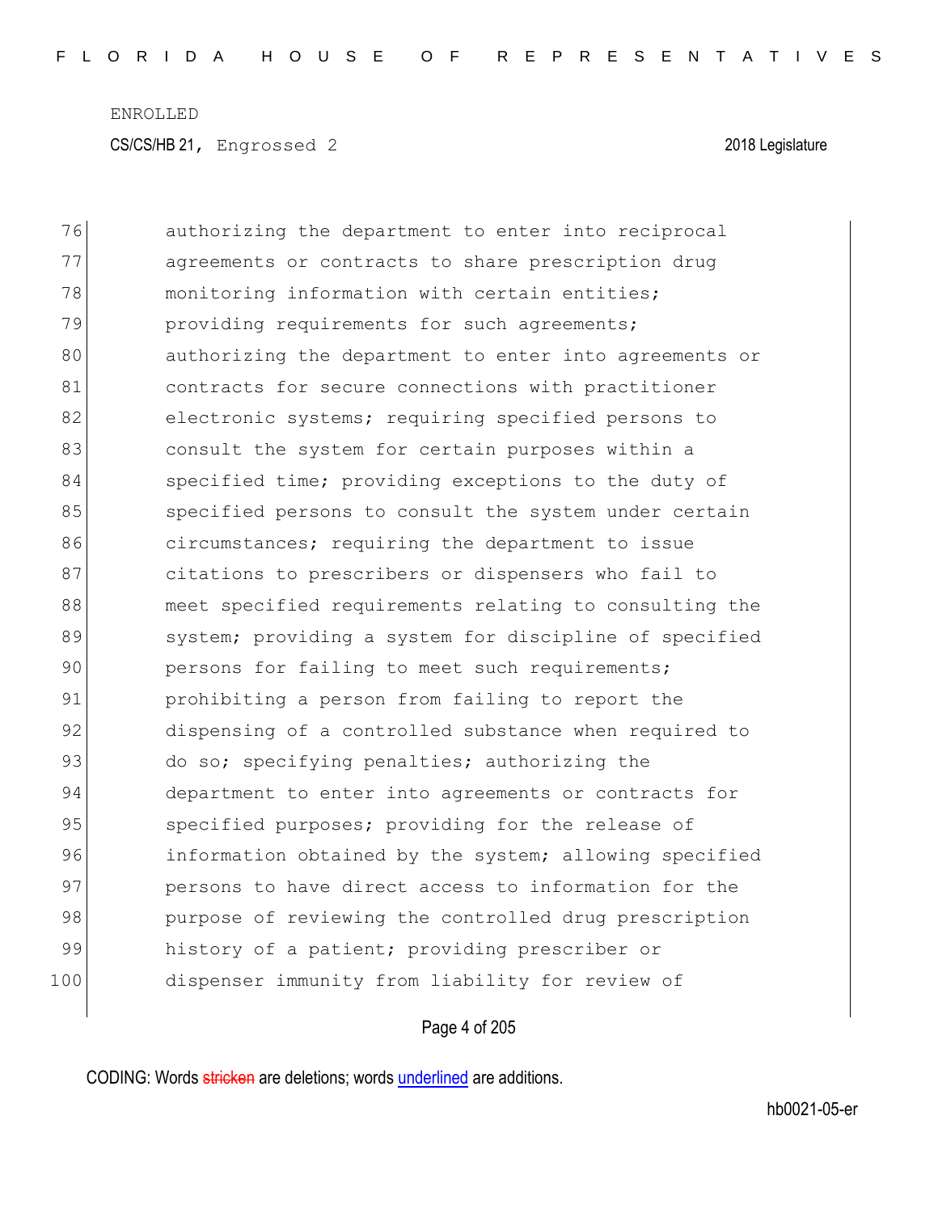76 authorizing the department to enter into reciprocal
77 agreements or contracts to share prescription drug
78 monitoring information with certain entities;
79 providing requirements for such agreements;
80 authorizing the department to enter into agreements or
81 contracts for secure connections with practitioner
82 electronic systems; requiring specified persons to
83 consult the system for certain purposes within a
84 specified time; providing exceptions to the duty of
85 specified persons to consult the system under certain
86 circumstances; requiring the department to issue
87 citations to prescribers or dispensers who fail to
88 meet specified requirements relating to consulting the
89 system; providing a system for discipline of specified
90 persons for failing to meet such requirements;
91 prohibiting a person from failing to report the
92 dispensing of a controlled substance when required to
93 do so; specifying penalties; authorizing the
94 department to enter into agreements or contracts for
95 specified purposes; providing for the release of
96 information obtained by the system; allowing specified
97 persons to have direct access to information for the
98 purpose of reviewing the controlled drug prescription
99 history of a patient; providing prescriber or
100 dispenser immunity from liability for review of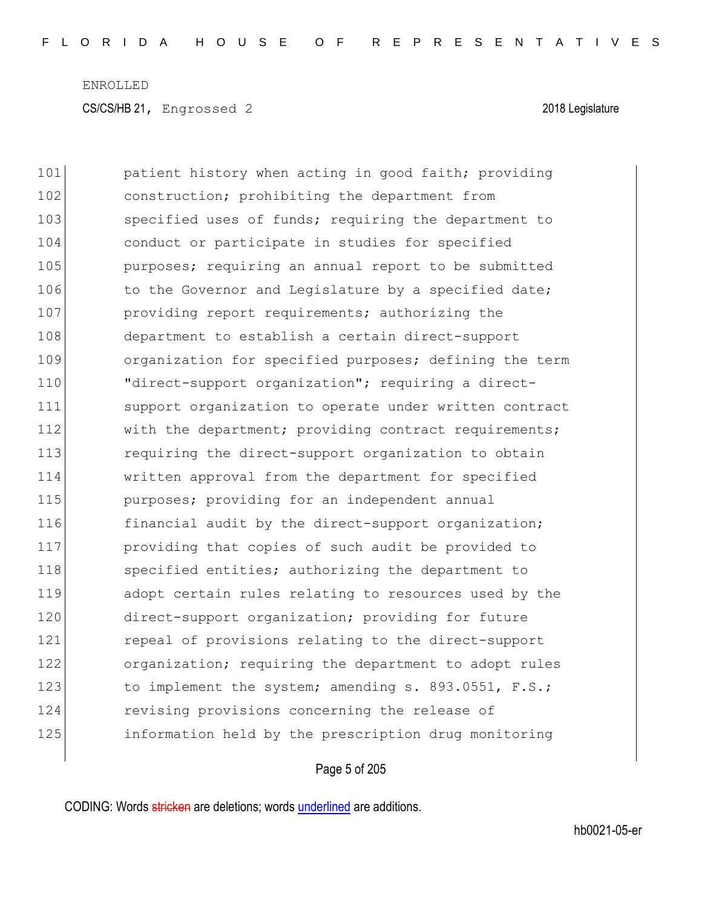101 patient history when acting in good faith; providing
102 construction; prohibiting the department from
103 specified uses of funds; requiring the department to
104 conduct or participate in studies for specified
105 purposes; requiring an annual report to be submitted
106 to the Governor and Legislature by a specified date;
107 providing report requirements; authorizing the
108 department to establish a certain direct-support
109 organization for specified purposes; defining the term
110 "direct-support organization"; requiring a direct-
111 support organization to operate under written contract
112 with the department; providing contract requirements;
113 requiring the direct-support organization to obtain
114 written approval from the department for specified
115 purposes; providing for an independent annual
116 financial audit by the direct-support organization;
117 providing that copies of such audit be provided to
118 specified entities; authorizing the department to
119 adopt certain rules relating to resources used by the
120 direct-support organization; providing for future
121 repeal of provisions relating to the direct-support
122 organization; requiring the department to adopt rules
123 to implement the system; amending s. 893.0551, F.S.;
124 revising provisions concerning the release of
125 information held by the prescription drug monitoring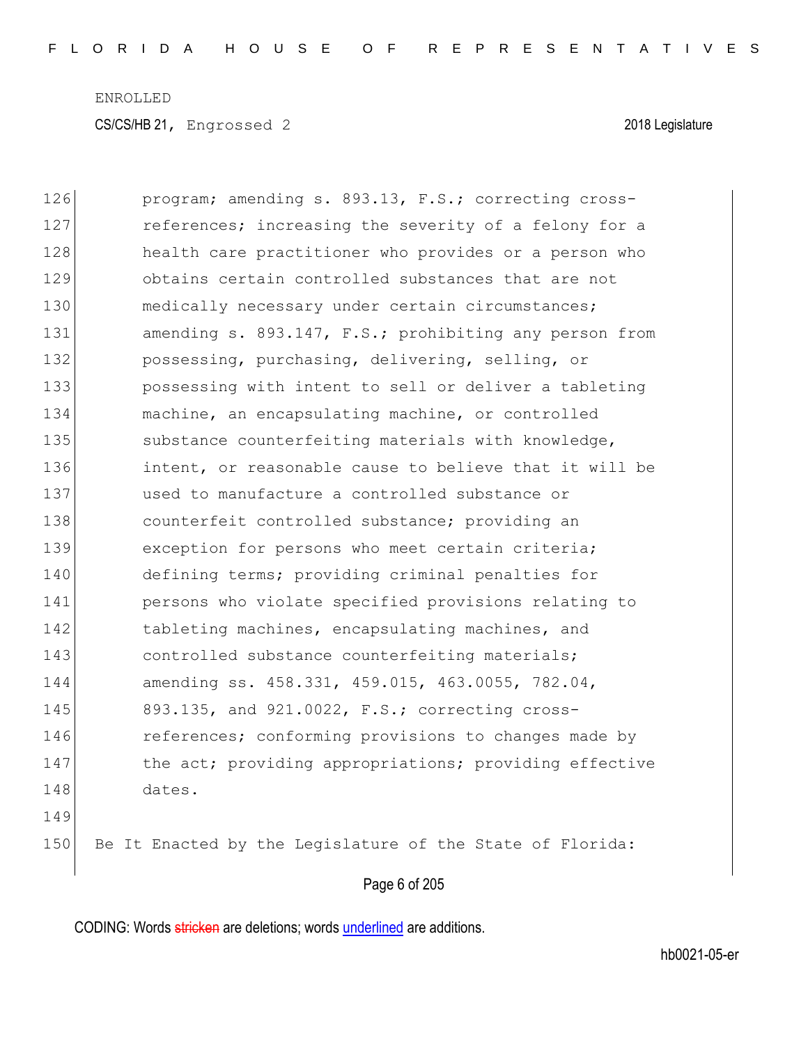program; amending s. 893.13, F.S.; correcting cross-references; increasing the severity of a felony for a health care practitioner who provides or a person who obtains certain controlled substances that are not medically necessary under certain circumstances; amending s. 893.147, F.S.; prohibiting any person from possessing, purchasing, delivering, selling, or possessing with intent to sell or deliver a tableting machine, an encapsulating machine, or controlled substance counterfeiting materials with knowledge, intent, or reasonable cause to believe that it will be used to manufacture a controlled substance or counterfeit controlled substance; providing an exception for persons who meet certain criteria; defining terms; providing criminal penalties for persons who violate specified provisions relating to tableting machines, encapsulating machines, and controlled substance counterfeiting materials; amending ss. 458.331, 459.015, 463.0055, 782.04, 893.135, and 921.0022, F.S.; correcting cross-references; conforming provisions to changes made by the act; providing appropriations; providing effective dates.

Be It Enacted by the Legislature of the State of Florida: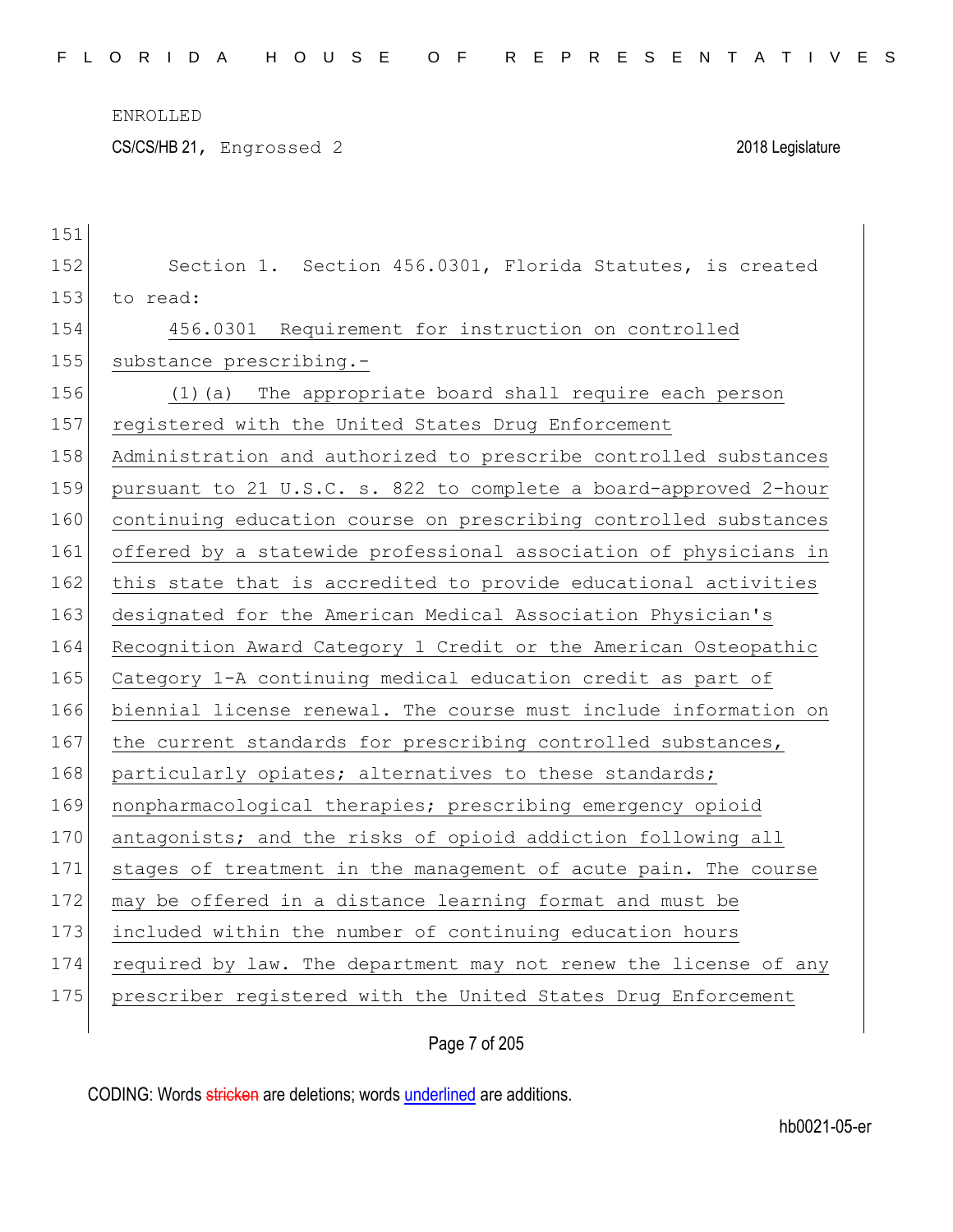Section 1. Section 456.0301, Florida Statutes, is created to read:

456.0301 Requirement for instruction on controlled substance prescribing.-

(1)(a) The appropriate board shall require each person registered with the United States Drug Enforcement Administration and authorized to prescribe controlled substances pursuant to 21 U.S.C. s. 822 to complete a board-approved 2-hour continuing education course on prescribing controlled substances offered by a statewide professional association of physicians in this state that is accredited to provide educational activities designated for the American Medical Association Physician's Recognition Award Category 1 Credit or the American Osteopathic Category 1-A continuing medical education credit as part of biennial license renewal. The course must include information on the current standards for prescribing controlled substances, particularly opiates; alternatives to these standards; nonpharmacological therapies; prescribing emergency opioid antagonists; and the risks of opioid addiction following all stages of treatment in the management of acute pain. The course may be offered in a distance learning format and must be included within the number of continuing education hours required by law. The department may not renew the license of any prescriber registered with the United States Drug Enforcement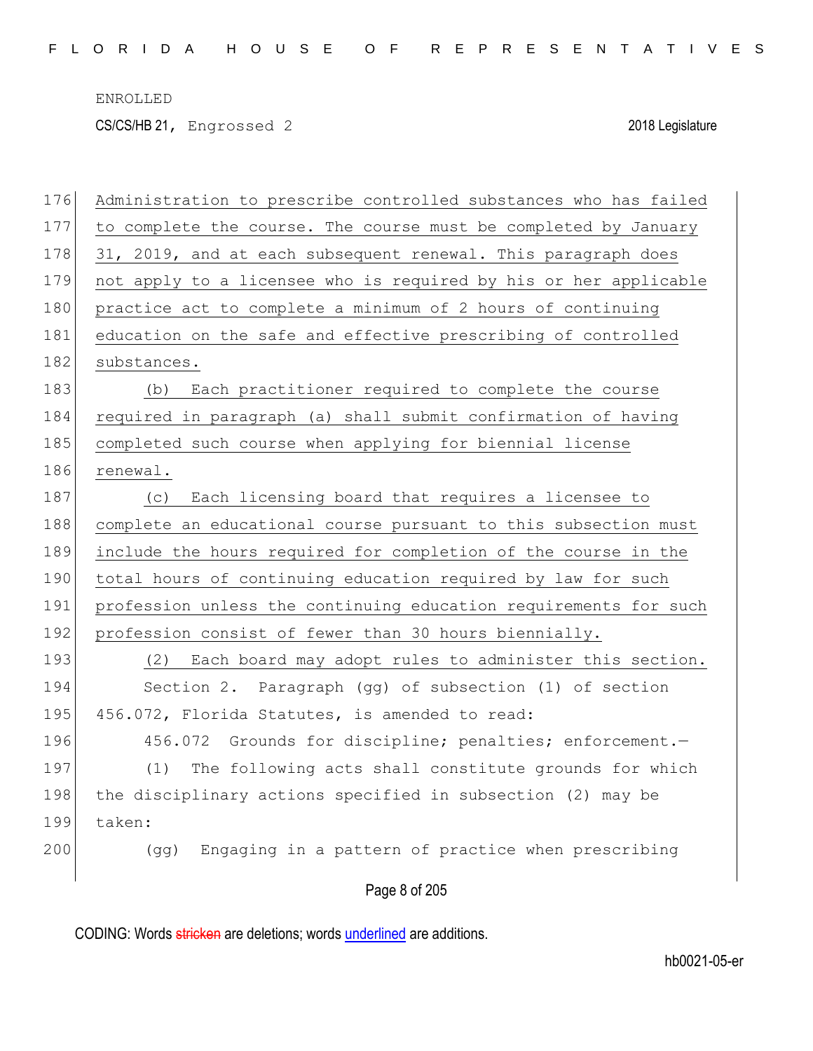Administration to prescribe controlled substances who has failed to complete the course. The course must be completed by January 31, 2019, and at each subsequent renewal. This paragraph does not apply to a licensee who is required by his or her applicable practice act to complete a minimum of 2 hours of continuing education on the safe and effective prescribing of controlled substances.

(b) Each practitioner required to complete the course required in paragraph (a) shall submit confirmation of having completed such course when applying for biennial license renewal.

(c) Each licensing board that requires a licensee to complete an educational course pursuant to this subsection must include the hours required for completion of the course in the total hours of continuing education required by law for such profession unless the continuing education requirements for such profession consist of fewer than 30 hours biennially.

(2) Each board may adopt rules to administer this section.

Section 2. Paragraph (gg) of subsection (1) of section 456.072, Florida Statutes, is amended to read:

456.072 Grounds for discipline; penalties; enforcement.—

(1) The following acts shall constitute grounds for which the disciplinary actions specified in subsection (2) may be taken:

(gg) Engaging in a pattern of practice when prescribing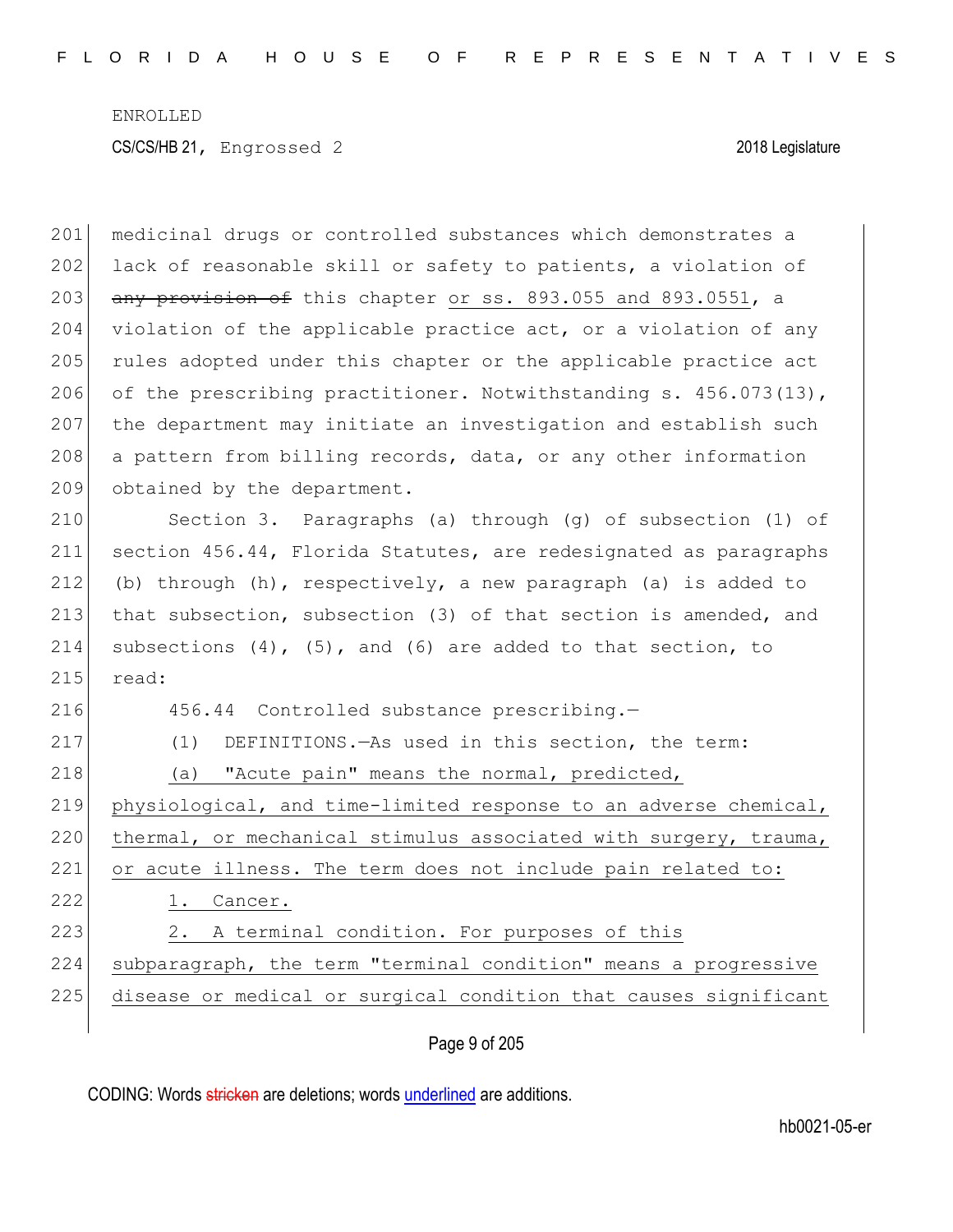medicinal drugs or controlled substances which demonstrates a lack of reasonable skill or safety to patients, a violation of ~~any provision of~~ this chapter <u>or ss. 893.055 and 893.0551</u>, a violation of the applicable practice act, or a violation of any rules adopted under this chapter or the applicable practice act of the prescribing practitioner. Notwithstanding s. 456.073(13), the department may initiate an investigation and establish such a pattern from billing records, data, or any other information obtained by the department.

Section 3. Paragraphs (a) through (g) of subsection (1) of section 456.44, Florida Statutes, are redesignated as paragraphs (b) through (h), respectively, a new paragraph (a) is added to that subsection, subsection (3) of that section is amended, and subsections (4), (5), and (6) are added to that section, to read:

456.44 Controlled substance prescribing.—

(1) DEFINITIONS.—As used in this section, the term:

<u>(a) "Acute pain" means the normal, predicted, physiological, and time-limited response to an adverse chemical, thermal, or mechanical stimulus associated with surgery, trauma, or acute illness. The term does not include pain related to:</u>

<u>1. Cancer.</u>

<u>2. A terminal condition. For purposes of this subparagraph, the term "terminal condition" means a progressive disease or medical or surgical condition that causes significant</u>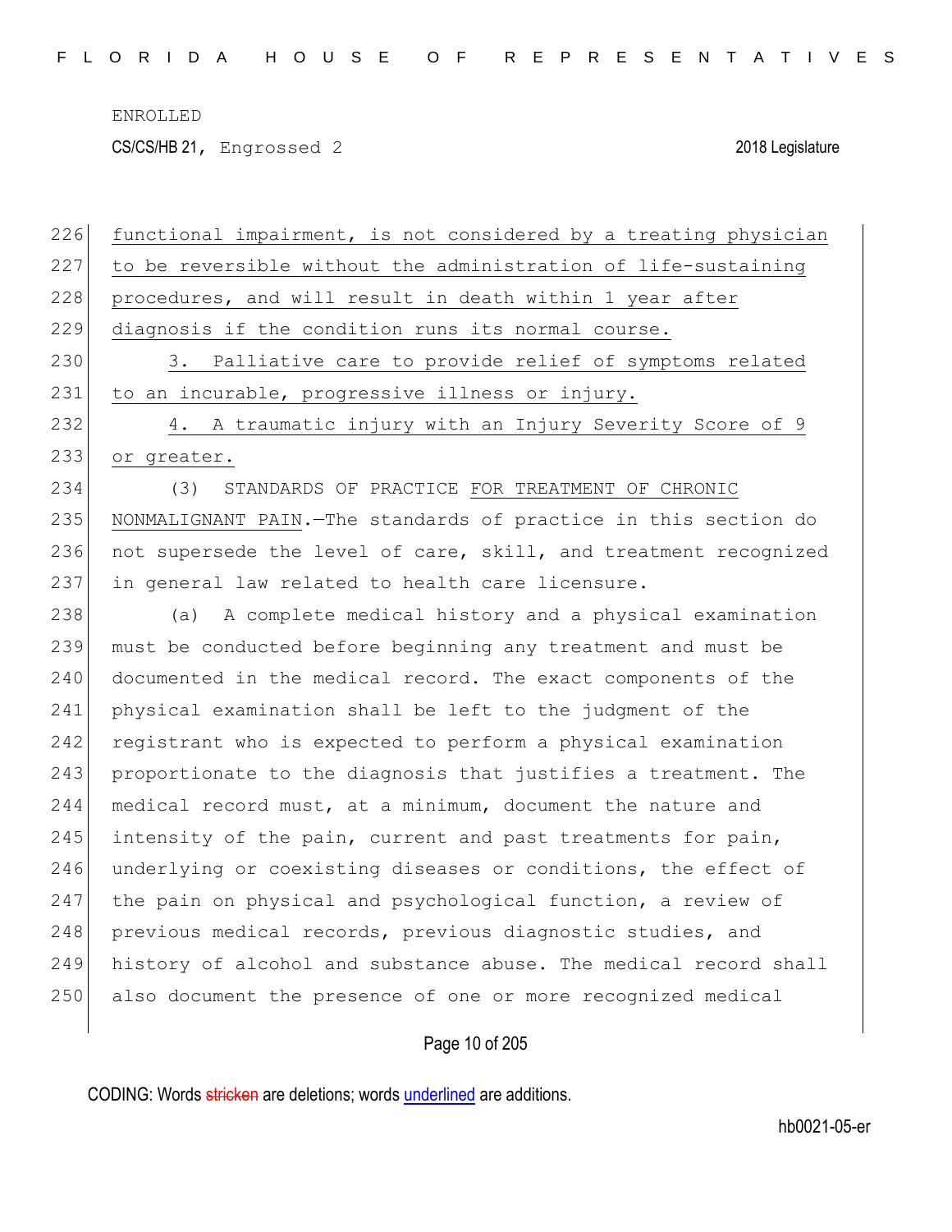functional impairment, is not considered by a treating physician to be reversible without the administration of life-sustaining procedures, and will result in death within 1 year after diagnosis if the condition runs its normal course.

3. Palliative care to provide relief of symptoms related to an incurable, progressive illness or injury.

4. A traumatic injury with an Injury Severity Score of 9 or greater.

(3) STANDARDS OF PRACTICE FOR TREATMENT OF CHRONIC NONMALIGNANT PAIN.—The standards of practice in this section do not supersede the level of care, skill, and treatment recognized in general law related to health care licensure.

(a) A complete medical history and a physical examination must be conducted before beginning any treatment and must be documented in the medical record. The exact components of the physical examination shall be left to the judgment of the registrant who is expected to perform a physical examination proportionate to the diagnosis that justifies a treatment. The medical record must, at a minimum, document the nature and intensity of the pain, current and past treatments for pain, underlying or coexisting diseases or conditions, the effect of the pain on physical and psychological function, a review of previous medical records, previous diagnostic studies, and history of alcohol and substance abuse. The medical record shall also document the presence of one or more recognized medical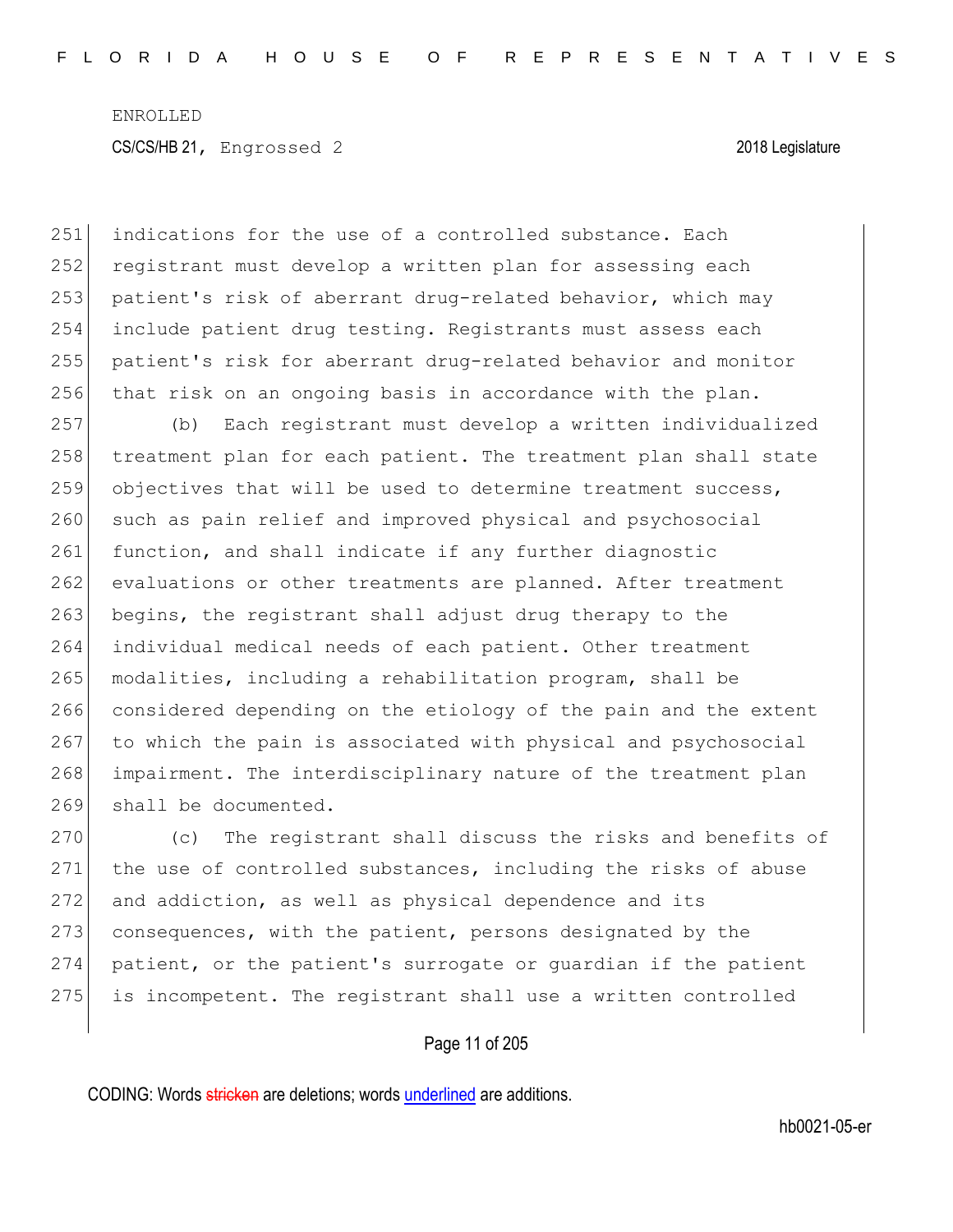indications for the use of a controlled substance. Each registrant must develop a written plan for assessing each patient's risk of aberrant drug-related behavior, which may include patient drug testing. Registrants must assess each patient's risk for aberrant drug-related behavior and monitor that risk on an ongoing basis in accordance with the plan.

(b) Each registrant must develop a written individualized treatment plan for each patient. The treatment plan shall state objectives that will be used to determine treatment success, such as pain relief and improved physical and psychosocial function, and shall indicate if any further diagnostic evaluations or other treatments are planned. After treatment begins, the registrant shall adjust drug therapy to the individual medical needs of each patient. Other treatment modalities, including a rehabilitation program, shall be considered depending on the etiology of the pain and the extent to which the pain is associated with physical and psychosocial impairment. The interdisciplinary nature of the treatment plan shall be documented.

(c) The registrant shall discuss the risks and benefits of the use of controlled substances, including the risks of abuse and addiction, as well as physical dependence and its consequences, with the patient, persons designated by the patient, or the patient's surrogate or guardian if the patient is incompetent. The registrant shall use a written controlled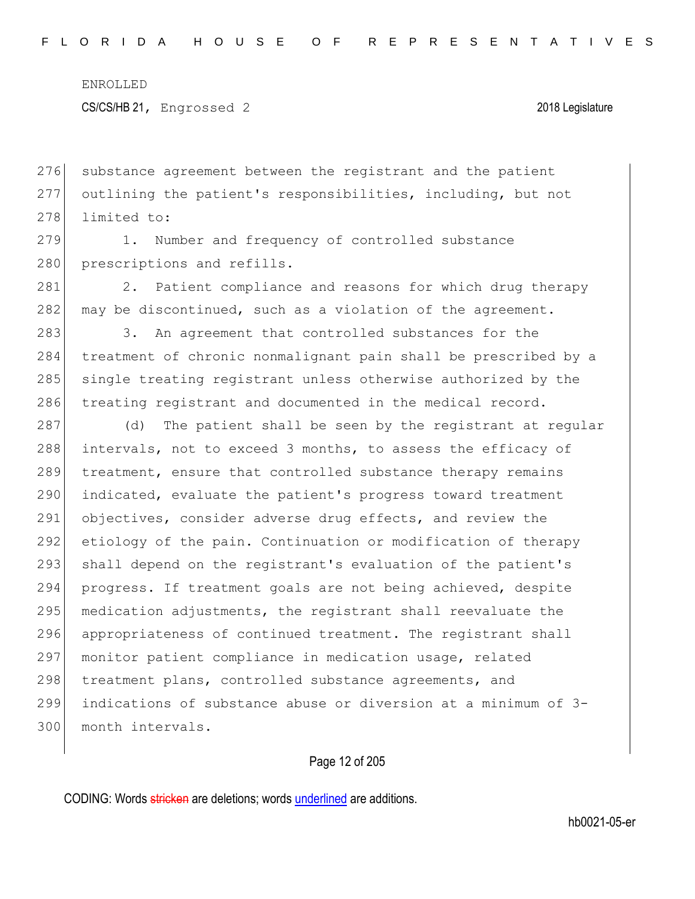substance agreement between the registrant and the patient outlining the patient's responsibilities, including, but not limited to:

1. Number and frequency of controlled substance prescriptions and refills.

2. Patient compliance and reasons for which drug therapy may be discontinued, such as a violation of the agreement.

3. An agreement that controlled substances for the treatment of chronic nonmalignant pain shall be prescribed by a single treating registrant unless otherwise authorized by the treating registrant and documented in the medical record.

(d) The patient shall be seen by the registrant at regular intervals, not to exceed 3 months, to assess the efficacy of treatment, ensure that controlled substance therapy remains indicated, evaluate the patient's progress toward treatment objectives, consider adverse drug effects, and review the etiology of the pain. Continuation or modification of therapy shall depend on the registrant's evaluation of the patient's progress. If treatment goals are not being achieved, despite medication adjustments, the registrant shall reevaluate the appropriateness of continued treatment. The registrant shall monitor patient compliance in medication usage, related treatment plans, controlled substance agreements, and indications of substance abuse or diversion at a minimum of 3-month intervals.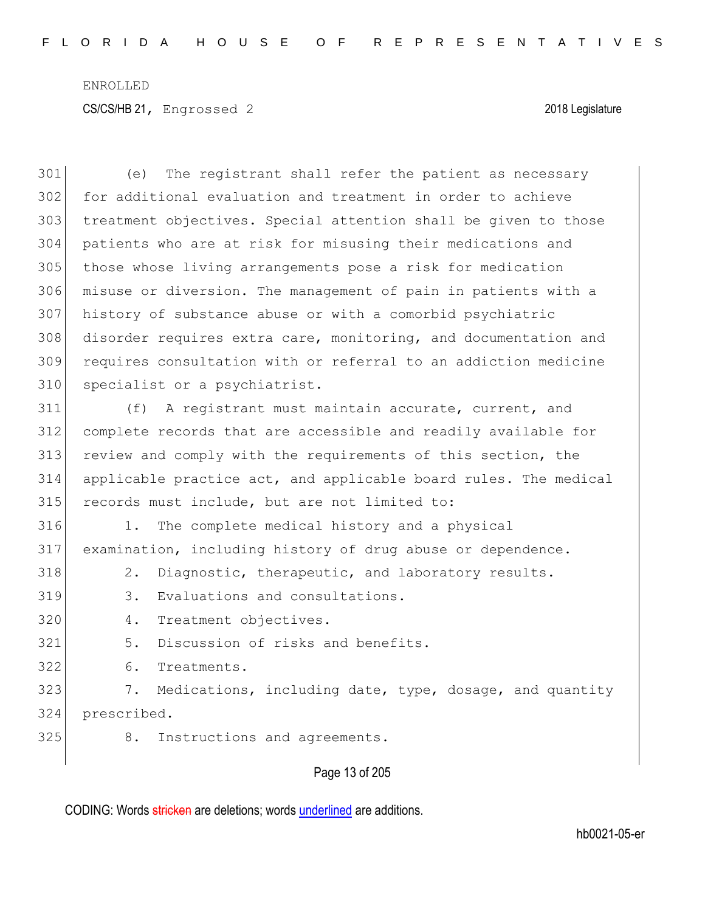(e) The registrant shall refer the patient as necessary for additional evaluation and treatment in order to achieve treatment objectives. Special attention shall be given to those patients who are at risk for misusing their medications and those whose living arrangements pose a risk for medication misuse or diversion. The management of pain in patients with a history of substance abuse or with a comorbid psychiatric disorder requires extra care, monitoring, and documentation and requires consultation with or referral to an addiction medicine specialist or a psychiatrist.

(f) A registrant must maintain accurate, current, and complete records that are accessible and readily available for review and comply with the requirements of this section, the applicable practice act, and applicable board rules. The medical records must include, but are not limited to:

1. The complete medical history and a physical examination, including history of drug abuse or dependence.
2. Diagnostic, therapeutic, and laboratory results.
3. Evaluations and consultations.
4. Treatment objectives.
5. Discussion of risks and benefits.
6. Treatments.
7. Medications, including date, type, dosage, and quantity prescribed.
8. Instructions and agreements.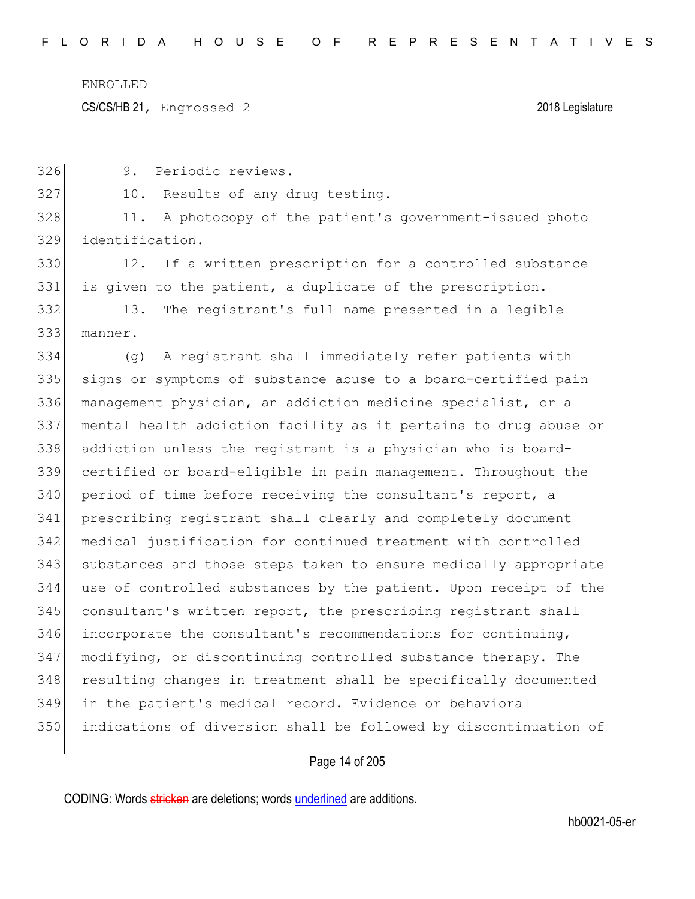9. Periodic reviews.

10. Results of any drug testing.

11. A photocopy of the patient's government-issued photo identification.

12. If a written prescription for a controlled substance is given to the patient, a duplicate of the prescription.

13. The registrant's full name presented in a legible manner.

(g) A registrant shall immediately refer patients with signs or symptoms of substance abuse to a board-certified pain management physician, an addiction medicine specialist, or a mental health addiction facility as it pertains to drug abuse or addiction unless the registrant is a physician who is board-certified or board-eligible in pain management. Throughout the period of time before receiving the consultant's report, a prescribing registrant shall clearly and completely document medical justification for continued treatment with controlled substances and those steps taken to ensure medically appropriate use of controlled substances by the patient. Upon receipt of the consultant's written report, the prescribing registrant shall incorporate the consultant's recommendations for continuing, modifying, or discontinuing controlled substance therapy. The resulting changes in treatment shall be specifically documented in the patient's medical record. Evidence or behavioral indications of diversion shall be followed by discontinuation of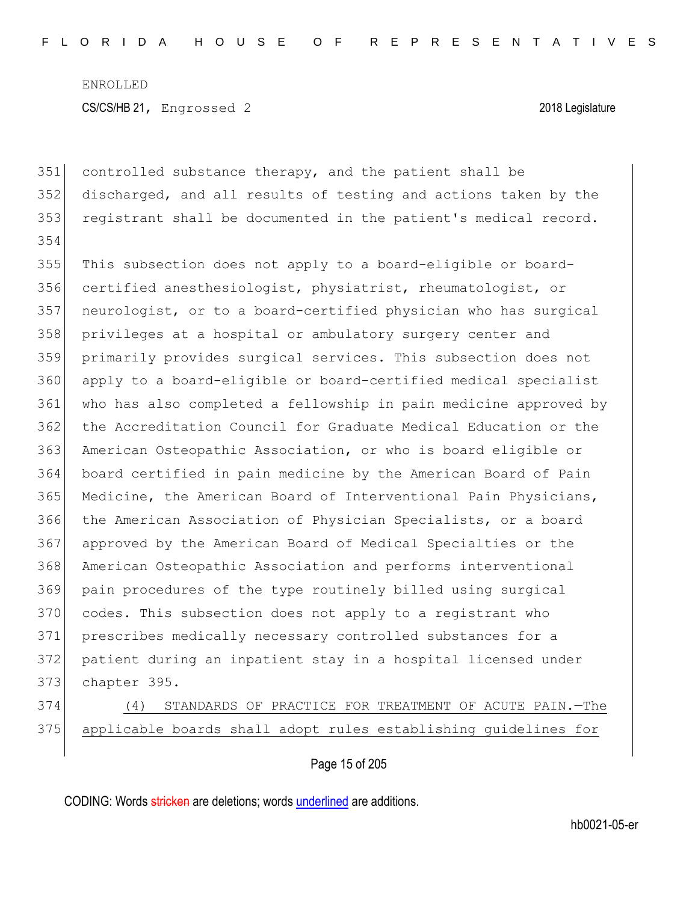controlled substance therapy, and the patient shall be discharged, and all results of testing and actions taken by the registrant shall be documented in the patient's medical record.

This subsection does not apply to a board-eligible or board-certified anesthesiologist, physiatrist, rheumatologist, or neurologist, or to a board-certified physician who has surgical privileges at a hospital or ambulatory surgery center and primarily provides surgical services. This subsection does not apply to a board-eligible or board-certified medical specialist who has also completed a fellowship in pain medicine approved by the Accreditation Council for Graduate Medical Education or the American Osteopathic Association, or who is board eligible or board certified in pain medicine by the American Board of Pain Medicine, the American Board of Interventional Pain Physicians, the American Association of Physician Specialists, or a board approved by the American Board of Medical Specialties or the American Osteopathic Association and performs interventional pain procedures of the type routinely billed using surgical codes. This subsection does not apply to a registrant who prescribes medically necessary controlled substances for a patient during an inpatient stay in a hospital licensed under chapter 395.

(4) STANDARDS OF PRACTICE FOR TREATMENT OF ACUTE PAIN.—The applicable boards shall adopt rules establishing guidelines for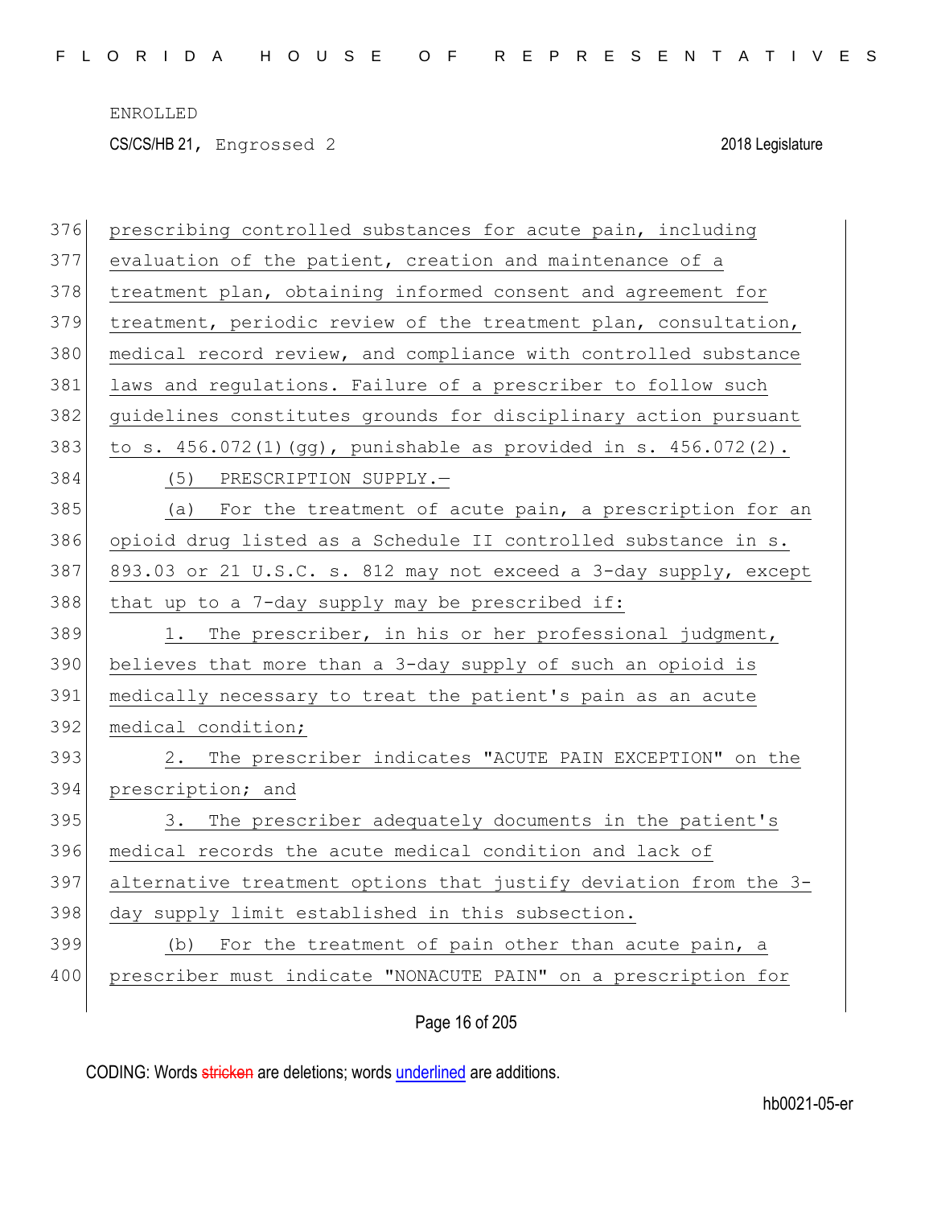prescribing controlled substances for acute pain, including evaluation of the patient, creation and maintenance of a treatment plan, obtaining informed consent and agreement for treatment, periodic review of the treatment plan, consultation, medical record review, and compliance with controlled substance laws and regulations. Failure of a prescriber to follow such guidelines constitutes grounds for disciplinary action pursuant to s. 456.072(1)(gg), punishable as provided in s. 456.072(2).

(5) PRESCRIPTION SUPPLY.—

(a) For the treatment of acute pain, a prescription for an opioid drug listed as a Schedule II controlled substance in s. 893.03 or 21 U.S.C. s. 812 may not exceed a 3-day supply, except that up to a 7-day supply may be prescribed if:

1. The prescriber, in his or her professional judgment, believes that more than a 3-day supply of such an opioid is medically necessary to treat the patient's pain as an acute medical condition;

2. The prescriber indicates "ACUTE PAIN EXCEPTION" on the prescription; and

3. The prescriber adequately documents in the patient's medical records the acute medical condition and lack of alternative treatment options that justify deviation from the 3-day supply limit established in this subsection.

(b) For the treatment of pain other than acute pain, a prescriber must indicate "NONACUTE PAIN" on a prescription for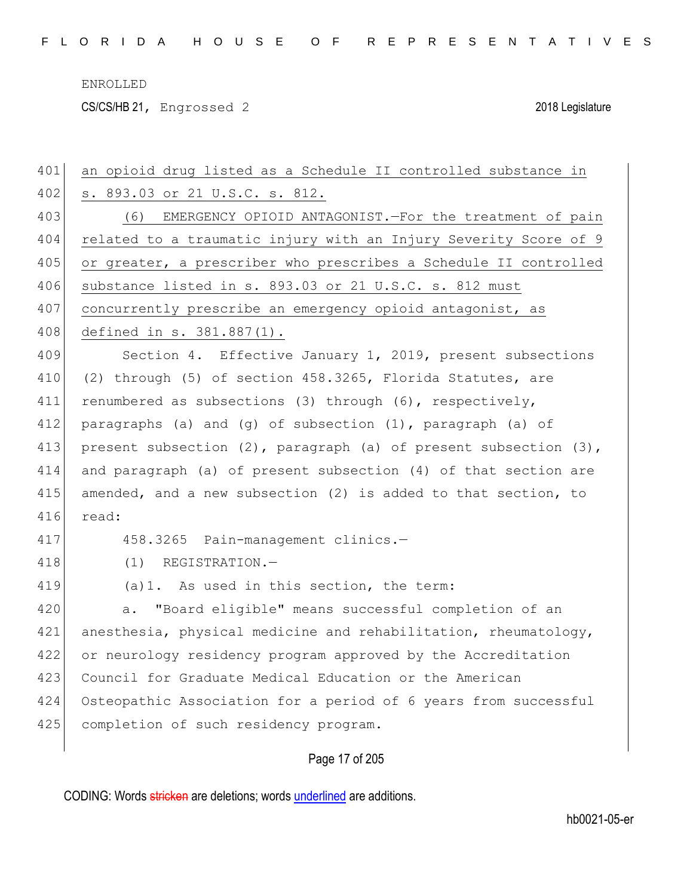an opioid drug listed as a Schedule II controlled substance in s. 893.03 or 21 U.S.C. s. 812.

(6) EMERGENCY OPIOID ANTAGONIST.—For the treatment of pain related to a traumatic injury with an Injury Severity Score of 9 or greater, a prescriber who prescribes a Schedule II controlled substance listed in s. 893.03 or 21 U.S.C. s. 812 must concurrently prescribe an emergency opioid antagonist, as defined in s. 381.887(1).

Section 4. Effective January 1, 2019, present subsections (2) through (5) of section 458.3265, Florida Statutes, are renumbered as subsections (3) through (6), respectively, paragraphs (a) and (g) of subsection (1), paragraph (a) of present subsection (2), paragraph (a) of present subsection (3), and paragraph (a) of present subsection (4) of that section are amended, and a new subsection (2) is added to that section, to read:

458.3265 Pain-management clinics.—

(1) REGISTRATION.—

(a)1. As used in this section, the term:

a. "Board eligible" means successful completion of an anesthesia, physical medicine and rehabilitation, rheumatology, or neurology residency program approved by the Accreditation Council for Graduate Medical Education or the American Osteopathic Association for a period of 6 years from successful completion of such residency program.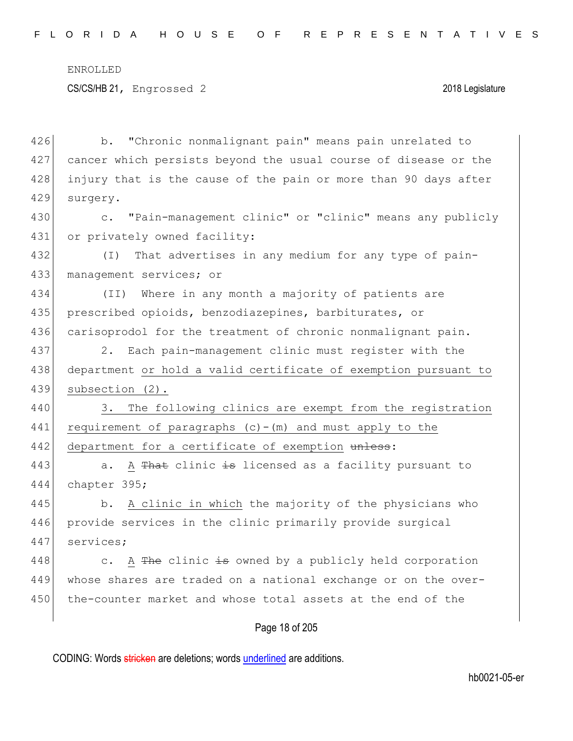b. "Chronic nonmalignant pain" means pain unrelated to cancer which persists beyond the usual course of disease or the injury that is the cause of the pain or more than 90 days after surgery.

c. "Pain-management clinic" or "clinic" means any publicly or privately owned facility:

(I) That advertises in any medium for any type of pain-management services; or

(II) Where in any month a majority of patients are prescribed opioids, benzodiazepines, barbiturates, or carisoprodol for the treatment of chronic nonmalignant pain.

2. Each pain-management clinic must register with the department or hold a valid certificate of exemption pursuant to subsection (2).

3. The following clinics are exempt from the registration requirement of paragraphs (c)-(m) and must apply to the department for a certificate of exemption ~~unless~~:

a. A ~~That~~ clinic ~~is~~ licensed as a facility pursuant to chapter 395;

b. A clinic in which the majority of the physicians who provide services in the clinic primarily provide surgical services;

c. A ~~The~~ clinic ~~is~~ owned by a publicly held corporation whose shares are traded on a national exchange or on the over-the-counter market and whose total assets at the end of the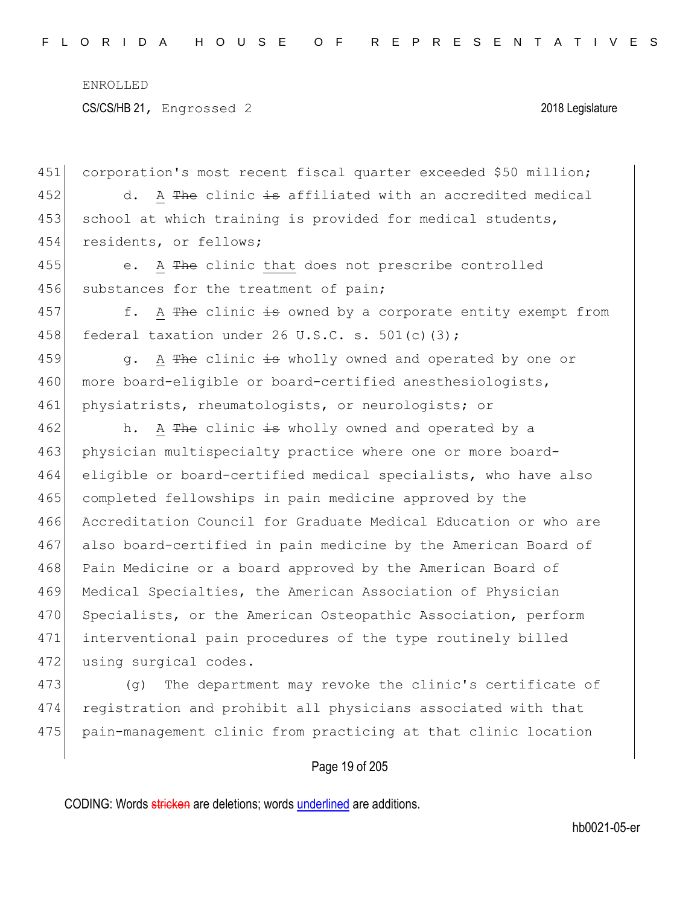451 corporation's most recent fiscal quarter exceeded $50 million;

452 d. A ~~The~~ clinic ~~is~~ affiliated with an accredited medical
453 school at which training is provided for medical students,
454 residents, or fellows;

455 e. A ~~The~~ clinic that does not prescribe controlled
456 substances for the treatment of pain;

457 f. A ~~The~~ clinic ~~is~~ owned by a corporate entity exempt from
458 federal taxation under 26 U.S.C. s. 501(c)(3);

459 g. A ~~The~~ clinic ~~is~~ wholly owned and operated by one or
460 more board-eligible or board-certified anesthesiologists,
461 physiatrists, rheumatologists, or neurologists; or

462 h. A ~~The~~ clinic ~~is~~ wholly owned and operated by a
463 physician multispecialty practice where one or more board-
464 eligible or board-certified medical specialists, who have also
465 completed fellowships in pain medicine approved by the
466 Accreditation Council for Graduate Medical Education or who are
467 also board-certified in pain medicine by the American Board of
468 Pain Medicine or a board approved by the American Board of
469 Medical Specialties, the American Association of Physician
470 Specialists, or the American Osteopathic Association, perform
471 interventional pain procedures of the type routinely billed
472 using surgical codes.

473 (g) The department may revoke the clinic's certificate of
474 registration and prohibit all physicians associated with that
475 pain-management clinic from practicing at that clinic location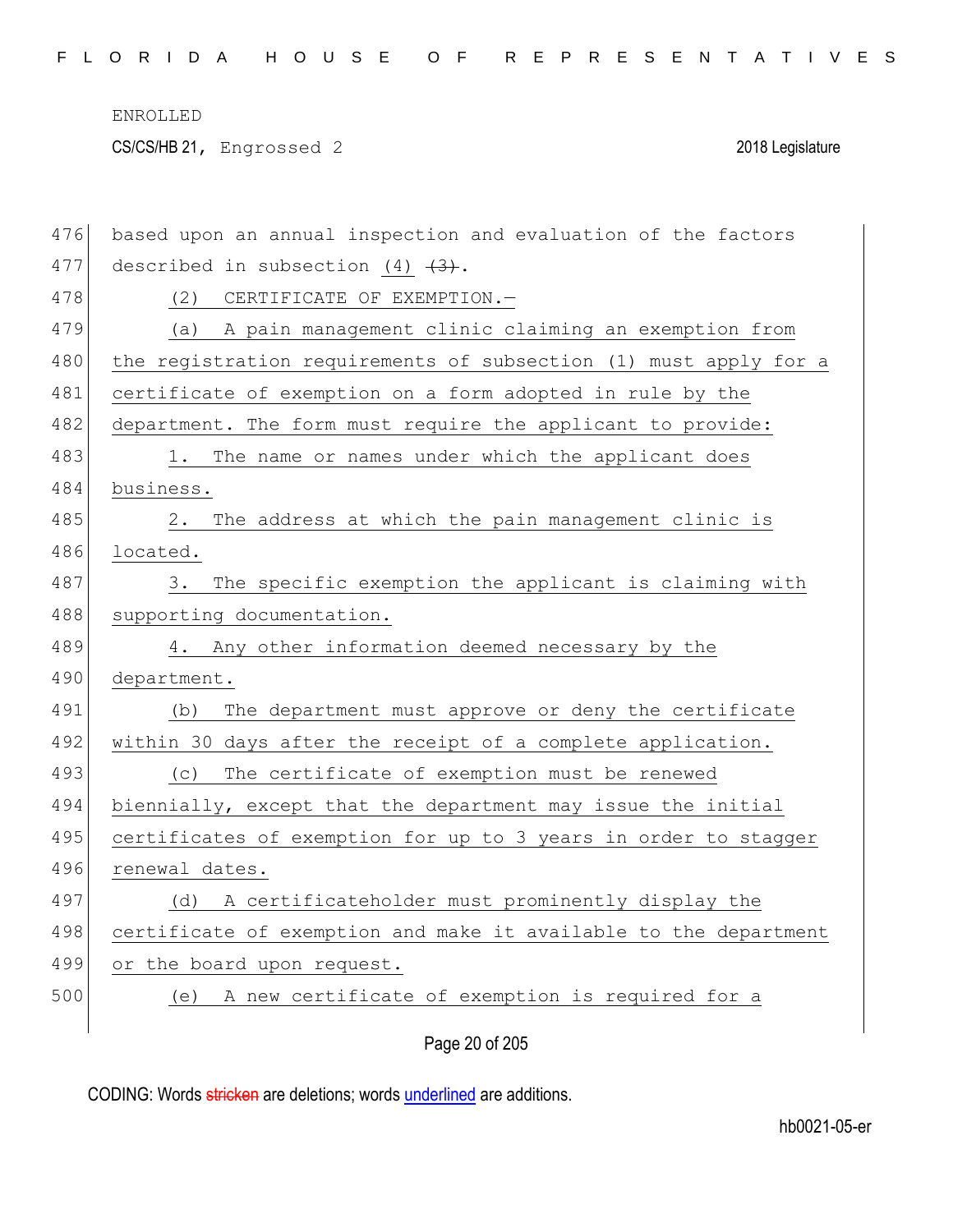based upon an annual inspection and evaluation of the factors described in subsection (4) ~~(3)~~.

(2) CERTIFICATE OF EXEMPTION.—

(a) A pain management clinic claiming an exemption from the registration requirements of subsection (1) must apply for a certificate of exemption on a form adopted in rule by the department. The form must require the applicant to provide:

1. The name or names under which the applicant does business.

2. The address at which the pain management clinic is located.

3. The specific exemption the applicant is claiming with supporting documentation.

4. Any other information deemed necessary by the department.

(b) The department must approve or deny the certificate within 30 days after the receipt of a complete application.

(c) The certificate of exemption must be renewed biennially, except that the department may issue the initial certificates of exemption for up to 3 years in order to stagger renewal dates.

(d) A certificateholder must prominently display the certificate of exemption and make it available to the department or the board upon request.

(e) A new certificate of exemption is required for a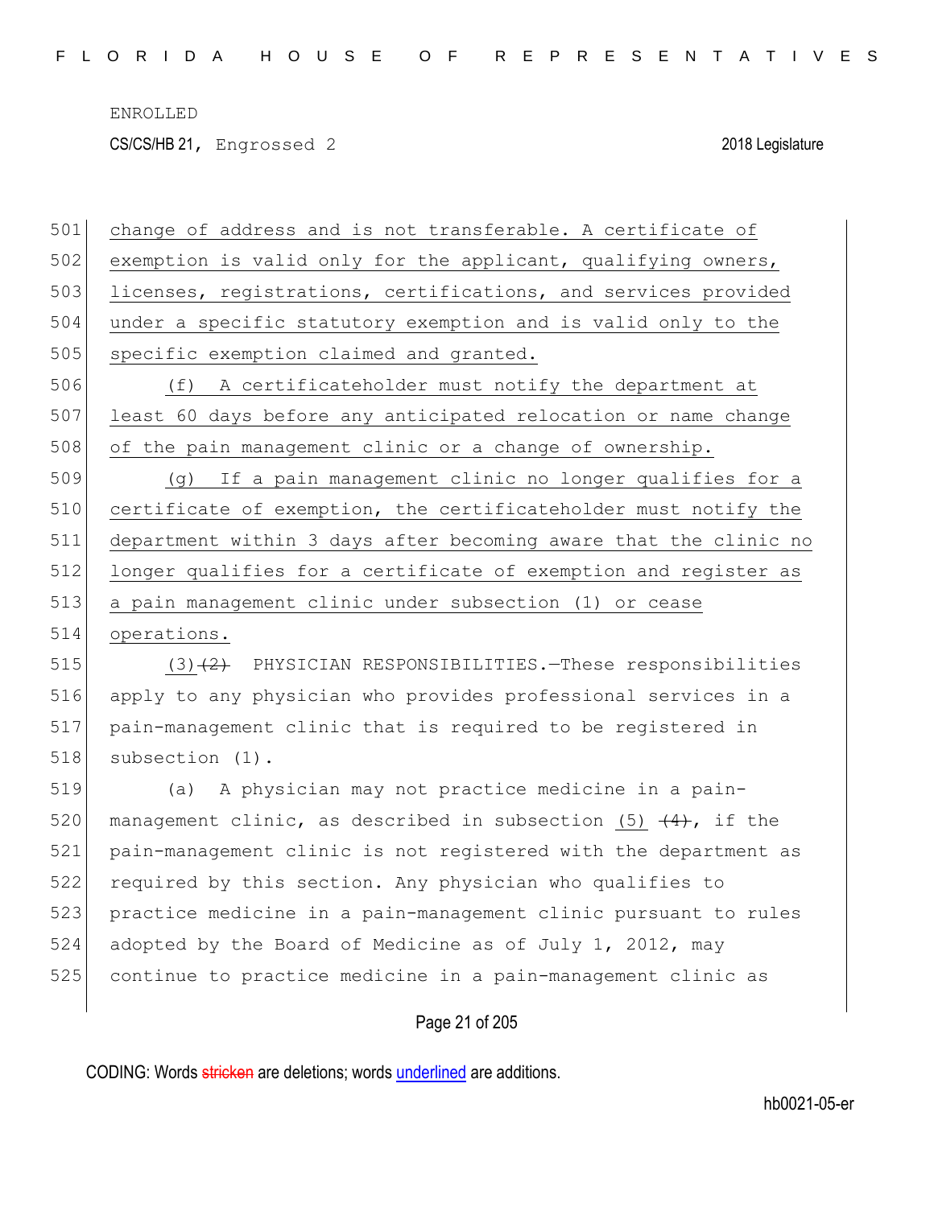change of address and is not transferable. A certificate of exemption is valid only for the applicant, qualifying owners, licenses, registrations, certifications, and services provided under a specific statutory exemption and is valid only to the specific exemption claimed and granted.

(f) A certificateholder must notify the department at least 60 days before any anticipated relocation or name change of the pain management clinic or a change of ownership.

(g) If a pain management clinic no longer qualifies for a certificate of exemption, the certificateholder must notify the department within 3 days after becoming aware that the clinic no longer qualifies for a certificate of exemption and register as a pain management clinic under subsection (1) or cease operations.

(3) ~~(2)~~ PHYSICIAN RESPONSIBILITIES.—These responsibilities apply to any physician who provides professional services in a pain-management clinic that is required to be registered in subsection (1).

(a) A physician may not practice medicine in a pain-management clinic, as described in subsection (5) ~~(4)~~, if the pain-management clinic is not registered with the department as required by this section. Any physician who qualifies to practice medicine in a pain-management clinic pursuant to rules adopted by the Board of Medicine as of July 1, 2012, may continue to practice medicine in a pain-management clinic as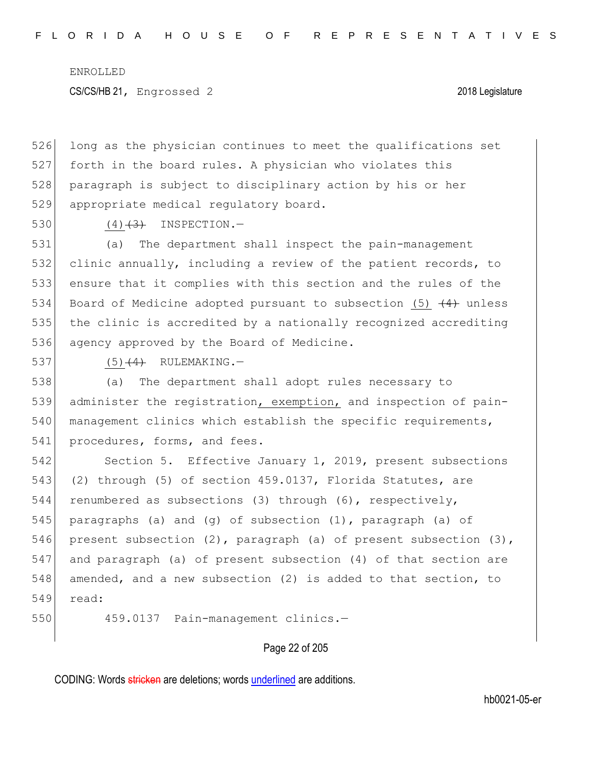long as the physician continues to meet the qualifications set forth in the board rules. A physician who violates this paragraph is subject to disciplinary action by his or her appropriate medical regulatory board.

(4)~~(3)~~ INSPECTION.—

(a) The department shall inspect the pain-management clinic annually, including a review of the patient records, to ensure that it complies with this section and the rules of the Board of Medicine adopted pursuant to subsection (5) ~~(4)~~ unless the clinic is accredited by a nationally recognized accrediting agency approved by the Board of Medicine.

(5)~~(4)~~ RULEMAKING.—

(a) The department shall adopt rules necessary to administer the registration, exemption, and inspection of pain-management clinics which establish the specific requirements, procedures, forms, and fees.

Section 5. Effective January 1, 2019, present subsections (2) through (5) of section 459.0137, Florida Statutes, are renumbered as subsections (3) through (6), respectively, paragraphs (a) and (g) of subsection (1), paragraph (a) of present subsection (2), paragraph (a) of present subsection (3), and paragraph (a) of present subsection (4) of that section are amended, and a new subsection (2) is added to that section, to read:

459.0137 Pain-management clinics.—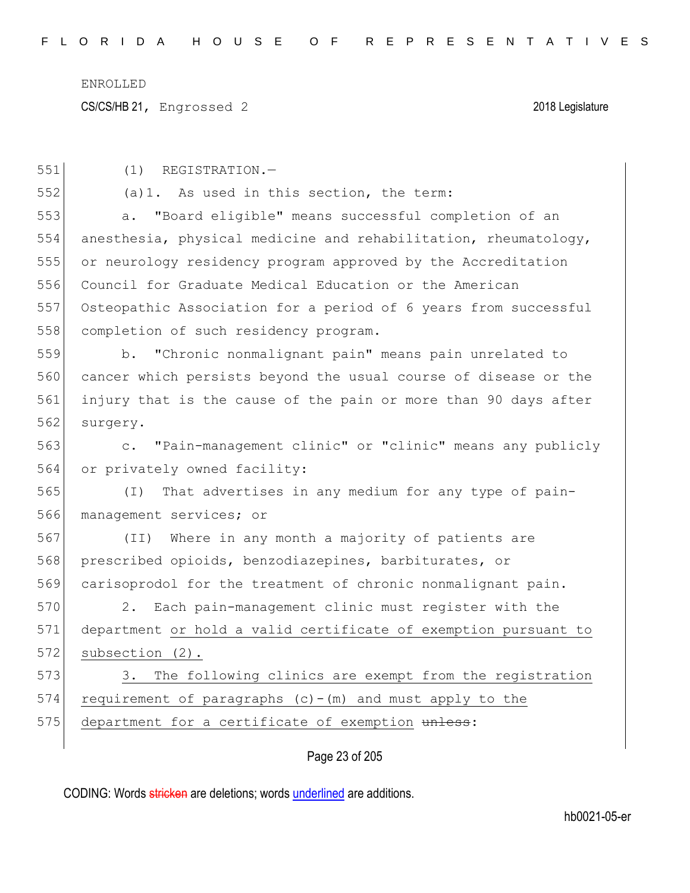(1) REGISTRATION.—

(a)1. As used in this section, the term:

a. "Board eligible" means successful completion of an anesthesia, physical medicine and rehabilitation, rheumatology, or neurology residency program approved by the Accreditation Council for Graduate Medical Education or the American Osteopathic Association for a period of 6 years from successful completion of such residency program.

b. "Chronic nonmalignant pain" means pain unrelated to cancer which persists beyond the usual course of disease or the injury that is the cause of the pain or more than 90 days after surgery.

c. "Pain-management clinic" or "clinic" means any publicly or privately owned facility:

(I) That advertises in any medium for any type of pain-management services; or

(II) Where in any month a majority of patients are prescribed opioids, benzodiazepines, barbiturates, or carisoprodol for the treatment of chronic nonmalignant pain.

2. Each pain-management clinic must register with the department or hold a valid certificate of exemption pursuant to subsection (2).

3. The following clinics are exempt from the registration requirement of paragraphs (c)-(m) and must apply to the department for a certificate of exemption ~~unless~~: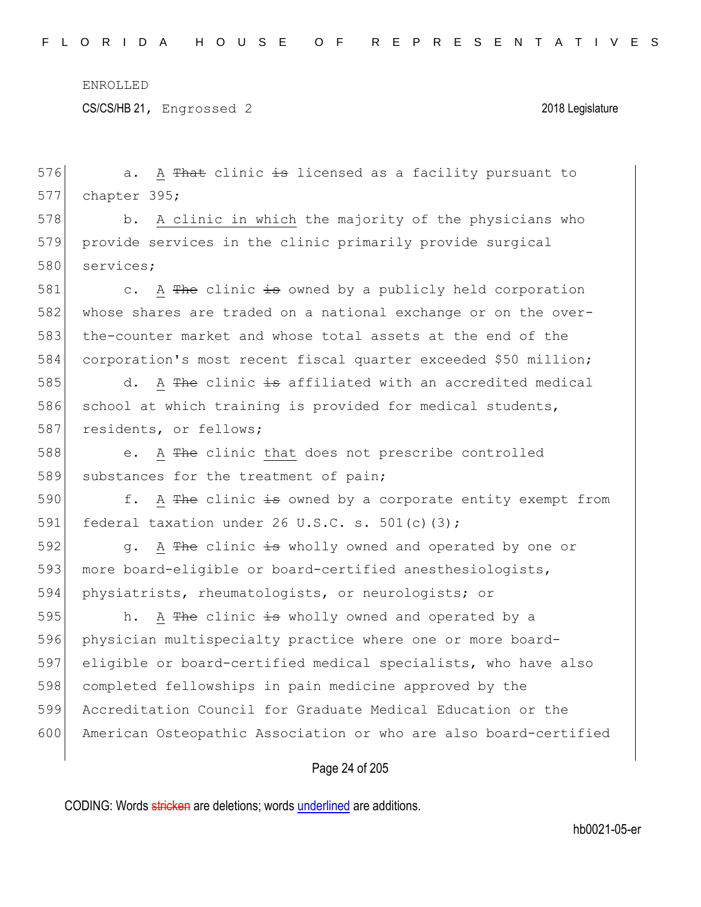a. A ~~That~~ clinic ~~is~~ licensed as a facility pursuant to chapter 395;

b. A clinic in which the majority of the physicians who provide services in the clinic primarily provide surgical services;

c. A ~~The~~ clinic ~~is~~ owned by a publicly held corporation whose shares are traded on a national exchange or on the over-the-counter market and whose total assets at the end of the corporation's most recent fiscal quarter exceeded $50 million;

d. A ~~The~~ clinic ~~is~~ affiliated with an accredited medical school at which training is provided for medical students, residents, or fellows;

e. A ~~The~~ clinic that does not prescribe controlled substances for the treatment of pain;

f. A ~~The~~ clinic ~~is~~ owned by a corporate entity exempt from federal taxation under 26 U.S.C. s. 501(c)(3);

g. A ~~The~~ clinic ~~is~~ wholly owned and operated by one or more board-eligible or board-certified anesthesiologists, physiatrists, rheumatologists, or neurologists; or

h. A ~~The~~ clinic ~~is~~ wholly owned and operated by a physician multispecialty practice where one or more board-eligible or board-certified medical specialists, who have also completed fellowships in pain medicine approved by the Accreditation Council for Graduate Medical Education or the American Osteopathic Association or who are also board-certified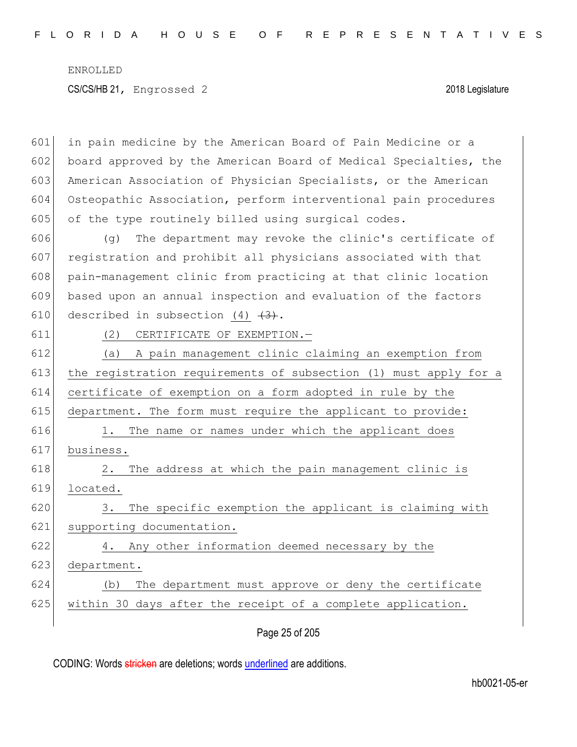in pain medicine by the American Board of Pain Medicine or a board approved by the American Board of Medical Specialties, the American Association of Physician Specialists, or the American Osteopathic Association, perform interventional pain procedures of the type routinely billed using surgical codes.

(g) The department may revoke the clinic's certificate of registration and prohibit all physicians associated with that pain-management clinic from practicing at that clinic location based upon an annual inspection and evaluation of the factors described in subsection (4) ~~(3)~~.

(2) CERTIFICATE OF EXEMPTION.—

(a) A pain management clinic claiming an exemption from the registration requirements of subsection (1) must apply for a certificate of exemption on a form adopted in rule by the department. The form must require the applicant to provide:

1. The name or names under which the applicant does business.

2. The address at which the pain management clinic is located.

3. The specific exemption the applicant is claiming with supporting documentation.

4. Any other information deemed necessary by the department.

(b) The department must approve or deny the certificate within 30 days after the receipt of a complete application.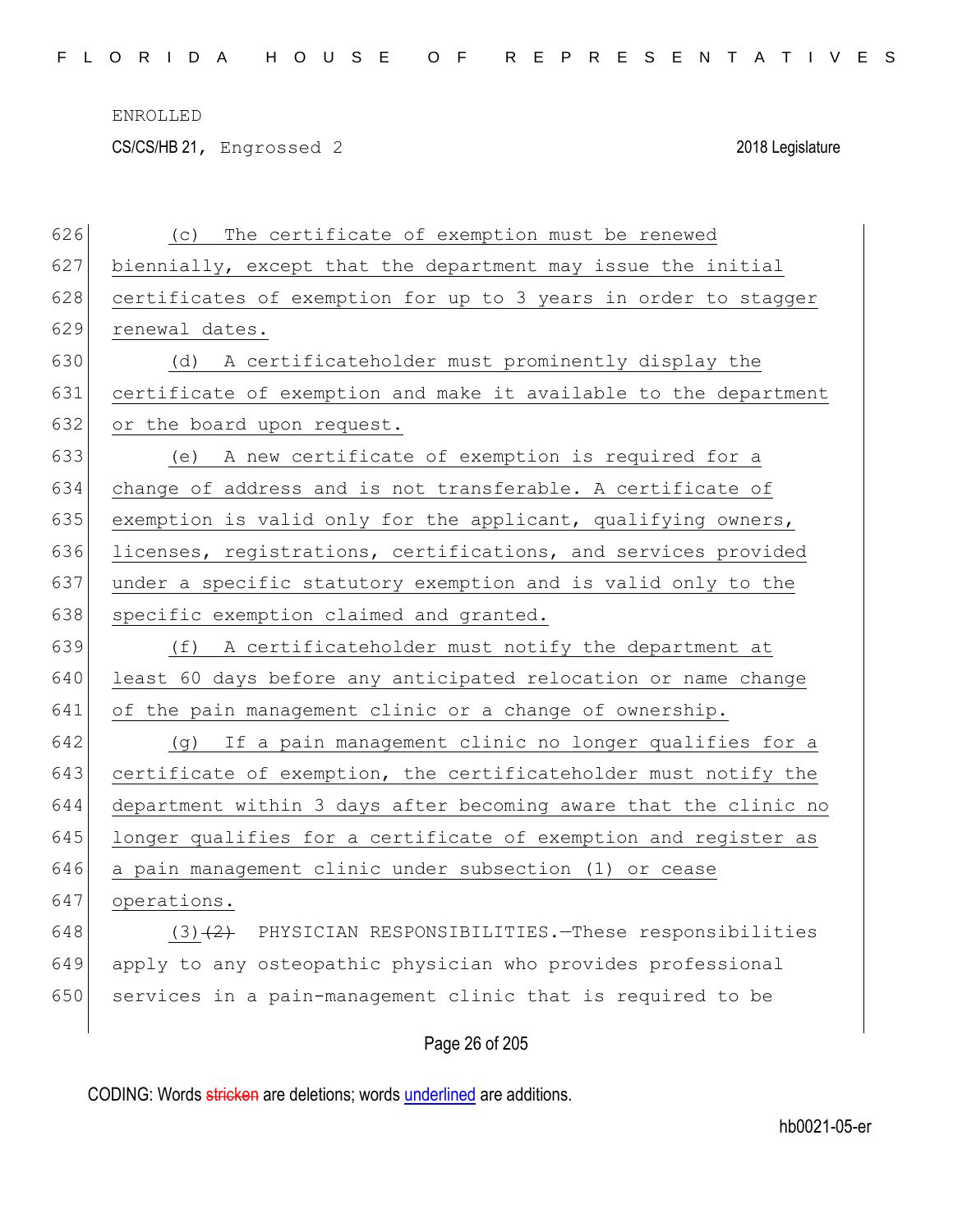(c) The certificate of exemption must be renewed biennially, except that the department may issue the initial certificates of exemption for up to 3 years in order to stagger renewal dates.

(d) A certificateholder must prominently display the certificate of exemption and make it available to the department or the board upon request.

(e) A new certificate of exemption is required for a change of address and is not transferable. A certificate of exemption is valid only for the applicant, qualifying owners, licenses, registrations, certifications, and services provided under a specific statutory exemption and is valid only to the specific exemption claimed and granted.

(f) A certificateholder must notify the department at least 60 days before any anticipated relocation or name change of the pain management clinic or a change of ownership.

(g) If a pain management clinic no longer qualifies for a certificate of exemption, the certificateholder must notify the department within 3 days after becoming aware that the clinic no longer qualifies for a certificate of exemption and register as a pain management clinic under subsection (1) or cease operations.

(3) ~~(2)~~ PHYSICIAN RESPONSIBILITIES.—These responsibilities apply to any osteopathic physician who provides professional services in a pain-management clinic that is required to be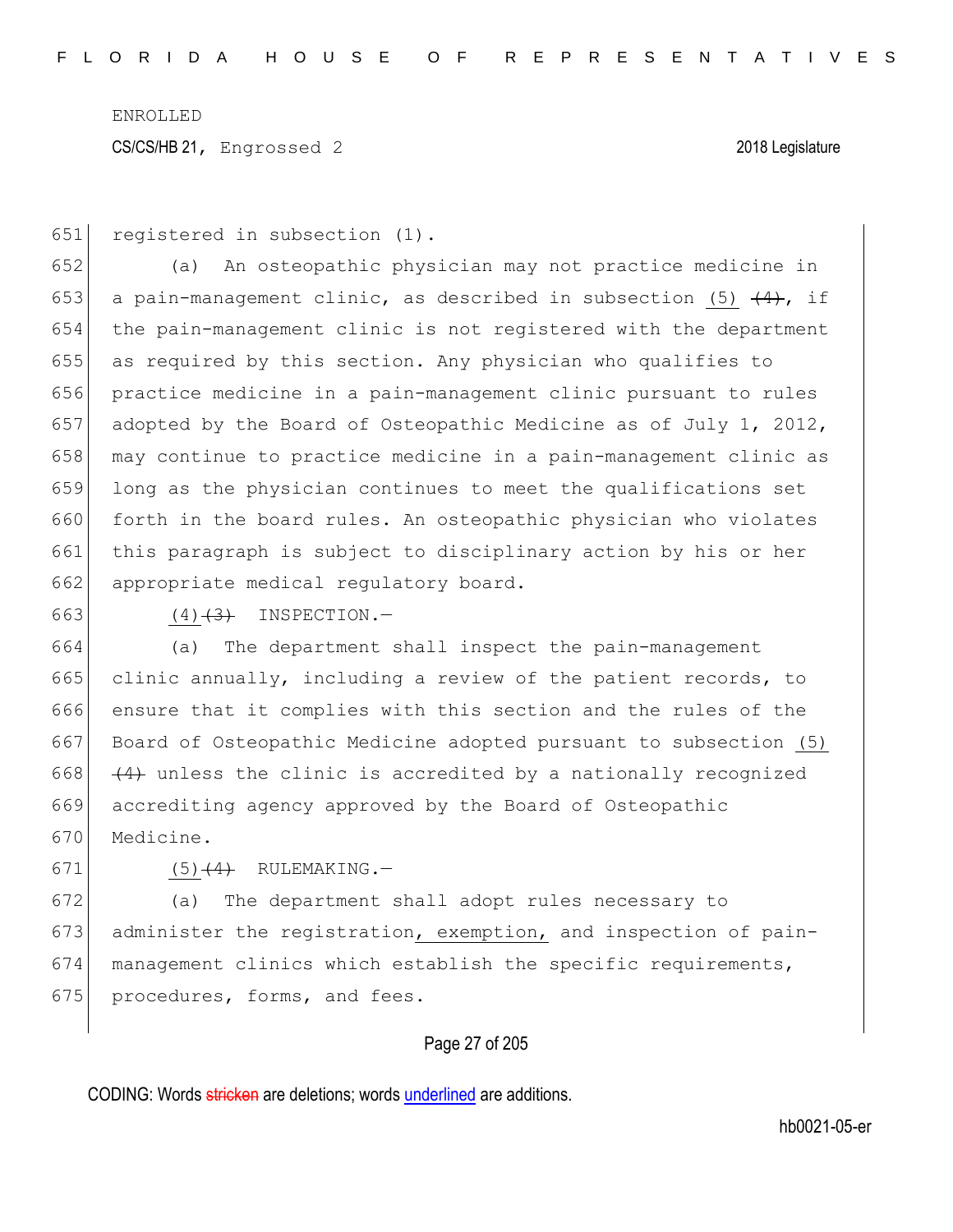registered in subsection (1).

(a) An osteopathic physician may not practice medicine in a pain-management clinic, as described in subsection (5) ~~(4)~~, if the pain-management clinic is not registered with the department as required by this section. Any physician who qualifies to practice medicine in a pain-management clinic pursuant to rules adopted by the Board of Osteopathic Medicine as of July 1, 2012, may continue to practice medicine in a pain-management clinic as long as the physician continues to meet the qualifications set forth in the board rules. An osteopathic physician who violates this paragraph is subject to disciplinary action by his or her appropriate medical regulatory board.

(4) ~~(3)~~ INSPECTION.—

(a) The department shall inspect the pain-management clinic annually, including a review of the patient records, to ensure that it complies with this section and the rules of the Board of Osteopathic Medicine adopted pursuant to subsection (5) ~~(4)~~ unless the clinic is accredited by a nationally recognized accrediting agency approved by the Board of Osteopathic Medicine.

(5) ~~(4)~~ RULEMAKING.—

(a) The department shall adopt rules necessary to administer the registration, exemption, and inspection of pain-management clinics which establish the specific requirements, procedures, forms, and fees.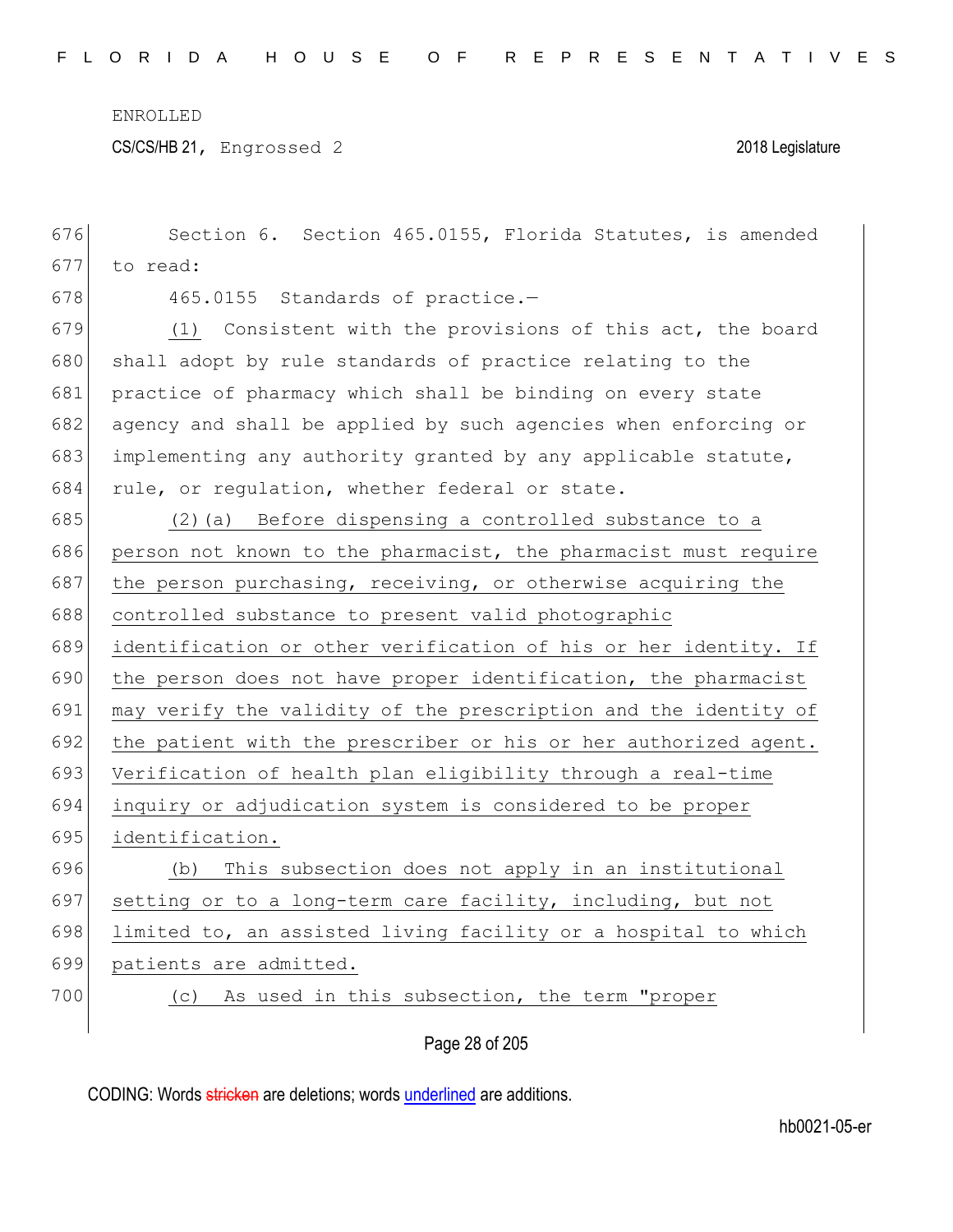Section 6. Section 465.0155, Florida Statutes, is amended to read:

465.0155 Standards of practice.—

(1) Consistent with the provisions of this act, the board shall adopt by rule standards of practice relating to the practice of pharmacy which shall be binding on every state agency and shall be applied by such agencies when enforcing or implementing any authority granted by any applicable statute, rule, or regulation, whether federal or state.

(2)(a) Before dispensing a controlled substance to a person not known to the pharmacist, the pharmacist must require the person purchasing, receiving, or otherwise acquiring the controlled substance to present valid photographic identification or other verification of his or her identity. If the person does not have proper identification, the pharmacist may verify the validity of the prescription and the identity of the patient with the prescriber or his or her authorized agent. Verification of health plan eligibility through a real-time inquiry or adjudication system is considered to be proper identification.

(b) This subsection does not apply in an institutional setting or to a long-term care facility, including, but not limited to, an assisted living facility or a hospital to which patients are admitted.

(c) As used in this subsection, the term "proper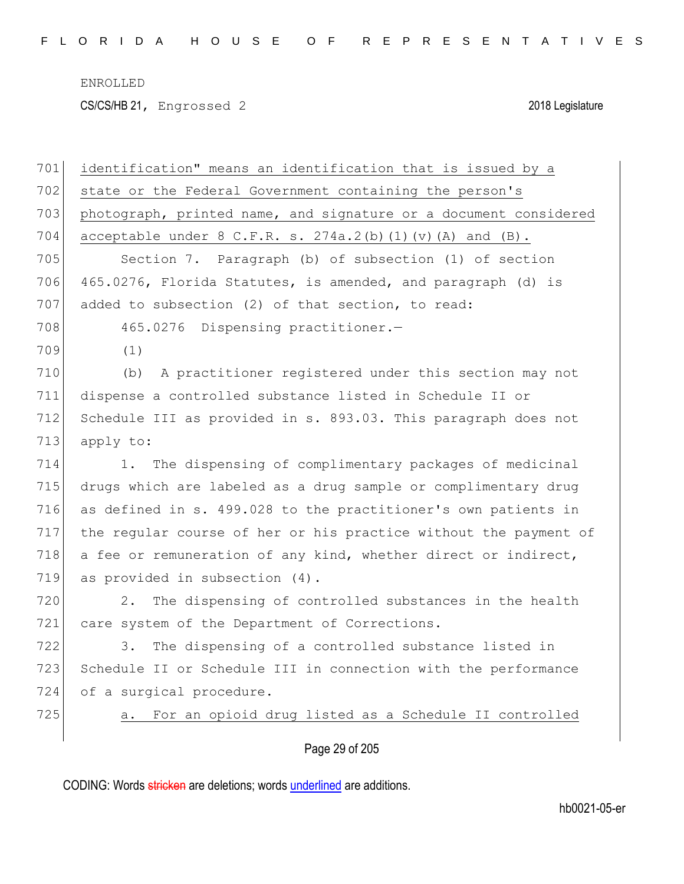identification" means an identification that is issued by a state or the Federal Government containing the person's photograph, printed name, and signature or a document considered acceptable under 8 C.F.R. s. 274a.2(b)(1)(v)(A) and (B).

Section 7. Paragraph (b) of subsection (1) of section 465.0276, Florida Statutes, is amended, and paragraph (d) is added to subsection (2) of that section, to read:

465.0276 Dispensing practitioner.—

(1)

(b) A practitioner registered under this section may not dispense a controlled substance listed in Schedule II or Schedule III as provided in s. 893.03. This paragraph does not apply to:

1. The dispensing of complimentary packages of medicinal drugs which are labeled as a drug sample or complimentary drug as defined in s. 499.028 to the practitioner's own patients in the regular course of her or his practice without the payment of a fee or remuneration of any kind, whether direct or indirect, as provided in subsection (4).

2. The dispensing of controlled substances in the health care system of the Department of Corrections.

3. The dispensing of a controlled substance listed in Schedule II or Schedule III in connection with the performance of a surgical procedure.

a. For an opioid drug listed as a Schedule II controlled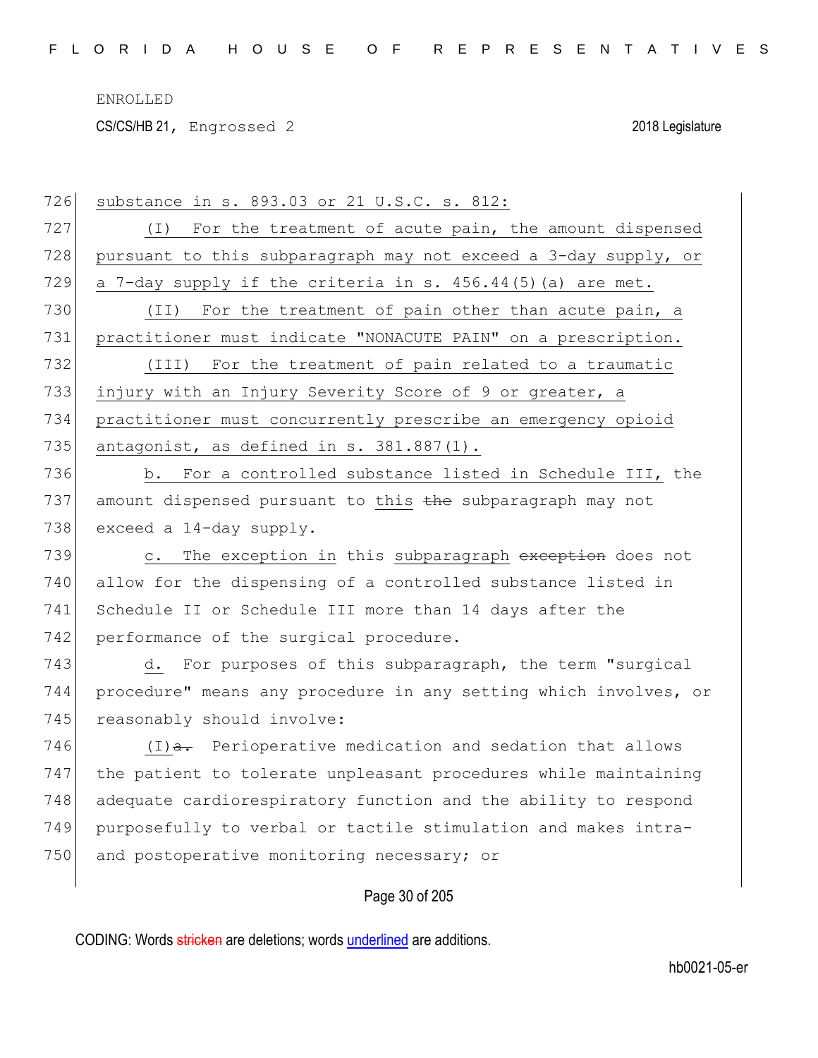substance in s. 893.03 or 21 U.S.C. s. 812:

(I) For the treatment of acute pain, the amount dispensed pursuant to this subparagraph may not exceed a 3-day supply, or a 7-day supply if the criteria in s. 456.44(5)(a) are met.

(II) For the treatment of pain other than acute pain, a practitioner must indicate "NONACUTE PAIN" on a prescription.

(III) For the treatment of pain related to a traumatic injury with an Injury Severity Score of 9 or greater, a practitioner must concurrently prescribe an emergency opioid antagonist, as defined in s. 381.887(1).

b. For a controlled substance listed in Schedule III, the amount dispensed pursuant to this ~~the~~ subparagraph may not exceed a 14-day supply.

c. The exception in this subparagraph ~~exception~~ does not allow for the dispensing of a controlled substance listed in Schedule II or Schedule III more than 14 days after the performance of the surgical procedure.

d. For purposes of this subparagraph, the term "surgical procedure" means any procedure in any setting which involves, or reasonably should involve:

(I)~~a.~~ Perioperative medication and sedation that allows the patient to tolerate unpleasant procedures while maintaining adequate cardiorespiratory function and the ability to respond purposefully to verbal or tactile stimulation and makes intra- and postoperative monitoring necessary; or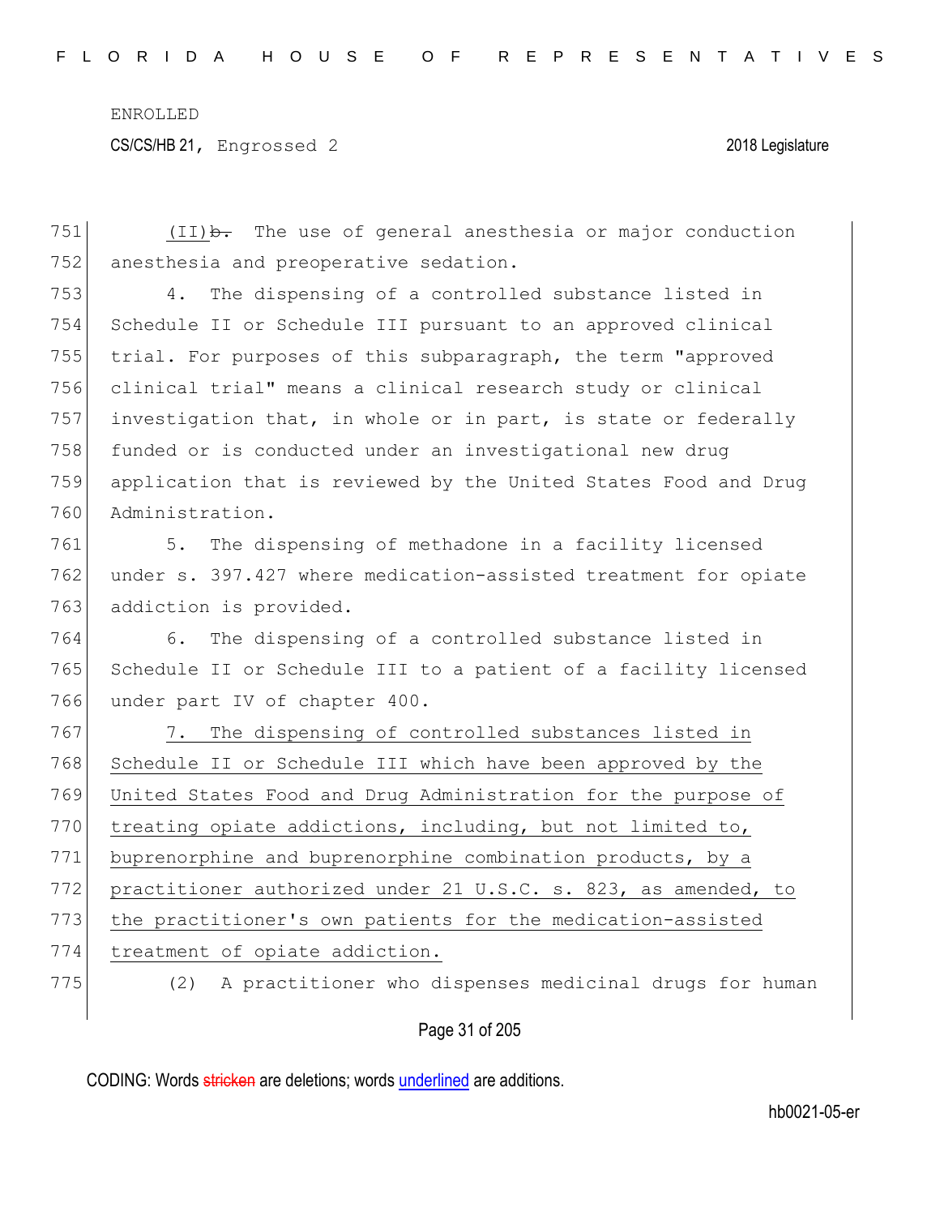(II)~~b.~~ The use of general anesthesia or major conduction anesthesia and preoperative sedation.

4. The dispensing of a controlled substance listed in Schedule II or Schedule III pursuant to an approved clinical trial. For purposes of this subparagraph, the term "approved clinical trial" means a clinical research study or clinical investigation that, in whole or in part, is state or federally funded or is conducted under an investigational new drug application that is reviewed by the United States Food and Drug Administration.

5. The dispensing of methadone in a facility licensed under s. 397.427 where medication-assisted treatment for opiate addiction is provided.

6. The dispensing of a controlled substance listed in Schedule II or Schedule III to a patient of a facility licensed under part IV of chapter 400.

7. The dispensing of controlled substances listed in Schedule II or Schedule III which have been approved by the United States Food and Drug Administration for the purpose of treating opiate addictions, including, but not limited to, buprenorphine and buprenorphine combination products, by a practitioner authorized under 21 U.S.C. s. 823, as amended, to the practitioner's own patients for the medication-assisted treatment of opiate addiction.

(2) A practitioner who dispenses medicinal drugs for human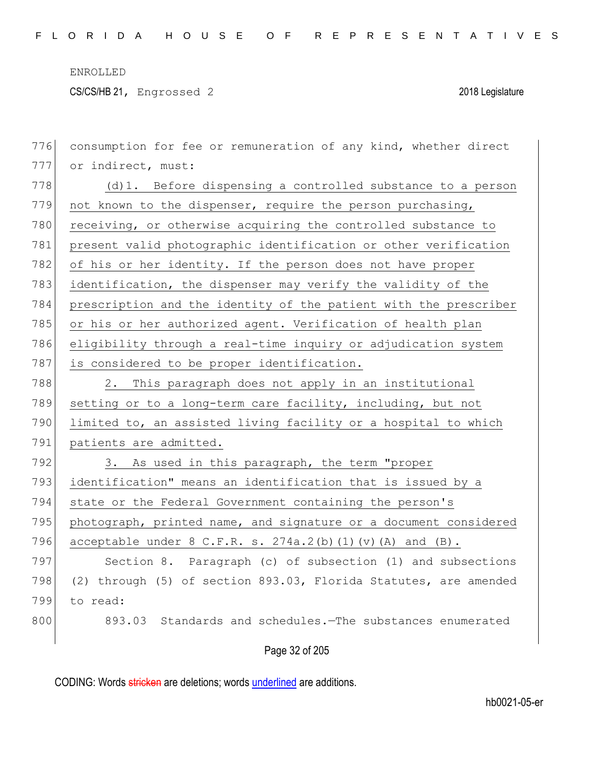consumption for fee or remuneration of any kind, whether direct or indirect, must:

(d)1. Before dispensing a controlled substance to a person not known to the dispenser, require the person purchasing, receiving, or otherwise acquiring the controlled substance to present valid photographic identification or other verification of his or her identity. If the person does not have proper identification, the dispenser may verify the validity of the prescription and the identity of the patient with the prescriber or his or her authorized agent. Verification of health plan eligibility through a real-time inquiry or adjudication system is considered to be proper identification.

2. This paragraph does not apply in an institutional setting or to a long-term care facility, including, but not limited to, an assisted living facility or a hospital to which patients are admitted.

3. As used in this paragraph, the term "proper identification" means an identification that is issued by a state or the Federal Government containing the person's photograph, printed name, and signature or a document considered acceptable under 8 C.F.R. s. 274a.2(b)(1)(v)(A) and (B).

Section 8. Paragraph (c) of subsection (1) and subsections (2) through (5) of section 893.03, Florida Statutes, are amended to read:

893.03 Standards and schedules.—The substances enumerated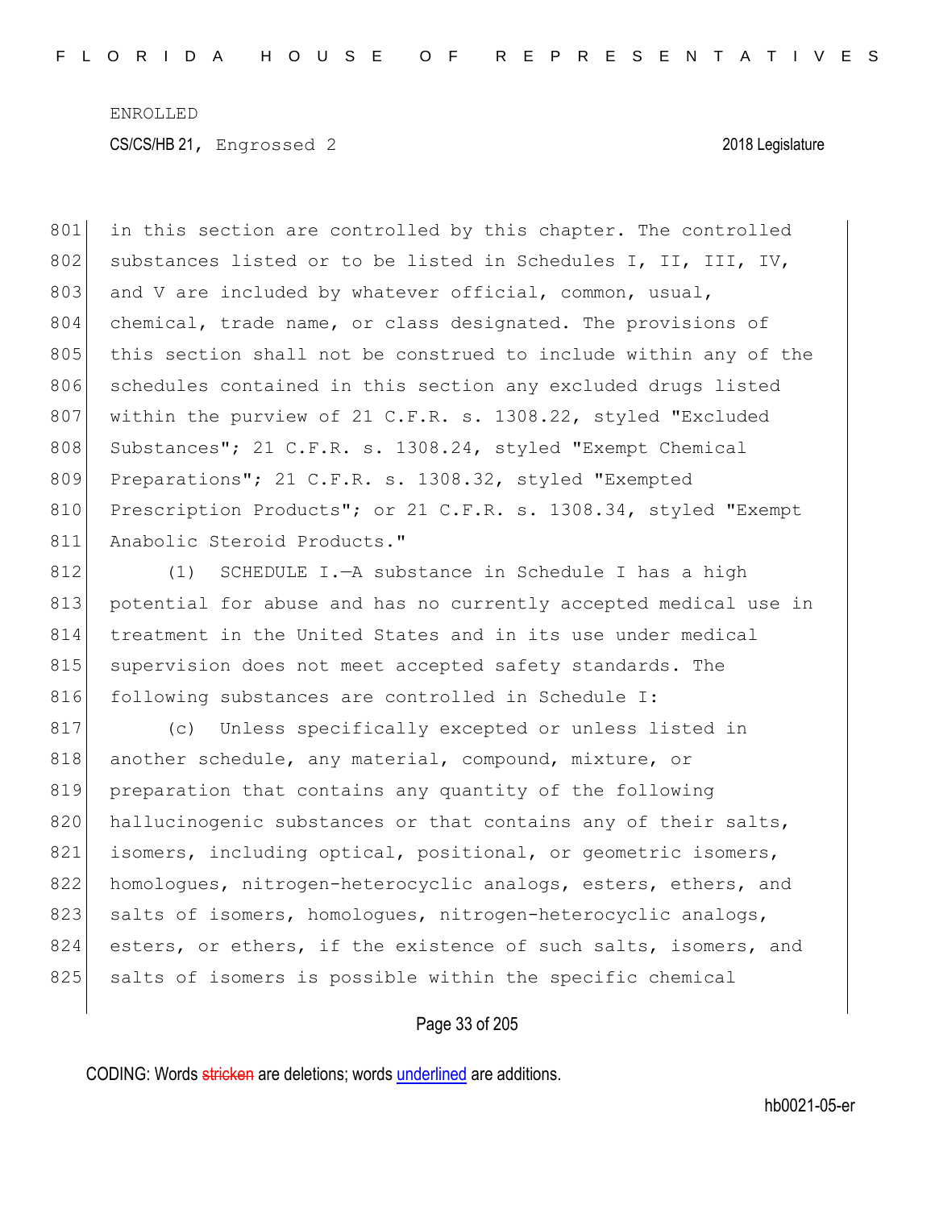in this section are controlled by this chapter. The controlled substances listed or to be listed in Schedules I, II, III, IV, and V are included by whatever official, common, usual, chemical, trade name, or class designated. The provisions of this section shall not be construed to include within any of the schedules contained in this section any excluded drugs listed within the purview of 21 C.F.R. s. 1308.22, styled "Excluded Substances"; 21 C.F.R. s. 1308.24, styled "Exempt Chemical Preparations"; 21 C.F.R. s. 1308.32, styled "Exempted Prescription Products"; or 21 C.F.R. s. 1308.34, styled "Exempt Anabolic Steroid Products."

(1) SCHEDULE I.—A substance in Schedule I has a high potential for abuse and has no currently accepted medical use in treatment in the United States and in its use under medical supervision does not meet accepted safety standards. The following substances are controlled in Schedule I:

(c) Unless specifically excepted or unless listed in another schedule, any material, compound, mixture, or preparation that contains any quantity of the following hallucinogenic substances or that contains any of their salts, isomers, including optical, positional, or geometric isomers, homologues, nitrogen-heterocyclic analogs, esters, ethers, and salts of isomers, homologues, nitrogen-heterocyclic analogs, esters, or ethers, if the existence of such salts, isomers, and salts of isomers is possible within the specific chemical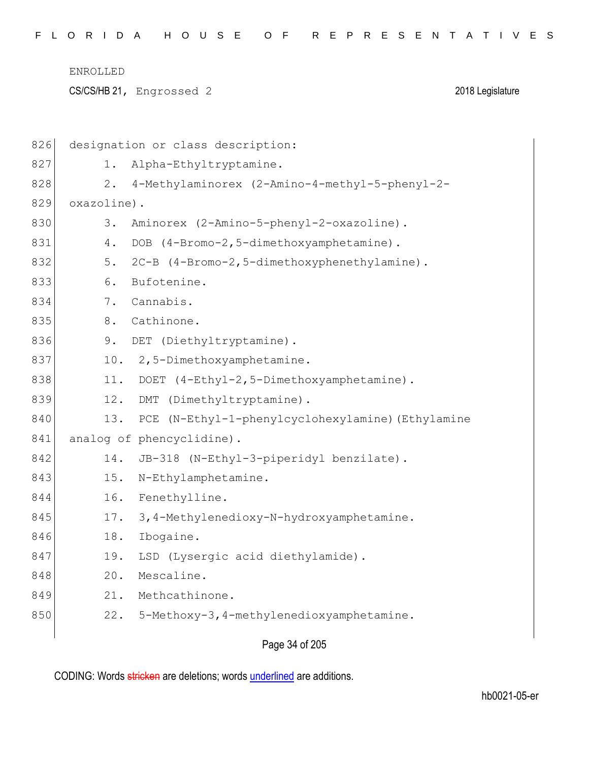designation or class description:

1. Alpha-Ethyltryptamine.
2. 4-Methylaminorex (2-Amino-4-methyl-5-phenyl-2-oxazoline).
3. Aminorex (2-Amino-5-phenyl-2-oxazoline).
4. DOB (4-Bromo-2,5-dimethoxyamphetamine).
5. 2C-B (4-Bromo-2,5-dimethoxyphenethylamine).
6. Bufotenine.
7. Cannabis.
8. Cathinone.
9. DET (Diethyltryptamine).
10. 2,5-Dimethoxyamphetamine.
11. DOET (4-Ethyl-2,5-Dimethoxyamphetamine).
12. DMT (Dimethyltryptamine).
13. PCE (N-Ethyl-1-phenylcyclohexylamine)(Ethylamine analog of phencyclidine).
14. JB-318 (N-Ethyl-3-piperidyl benzilate).
15. N-Ethylamphetamine.
16. Fenethylline.
17. 3,4-Methylenedioxy-N-hydroxyamphetamine.
18. Ibogaine.
19. LSD (Lysergic acid diethylamide).
20. Mescaline.
21. Methcathinone.
22. 5-Methoxy-3,4-methylenedioxyamphetamine.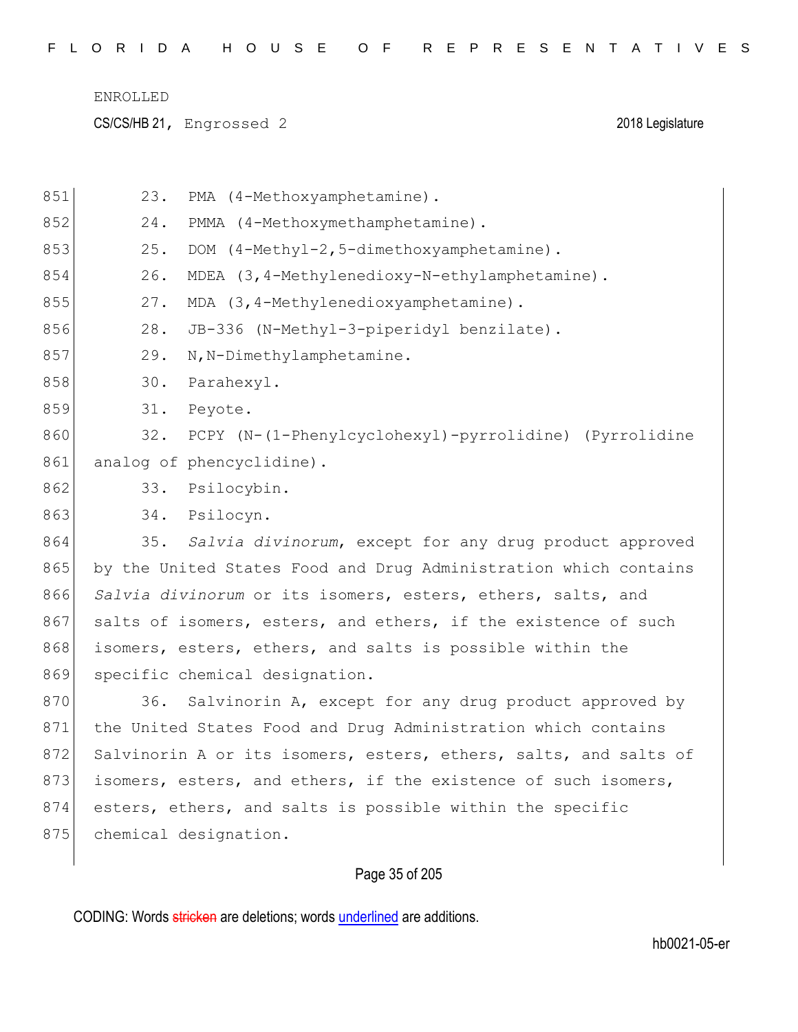23. PMA (4-Methoxyamphetamine).

24. PMMA (4-Methoxymethamphetamine).

25. DOM (4-Methyl-2,5-dimethoxyamphetamine).

26. MDEA (3,4-Methylenedioxy-N-ethylamphetamine).

27. MDA (3,4-Methylenedioxyamphetamine).

28. JB-336 (N-Methyl-3-piperidyl benzilate).

29. N,N-Dimethylamphetamine.

30. Parahexyl.

31. Peyote.

32. PCPY (N-(1-Phenylcyclohexyl)-pyrrolidine) (Pyrrolidine analog of phencyclidine).

33. Psilocybin.

34. Psilocyn.

35. *Salvia divinorum*, except for any drug product approved by the United States Food and Drug Administration which contains *Salvia divinorum* or its isomers, esters, ethers, salts, and salts of isomers, esters, and ethers, if the existence of such isomers, esters, ethers, and salts is possible within the specific chemical designation.

36. Salvinorin A, except for any drug product approved by the United States Food and Drug Administration which contains Salvinorin A or its isomers, esters, ethers, salts, and salts of isomers, esters, and ethers, if the existence of such isomers, esters, ethers, and salts is possible within the specific chemical designation.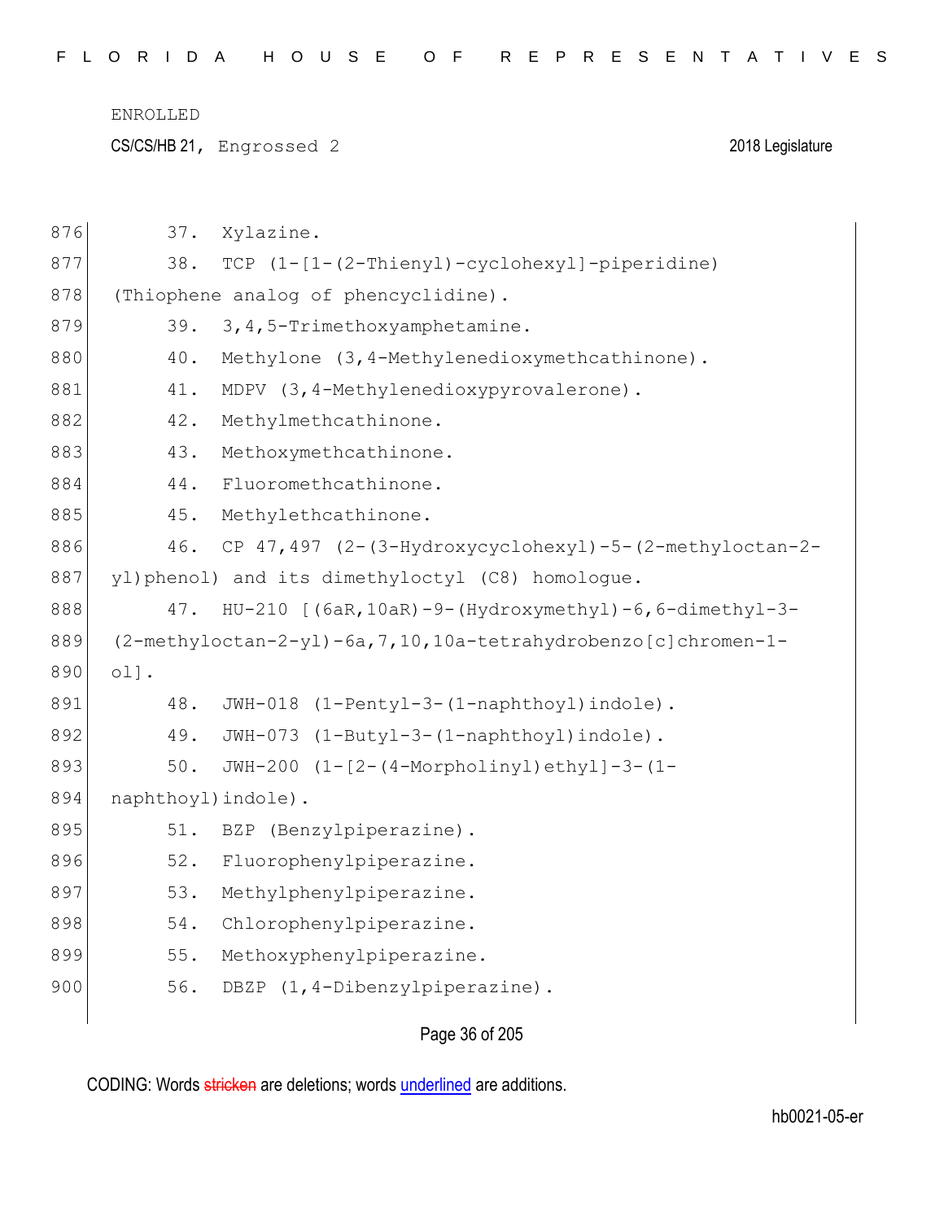37. Xylazine.

38. TCP (1-[1-(2-Thienyl)-cyclohexyl]-piperidine) (Thiophene analog of phencyclidine).

39. 3,4,5-Trimethoxyamphetamine.

40. Methylone (3,4-Methylenedioxymethcathinone).

41. MDPV (3,4-Methylenedioxypyrovalerone).

42. Methylmethcathinone.

43. Methoxymethcathinone.

44. Fluoromethcathinone.

45. Methylethcathinone.

46. CP 47,497 (2-(3-Hydroxycyclohexyl)-5-(2-methyloctan-2-yl)phenol) and its dimethyloctyl (C8) homologue.

47. HU-210 [(6aR,10aR)-9-(Hydroxymethyl)-6,6-dimethyl-3-(2-methyloctan-2-yl)-6a,7,10,10a-tetrahydrobenzo[c]chromen-1-ol].

48. JWH-018 (1-Pentyl-3-(1-naphthoyl)indole).

49. JWH-073 (1-Butyl-3-(1-naphthoyl)indole).

50. JWH-200 (1-[2-(4-Morpholinyl)ethyl]-3-(1-naphthoyl)indole).

51. BZP (Benzylpiperazine).

52. Fluorophenylpiperazine.

53. Methylphenylpiperazine.

54. Chlorophenylpiperazine.

55. Methoxyphenylpiperazine.

56. DBZP (1,4-Dibenzylpiperazine).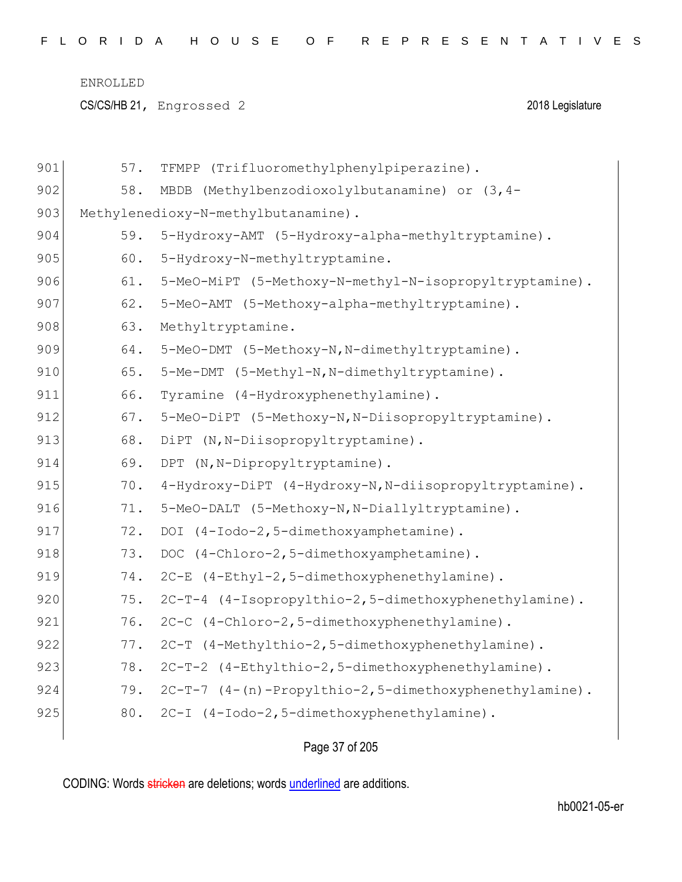57. TFMPP (Trifluoromethylphenylpiperazine).

58. MBDB (Methylbenzodioxolylbutanamine) or (3,4-Methylenedioxy-N-methylbutanamine).

59. 5-Hydroxy-AMT (5-Hydroxy-alpha-methyltryptamine).

60. 5-Hydroxy-N-methyltryptamine.

61. 5-MeO-MiPT (5-Methoxy-N-methyl-N-isopropyltryptamine).

62. 5-MeO-AMT (5-Methoxy-alpha-methyltryptamine).

63. Methyltryptamine.

64. 5-MeO-DMT (5-Methoxy-N,N-dimethyltryptamine).

65. 5-Me-DMT (5-Methyl-N,N-dimethyltryptamine).

66. Tyramine (4-Hydroxyphenethylamine).

67. 5-MeO-DiPT (5-Methoxy-N,N-Diisopropyltryptamine).

68. DiPT (N,N-Diisopropyltryptamine).

69. DPT (N,N-Dipropyltryptamine).

70. 4-Hydroxy-DiPT (4-Hydroxy-N,N-diisopropyltryptamine).

71. 5-MeO-DALT (5-Methoxy-N,N-Diallyltryptamine).

72. DOI (4-Iodo-2,5-dimethoxyamphetamine).

73. DOC (4-Chloro-2,5-dimethoxyamphetamine).

74. 2C-E (4-Ethyl-2,5-dimethoxyphenethylamine).

75. 2C-T-4 (4-Isopropylthio-2,5-dimethoxyphenethylamine).

76. 2C-C (4-Chloro-2,5-dimethoxyphenethylamine).

77. 2C-T (4-Methylthio-2,5-dimethoxyphenethylamine).

78. 2C-T-2 (4-Ethylthio-2,5-dimethoxyphenethylamine).

79. 2C-T-7 (4-(n)-Propylthio-2,5-dimethoxyphenethylamine).

80. 2C-I (4-Iodo-2,5-dimethoxyphenethylamine).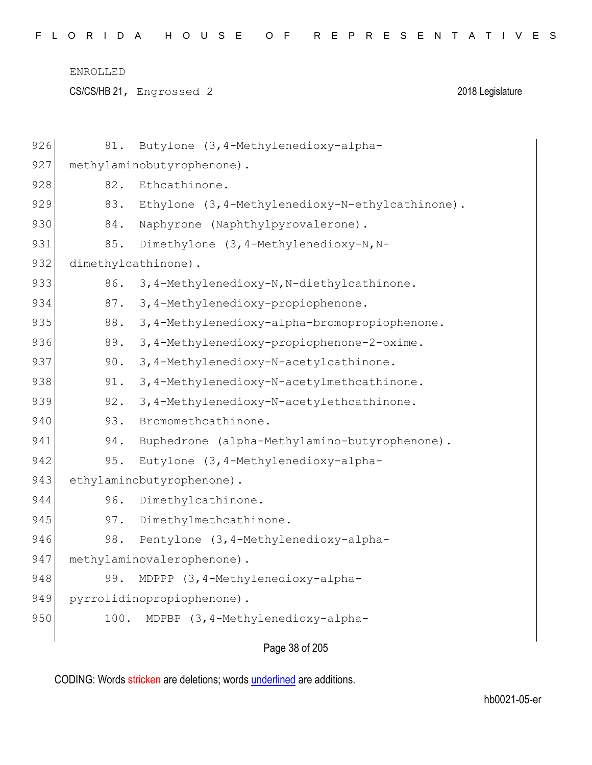81. Butylone (3,4-Methylenedioxy-alpha-methylaminobutyrophenone).

82. Ethcathinone.

83. Ethylone (3,4-Methylenedioxy-N-ethylcathinone).

84. Naphyrone (Naphthylpyrovalerone).

85. Dimethylone (3,4-Methylenedioxy-N,N-dimethylcathinone).

86. 3,4-Methylenedioxy-N,N-diethylcathinone.

87. 3,4-Methylenedioxy-propiophenone.

88. 3,4-Methylenedioxy-alpha-bromopropiophenone.

89. 3,4-Methylenedioxy-propiophenone-2-oxime.

90. 3,4-Methylenedioxy-N-acetylcathinone.

91. 3,4-Methylenedioxy-N-acetylmethcathinone.

92. 3,4-Methylenedioxy-N-acetylethcathinone.

93. Bromomethcathinone.

94. Buphedrone (alpha-Methylamino-butyrophenone).

95. Eutylone (3,4-Methylenedioxy-alpha-ethylaminobutyrophenone).

96. Dimethylcathinone.

97. Dimethylmethcathinone.

98. Pentylone (3,4-Methylenedioxy-alpha-methylaminovalerophenone).

99. MDPPP (3,4-Methylenedioxy-alpha-pyrrolidinopropiophenone).

100. MDPBP (3,4-Methylenedioxy-alpha-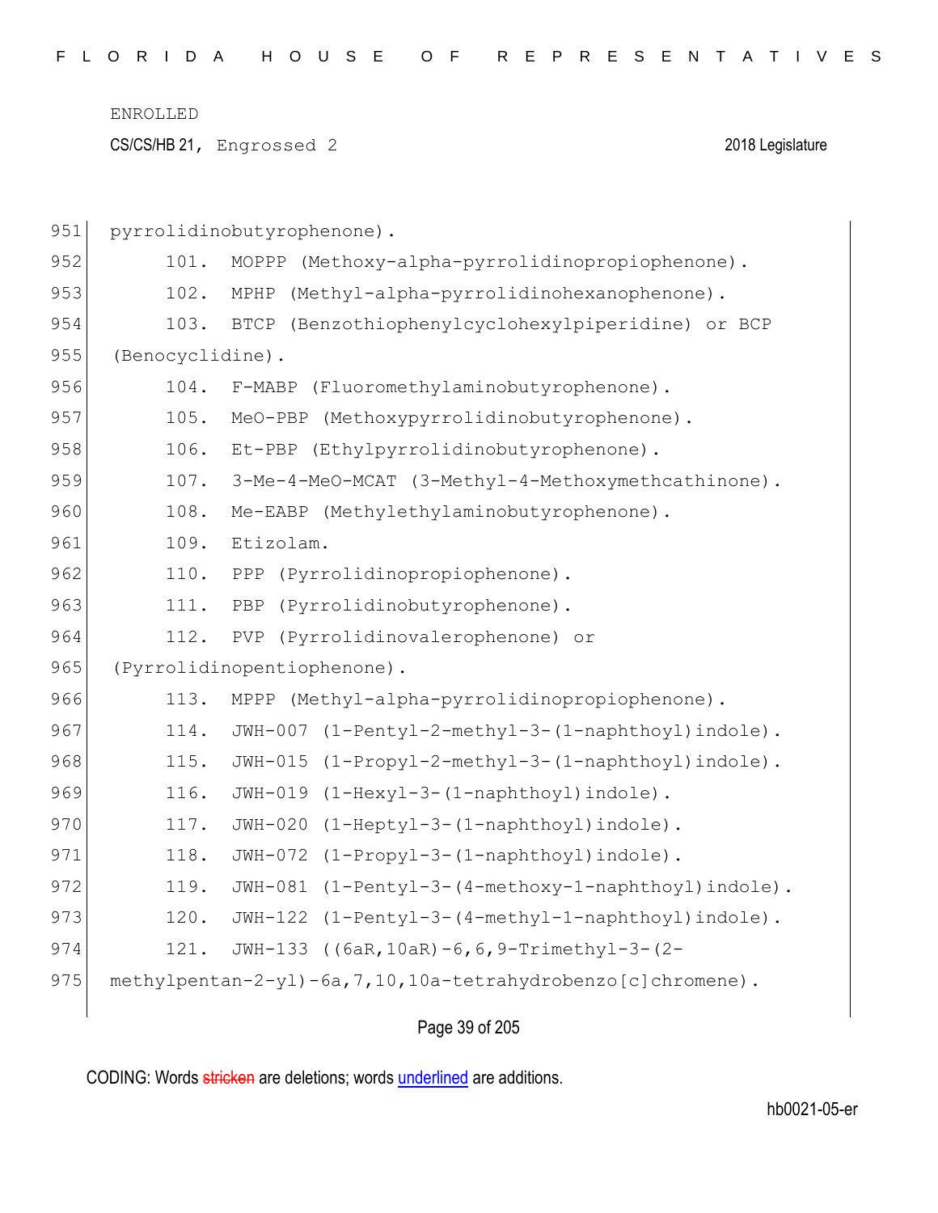pyrrolidinobutyrophenone).

101. MOPPP (Methoxy-alpha-pyrrolidinopropiophenone).

102. MPHP (Methyl-alpha-pyrrolidinohexanophenone).

103. BTCP (Benzothiophenylcyclohexylpiperidine) or BCP (Benocyclidine).

104. F-MABP (Fluoromethylaminobutyrophenone).

105. MeO-PBP (Methoxypyrrolidinobutyrophenone).

106. Et-PBP (Ethylpyrrolidinobutyrophenone).

107. 3-Me-4-MeO-MCAT (3-Methyl-4-Methoxymethcathinone).

108. Me-EABP (Methylethylaminobutyrophenone).

109. Etizolam.

110. PPP (Pyrrolidinopropiophenone).

111. PBP (Pyrrolidinobutyrophenone).

112. PVP (Pyrrolidinovalerophenone) or (Pyrrolidinopentiophenone).

113. MPPP (Methyl-alpha-pyrrolidinopropiophenone).

114. JWH-007 (1-Pentyl-2-methyl-3-(1-naphthoyl)indole).

115. JWH-015 (1-Propyl-2-methyl-3-(1-naphthoyl)indole).

116. JWH-019 (1-Hexyl-3-(1-naphthoyl)indole).

117. JWH-020 (1-Heptyl-3-(1-naphthoyl)indole).

118. JWH-072 (1-Propyl-3-(1-naphthoyl)indole).

119. JWH-081 (1-Pentyl-3-(4-methoxy-1-naphthoyl)indole).

120. JWH-122 (1-Pentyl-3-(4-methyl-1-naphthoyl)indole).

121. JWH-133 ((6aR,10aR)-6,6,9-Trimethyl-3-(2-methylpentan-2-yl)-6a,7,10,10a-tetrahydrobenzo[c]chromene).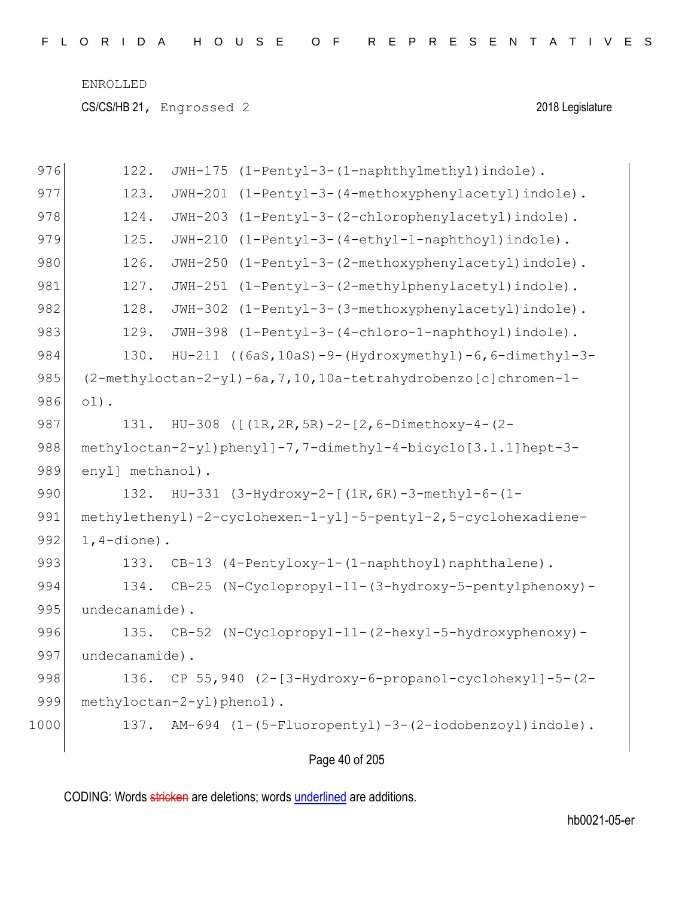ENROLLED

CS/CS/HB 21, Engrossed 2 2018 Legislature

976 122. JWH-175 (1-Pentyl-3-(1-naphthylmethyl)indole).
977 123. JWH-201 (1-Pentyl-3-(4-methoxyphenylacetyl)indole).
978 124. JWH-203 (1-Pentyl-3-(2-chlorophenylacetyl)indole).
979 125. JWH-210 (1-Pentyl-3-(4-ethyl-1-naphthoyl)indole).
980 126. JWH-250 (1-Pentyl-3-(2-methoxyphenylacetyl)indole).
981 127. JWH-251 (1-Pentyl-3-(2-methylphenylacetyl)indole).
982 128. JWH-302 (1-Pentyl-3-(3-methoxyphenylacetyl)indole).
983 129. JWH-398 (1-Pentyl-3-(4-chloro-1-naphthoyl)indole).
984 130. HU-211 ((6aS,10aS)-9-(Hydroxymethyl)-6,6-dimethyl-3-
985 (2-methyloctan-2-yl)-6a,7,10,10a-tetrahydrobenzo[c]chromen-1-
986 ol).
987 131. HU-308 ([(1R,2R,5R)-2-[2,6-Dimethoxy-4-(2-
988 methyloctan-2-yl)phenyl]-7,7-dimethyl-4-bicyclo[3.1.1]hept-3-
989 enyl] methanol).
990 132. HU-331 (3-Hydroxy-2-[(1R,6R)-3-methyl-6-(1-
991 methylethenyl)-2-cyclohexen-1-yl]-5-pentyl-2,5-cyclohexadiene-
992 1,4-dione).
993 133. CB-13 (4-Pentyloxy-1-(1-naphthoyl)naphthalene).
994 134. CB-25 (N-Cyclopropyl-11-(3-hydroxy-5-pentylphenoxy)-
995 undecanamide).
996 135. CB-52 (N-Cyclopropyl-11-(2-hexyl-5-hydroxyphenoxy)-
997 undecanamide).
998 136. CP 55,940 (2-[3-Hydroxy-6-propanol-cyclohexyl]-5-(2-
999 methyloctan-2-yl)phenol).
1000 137. AM-694 (1-(5-Fluoropentyl)-3-(2-iodobenzoyl)indole).

CODING: Words stricken are deletions; words underlined are additions.

hb0021-05-er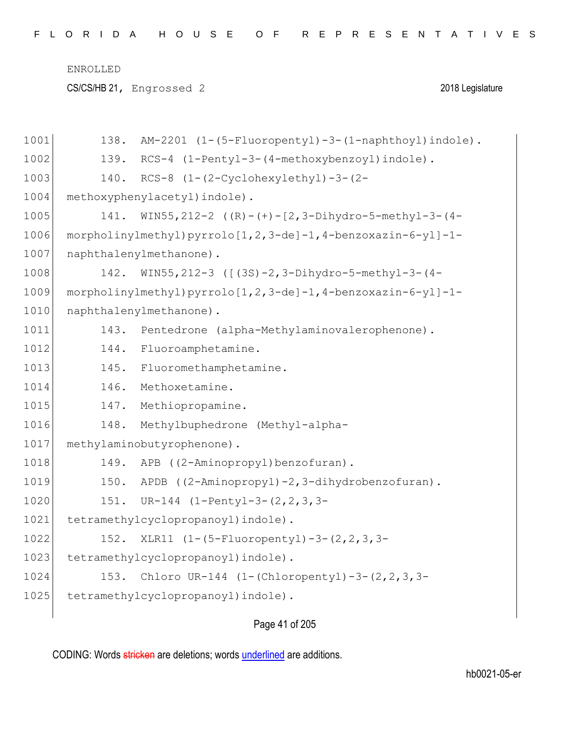138. AM-2201 (1-(5-Fluoropentyl)-3-(1-naphthoyl)indole).

139. RCS-4 (1-Pentyl-3-(4-methoxybenzoyl)indole).

140. RCS-8 (1-(2-Cyclohexylethyl)-3-(2-methoxyphenylacetyl)indole).

141. WIN55,212-2 ((R)-(+)-[2,3-Dihydro-5-methyl-3-(4-morpholinylmethyl)pyrrolo[1,2,3-de]-1,4-benzoxazin-6-yl]-1-naphthalenylmethanone).

142. WIN55,212-3 ([(3S)-2,3-Dihydro-5-methyl-3-(4-morpholinylmethyl)pyrrolo[1,2,3-de]-1,4-benzoxazin-6-yl]-1-naphthalenylmethanone).

143. Pentedrone (alpha-Methylaminovalerophenone).

144. Fluoroamphetamine.

145. Fluoromethamphetamine.

146. Methoxetamine.

147. Methiopropamine.

148. Methylbuphedrone (Methyl-alpha-methylaminobutyrophenone).

149. APB ((2-Aminopropyl)benzofuran).

150. APDB ((2-Aminopropyl)-2,3-dihydrobenzofuran).

151. UR-144 (1-Pentyl-3-(2,2,3,3-tetramethylcyclopropanoyl)indole).

152. XLR11 (1-(5-Fluoropentyl)-3-(2,2,3,3-tetramethylcyclopropanoyl)indole).

153. Chloro UR-144 (1-(Chloropentyl)-3-(2,2,3,3-tetramethylcyclopropanoyl)indole).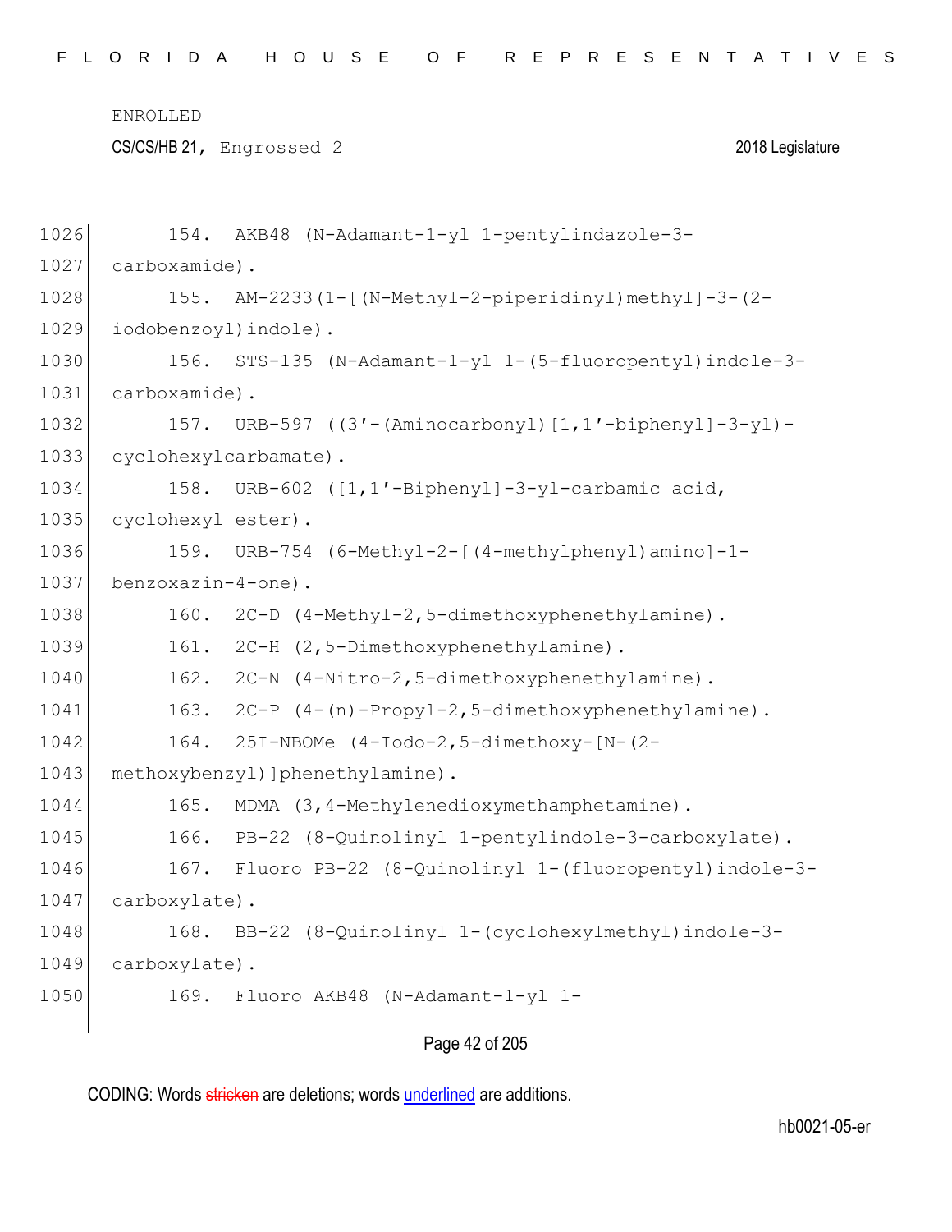154. AKB48 (N-Adamant-1-yl 1-pentylindazole-3-carboxamide).

155. AM-2233(1-[(N-Methyl-2-piperidinyl)methyl]-3-(2-iodobenzoyl)indole).

156. STS-135 (N-Adamant-1-yl 1-(5-fluoropentyl)indole-3-carboxamide).

157. URB-597 ((3′-(Aminocarbonyl)[1,1′-biphenyl]-3-yl)-cyclohexylcarbamate).

158. URB-602 ([1,1′-Biphenyl]-3-yl-carbamic acid, cyclohexyl ester).

159. URB-754 (6-Methyl-2-[(4-methylphenyl)amino]-1-benzoxazin-4-one).

160. 2C-D (4-Methyl-2,5-dimethoxyphenethylamine).

161. 2C-H (2,5-Dimethoxyphenethylamine).

162. 2C-N (4-Nitro-2,5-dimethoxyphenethylamine).

163. 2C-P (4-(n)-Propyl-2,5-dimethoxyphenethylamine).

164. 25I-NBOMe (4-Iodo-2,5-dimethoxy-[N-(2-methoxybenzyl)]phenethylamine).

165. MDMA (3,4-Methylenedioxymethamphetamine).

166. PB-22 (8-Quinolinyl 1-pentylindole-3-carboxylate).

167. Fluoro PB-22 (8-Quinolinyl 1-(fluoropentyl)indole-3-carboxylate).

168. BB-22 (8-Quinolinyl 1-(cyclohexylmethyl)indole-3-carboxylate).

169. Fluoro AKB48 (N-Adamant-1-yl 1-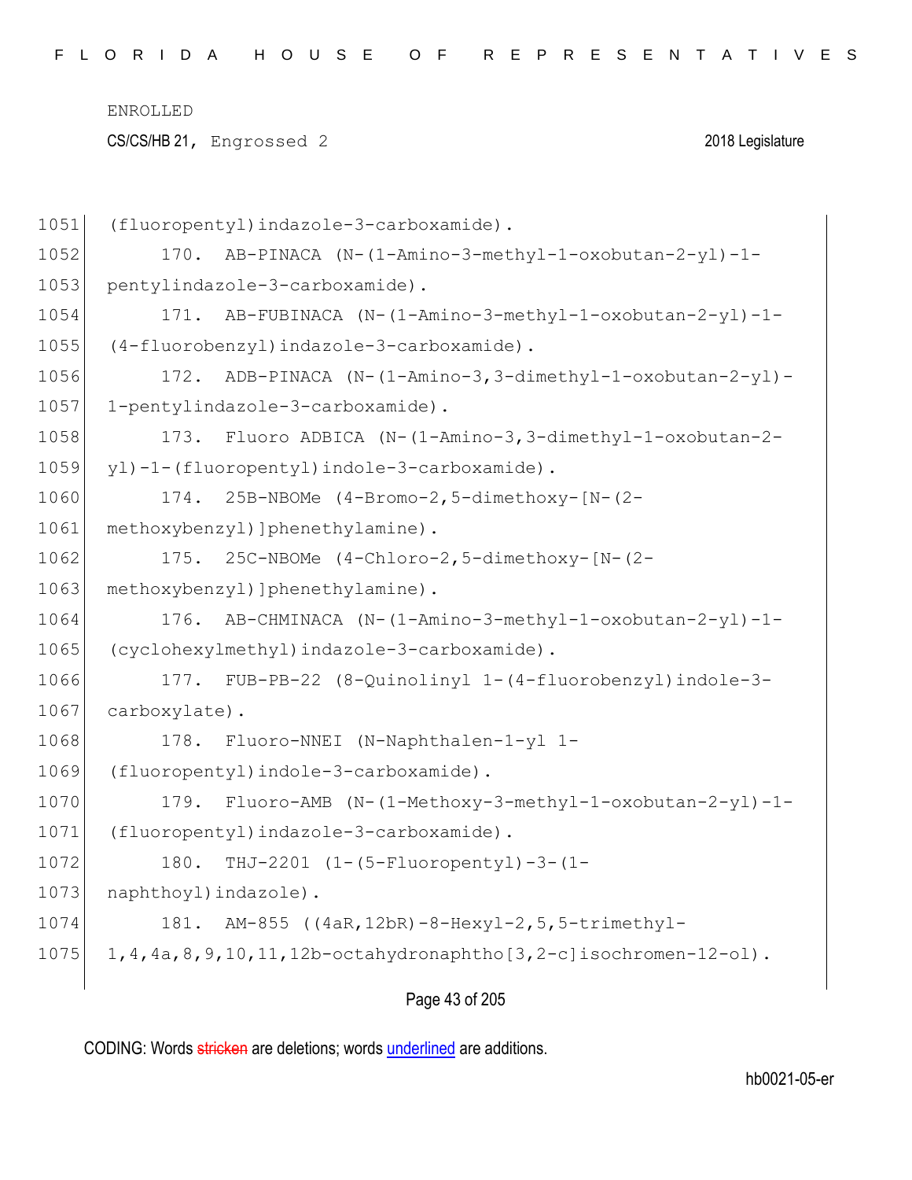(fluoropentyl)indazole-3-carboxamide).

170. AB-PINACA (N-(1-Amino-3-methyl-1-oxobutan-2-yl)-1-pentylindazole-3-carboxamide).

171. AB-FUBINACA (N-(1-Amino-3-methyl-1-oxobutan-2-yl)-1-(4-fluorobenzyl)indazole-3-carboxamide).

172. ADB-PINACA (N-(1-Amino-3,3-dimethyl-1-oxobutan-2-yl)-1-pentylindazole-3-carboxamide).

173. Fluoro ADBICA (N-(1-Amino-3,3-dimethyl-1-oxobutan-2-yl)-1-(fluoropentyl)indole-3-carboxamide).

174. 25B-NBOMe (4-Bromo-2,5-dimethoxy-[N-(2-methoxybenzyl)]phenethylamine).

175. 25C-NBOMe (4-Chloro-2,5-dimethoxy-[N-(2-methoxybenzyl)]phenethylamine).

176. AB-CHMINACA (N-(1-Amino-3-methyl-1-oxobutan-2-yl)-1-(cyclohexylmethyl)indazole-3-carboxamide).

177. FUB-PB-22 (8-Quinolinyl 1-(4-fluorobenzyl)indole-3-carboxylate).

178. Fluoro-NNEI (N-Naphthalen-1-yl 1-(fluoropentyl)indole-3-carboxamide).

179. Fluoro-AMB (N-(1-Methoxy-3-methyl-1-oxobutan-2-yl)-1-(fluoropentyl)indazole-3-carboxamide).

180. THJ-2201 (1-(5-Fluoropentyl)-3-(1-naphthoyl)indazole).

181. AM-855 ((4aR,12bR)-8-Hexyl-2,5,5-trimethyl-1,4,4a,8,9,10,11,12b-octahydronaphtho[3,2-c]isochromen-12-ol).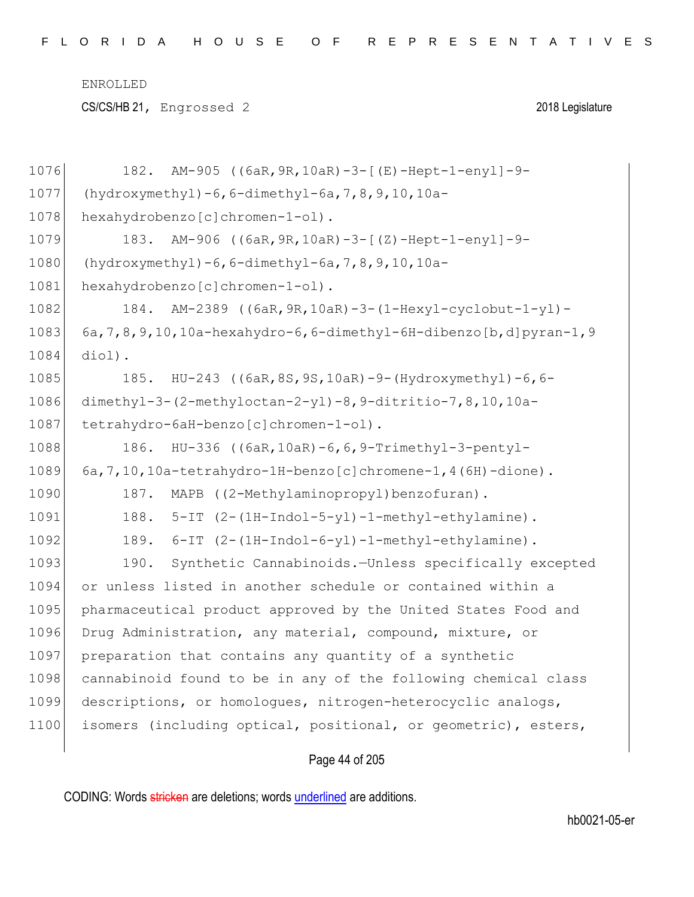182. AM-905 ((6aR,9R,10aR)-3-[(E)-Hept-1-enyl]-9-(hydroxymethyl)-6,6-dimethyl-6a,7,8,9,10,10a-hexahydrobenzo[c]chromen-1-ol).

183. AM-906 ((6aR,9R,10aR)-3-[(Z)-Hept-1-enyl]-9-(hydroxymethyl)-6,6-dimethyl-6a,7,8,9,10,10a-hexahydrobenzo[c]chromen-1-ol).

184. AM-2389 ((6aR,9R,10aR)-3-(1-Hexyl-cyclobut-1-yl)-6a,7,8,9,10,10a-hexahydro-6,6-dimethyl-6H-dibenzo[b,d]pyran-1,9 diol).

185. HU-243 ((6aR,8S,9S,10aR)-9-(Hydroxymethyl)-6,6-dimethyl-3-(2-methyloctan-2-yl)-8,9-ditritio-7,8,10,10a-tetrahydro-6aH-benzo[c]chromen-1-ol).

186. HU-336 ((6aR,10aR)-6,6,9-Trimethyl-3-pentyl-6a,7,10,10a-tetrahydro-1H-benzo[c]chromene-1,4(6H)-dione).

187. MAPB ((2-Methylaminopropyl)benzofuran).

188. 5-IT (2-(1H-Indol-5-yl)-1-methyl-ethylamine).

189. 6-IT (2-(1H-Indol-6-yl)-1-methyl-ethylamine).

190. Synthetic Cannabinoids.—Unless specifically excepted or unless listed in another schedule or contained within a pharmaceutical product approved by the United States Food and Drug Administration, any material, compound, mixture, or preparation that contains any quantity of a synthetic cannabinoid found to be in any of the following chemical class descriptions, or homologues, nitrogen-heterocyclic analogs, isomers (including optical, positional, or geometric), esters,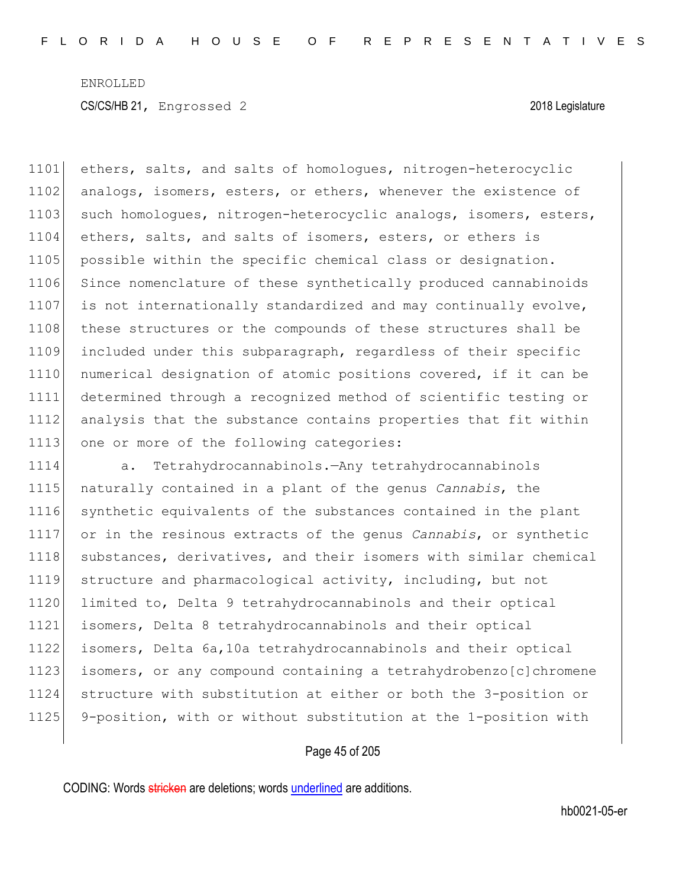ethers, salts, and salts of homologues, nitrogen-heterocyclic analogs, isomers, esters, or ethers, whenever the existence of such homologues, nitrogen-heterocyclic analogs, isomers, esters, ethers, salts, and salts of isomers, esters, or ethers is possible within the specific chemical class or designation. Since nomenclature of these synthetically produced cannabinoids is not internationally standardized and may continually evolve, these structures or the compounds of these structures shall be included under this subparagraph, regardless of their specific numerical designation of atomic positions covered, if it can be determined through a recognized method of scientific testing or analysis that the substance contains properties that fit within one or more of the following categories:

a. Tetrahydrocannabinols.—Any tetrahydrocannabinols naturally contained in a plant of the genus *Cannabis*, the synthetic equivalents of the substances contained in the plant or in the resinous extracts of the genus *Cannabis*, or synthetic substances, derivatives, and their isomers with similar chemical structure and pharmacological activity, including, but not limited to, Delta 9 tetrahydrocannabinols and their optical isomers, Delta 8 tetrahydrocannabinols and their optical isomers, Delta 6a,10a tetrahydrocannabinols and their optical isomers, or any compound containing a tetrahydrobenzo[c]chromene structure with substitution at either or both the 3-position or 9-position, with or without substitution at the 1-position with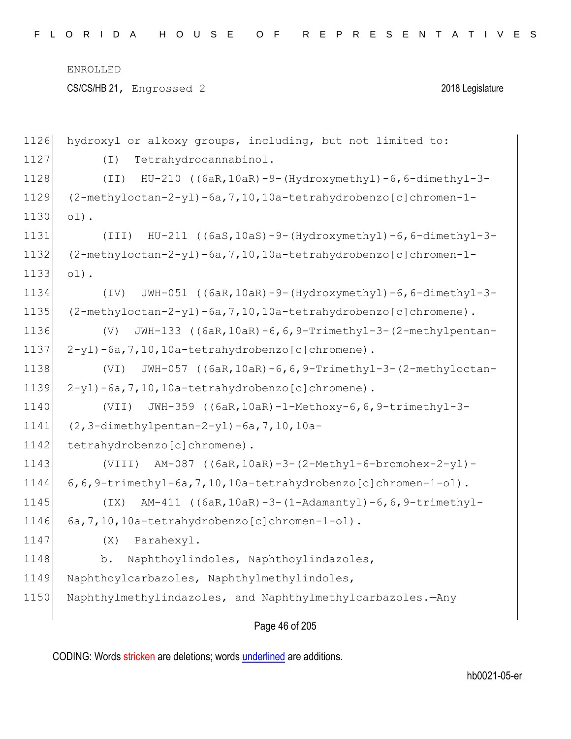hydroxyl or alkoxy groups, including, but not limited to:

(I) Tetrahydrocannabinol.

(II) HU-210 ((6aR,10aR)-9-(Hydroxymethyl)-6,6-dimethyl-3-(2-methyloctan-2-yl)-6a,7,10,10a-tetrahydrobenzo[c]chromen-1-ol).

(III) HU-211 ((6aS,10aS)-9-(Hydroxymethyl)-6,6-dimethyl-3-(2-methyloctan-2-yl)-6a,7,10,10a-tetrahydrobenzo[c]chromen-1-ol).

(IV) JWH-051 ((6aR,10aR)-9-(Hydroxymethyl)-6,6-dimethyl-3-(2-methyloctan-2-yl)-6a,7,10,10a-tetrahydrobenzo[c]chromene).

(V) JWH-133 ((6aR,10aR)-6,6,9-Trimethyl-3-(2-methylpentan-2-yl)-6a,7,10,10a-tetrahydrobenzo[c]chromene).

(VI) JWH-057 ((6aR,10aR)-6,6,9-Trimethyl-3-(2-methyloctan-2-yl)-6a,7,10,10a-tetrahydrobenzo[c]chromene).

(VII) JWH-359 ((6aR,10aR)-1-Methoxy-6,6,9-trimethyl-3-(2,3-dimethylpentan-2-yl)-6a,7,10,10a-tetrahydrobenzo[c]chromene).

(VIII) AM-087 ((6aR,10aR)-3-(2-Methyl-6-bromohex-2-yl)-6,6,9-trimethyl-6a,7,10,10a-tetrahydrobenzo[c]chromen-1-ol).

(IX) AM-411 ((6aR,10aR)-3-(1-Adamantyl)-6,6,9-trimethyl-6a,7,10,10a-tetrahydrobenzo[c]chromen-1-ol).

(X) Parahexyl.

b. Naphthoylindoles, Naphthoylindazoles, Naphthoylcarbazoles, Naphthylmethylindoles, Naphthylmethylindazoles, and Naphthylmethylcarbazoles.—Any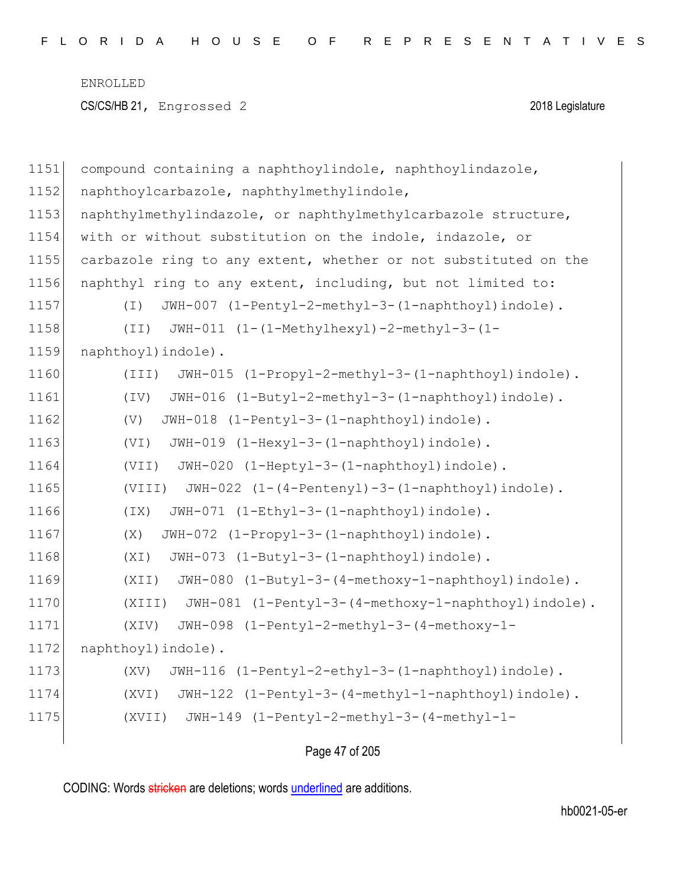ENROLLED

CS/CS/HB 21, Engrossed 2 2018 Legislature

1151 compound containing a naphthoylindole, naphthoylindazole,
1152 naphthoylcarbazole, naphthylmethylindole,
1153 naphthylmethylindazole, or naphthylmethylcarbazole structure,
1154 with or without substitution on the indole, indazole, or
1155 carbazole ring to any extent, whether or not substituted on the
1156 naphthyl ring to any extent, including, but not limited to:
1157 (I) JWH-007 (1-Pentyl-2-methyl-3-(1-naphthoyl)indole).
1158 (II) JWH-011 (1-(1-Methylhexyl)-2-methyl-3-(1-
1159 naphthoyl)indole).
1160 (III) JWH-015 (1-Propyl-2-methyl-3-(1-naphthoyl)indole).
1161 (IV) JWH-016 (1-Butyl-2-methyl-3-(1-naphthoyl)indole).
1162 (V) JWH-018 (1-Pentyl-3-(1-naphthoyl)indole).
1163 (VI) JWH-019 (1-Hexyl-3-(1-naphthoyl)indole).
1164 (VII) JWH-020 (1-Heptyl-3-(1-naphthoyl)indole).
1165 (VIII) JWH-022 (1-(4-Pentenyl)-3-(1-naphthoyl)indole).
1166 (IX) JWH-071 (1-Ethyl-3-(1-naphthoyl)indole).
1167 (X) JWH-072 (1-Propyl-3-(1-naphthoyl)indole).
1168 (XI) JWH-073 (1-Butyl-3-(1-naphthoyl)indole).
1169 (XII) JWH-080 (1-Butyl-3-(4-methoxy-1-naphthoyl)indole).
1170 (XIII) JWH-081 (1-Pentyl-3-(4-methoxy-1-naphthoyl)indole).
1171 (XIV) JWH-098 (1-Pentyl-2-methyl-3-(4-methoxy-1-
1172 naphthoyl)indole).
1173 (XV) JWH-116 (1-Pentyl-2-ethyl-3-(1-naphthoyl)indole).
1174 (XVI) JWH-122 (1-Pentyl-3-(4-methyl-1-naphthoyl)indole).
1175 (XVII) JWH-149 (1-Pentyl-2-methyl-3-(4-methyl-1-

CODING: Words stricken are deletions; words underlined are additions.

hb0021-05-er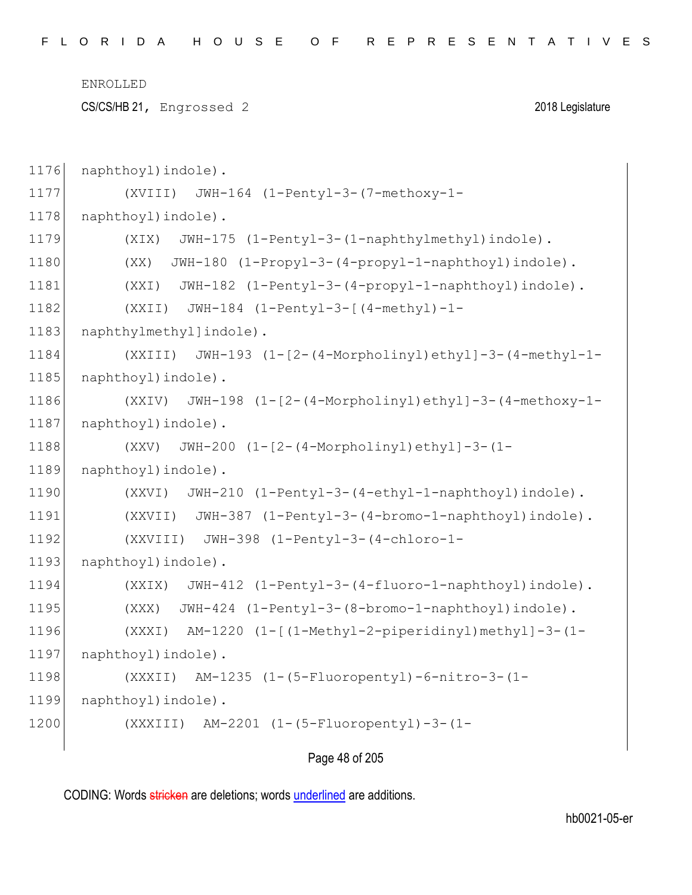naphthoyl)indole).

(XVIII) JWH-164 (1-Pentyl-3-(7-methoxy-1-naphthoyl)indole).

(XIX) JWH-175 (1-Pentyl-3-(1-naphthylmethyl)indole).

(XX) JWH-180 (1-Propyl-3-(4-propyl-1-naphthoyl)indole).

(XXI) JWH-182 (1-Pentyl-3-(4-propyl-1-naphthoyl)indole).

(XXII) JWH-184 (1-Pentyl-3-[(4-methyl)-1-naphthylmethyl]indole).

(XXIII) JWH-193 (1-[2-(4-Morpholinyl)ethyl]-3-(4-methyl-1-naphthoyl)indole).

(XXIV) JWH-198 (1-[2-(4-Morpholinyl)ethyl]-3-(4-methoxy-1-naphthoyl)indole).

(XXV) JWH-200 (1-[2-(4-Morpholinyl)ethyl]-3-(1-naphthoyl)indole).

(XXVI) JWH-210 (1-Pentyl-3-(4-ethyl-1-naphthoyl)indole).

(XXVII) JWH-387 (1-Pentyl-3-(4-bromo-1-naphthoyl)indole).

(XXVIII) JWH-398 (1-Pentyl-3-(4-chloro-1-naphthoyl)indole).

(XXIX) JWH-412 (1-Pentyl-3-(4-fluoro-1-naphthoyl)indole).

(XXX) JWH-424 (1-Pentyl-3-(8-bromo-1-naphthoyl)indole).

(XXXI) AM-1220 (1-[(1-Methyl-2-piperidinyl)methyl]-3-(1-naphthoyl)indole).

(XXXII) AM-1235 (1-(5-Fluoropentyl)-6-nitro-3-(1-naphthoyl)indole).

(XXXIII) AM-2201 (1-(5-Fluoropentyl)-3-(1-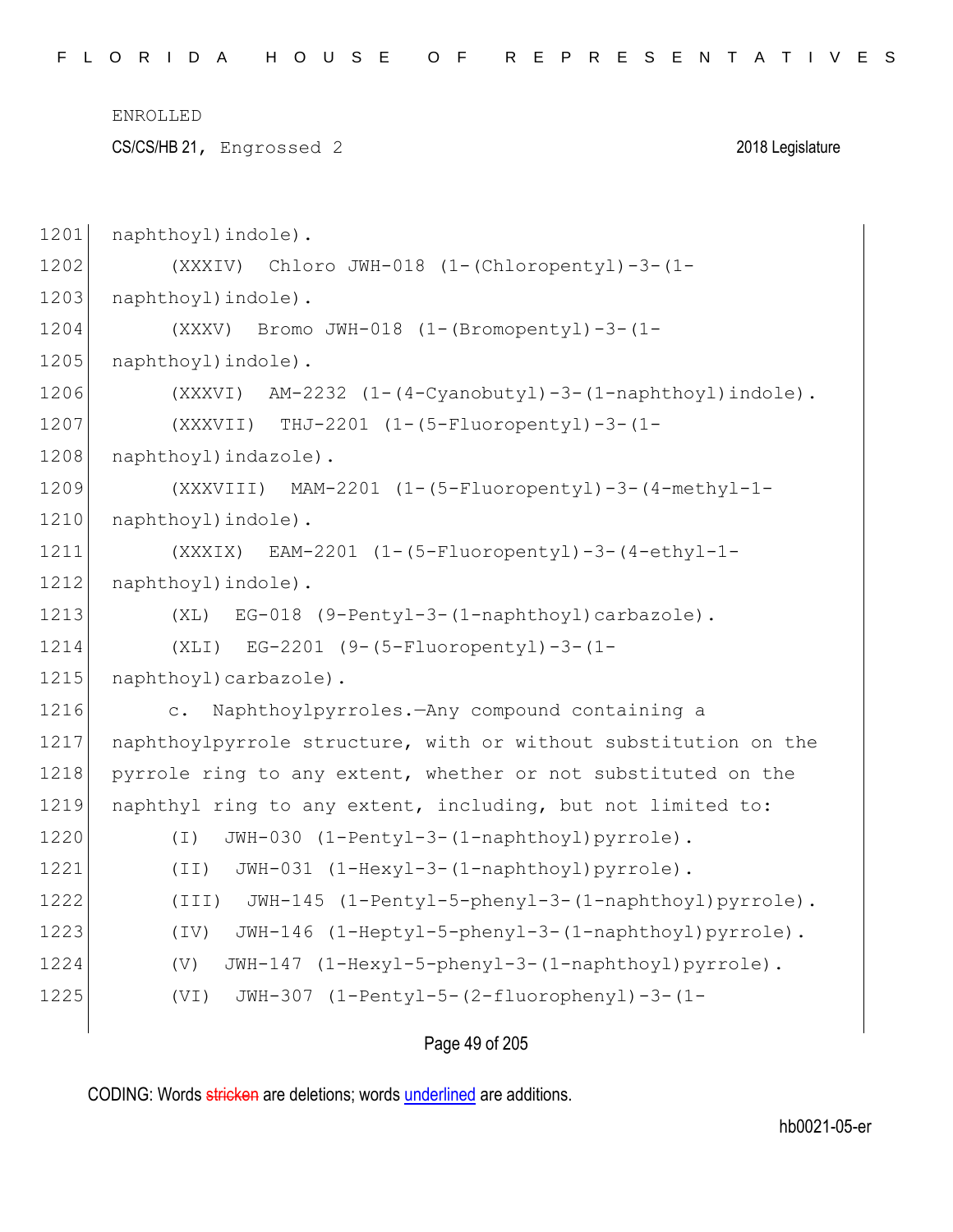naphthoyl)indole).

(XXXIV) Chloro JWH-018 (1-(Chloropentyl)-3-(1-naphthoyl)indole).

(XXXV) Bromo JWH-018 (1-(Bromopentyl)-3-(1-naphthoyl)indole).

(XXXVI) AM-2232 (1-(4-Cyanobutyl)-3-(1-naphthoyl)indole).

(XXXVII) THJ-2201 (1-(5-Fluoropentyl)-3-(1-naphthoyl)indazole).

(XXXVIII) MAM-2201 (1-(5-Fluoropentyl)-3-(4-methyl-1-naphthoyl)indole).

(XXXIX) EAM-2201 (1-(5-Fluoropentyl)-3-(4-ethyl-1-naphthoyl)indole).

(XL) EG-018 (9-Pentyl-3-(1-naphthoyl)carbazole).

(XLI) EG-2201 (9-(5-Fluoropentyl)-3-(1-naphthoyl)carbazole).

c. Naphthoylpyrroles.—Any compound containing a naphthoylpyrrole structure, with or without substitution on the pyrrole ring to any extent, whether or not substituted on the naphthyl ring to any extent, including, but not limited to:

(I) JWH-030 (1-Pentyl-3-(1-naphthoyl)pyrrole).

(II) JWH-031 (1-Hexyl-3-(1-naphthoyl)pyrrole).

(III) JWH-145 (1-Pentyl-5-phenyl-3-(1-naphthoyl)pyrrole).

(IV) JWH-146 (1-Heptyl-5-phenyl-3-(1-naphthoyl)pyrrole).

(V) JWH-147 (1-Hexyl-5-phenyl-3-(1-naphthoyl)pyrrole).

(VI) JWH-307 (1-Pentyl-5-(2-fluorophenyl)-3-(1-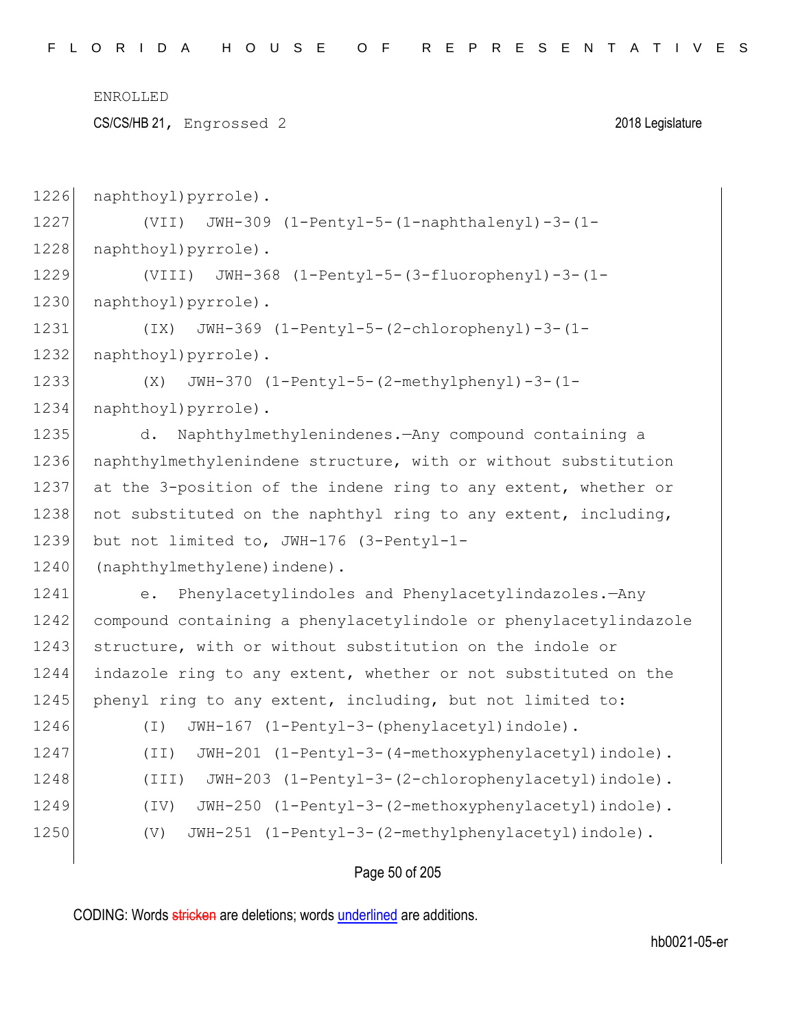naphthoyl)pyrrole).

(VII) JWH-309 (1-Pentyl-5-(1-naphthalenyl)-3-(1-naphthoyl)pyrrole).

(VIII) JWH-368 (1-Pentyl-5-(3-fluorophenyl)-3-(1-naphthoyl)pyrrole).

(IX) JWH-369 (1-Pentyl-5-(2-chlorophenyl)-3-(1-naphthoyl)pyrrole).

(X) JWH-370 (1-Pentyl-5-(2-methylphenyl)-3-(1-naphthoyl)pyrrole).

d. Naphthylmethylenindenes.—Any compound containing a naphthylmethylenindene structure, with or without substitution at the 3-position of the indene ring to any extent, whether or not substituted on the naphthyl ring to any extent, including, but not limited to, JWH-176 (3-Pentyl-1-(naphthylmethylene)indene).

e. Phenylacetylindoles and Phenylacetylindazoles.—Any compound containing a phenylacetylindole or phenylacetylindazole structure, with or without substitution on the indole or indazole ring to any extent, whether or not substituted on the phenyl ring to any extent, including, but not limited to:

(I) JWH-167 (1-Pentyl-3-(phenylacetyl)indole).

(II) JWH-201 (1-Pentyl-3-(4-methoxyphenylacetyl)indole).

(III) JWH-203 (1-Pentyl-3-(2-chlorophenylacetyl)indole).

(IV) JWH-250 (1-Pentyl-3-(2-methoxyphenylacetyl)indole).

(V) JWH-251 (1-Pentyl-3-(2-methylphenylacetyl)indole).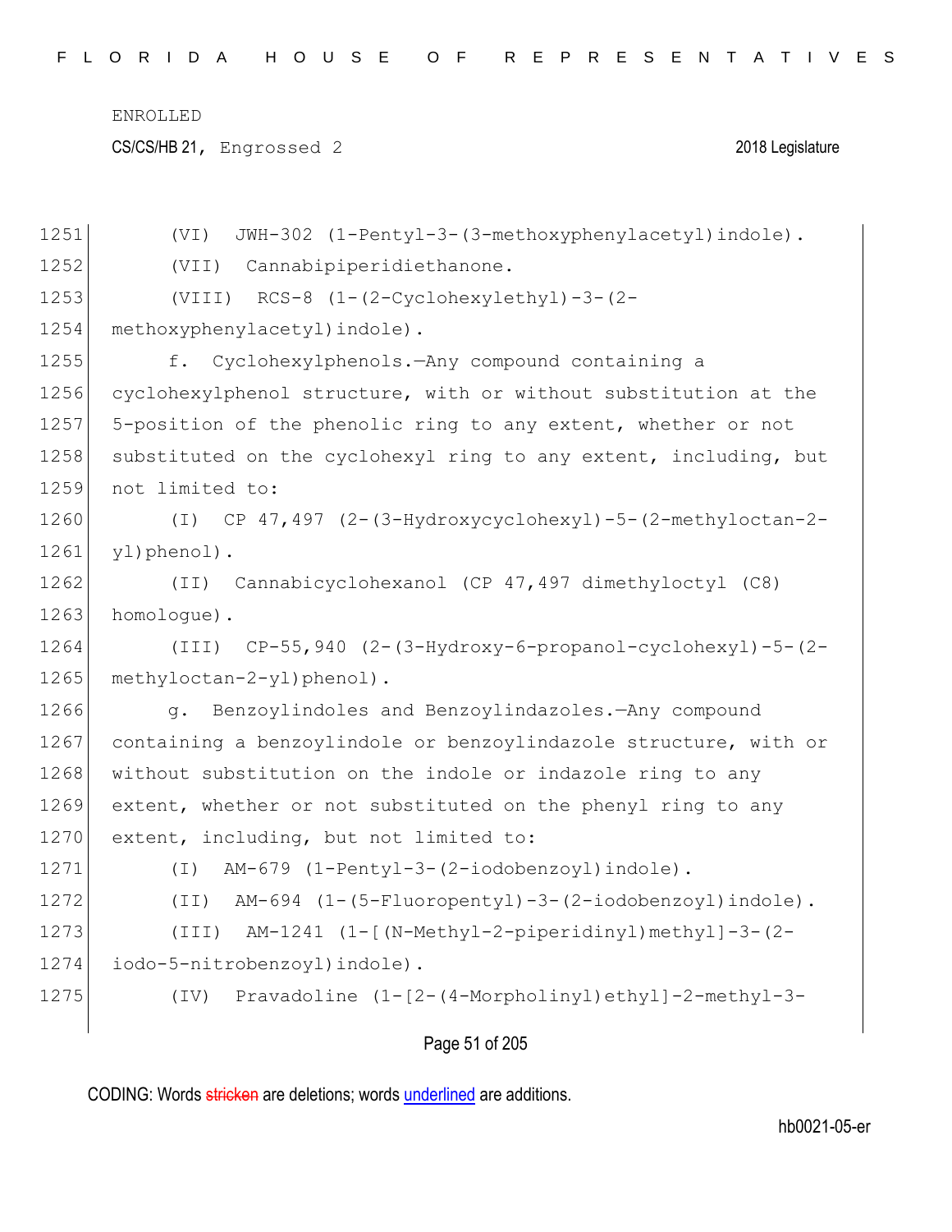(VI) JWH-302 (1-Pentyl-3-(3-methoxyphenylacetyl)indole).

(VII) Cannabipiperidiethanone.

(VIII) RCS-8 (1-(2-Cyclohexylethyl)-3-(2-methoxyphenylacetyl)indole).

f. Cyclohexylphenols.—Any compound containing a cyclohexylphenol structure, with or without substitution at the 5-position of the phenolic ring to any extent, whether or not substituted on the cyclohexyl ring to any extent, including, but not limited to:

(I) CP 47,497 (2-(3-Hydroxycyclohexyl)-5-(2-methyloctan-2-yl)phenol).

(II) Cannabicyclohexanol (CP 47,497 dimethyloctyl (C8) homologue).

(III) CP-55,940 (2-(3-Hydroxy-6-propanol-cyclohexyl)-5-(2-methyloctan-2-yl)phenol).

g. Benzoylindoles and Benzoylindazoles.—Any compound containing a benzoylindole or benzoylindazole structure, with or without substitution on the indole or indazole ring to any extent, whether or not substituted on the phenyl ring to any extent, including, but not limited to:

(I) AM-679 (1-Pentyl-3-(2-iodobenzoyl)indole).

(II) AM-694 (1-(5-Fluoropentyl)-3-(2-iodobenzoyl)indole).

(III) AM-1241 (1-[(N-Methyl-2-piperidinyl)methyl]-3-(2-iodo-5-nitrobenzoyl)indole).

(IV) Pravadoline (1-[2-(4-Morpholinyl)ethyl]-2-methyl-3-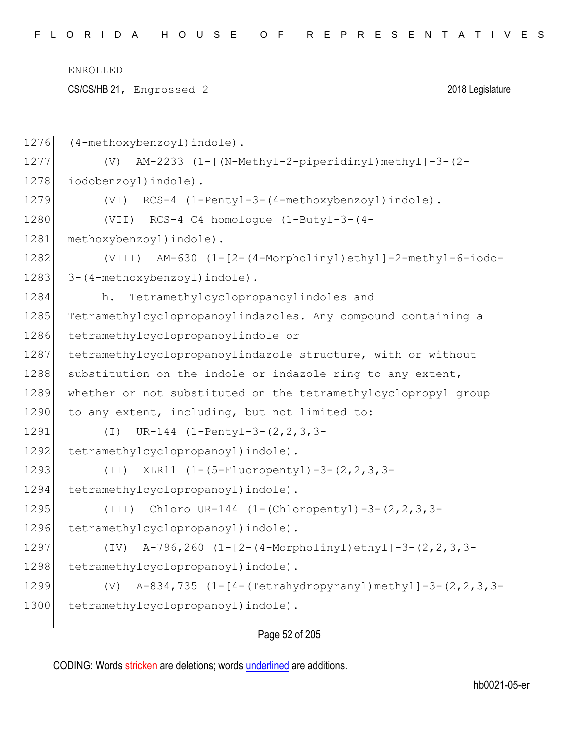(4-methoxybenzoyl)indole).

(V) AM-2233 (1-[(N-Methyl-2-piperidinyl)methyl]-3-(2-iodobenzoyl)indole).

(VI) RCS-4 (1-Pentyl-3-(4-methoxybenzoyl)indole).

(VII) RCS-4 C4 homologue (1-Butyl-3-(4-methoxybenzoyl)indole).

(VIII) AM-630 (1-[2-(4-Morpholinyl)ethyl]-2-methyl-6-iodo-3-(4-methoxybenzoyl)indole).

h. Tetramethylcyclopropanoylindoles and Tetramethylcyclopropanoylindazoles.—Any compound containing a tetramethylcyclopropanoylindole or tetramethylcyclopropanoylindazole structure, with or without substitution on the indole or indazole ring to any extent, whether or not substituted on the tetramethylcyclopropyl group to any extent, including, but not limited to:

(I) UR-144 (1-Pentyl-3-(2,2,3,3-tetramethylcyclopropanoyl)indole).

(II) XLR11 (1-(5-Fluoropentyl)-3-(2,2,3,3-tetramethylcyclopropanoyl)indole).

(III) Chloro UR-144 (1-(Chloropentyl)-3-(2,2,3,3-tetramethylcyclopropanoyl)indole).

(IV) A-796,260 (1-[2-(4-Morpholinyl)ethyl]-3-(2,2,3,3-tetramethylcyclopropanoyl)indole).

(V) A-834,735 (1-[4-(Tetrahydropyranyl)methyl]-3-(2,2,3,3-tetramethylcyclopropanoyl)indole).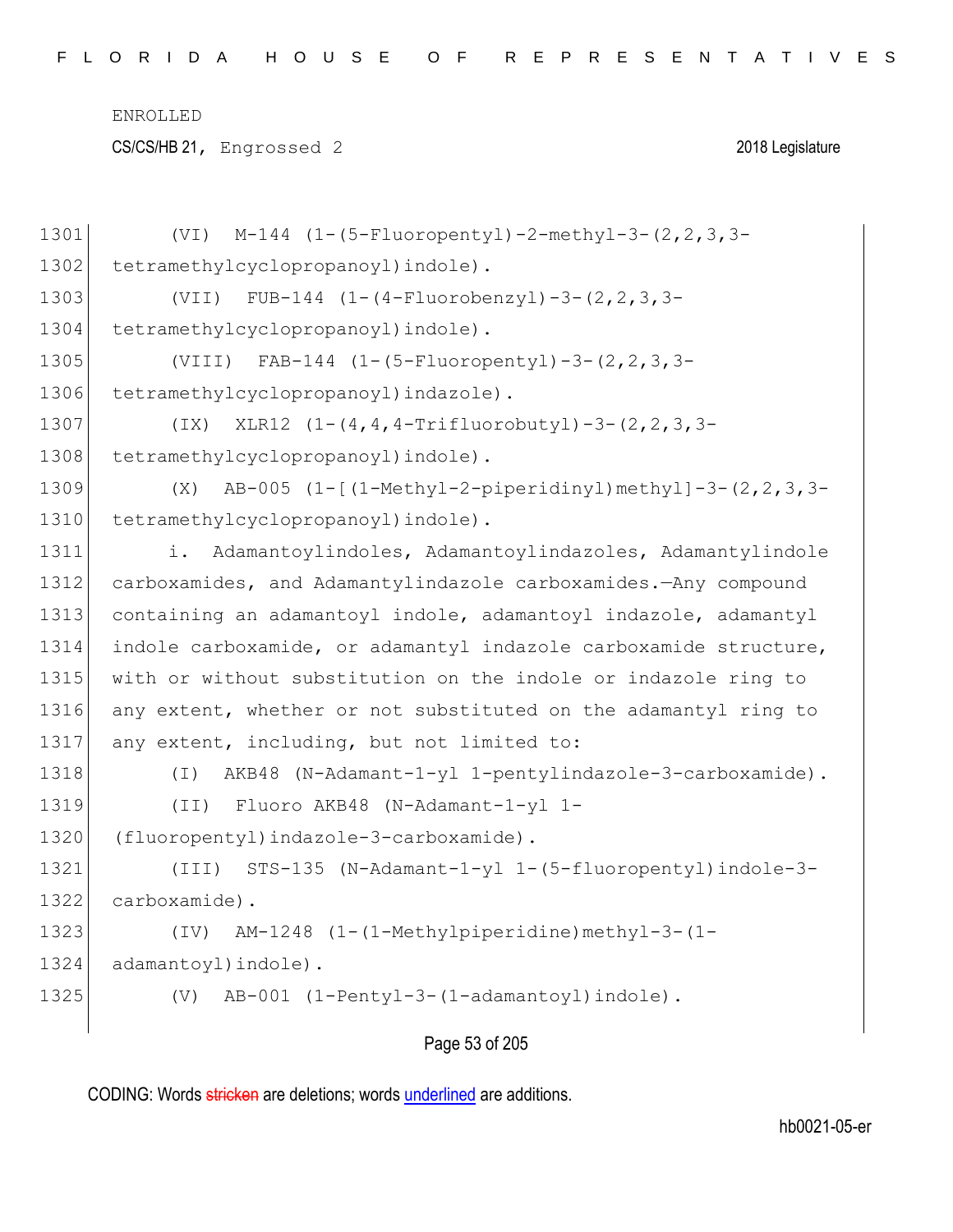(VI) M-144 (1-(5-Fluoropentyl)-2-methyl-3-(2,2,3,3-tetramethylcyclopropanoyl)indole).

(VII) FUB-144 (1-(4-Fluorobenzyl)-3-(2,2,3,3-tetramethylcyclopropanoyl)indole).

(VIII) FAB-144 (1-(5-Fluoropentyl)-3-(2,2,3,3-tetramethylcyclopropanoyl)indazole).

(IX) XLR12 (1-(4,4,4-Trifluorobutyl)-3-(2,2,3,3-tetramethylcyclopropanoyl)indole).

(X) AB-005 (1-[(1-Methyl-2-piperidinyl)methyl]-3-(2,2,3,3-tetramethylcyclopropanoyl)indole).

i. Adamantoylindoles, Adamantoylindazoles, Adamantylindole carboxamides, and Adamantylindazole carboxamides.—Any compound containing an adamantoyl indole, adamantoyl indazole, adamantyl indole carboxamide, or adamantyl indazole carboxamide structure, with or without substitution on the indole or indazole ring to any extent, whether or not substituted on the adamantyl ring to any extent, including, but not limited to:

(I) AKB48 (N-Adamant-1-yl 1-pentylindazole-3-carboxamide).

(II) Fluoro AKB48 (N-Adamant-1-yl 1-(fluoropentyl)indazole-3-carboxamide).

(III) STS-135 (N-Adamant-1-yl 1-(5-fluoropentyl)indole-3-carboxamide).

(IV) AM-1248 (1-(1-Methylpiperidine)methyl-3-(1-adamantoyl)indole).

(V) AB-001 (1-Pentyl-3-(1-adamantoyl)indole).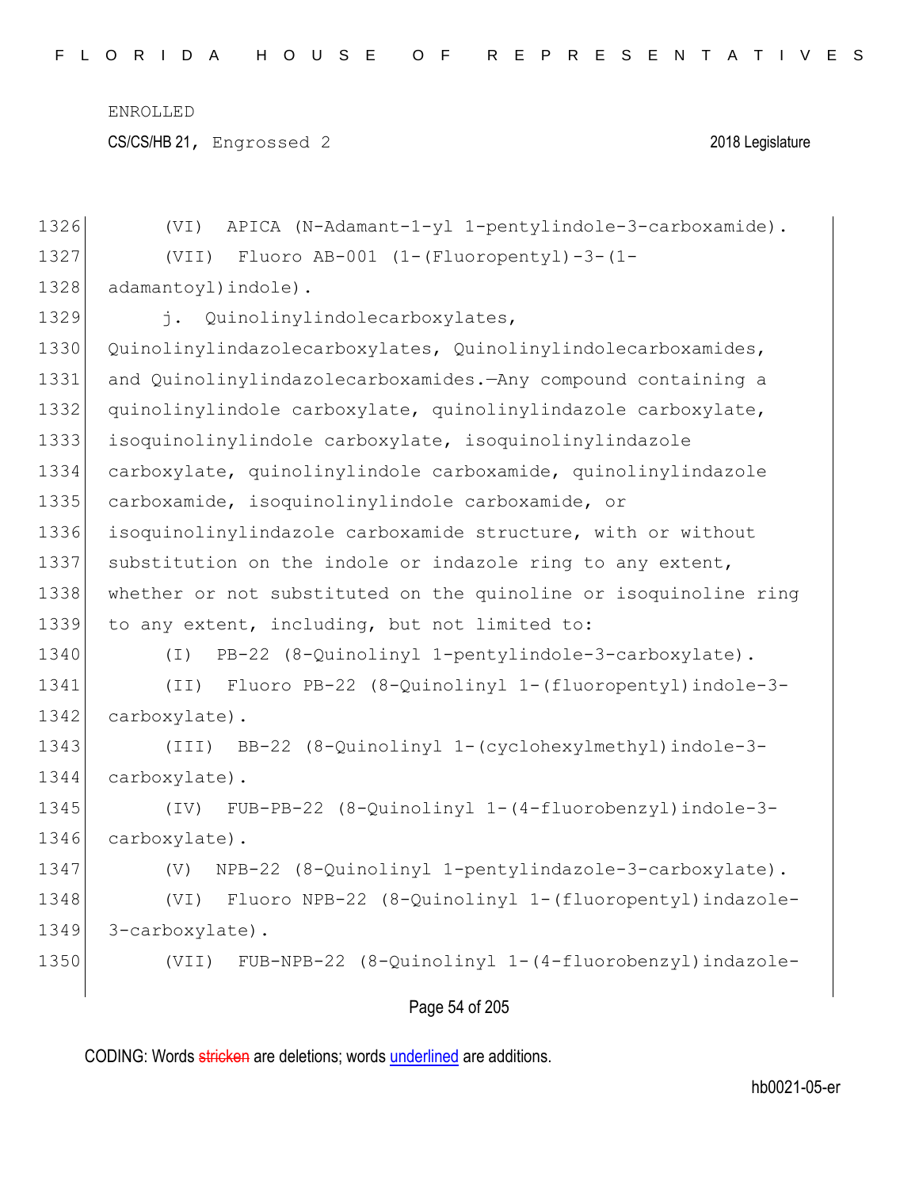(VI) APICA (N-Adamant-1-yl 1-pentylindole-3-carboxamide).

(VII) Fluoro AB-001 (1-(Fluoropentyl)-3-(1-adamantoyl)indole).

j. Quinolinylindolecarboxylates, Quinolinylindazolecarboxylates, Quinolinylindolecarboxamides, and Quinolinylindazolecarboxamides.—Any compound containing a quinolinylindole carboxylate, quinolinylindazole carboxylate, isoquinolinylindole carboxylate, isoquinolinylindazole carboxylate, quinolinylindole carboxamide, quinolinylindazole carboxamide, isoquinolinylindole carboxamide, or isoquinolinylindazole carboxamide structure, with or without substitution on the indole or indazole ring to any extent, whether or not substituted on the quinoline or isoquinoline ring to any extent, including, but not limited to:

(I) PB-22 (8-Quinolinyl 1-pentylindole-3-carboxylate).

(II) Fluoro PB-22 (8-Quinolinyl 1-(fluoropentyl)indole-3-carboxylate).

(III) BB-22 (8-Quinolinyl 1-(cyclohexylmethyl)indole-3-carboxylate).

(IV) FUB-PB-22 (8-Quinolinyl 1-(4-fluorobenzyl)indole-3-carboxylate).

(V) NPB-22 (8-Quinolinyl 1-pentylindazole-3-carboxylate).

(VI) Fluoro NPB-22 (8-Quinolinyl 1-(fluoropentyl)indazole-3-carboxylate).

(VII) FUB-NPB-22 (8-Quinolinyl 1-(4-fluorobenzyl)indazole-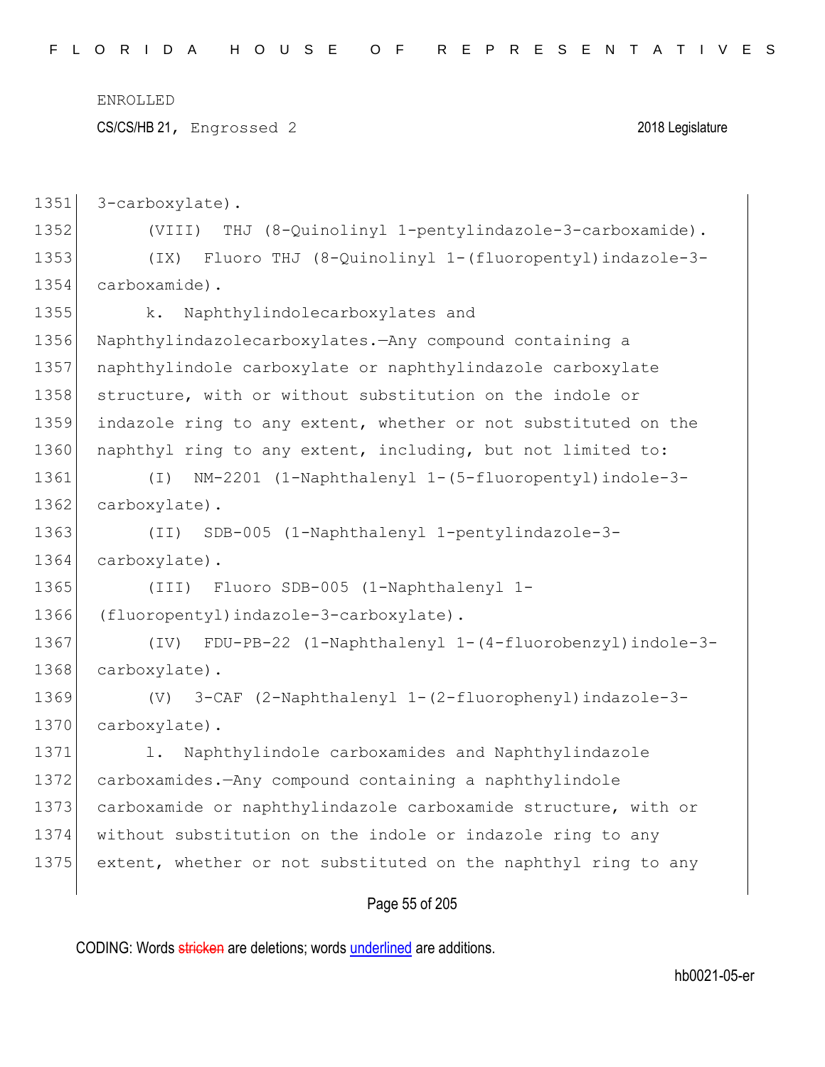3-carboxylate).

(VIII) THJ (8-Quinolinyl 1-pentylindazole-3-carboxamide).

(IX) Fluoro THJ (8-Quinolinyl 1-(fluoropentyl)indazole-3-carboxamide).

k. Naphthylindolecarboxylates and Naphthylindazolecarboxylates.—Any compound containing a naphthylindole carboxylate or naphthylindazole carboxylate structure, with or without substitution on the indole or indazole ring to any extent, whether or not substituted on the naphthyl ring to any extent, including, but not limited to:

(I) NM-2201 (1-Naphthalenyl 1-(5-fluoropentyl)indole-3-carboxylate).

(II) SDB-005 (1-Naphthalenyl 1-pentylindazole-3-carboxylate).

(III) Fluoro SDB-005 (1-Naphthalenyl 1-(fluoropentyl)indazole-3-carboxylate).

(IV) FDU-PB-22 (1-Naphthalenyl 1-(4-fluorobenzyl)indole-3-carboxylate).

(V) 3-CAF (2-Naphthalenyl 1-(2-fluorophenyl)indazole-3-carboxylate).

l. Naphthylindole carboxamides and Naphthylindazole carboxamides.—Any compound containing a naphthylindole carboxamide or naphthylindazole carboxamide structure, with or without substitution on the indole or indazole ring to any extent, whether or not substituted on the naphthyl ring to any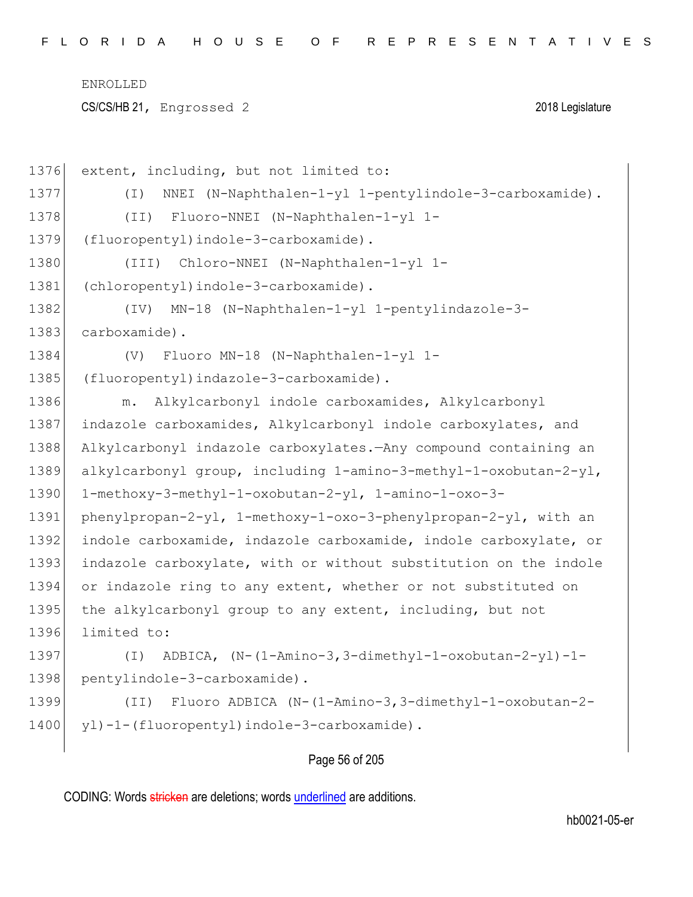extent, including, but not limited to:

(I) NNEI (N-Naphthalen-1-yl 1-pentylindole-3-carboxamide).

(II) Fluoro-NNEI (N-Naphthalen-1-yl 1-(fluoropentyl)indole-3-carboxamide).

(III) Chloro-NNEI (N-Naphthalen-1-yl 1-(chloropentyl)indole-3-carboxamide).

(IV) MN-18 (N-Naphthalen-1-yl 1-pentylindazole-3-carboxamide).

(V) Fluoro MN-18 (N-Naphthalen-1-yl 1-(fluoropentyl)indazole-3-carboxamide).

m. Alkylcarbonyl indole carboxamides, Alkylcarbonyl indazole carboxamides, Alkylcarbonyl indole carboxylates, and Alkylcarbonyl indazole carboxylates.—Any compound containing an alkylcarbonyl group, including 1-amino-3-methyl-1-oxobutan-2-yl, 1-methoxy-3-methyl-1-oxobutan-2-yl, 1-amino-1-oxo-3-phenylpropan-2-yl, 1-methoxy-1-oxo-3-phenylpropan-2-yl, with an indole carboxamide, indazole carboxamide, indole carboxylate, or indazole carboxylate, with or without substitution on the indole or indazole ring to any extent, whether or not substituted on the alkylcarbonyl group to any extent, including, but not limited to:

(I) ADBICA, (N-(1-Amino-3,3-dimethyl-1-oxobutan-2-yl)-1-pentylindole-3-carboxamide).

(II) Fluoro ADBICA (N-(1-Amino-3,3-dimethyl-1-oxobutan-2-yl)-1-(fluoropentyl)indole-3-carboxamide).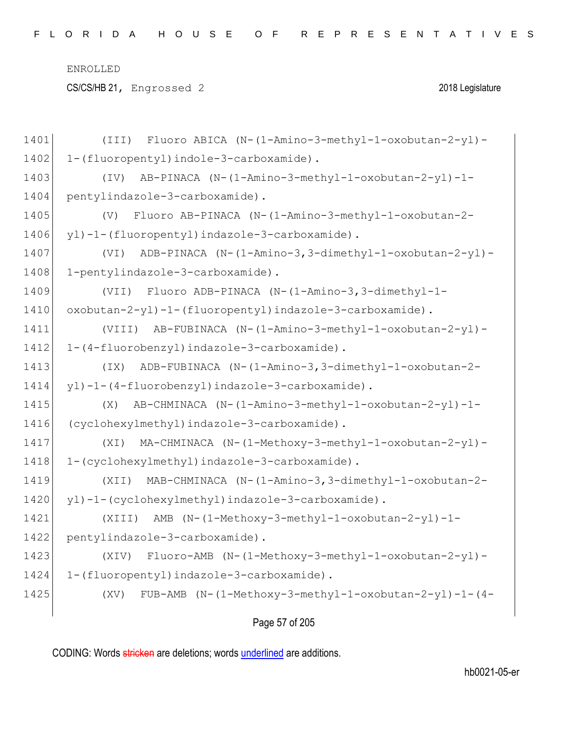(III) Fluoro ABICA (N-(1-Amino-3-methyl-1-oxobutan-2-yl)-1-(fluoropentyl)indole-3-carboxamide).

(IV) AB-PINACA (N-(1-Amino-3-methyl-1-oxobutan-2-yl)-1-pentylindazole-3-carboxamide).

(V) Fluoro AB-PINACA (N-(1-Amino-3-methyl-1-oxobutan-2-yl)-1-(fluoropentyl)indazole-3-carboxamide).

(VI) ADB-PINACA (N-(1-Amino-3,3-dimethyl-1-oxobutan-2-yl)-1-pentylindazole-3-carboxamide).

(VII) Fluoro ADB-PINACA (N-(1-Amino-3,3-dimethyl-1-oxobutan-2-yl)-1-(fluoropentyl)indazole-3-carboxamide).

(VIII) AB-FUBINACA (N-(1-Amino-3-methyl-1-oxobutan-2-yl)-1-(4-fluorobenzyl)indazole-3-carboxamide).

(IX) ADB-FUBINACA (N-(1-Amino-3,3-dimethyl-1-oxobutan-2-yl)-1-(4-fluorobenzyl)indazole-3-carboxamide).

(X) AB-CHMINACA (N-(1-Amino-3-methyl-1-oxobutan-2-yl)-1-(cyclohexylmethyl)indazole-3-carboxamide).

(XI) MA-CHMINACA (N-(1-Methoxy-3-methyl-1-oxobutan-2-yl)-1-(cyclohexylmethyl)indazole-3-carboxamide).

(XII) MAB-CHMINACA (N-(1-Amino-3,3-dimethyl-1-oxobutan-2-yl)-1-(cyclohexylmethyl)indazole-3-carboxamide).

(XIII) AMB (N-(1-Methoxy-3-methyl-1-oxobutan-2-yl)-1-pentylindazole-3-carboxamide).

(XIV) Fluoro-AMB (N-(1-Methoxy-3-methyl-1-oxobutan-2-yl)-1-(fluoropentyl)indazole-3-carboxamide).

(XV) FUB-AMB (N-(1-Methoxy-3-methyl-1-oxobutan-2-yl)-1-(4-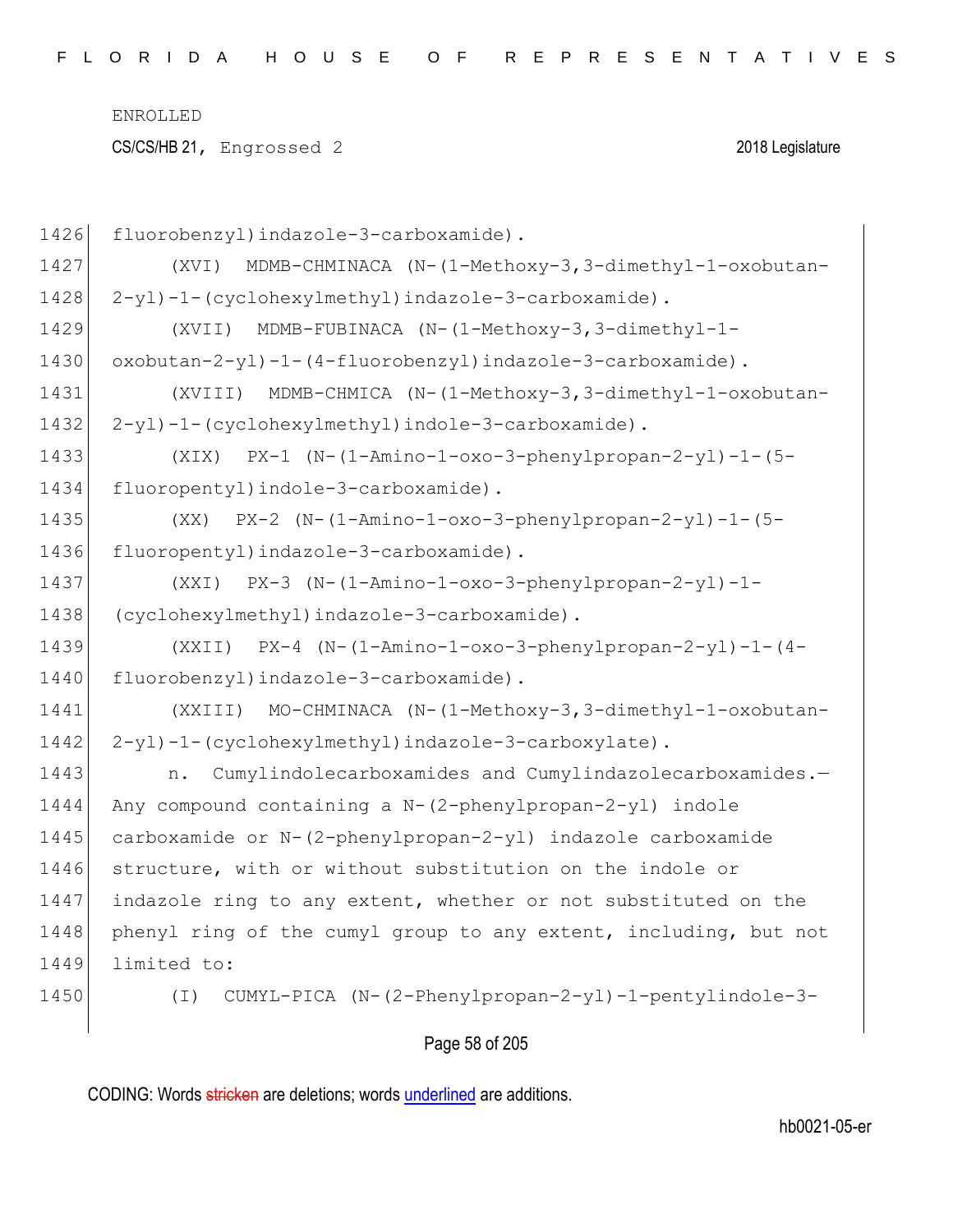fluorobenzyl)indazole-3-carboxamide).

(XVI) MDMB-CHMINACA (N-(1-Methoxy-3,3-dimethyl-1-oxobutan-2-yl)-1-(cyclohexylmethyl)indazole-3-carboxamide).

(XVII) MDMB-FUBINACA (N-(1-Methoxy-3,3-dimethyl-1-oxobutan-2-yl)-1-(4-fluorobenzyl)indazole-3-carboxamide).

(XVIII) MDMB-CHMICA (N-(1-Methoxy-3,3-dimethyl-1-oxobutan-2-yl)-1-(cyclohexylmethyl)indole-3-carboxamide).

(XIX) PX-1 (N-(1-Amino-1-oxo-3-phenylpropan-2-yl)-1-(5-fluoropentyl)indole-3-carboxamide).

(XX) PX-2 (N-(1-Amino-1-oxo-3-phenylpropan-2-yl)-1-(5-fluoropentyl)indazole-3-carboxamide).

(XXI) PX-3 (N-(1-Amino-1-oxo-3-phenylpropan-2-yl)-1-(cyclohexylmethyl)indazole-3-carboxamide).

(XXII) PX-4 (N-(1-Amino-1-oxo-3-phenylpropan-2-yl)-1-(4-fluorobenzyl)indazole-3-carboxamide).

(XXIII) MO-CHMINACA (N-(1-Methoxy-3,3-dimethyl-1-oxobutan-2-yl)-1-(cyclohexylmethyl)indazole-3-carboxylate).

n. Cumylindolecarboxamides and Cumylindazolecarboxamides.—Any compound containing a N-(2-phenylpropan-2-yl) indole carboxamide or N-(2-phenylpropan-2-yl) indazole carboxamide structure, with or without substitution on the indole or indazole ring to any extent, whether or not substituted on the phenyl ring of the cumyl group to any extent, including, but not limited to:

(I) CUMYL-PICA (N-(2-Phenylpropan-2-yl)-1-pentylindole-3-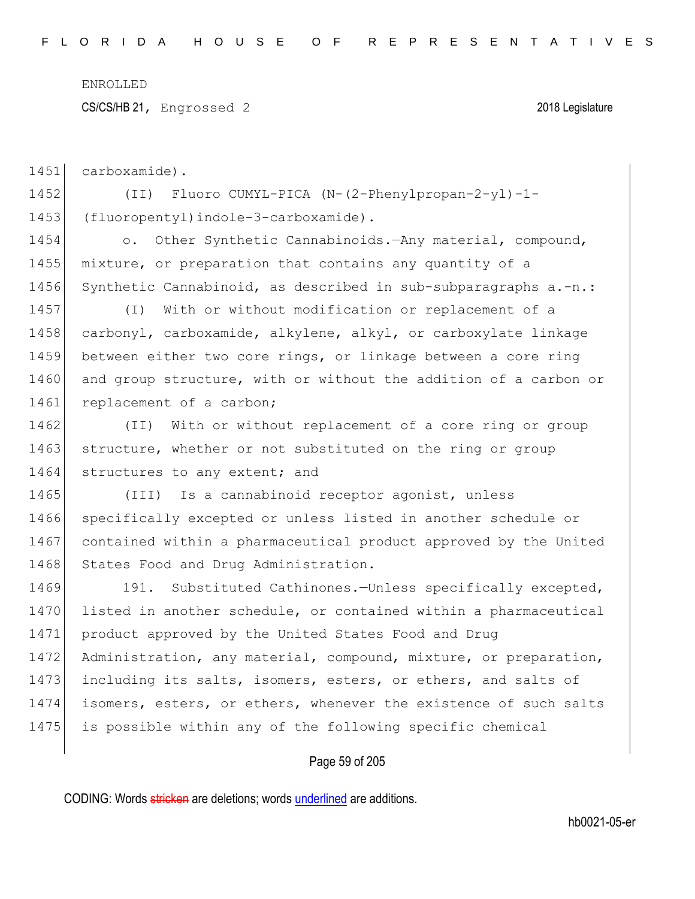carboxamide).

(II) Fluoro CUMYL-PICA (N-(2-Phenylpropan-2-yl)-1-(fluoropentyl)indole-3-carboxamide).

o. Other Synthetic Cannabinoids.—Any material, compound, mixture, or preparation that contains any quantity of a Synthetic Cannabinoid, as described in sub-subparagraphs a.-n.:

(I) With or without modification or replacement of a carbonyl, carboxamide, alkylene, alkyl, or carboxylate linkage between either two core rings, or linkage between a core ring and group structure, with or without the addition of a carbon or replacement of a carbon;

(II) With or without replacement of a core ring or group structure, whether or not substituted on the ring or group structures to any extent; and

(III) Is a cannabinoid receptor agonist, unless specifically excepted or unless listed in another schedule or contained within a pharmaceutical product approved by the United States Food and Drug Administration.

191. Substituted Cathinones.—Unless specifically excepted, listed in another schedule, or contained within a pharmaceutical product approved by the United States Food and Drug Administration, any material, compound, mixture, or preparation, including its salts, isomers, esters, or ethers, and salts of isomers, esters, or ethers, whenever the existence of such salts is possible within any of the following specific chemical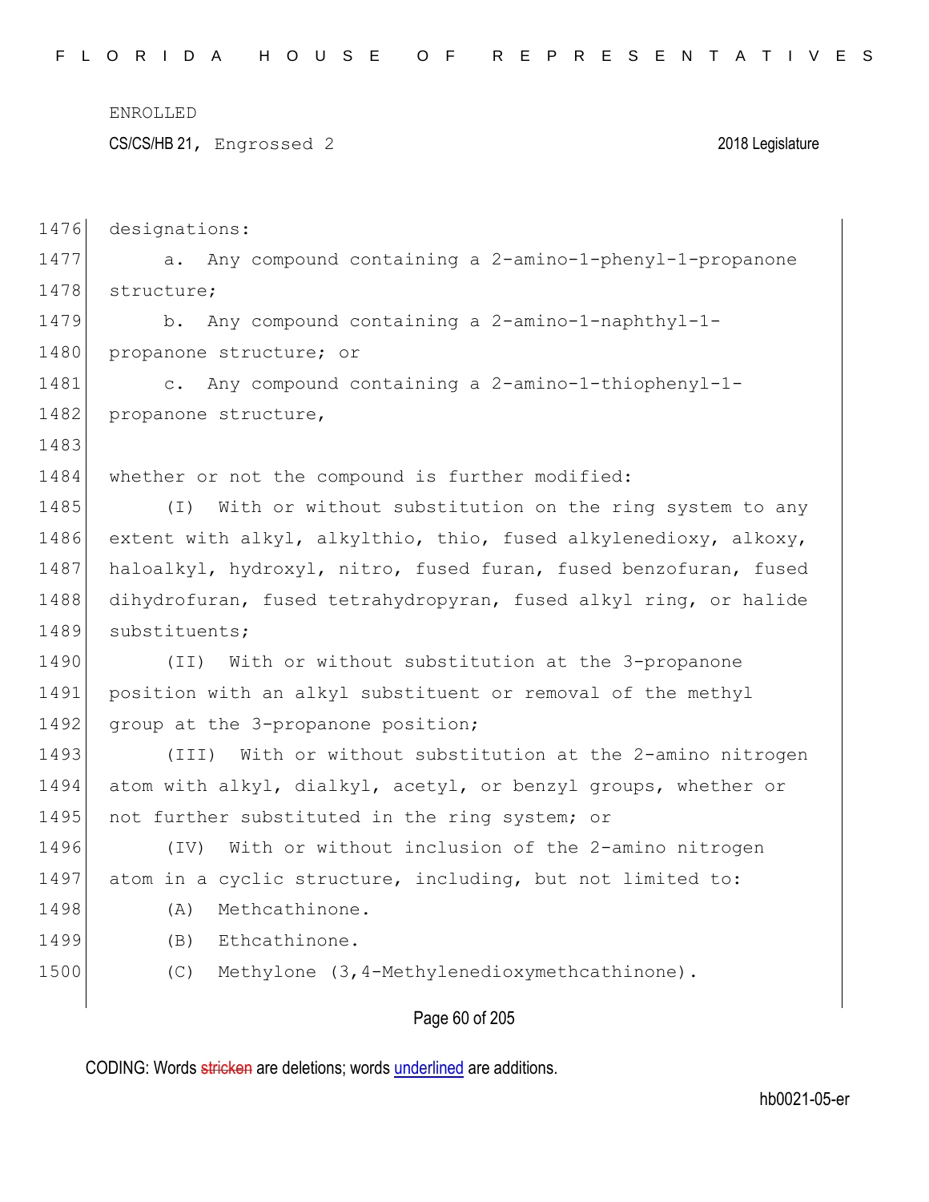designations:

a. Any compound containing a 2-amino-1-phenyl-1-propanone structure;

b. Any compound containing a 2-amino-1-naphthyl-1-propanone structure; or

c. Any compound containing a 2-amino-1-thiophenyl-1-propanone structure,

whether or not the compound is further modified:

(I) With or without substitution on the ring system to any extent with alkyl, alkylthio, thio, fused alkylenedioxy, alkoxy, haloalkyl, hydroxyl, nitro, fused furan, fused benzofuran, fused dihydrofuran, fused tetrahydropyran, fused alkyl ring, or halide substituents;

(II) With or without substitution at the 3-propanone position with an alkyl substituent or removal of the methyl group at the 3-propanone position;

(III) With or without substitution at the 2-amino nitrogen atom with alkyl, dialkyl, acetyl, or benzyl groups, whether or not further substituted in the ring system; or

(IV) With or without inclusion of the 2-amino nitrogen atom in a cyclic structure, including, but not limited to:

(A) Methcathinone.

(B) Ethcathinone.

(C) Methylone (3,4-Methylenedioxymethcathinone).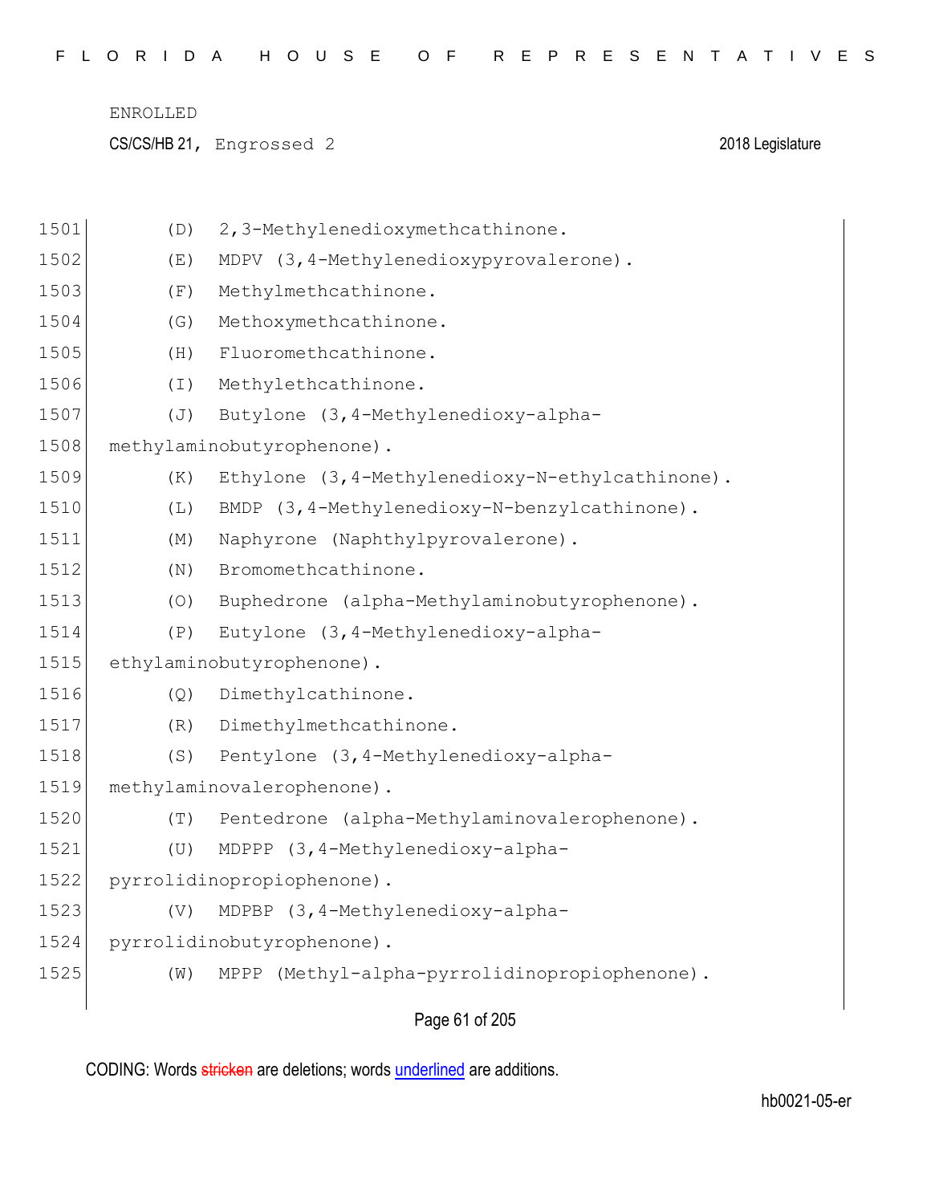(D) 2,3-Methylenedioxymethcathinone.

(E) MDPV (3,4-Methylenedioxypyrovalerone).

(F) Methylmethcathinone.

(G) Methoxymethcathinone.

(H) Fluoromethcathinone.

(I) Methylethcathinone.

(J) Butylone (3,4-Methylenedioxy-alpha-methylaminobutyrophenone).

(K) Ethylone (3,4-Methylenedioxy-N-ethylcathinone).

(L) BMDP (3,4-Methylenedioxy-N-benzylcathinone).

(M) Naphyrone (Naphthylpyrovalerone).

(N) Bromomethcathinone.

(O) Buphedrone (alpha-Methylaminobutyrophenone).

(P) Eutylone (3,4-Methylenedioxy-alpha-ethylaminobutyrophenone).

(Q) Dimethylcathinone.

(R) Dimethylmethcathinone.

(S) Pentylone (3,4-Methylenedioxy-alpha-methylaminovalerophenone).

(T) Pentedrone (alpha-Methylaminovalerophenone).

(U) MDPPP (3,4-Methylenedioxy-alpha-pyrrolidinopropiophenone).

(V) MDPBP (3,4-Methylenedioxy-alpha-pyrrolidinobutyrophenone).

(W) MPPP (Methyl-alpha-pyrrolidinopropiophenone).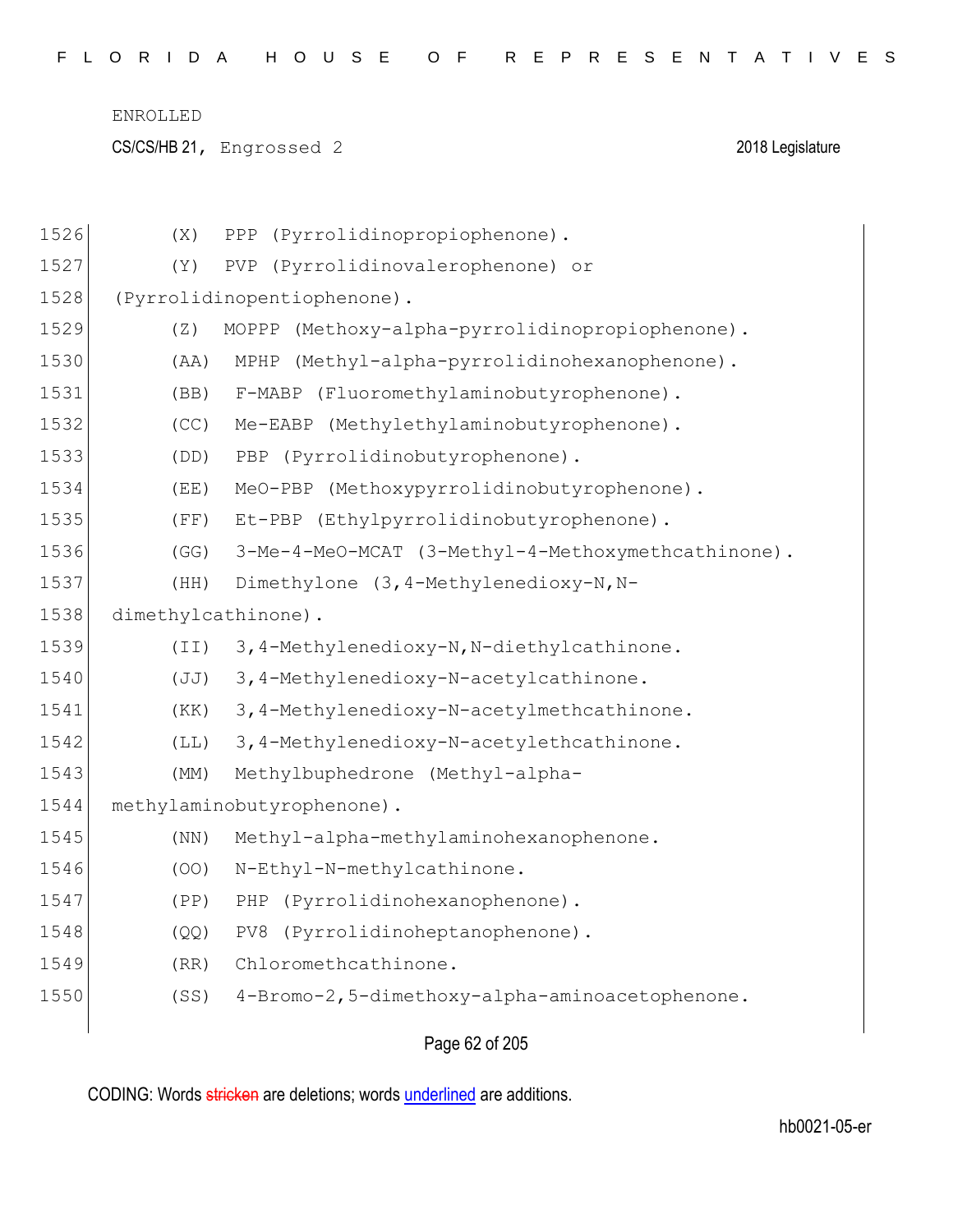(X) PPP (Pyrrolidinopropiophenone).

(Y) PVP (Pyrrolidinovalerophenone) or (Pyrrolidinopentiophenone).

(Z) MOPPP (Methoxy-alpha-pyrrolidinopropiophenone).

(AA) MPHP (Methyl-alpha-pyrrolidinohexanophenone).

(BB) F-MABP (Fluoromethylaminobutyrophenone).

(CC) Me-EABP (Methylethylaminobutyrophenone).

(DD) PBP (Pyrrolidinobutyrophenone).

(EE) MeO-PBP (Methoxypyrrolidinobutyrophenone).

(FF) Et-PBP (Ethylpyrrolidinobutyrophenone).

(GG) 3-Me-4-MeO-MCAT (3-Methyl-4-Methoxymethcathinone).

(HH) Dimethylone (3,4-Methylenedioxy-N,N-dimethylcathinone).

(II) 3,4-Methylenedioxy-N,N-diethylcathinone.

(JJ) 3,4-Methylenedioxy-N-acetylcathinone.

(KK) 3,4-Methylenedioxy-N-acetylmethcathinone.

(LL) 3,4-Methylenedioxy-N-acetylethcathinone.

(MM) Methylbuphedrone (Methyl-alpha-methylaminobutyrophenone).

(NN) Methyl-alpha-methylaminohexanophenone.

(OO) N-Ethyl-N-methylcathinone.

(PP) PHP (Pyrrolidinohexanophenone).

(QQ) PV8 (Pyrrolidinoheptanophenone).

(RR) Chloromethcathinone.

(SS) 4-Bromo-2,5-dimethoxy-alpha-aminoacetophenone.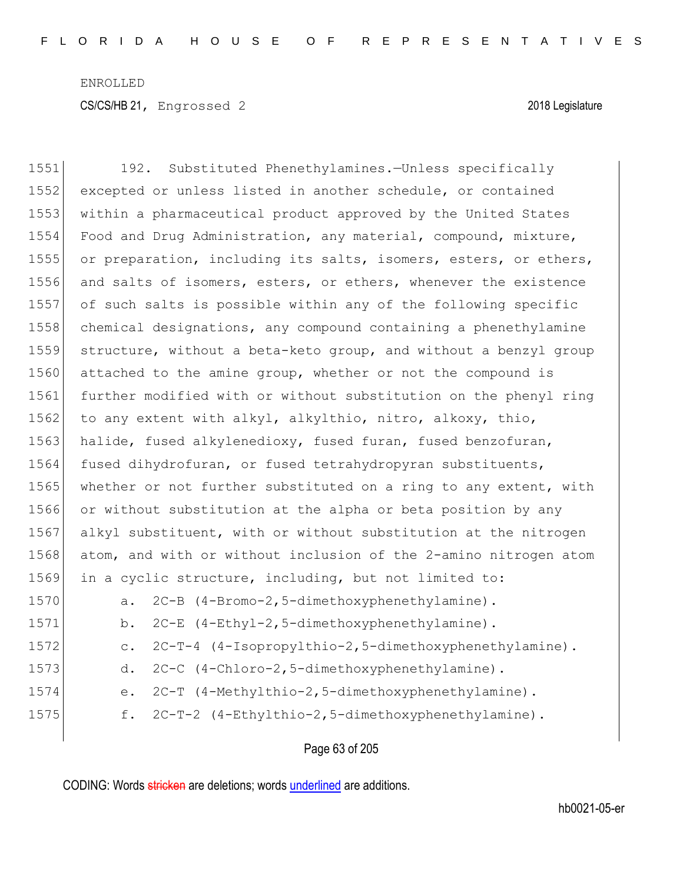192. Substituted Phenethylamines.—Unless specifically excepted or unless listed in another schedule, or contained within a pharmaceutical product approved by the United States Food and Drug Administration, any material, compound, mixture, or preparation, including its salts, isomers, esters, or ethers, and salts of isomers, esters, or ethers, whenever the existence of such salts is possible within any of the following specific chemical designations, any compound containing a phenethylamine structure, without a beta-keto group, and without a benzyl group attached to the amine group, whether or not the compound is further modified with or without substitution on the phenyl ring to any extent with alkyl, alkylthio, nitro, alkoxy, thio, halide, fused alkylenedioxy, fused furan, fused benzofuran, fused dihydrofuran, or fused tetrahydropyran substituents, whether or not further substituted on a ring to any extent, with or without substitution at the alpha or beta position by any alkyl substituent, with or without substitution at the nitrogen atom, and with or without inclusion of the 2-amino nitrogen atom in a cyclic structure, including, but not limited to:

a. 2C-B (4-Bromo-2,5-dimethoxyphenethylamine).

b. 2C-E (4-Ethyl-2,5-dimethoxyphenethylamine).

c. 2C-T-4 (4-Isopropylthio-2,5-dimethoxyphenethylamine).

d. 2C-C (4-Chloro-2,5-dimethoxyphenethylamine).

e. 2C-T (4-Methylthio-2,5-dimethoxyphenethylamine).

f. 2C-T-2 (4-Ethylthio-2,5-dimethoxyphenethylamine).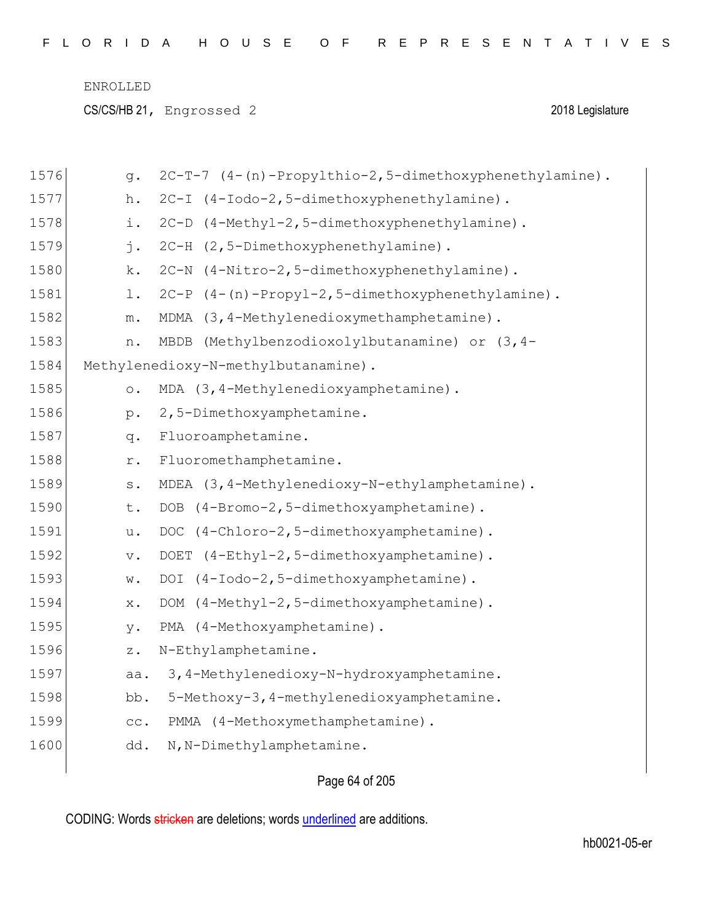g. 2C-T-7 (4-(n)-Propylthio-2,5-dimethoxyphenethylamine).

h. 2C-I (4-Iodo-2,5-dimethoxyphenethylamine).

i. 2C-D (4-Methyl-2,5-dimethoxyphenethylamine).

j. 2C-H (2,5-Dimethoxyphenethylamine).

k. 2C-N (4-Nitro-2,5-dimethoxyphenethylamine).

l. 2C-P (4-(n)-Propyl-2,5-dimethoxyphenethylamine).

m. MDMA (3,4-Methylenedioxymethamphetamine).

n. MBDB (Methylbenzodioxolylbutanamine) or (3,4-Methylenedioxy-N-methylbutanamine).

o. MDA (3,4-Methylenedioxyamphetamine).

p. 2,5-Dimethoxyamphetamine.

q. Fluoroamphetamine.

r. Fluoromethamphetamine.

s. MDEA (3,4-Methylenedioxy-N-ethylamphetamine).

t. DOB (4-Bromo-2,5-dimethoxyamphetamine).

u. DOC (4-Chloro-2,5-dimethoxyamphetamine).

v. DOET (4-Ethyl-2,5-dimethoxyamphetamine).

w. DOI (4-Iodo-2,5-dimethoxyamphetamine).

x. DOM (4-Methyl-2,5-dimethoxyamphetamine).

y. PMA (4-Methoxyamphetamine).

z. N-Ethylamphetamine.

aa. 3,4-Methylenedioxy-N-hydroxyamphetamine.

bb. 5-Methoxy-3,4-methylenedioxyamphetamine.

cc. PMMA (4-Methoxymethamphetamine).

dd. N,N-Dimethylamphetamine.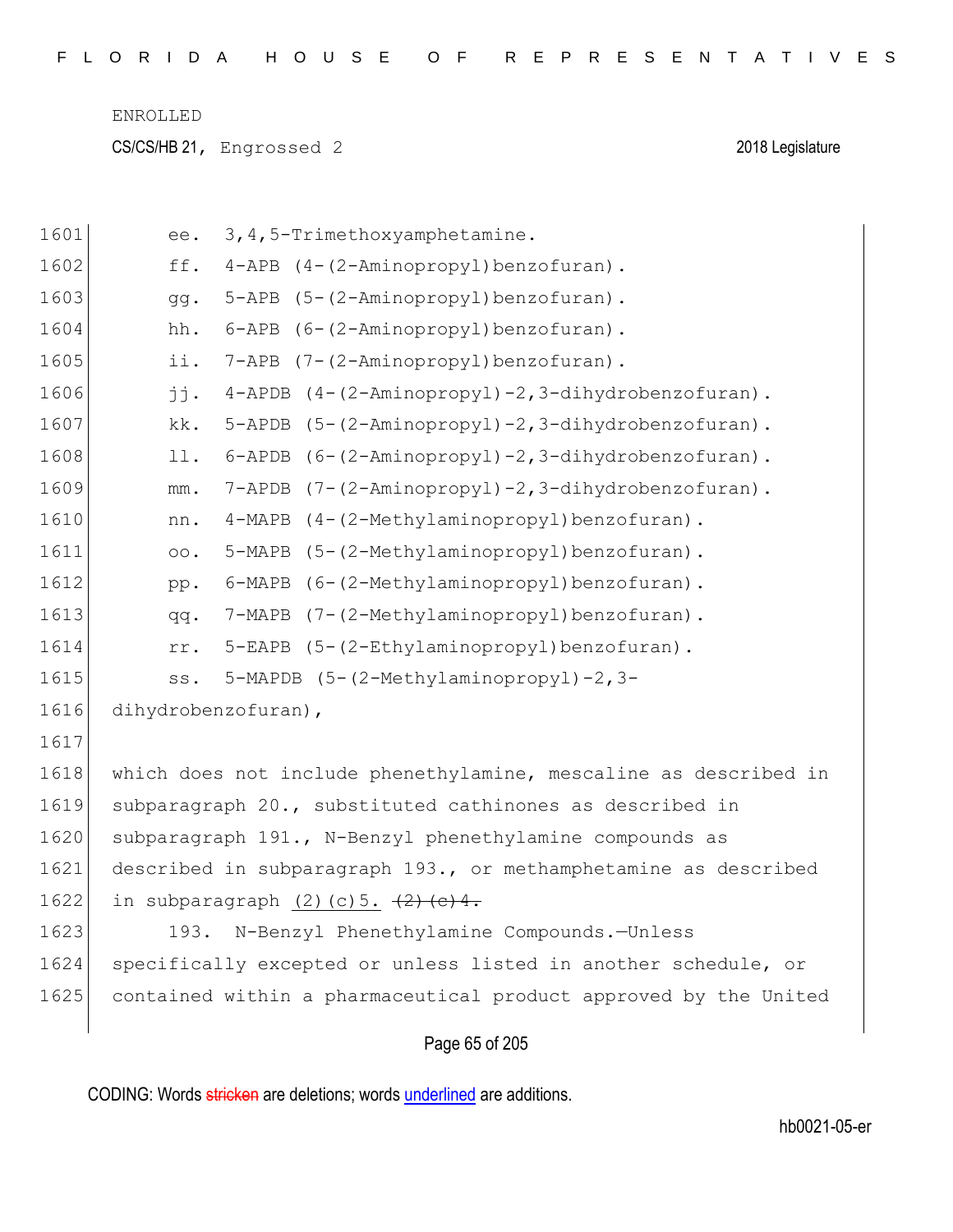ee. 3,4,5-Trimethoxyamphetamine.

ff. 4-APB (4-(2-Aminopropyl)benzofuran).

gg. 5-APB (5-(2-Aminopropyl)benzofuran).

hh. 6-APB (6-(2-Aminopropyl)benzofuran).

ii. 7-APB (7-(2-Aminopropyl)benzofuran).

jj. 4-APDB (4-(2-Aminopropyl)-2,3-dihydrobenzofuran).

kk. 5-APDB (5-(2-Aminopropyl)-2,3-dihydrobenzofuran).

ll. 6-APDB (6-(2-Aminopropyl)-2,3-dihydrobenzofuran).

mm. 7-APDB (7-(2-Aminopropyl)-2,3-dihydrobenzofuran).

nn. 4-MAPB (4-(2-Methylaminopropyl)benzofuran).

oo. 5-MAPB (5-(2-Methylaminopropyl)benzofuran).

pp. 6-MAPB (6-(2-Methylaminopropyl)benzofuran).

qq. 7-MAPB (7-(2-Methylaminopropyl)benzofuran).

rr. 5-EAPB (5-(2-Ethylaminopropyl)benzofuran).

ss. 5-MAPDB (5-(2-Methylaminopropyl)-2,3-dihydrobenzofuran),

which does not include phenethylamine, mescaline as described in subparagraph 20., substituted cathinones as described in subparagraph 191., N-Benzyl phenethylamine compounds as described in subparagraph 193., or methamphetamine as described in subparagraph (2)(c)5. ~~(2)(c)4.~~

193. N-Benzyl Phenethylamine Compounds.—Unless specifically excepted or unless listed in another schedule, or contained within a pharmaceutical product approved by the United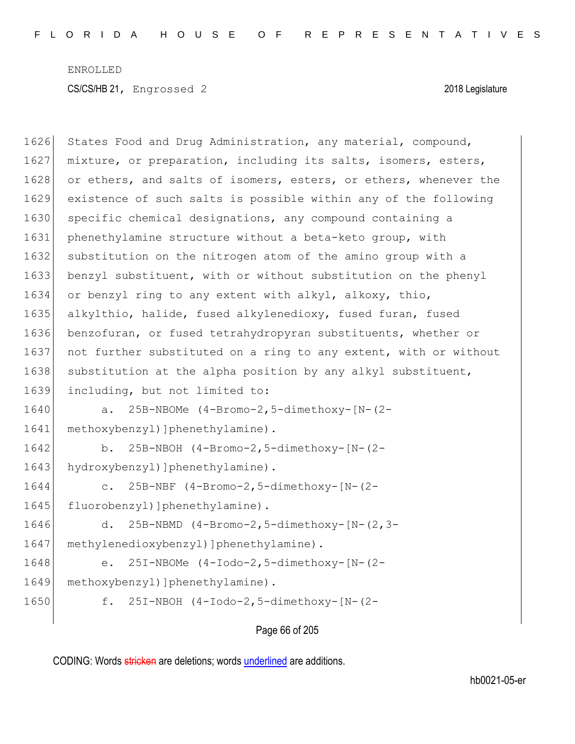States Food and Drug Administration, any material, compound, mixture, or preparation, including its salts, isomers, esters, or ethers, and salts of isomers, esters, or ethers, whenever the existence of such salts is possible within any of the following specific chemical designations, any compound containing a phenethylamine structure without a beta-keto group, with substitution on the nitrogen atom of the amino group with a benzyl substituent, with or without substitution on the phenyl or benzyl ring to any extent with alkyl, alkoxy, thio, alkylthio, halide, fused alkylenedioxy, fused furan, fused benzofuran, or fused tetrahydropyran substituents, whether or not further substituted on a ring to any extent, with or without substitution at the alpha position by any alkyl substituent, including, but not limited to:

a. 25B-NBOMe (4-Bromo-2,5-dimethoxy-[N-(2-methoxybenzyl)]phenethylamine).

b. 25B-NBOH (4-Bromo-2,5-dimethoxy-[N-(2-hydroxybenzyl)]phenethylamine).

c. 25B-NBF (4-Bromo-2,5-dimethoxy-[N-(2-fluorobenzyl)]phenethylamine).

d. 25B-NBMD (4-Bromo-2,5-dimethoxy-[N-(2,3-methylenedioxybenzyl)]phenethylamine).

e. 25I-NBOMe (4-Iodo-2,5-dimethoxy-[N-(2-methoxybenzyl)]phenethylamine).

f. 25I-NBOH (4-Iodo-2,5-dimethoxy-[N-(2-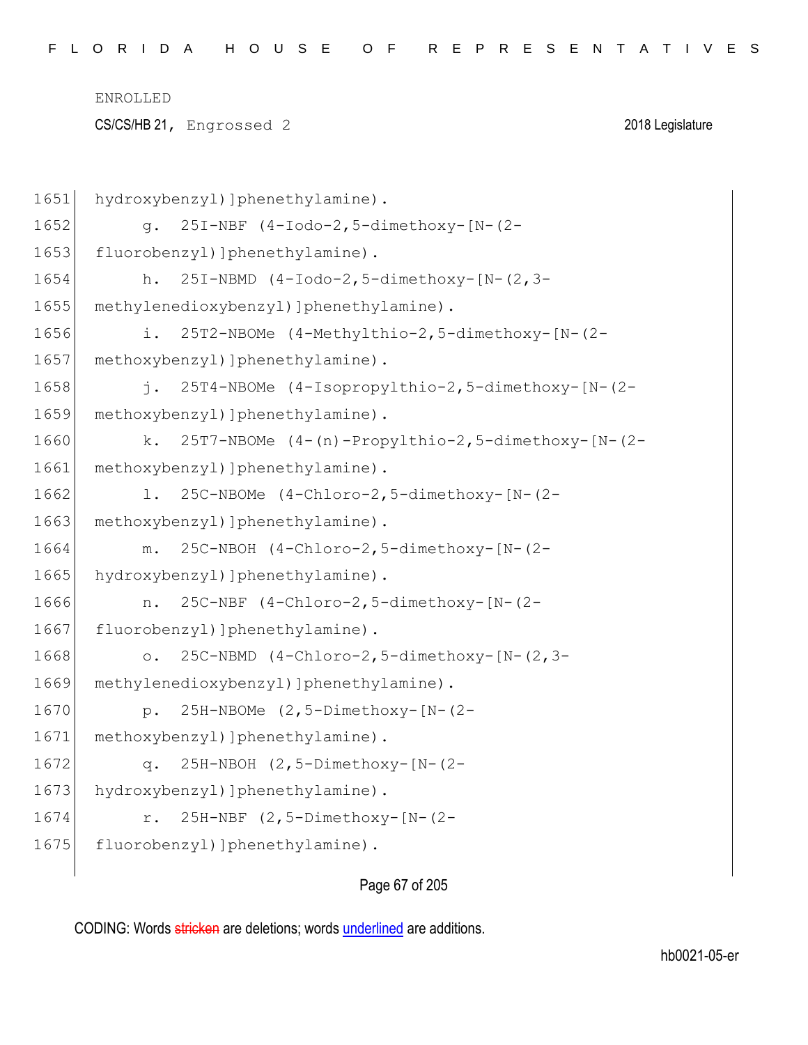hydroxybenzyl)]phenethylamine).

g. 25I-NBF (4-Iodo-2,5-dimethoxy-[N-(2-fluorobenzyl)]phenethylamine).

h. 25I-NBMD (4-Iodo-2,5-dimethoxy-[N-(2,3-methylenedioxybenzyl)]phenethylamine).

i. 25T2-NBOMe (4-Methylthio-2,5-dimethoxy-[N-(2-methoxybenzyl)]phenethylamine).

j. 25T4-NBOMe (4-Isopropylthio-2,5-dimethoxy-[N-(2-methoxybenzyl)]phenethylamine).

k. 25T7-NBOMe (4-(n)-Propylthio-2,5-dimethoxy-[N-(2-methoxybenzyl)]phenethylamine).

l. 25C-NBOMe (4-Chloro-2,5-dimethoxy-[N-(2-methoxybenzyl)]phenethylamine).

m. 25C-NBOH (4-Chloro-2,5-dimethoxy-[N-(2-hydroxybenzyl)]phenethylamine).

n. 25C-NBF (4-Chloro-2,5-dimethoxy-[N-(2-fluorobenzyl)]phenethylamine).

o. 25C-NBMD (4-Chloro-2,5-dimethoxy-[N-(2,3-methylenedioxybenzyl)]phenethylamine).

p. 25H-NBOMe (2,5-Dimethoxy-[N-(2-methoxybenzyl)]phenethylamine).

q. 25H-NBOH (2,5-Dimethoxy-[N-(2-hydroxybenzyl)]phenethylamine).

r. 25H-NBF (2,5-Dimethoxy-[N-(2-fluorobenzyl)]phenethylamine).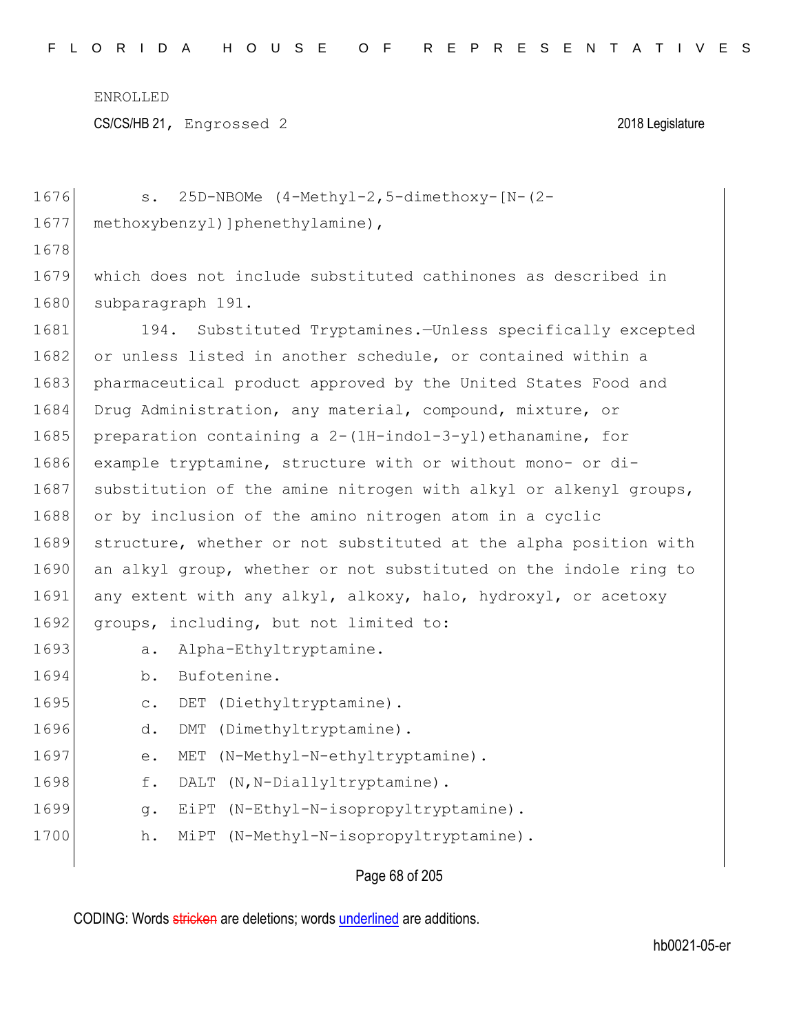s. 25D-NBOMe (4-Methyl-2,5-dimethoxy-[N-(2-methoxybenzyl)]phenethylamine),

which does not include substituted cathinones as described in subparagraph 191.

194. Substituted Tryptamines.—Unless specifically excepted or unless listed in another schedule, or contained within a pharmaceutical product approved by the United States Food and Drug Administration, any material, compound, mixture, or preparation containing a 2-(1H-indol-3-yl)ethanamine, for example tryptamine, structure with or without mono- or di-substitution of the amine nitrogen with alkyl or alkenyl groups, or by inclusion of the amino nitrogen atom in a cyclic structure, whether or not substituted at the alpha position with an alkyl group, whether or not substituted on the indole ring to any extent with any alkyl, alkoxy, halo, hydroxyl, or acetoxy groups, including, but not limited to:

a. Alpha-Ethyltryptamine.

b. Bufotenine.

c. DET (Diethyltryptamine).

d. DMT (Dimethyltryptamine).

e. MET (N-Methyl-N-ethyltryptamine).

f. DALT (N,N-Diallyltryptamine).

g. EiPT (N-Ethyl-N-isopropyltryptamine).

h. MiPT (N-Methyl-N-isopropyltryptamine).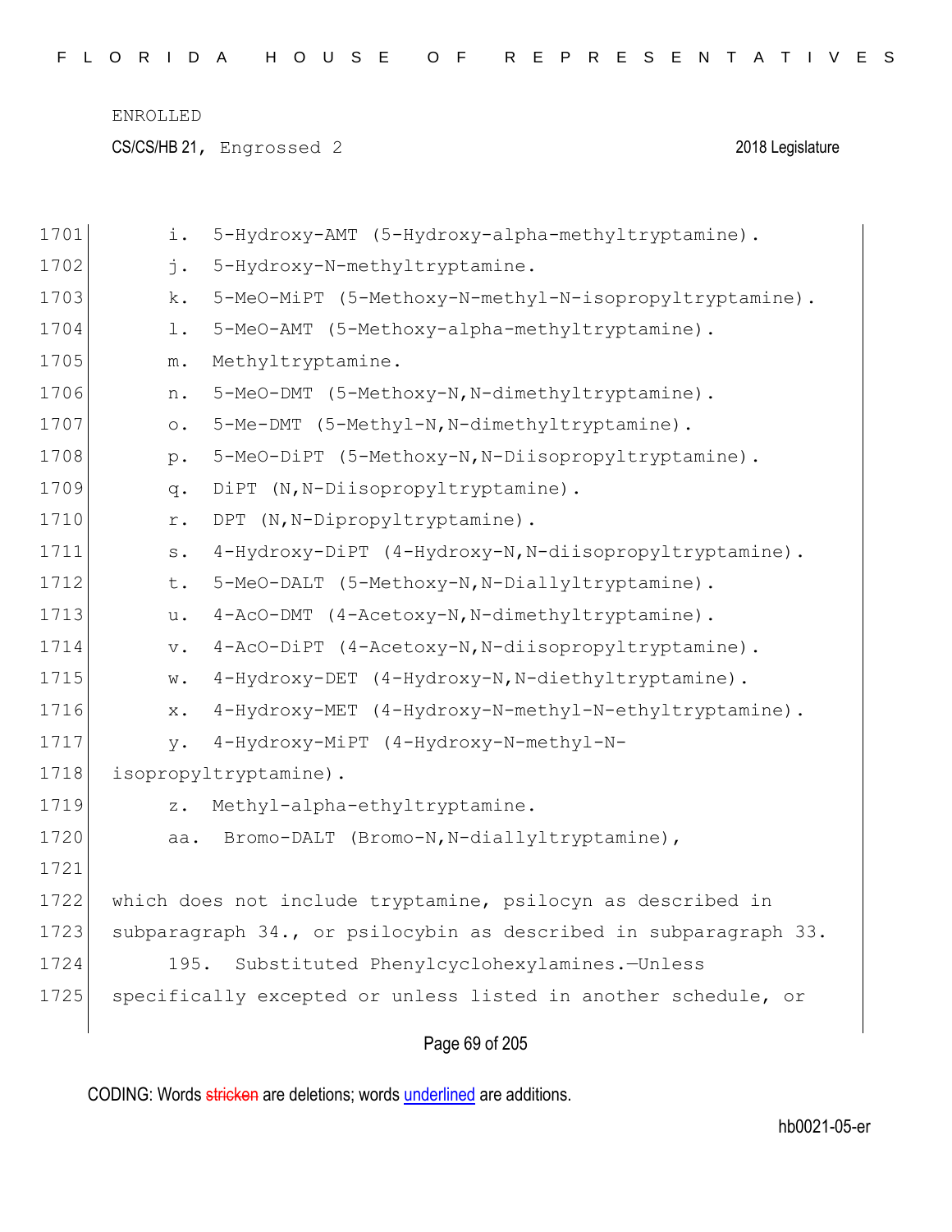i. 5-Hydroxy-AMT (5-Hydroxy-alpha-methyltryptamine).

j. 5-Hydroxy-N-methyltryptamine.

k. 5-MeO-MiPT (5-Methoxy-N-methyl-N-isopropyltryptamine).

l. 5-MeO-AMT (5-Methoxy-alpha-methyltryptamine).

m. Methyltryptamine.

n. 5-MeO-DMT (5-Methoxy-N,N-dimethyltryptamine).

o. 5-Me-DMT (5-Methyl-N,N-dimethyltryptamine).

p. 5-MeO-DiPT (5-Methoxy-N,N-Diisopropyltryptamine).

q. DiPT (N,N-Diisopropyltryptamine).

r. DPT (N,N-Dipropyltryptamine).

s. 4-Hydroxy-DiPT (4-Hydroxy-N,N-diisopropyltryptamine).

t. 5-MeO-DALT (5-Methoxy-N,N-Diallyltryptamine).

u. 4-AcO-DMT (4-Acetoxy-N,N-dimethyltryptamine).

v. 4-AcO-DiPT (4-Acetoxy-N,N-diisopropyltryptamine).

w. 4-Hydroxy-DET (4-Hydroxy-N,N-diethyltryptamine).

x. 4-Hydroxy-MET (4-Hydroxy-N-methyl-N-ethyltryptamine).

y. 4-Hydroxy-MiPT (4-Hydroxy-N-methyl-N-isopropyltryptamine).

z. Methyl-alpha-ethyltryptamine.

aa. Bromo-DALT (Bromo-N,N-diallyltryptamine),

which does not include tryptamine, psilocyn as described in subparagraph 34., or psilocybin as described in subparagraph 33.

195. Substituted Phenylcyclohexylamines.—Unless specifically excepted or unless listed in another schedule, or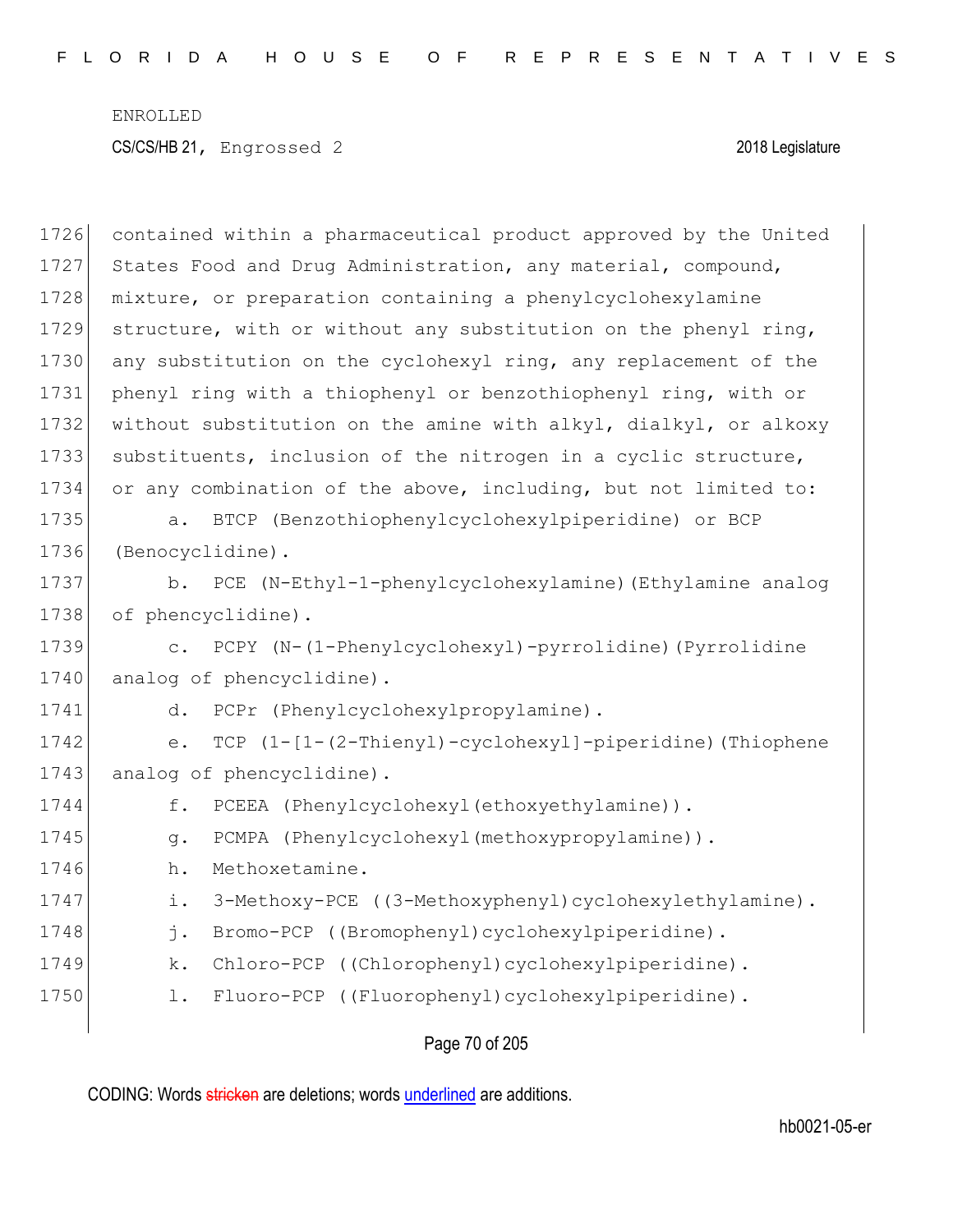contained within a pharmaceutical product approved by the United States Food and Drug Administration, any material, compound, mixture, or preparation containing a phenylcyclohexylamine structure, with or without any substitution on the phenyl ring, any substitution on the cyclohexyl ring, any replacement of the phenyl ring with a thiophenyl or benzothiophenyl ring, with or without substitution on the amine with alkyl, dialkyl, or alkoxy substituents, inclusion of the nitrogen in a cyclic structure, or any combination of the above, including, but not limited to:

a. BTCP (Benzothiophenylcyclohexylpiperidine) or BCP (Benocyclidine).

b. PCE (N-Ethyl-1-phenylcyclohexylamine)(Ethylamine analog of phencyclidine).

c. PCPY (N-(1-Phenylcyclohexyl)-pyrrolidine)(Pyrrolidine analog of phencyclidine).

d. PCPr (Phenylcyclohexylpropylamine).

e. TCP (1-[1-(2-Thienyl)-cyclohexyl]-piperidine)(Thiophene analog of phencyclidine).

f. PCEEA (Phenylcyclohexyl(ethoxyethylamine)).

g. PCMPA (Phenylcyclohexyl(methoxypropylamine)).

h. Methoxetamine.

i. 3-Methoxy-PCE ((3-Methoxyphenyl)cyclohexylethylamine).

j. Bromo-PCP ((Bromophenyl)cyclohexylpiperidine).

k. Chloro-PCP ((Chlorophenyl)cyclohexylpiperidine).

l. Fluoro-PCP ((Fluorophenyl)cyclohexylpiperidine).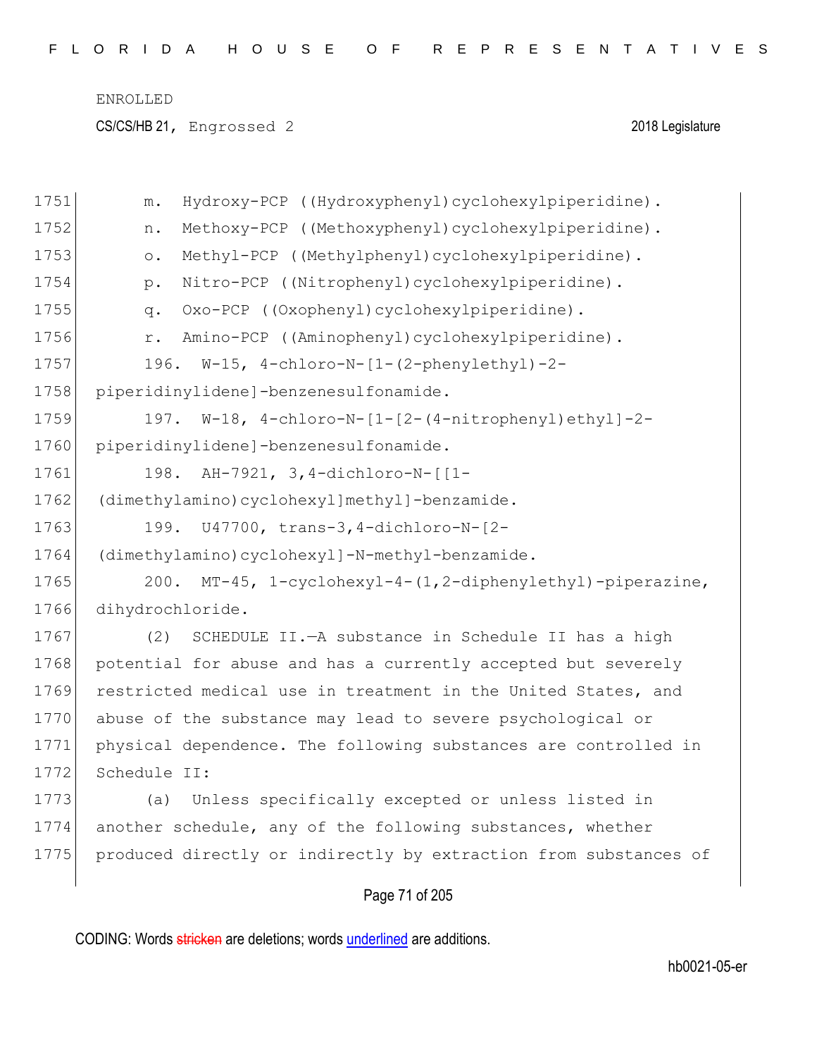m. Hydroxy-PCP ((Hydroxyphenyl)cyclohexylpiperidine).

n. Methoxy-PCP ((Methoxyphenyl)cyclohexylpiperidine).

o. Methyl-PCP ((Methylphenyl)cyclohexylpiperidine).

p. Nitro-PCP ((Nitrophenyl)cyclohexylpiperidine).

q. Oxo-PCP ((Oxophenyl)cyclohexylpiperidine).

r. Amino-PCP ((Aminophenyl)cyclohexylpiperidine).

196. W-15, 4-chloro-N-[1-(2-phenylethyl)-2-piperidinylidene]-benzenesulfonamide.

197. W-18, 4-chloro-N-[1-[2-(4-nitrophenyl)ethyl]-2-piperidinylidene]-benzenesulfonamide.

198. AH-7921, 3,4-dichloro-N-[[1-(dimethylamino)cyclohexyl]methyl]-benzamide.

199. U47700, trans-3,4-dichloro-N-[2-(dimethylamino)cyclohexyl]-N-methyl-benzamide.

200. MT-45, 1-cyclohexyl-4-(1,2-diphenylethyl)-piperazine, dihydrochloride.

(2) SCHEDULE II.—A substance in Schedule II has a high potential for abuse and has a currently accepted but severely restricted medical use in treatment in the United States, and abuse of the substance may lead to severe psychological or physical dependence. The following substances are controlled in Schedule II:

(a) Unless specifically excepted or unless listed in another schedule, any of the following substances, whether produced directly or indirectly by extraction from substances of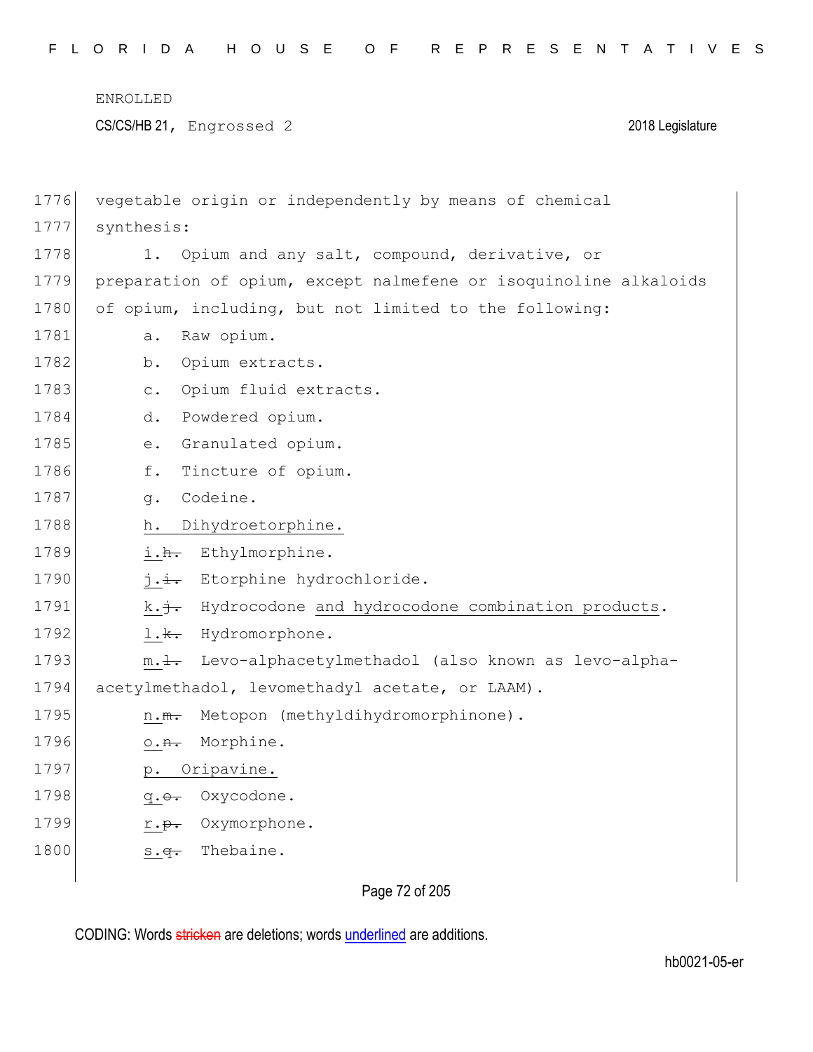vegetable origin or independently by means of chemical synthesis:

1. Opium and any salt, compound, derivative, or preparation of opium, except nalmefene or isoquinoline alkaloids of opium, including, but not limited to the following:

a. Raw opium.

b. Opium extracts.

c. Opium fluid extracts.

d. Powdered opium.

e. Granulated opium.

f. Tincture of opium.

g. Codeine.

h. Dihydroetorphine.

i.~~h.~~ Ethylmorphine.

j.~~i.~~ Etorphine hydrochloride.

k.~~j.~~ Hydrocodone and hydrocodone combination products.

l.~~k.~~ Hydromorphone.

m.~~l.~~ Levo-alphacetylmethadol (also known as levo-alpha-acetylmethadol, levomethadyl acetate, or LAAM).

n.~~m.~~ Metopon (methyldihydromorphinone).

o.~~n.~~ Morphine.

p. Oripavine.

q.~~o.~~ Oxycodone.

r.~~p.~~ Oxymorphone.

s.~~q.~~ Thebaine.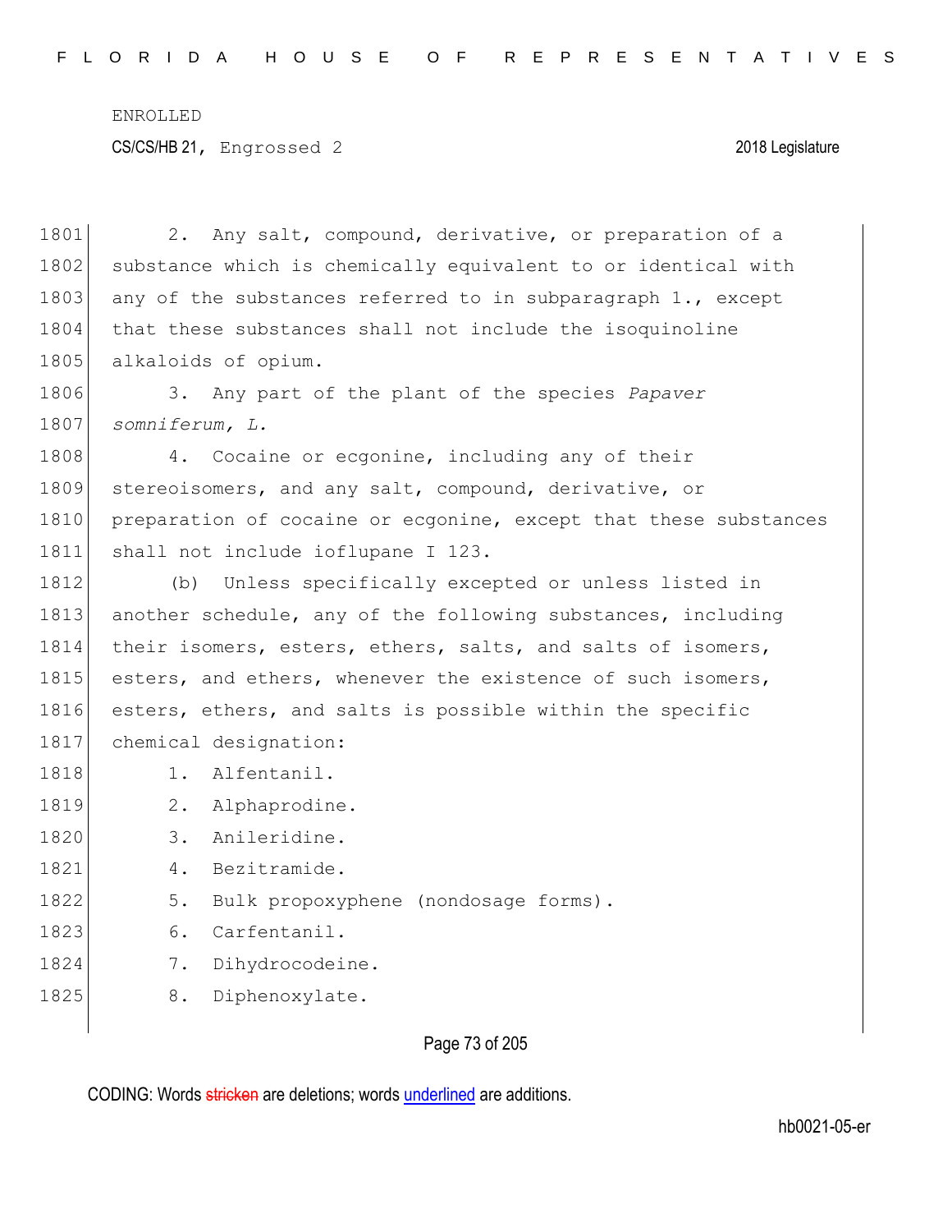2. Any salt, compound, derivative, or preparation of a substance which is chemically equivalent to or identical with any of the substances referred to in subparagraph 1., except that these substances shall not include the isoquinoline alkaloids of opium.

3. Any part of the plant of the species *Papaver somniferum, L.*

4. Cocaine or ecgonine, including any of their stereoisomers, and any salt, compound, derivative, or preparation of cocaine or ecgonine, except that these substances shall not include ioflupane I 123.

(b) Unless specifically excepted or unless listed in another schedule, any of the following substances, including their isomers, esters, ethers, salts, and salts of isomers, esters, and ethers, whenever the existence of such isomers, esters, ethers, and salts is possible within the specific chemical designation:

1. Alfentanil.
2. Alphaprodine.
3. Anileridine.
4. Bezitramide.
5. Bulk propoxyphene (nondosage forms).
6. Carfentanil.
7. Dihydrocodeine.
8. Diphenoxylate.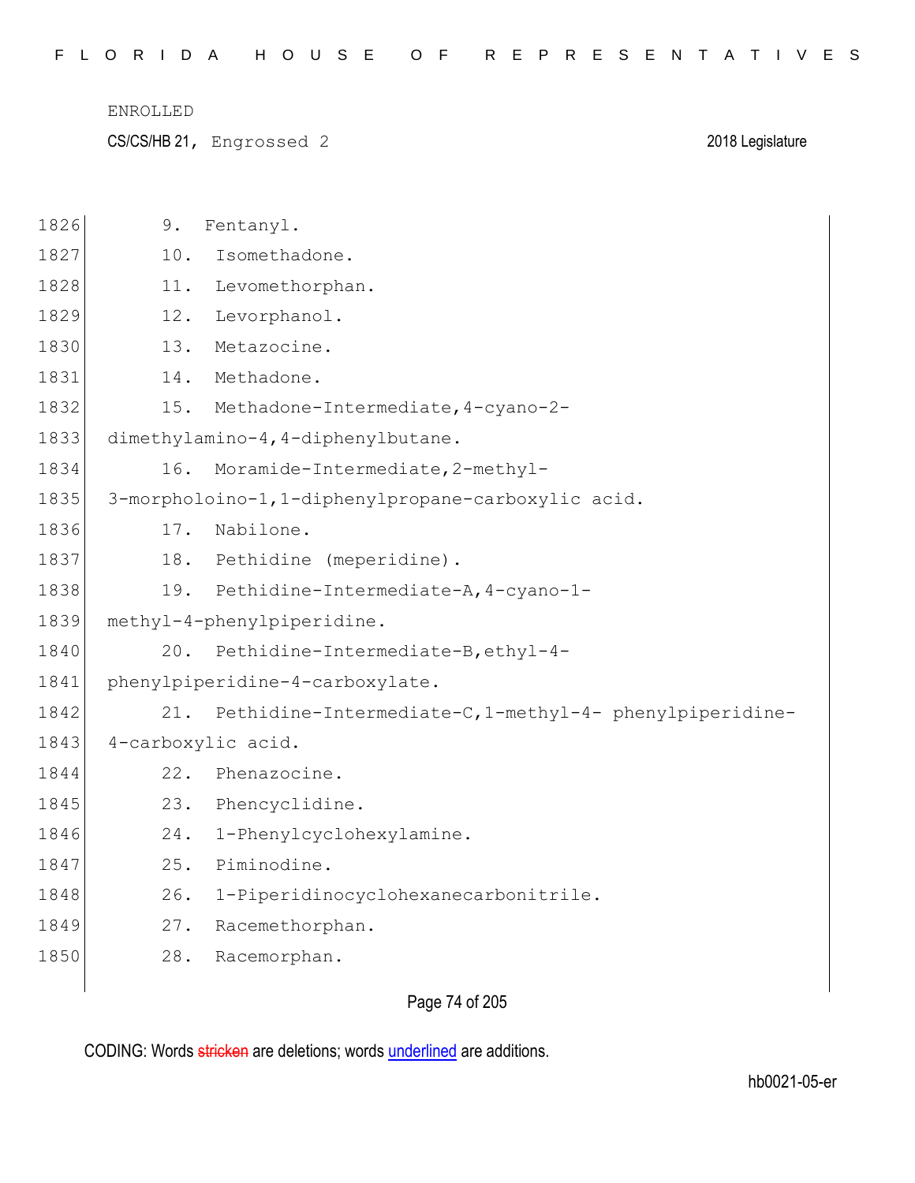9. Fentanyl.
10. Isomethadone.
11. Levomethorphan.
12. Levorphanol.
13. Metazocine.
14. Methadone.
15. Methadone-Intermediate,4-cyano-2-dimethylamino-4,4-diphenylbutane.
16. Moramide-Intermediate,2-methyl-3-morpholoino-1,1-diphenylpropane-carboxylic acid.
17. Nabilone.
18. Pethidine (meperidine).
19. Pethidine-Intermediate-A,4-cyano-1-methyl-4-phenylpiperidine.
20. Pethidine-Intermediate-B,ethyl-4-phenylpiperidine-4-carboxylate.
21. Pethidine-Intermediate-C,1-methyl-4- phenylpiperidine-4-carboxylic acid.
22. Phenazocine.
23. Phencyclidine.
24. 1-Phenylcyclohexylamine.
25. Piminodine.
26. 1-Piperidinocyclohexanecarbonitrile.
27. Racemethorphan.
28. Racemorphan.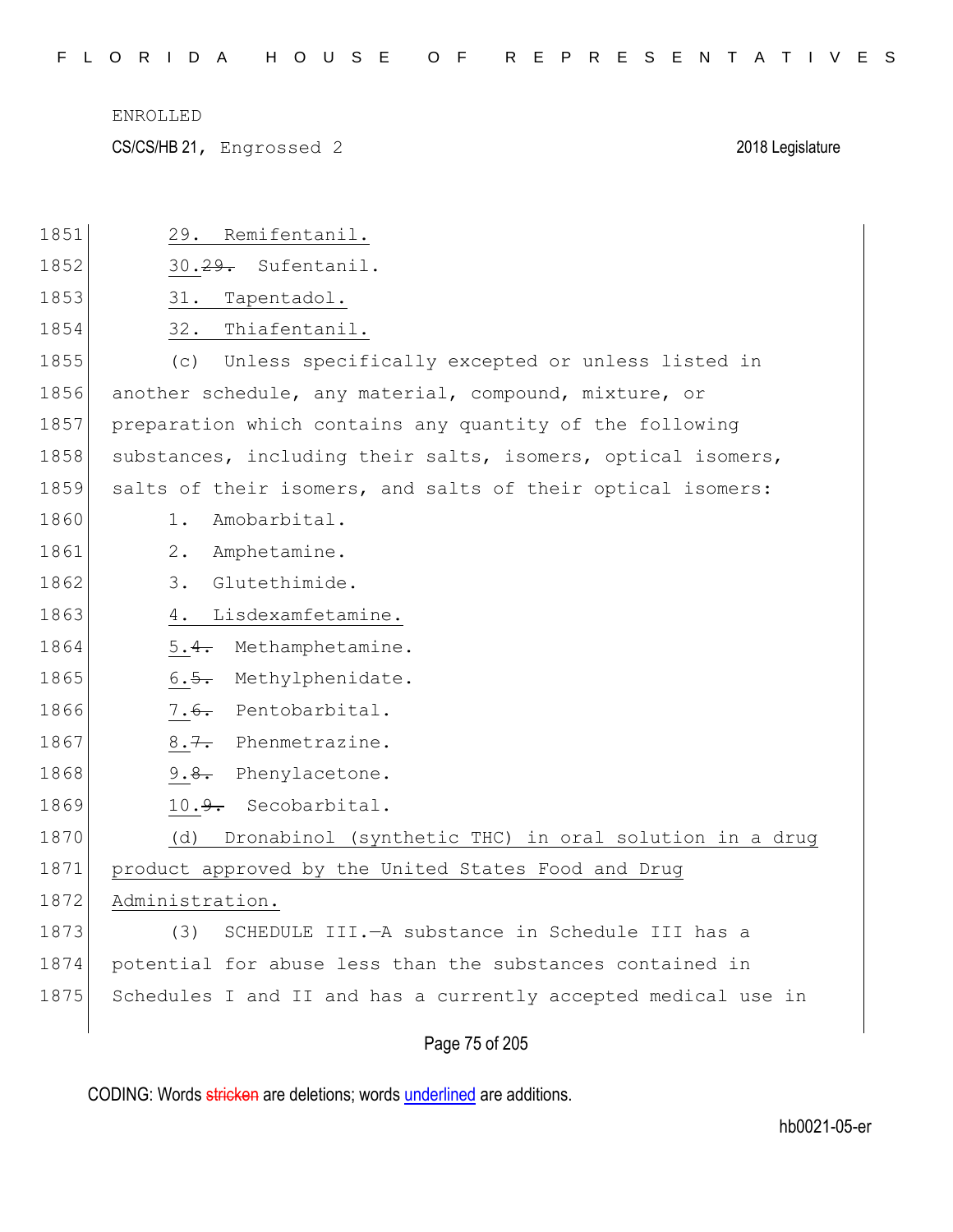1851 29. Remifentanil.

1852 30.~~29.~~ Sufentanil.

1853 31. Tapentadol.

1854 32. Thiafentanil.

1855 (c) Unless specifically excepted or unless listed in
1856 another schedule, any material, compound, mixture, or
1857 preparation which contains any quantity of the following
1858 substances, including their salts, isomers, optical isomers,
1859 salts of their isomers, and salts of their optical isomers:

1860 1. Amobarbital.

1861 2. Amphetamine.

1862 3. Glutethimide.

1863 4. Lisdexamfetamine.

1864 5.~~4.~~ Methamphetamine.

1865 6.~~5.~~ Methylphenidate.

1866 7.~~6.~~ Pentobarbital.

1867 8.~~7.~~ Phenmetrazine.

1868 9.~~8.~~ Phenylacetone.

1869 10.~~9.~~ Secobarbital.

1870 (d) Dronabinol (synthetic THC) in oral solution in a drug
1871 product approved by the United States Food and Drug
1872 Administration.

1873 (3) SCHEDULE III.—A substance in Schedule III has a
1874 potential for abuse less than the substances contained in
1875 Schedules I and II and has a currently accepted medical use in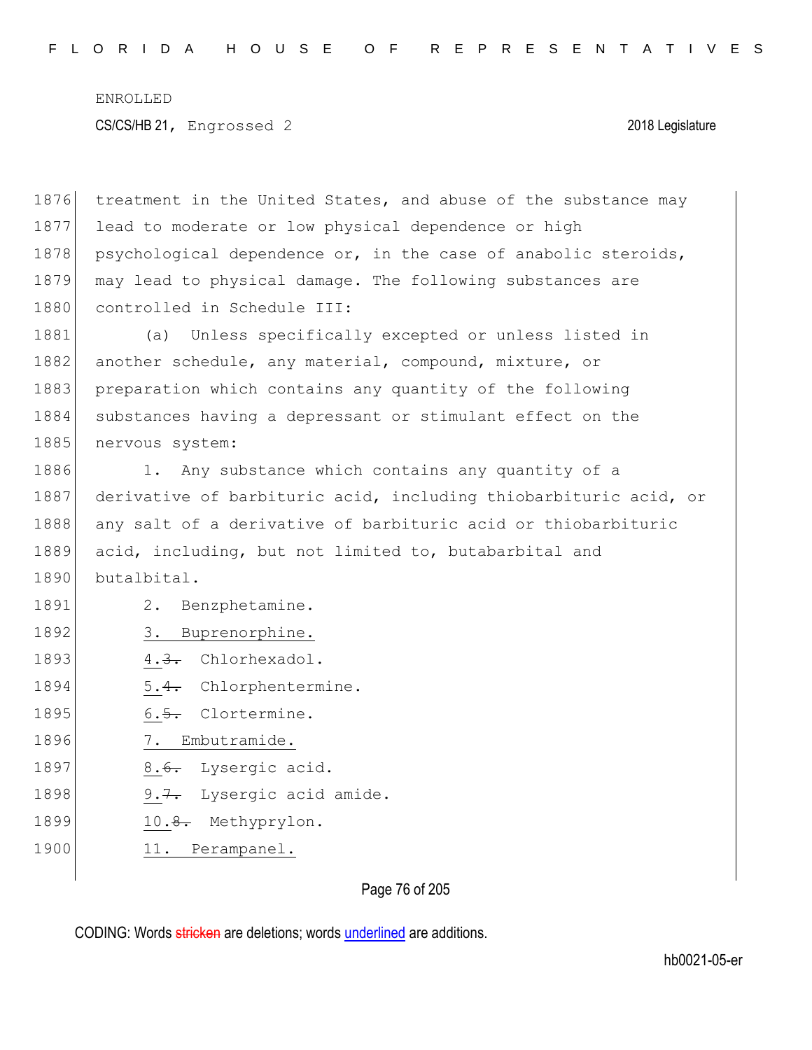treatment in the United States, and abuse of the substance may lead to moderate or low physical dependence or high psychological dependence or, in the case of anabolic steroids, may lead to physical damage. The following substances are controlled in Schedule III:

(a) Unless specifically excepted or unless listed in another schedule, any material, compound, mixture, or preparation which contains any quantity of the following substances having a depressant or stimulant effect on the nervous system:

1. Any substance which contains any quantity of a derivative of barbituric acid, including thiobarbituric acid, or any salt of a derivative of barbituric acid or thiobarbituric acid, including, but not limited to, butabarbital and butalbital.

2. Benzphetamine.

3. Buprenorphine.

4.~~3.~~ Chlorhexadol.

5.~~4.~~ Chlorphentermine.

6.~~5.~~ Clortermine.

7. Embutramide.

8.~~6.~~ Lysergic acid.

9.~~7.~~ Lysergic acid amide.

10.~~8.~~ Methyprylon.

11. Perampanel.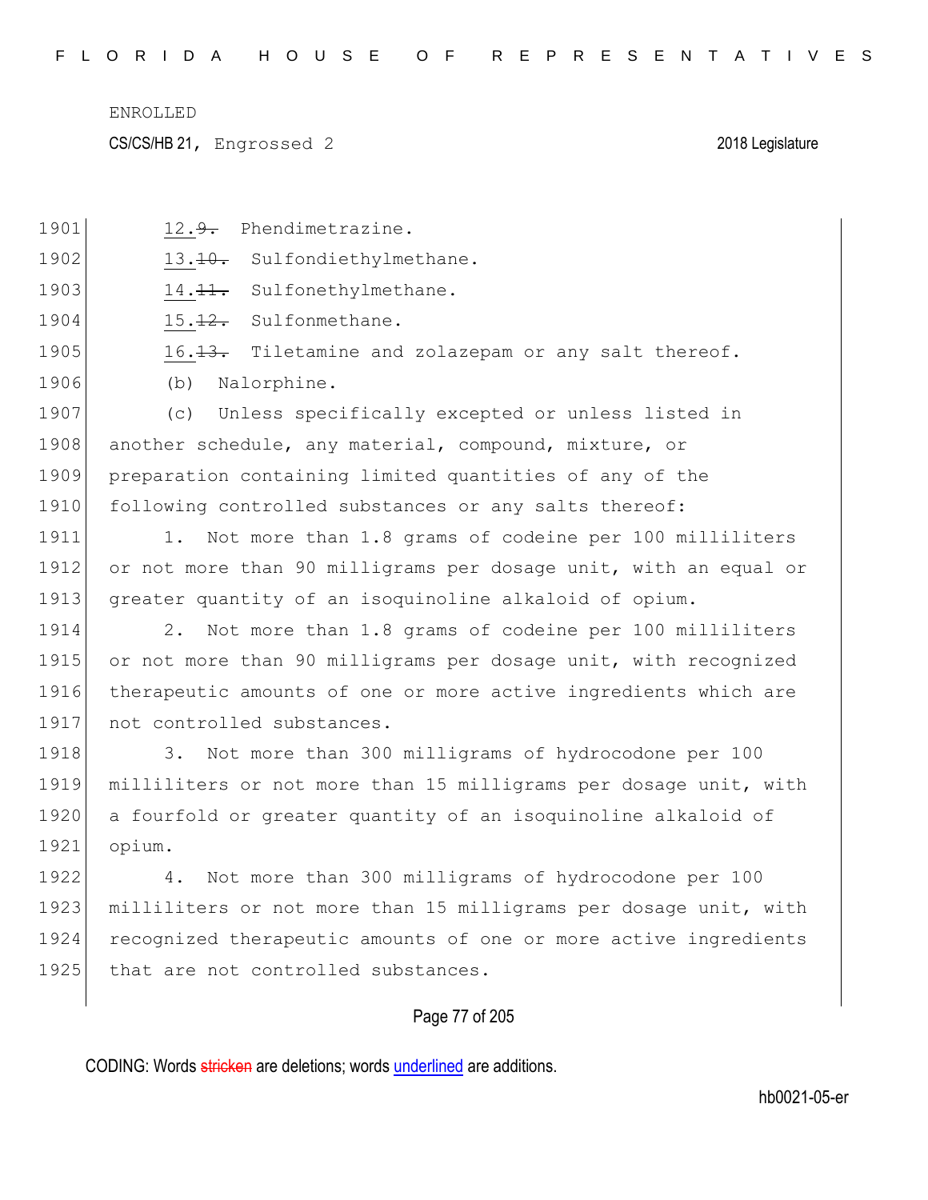1901 12. ~~9.~~ Phendimetrazine.

1902 13. ~~10.~~ Sulfondiethylmethane.

1903 14. ~~11.~~ Sulfonethylmethane.

1904 15. ~~12.~~ Sulfonmethane.

1905 16. ~~13.~~ Tiletamine and zolazepam or any salt thereof.

1906 (b) Nalorphine.

1907 (c) Unless specifically excepted or unless listed in
1908 another schedule, any material, compound, mixture, or
1909 preparation containing limited quantities of any of the
1910 following controlled substances or any salts thereof:

1911 1. Not more than 1.8 grams of codeine per 100 milliliters
1912 or not more than 90 milligrams per dosage unit, with an equal or
1913 greater quantity of an isoquinoline alkaloid of opium.

1914 2. Not more than 1.8 grams of codeine per 100 milliliters
1915 or not more than 90 milligrams per dosage unit, with recognized
1916 therapeutic amounts of one or more active ingredients which are
1917 not controlled substances.

1918 3. Not more than 300 milligrams of hydrocodone per 100
1919 milliliters or not more than 15 milligrams per dosage unit, with
1920 a fourfold or greater quantity of an isoquinoline alkaloid of
1921 opium.

1922 4. Not more than 300 milligrams of hydrocodone per 100
1923 milliliters or not more than 15 milligrams per dosage unit, with
1924 recognized therapeutic amounts of one or more active ingredients
1925 that are not controlled substances.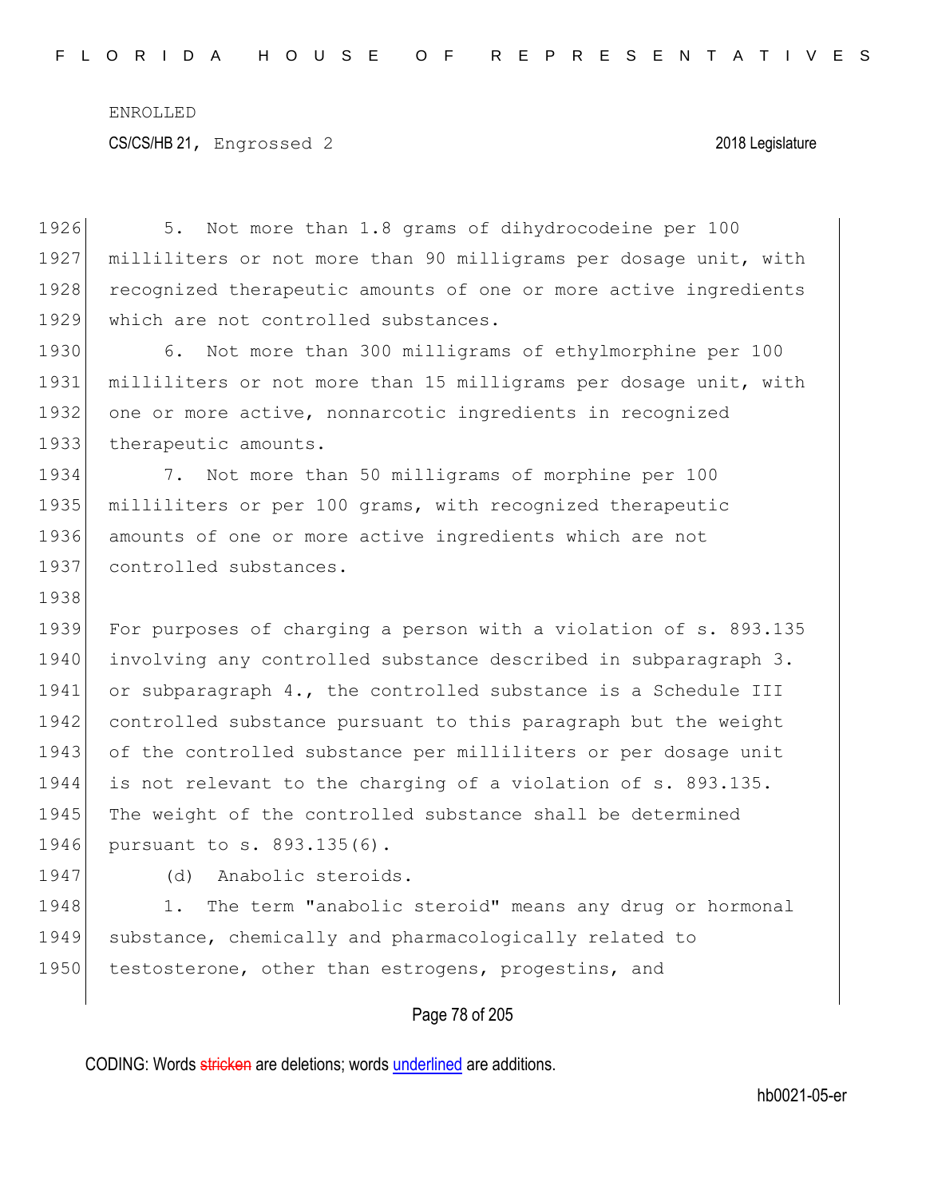5. Not more than 1.8 grams of dihydrocodeine per 100 milliliters or not more than 90 milligrams per dosage unit, with recognized therapeutic amounts of one or more active ingredients which are not controlled substances.

6. Not more than 300 milligrams of ethylmorphine per 100 milliliters or not more than 15 milligrams per dosage unit, with one or more active, nonnarcotic ingredients in recognized therapeutic amounts.

7. Not more than 50 milligrams of morphine per 100 milliliters or per 100 grams, with recognized therapeutic amounts of one or more active ingredients which are not controlled substances.

For purposes of charging a person with a violation of s. 893.135 involving any controlled substance described in subparagraph 3. or subparagraph 4., the controlled substance is a Schedule III controlled substance pursuant to this paragraph but the weight of the controlled substance per milliliters or per dosage unit is not relevant to the charging of a violation of s. 893.135. The weight of the controlled substance shall be determined pursuant to s. 893.135(6).

(d) Anabolic steroids.

1. The term "anabolic steroid" means any drug or hormonal substance, chemically and pharmacologically related to testosterone, other than estrogens, progestins, and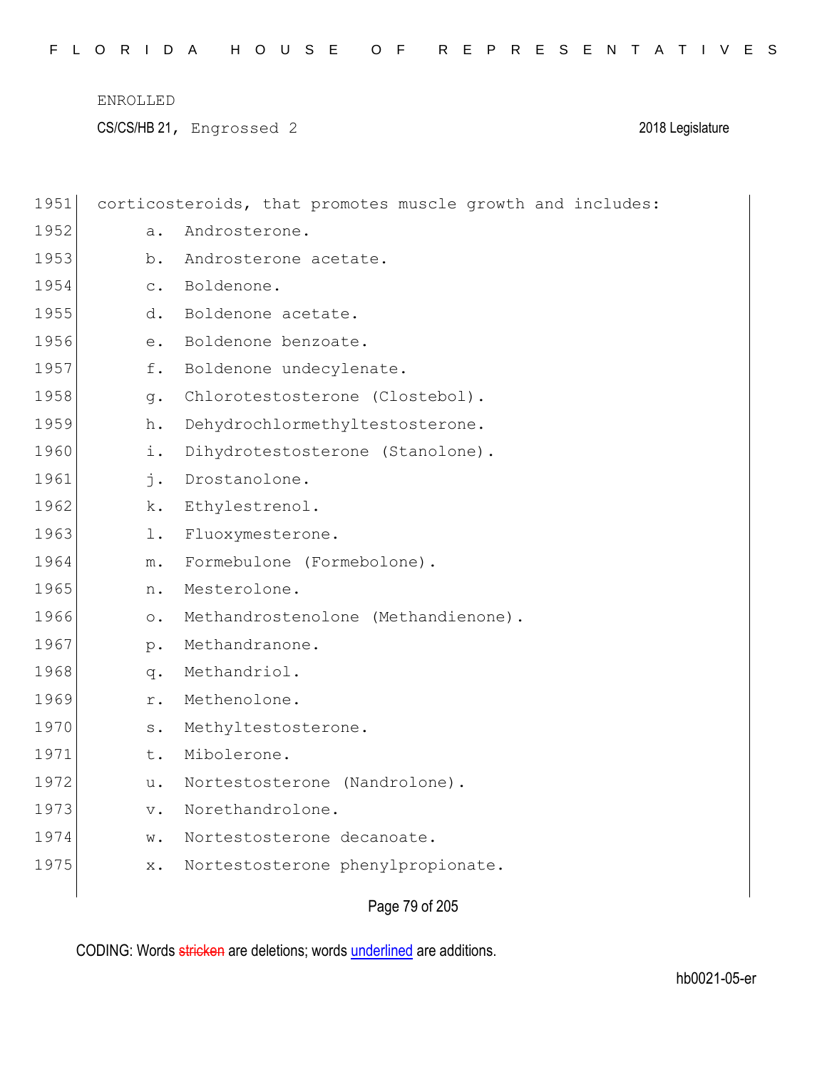corticosteroids, that promotes muscle growth and includes:

a. Androsterone.

b. Androsterone acetate.

c. Boldenone.

d. Boldenone acetate.

e. Boldenone benzoate.

f. Boldenone undecylenate.

g. Chlorotestosterone (Clostebol).

h. Dehydrochlormethyltestosterone.

i. Dihydrotestosterone (Stanolone).

j. Drostanolone.

k. Ethylestrenol.

l. Fluoxymesterone.

m. Formebulone (Formebolone).

n. Mesterolone.

o. Methandrostenolone (Methandienone).

p. Methandranone.

q. Methandriol.

r. Methenolone.

s. Methyltestosterone.

t. Mibolerone.

u. Nortestosterone (Nandrolone).

v. Norethandrolone.

w. Nortestosterone decanoate.

x. Nortestosterone phenylpropionate.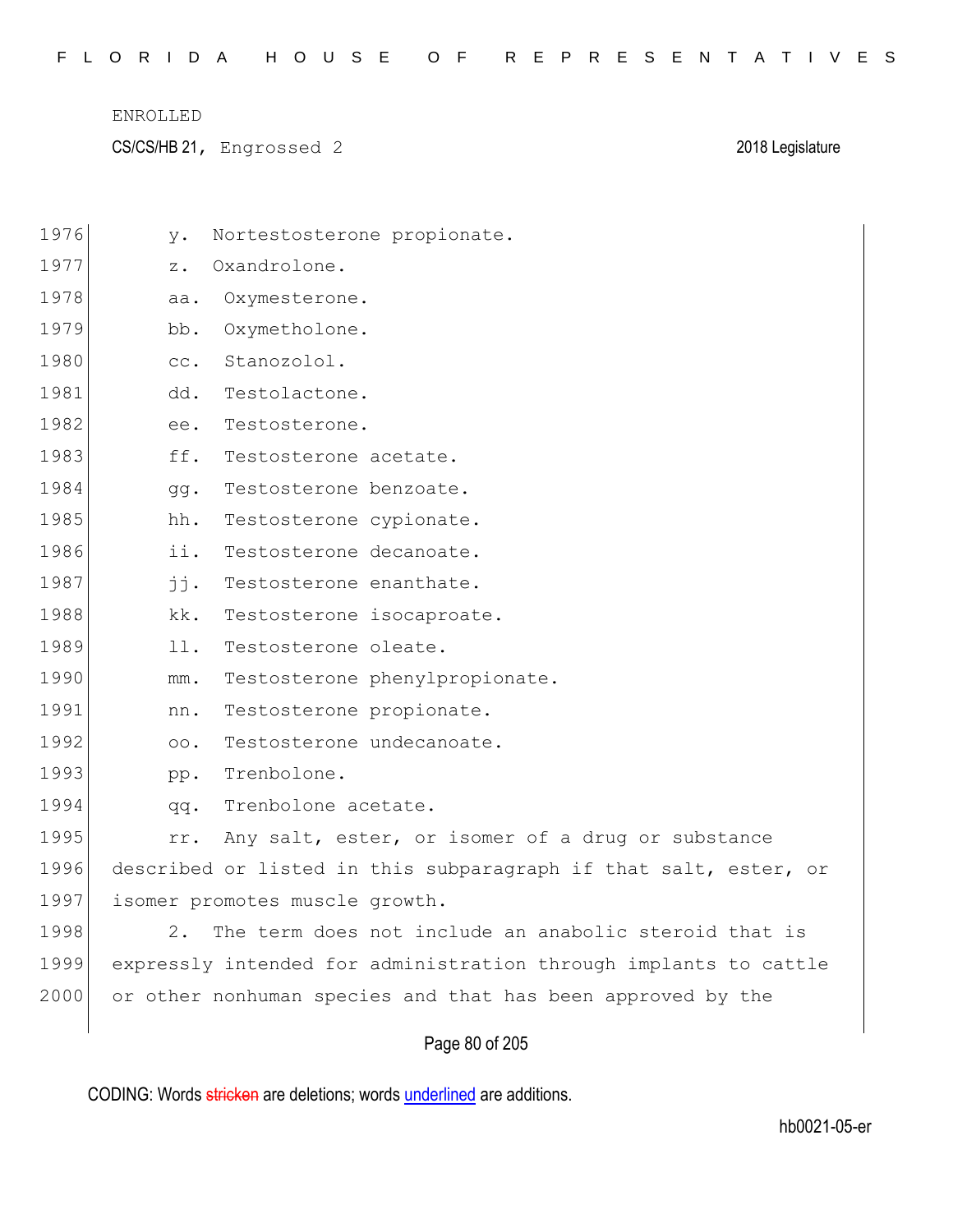y. Nortestosterone propionate.

z. Oxandrolone.

aa. Oxymesterone.

bb. Oxymetholone.

cc. Stanozolol.

dd. Testolactone.

ee. Testosterone.

ff. Testosterone acetate.

gg. Testosterone benzoate.

hh. Testosterone cypionate.

ii. Testosterone decanoate.

jj. Testosterone enanthate.

kk. Testosterone isocaproate.

ll. Testosterone oleate.

mm. Testosterone phenylpropionate.

nn. Testosterone propionate.

oo. Testosterone undecanoate.

pp. Trenbolone.

qq. Trenbolone acetate.

rr. Any salt, ester, or isomer of a drug or substance described or listed in this subparagraph if that salt, ester, or isomer promotes muscle growth.

2. The term does not include an anabolic steroid that is expressly intended for administration through implants to cattle or other nonhuman species and that has been approved by the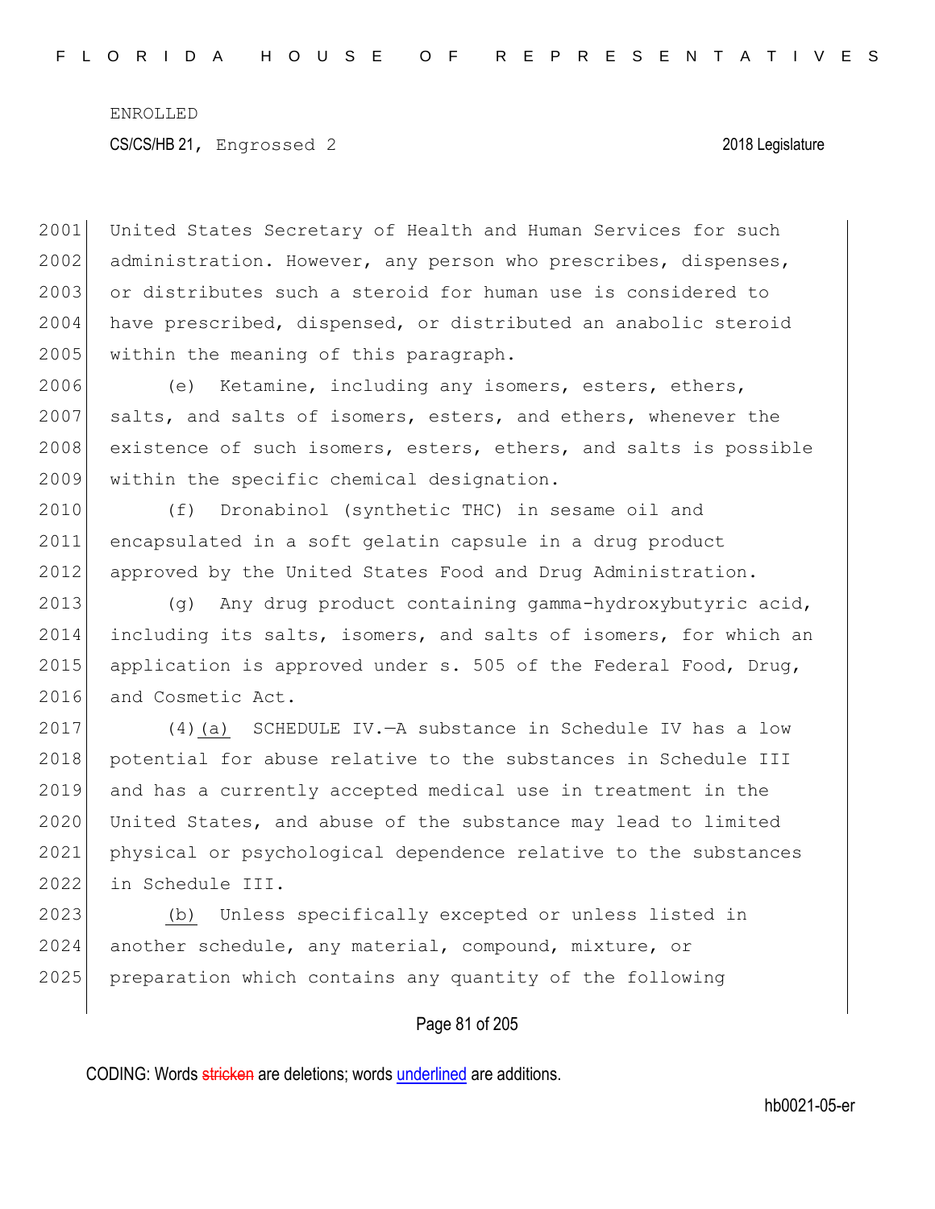United States Secretary of Health and Human Services for such administration. However, any person who prescribes, dispenses, or distributes such a steroid for human use is considered to have prescribed, dispensed, or distributed an anabolic steroid within the meaning of this paragraph.

(e) Ketamine, including any isomers, esters, ethers, salts, and salts of isomers, esters, and ethers, whenever the existence of such isomers, esters, ethers, and salts is possible within the specific chemical designation.

(f) Dronabinol (synthetic THC) in sesame oil and encapsulated in a soft gelatin capsule in a drug product approved by the United States Food and Drug Administration.

(g) Any drug product containing gamma-hydroxybutyric acid, including its salts, isomers, and salts of isomers, for which an application is approved under s. 505 of the Federal Food, Drug, and Cosmetic Act.

(4)(a) SCHEDULE IV.—A substance in Schedule IV has a low potential for abuse relative to the substances in Schedule III and has a currently accepted medical use in treatment in the United States, and abuse of the substance may lead to limited physical or psychological dependence relative to the substances in Schedule III.

(b) Unless specifically excepted or unless listed in another schedule, any material, compound, mixture, or preparation which contains any quantity of the following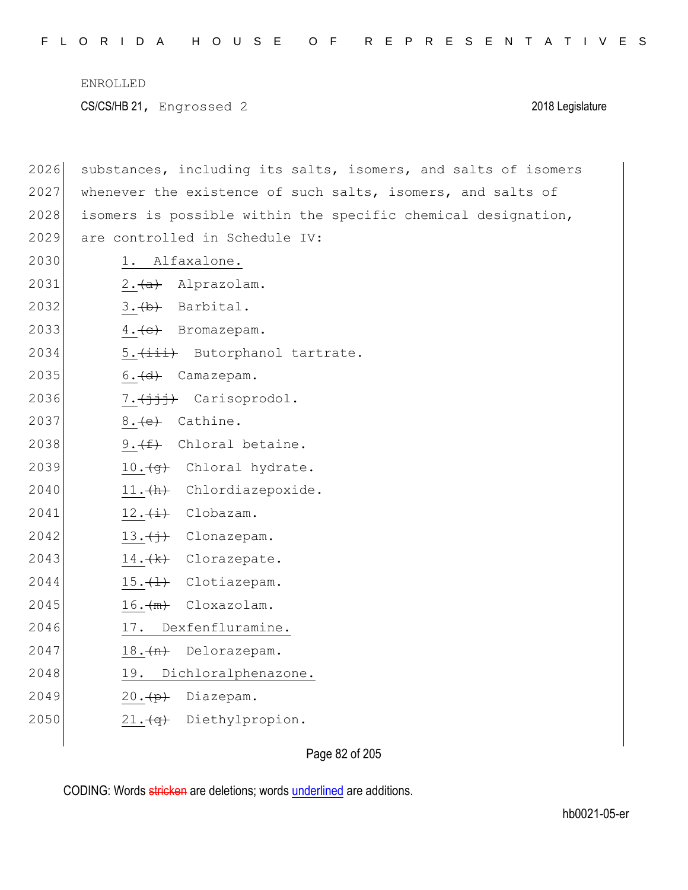substances, including its salts, isomers, and salts of isomers whenever the existence of such salts, isomers, and salts of isomers is possible within the specific chemical designation, are controlled in Schedule IV:

1. Alfaxalone.
2.~~(a)~~ Alprazolam.
3.~~(b)~~ Barbital.
4.~~(c)~~ Bromazepam.
5.~~(iii)~~ Butorphanol tartrate.
6.~~(d)~~ Camazepam.
7.~~(jjj)~~ Carisoprodol.
8.~~(e)~~ Cathine.
9.~~(f)~~ Chloral betaine.
10.~~(g)~~ Chloral hydrate.
11.~~(h)~~ Chlordiazepoxide.
12.~~(i)~~ Clobazam.
13.~~(j)~~ Clonazepam.
14.~~(k)~~ Clorazepate.
15.~~(l)~~ Clotiazepam.
16.~~(m)~~ Cloxazolam.
17. Dexfenfluramine.
18.~~(n)~~ Delorazepam.
19. Dichloralphenazone.
20.~~(p)~~ Diazepam.
21.~~(q)~~ Diethylpropion.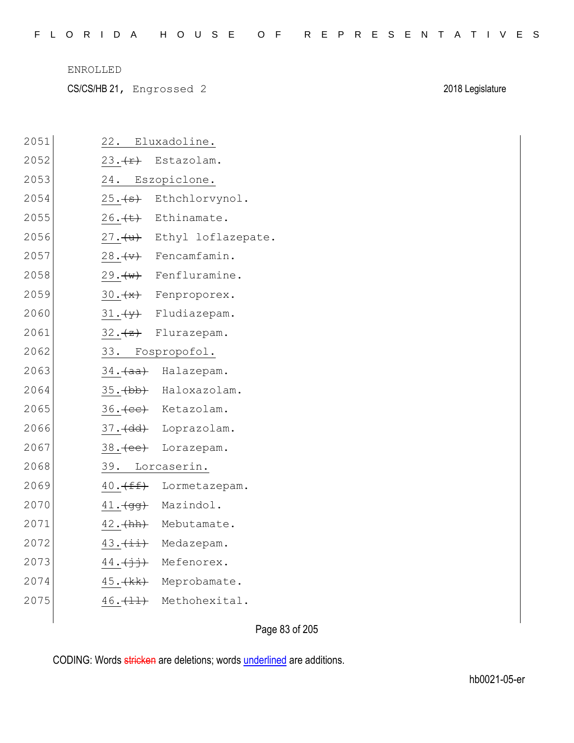2051 22. Eluxadoline.

2052 23. ~~(r)~~ Estazolam.

2053 24. Eszopiclone.

2054 25. ~~(s)~~ Ethchlorvynol.

2055 26. ~~(t)~~ Ethinamate.

2056 27. ~~(u)~~ Ethyl loflazepate.

2057 28. ~~(v)~~ Fencamfamin.

2058 29. ~~(w)~~ Fenfluramine.

2059 30. ~~(x)~~ Fenproporex.

2060 31. ~~(y)~~ Fludiazepam.

2061 32. ~~(z)~~ Flurazepam.

2062 33. Fospropofol.

2063 34. ~~(aa)~~ Halazepam.

2064 35. ~~(bb)~~ Haloxazolam.

2065 36. ~~(cc)~~ Ketazolam.

2066 37. ~~(dd)~~ Loprazolam.

2067 38. ~~(ee)~~ Lorazepam.

2068 39. Lorcaserin.

2069 40. ~~(ff)~~ Lormetazepam.

2070 41. ~~(gg)~~ Mazindol.

2071 42. ~~(hh)~~ Mebutamate.

2072 43. ~~(ii)~~ Medazepam.

2073 44. ~~(jj)~~ Mefenorex.

2074 45. ~~(kk)~~ Meprobamate.

2075 46. ~~(ll)~~ Methohexital.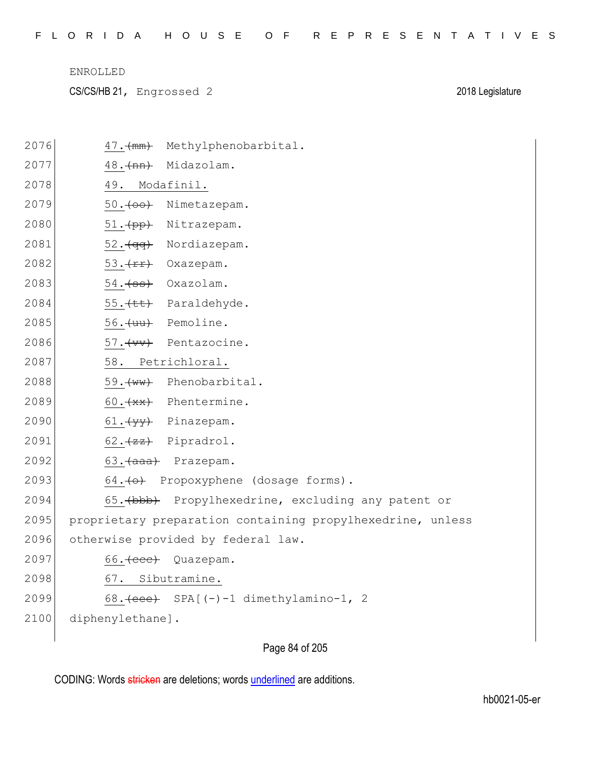47.~~(mm)~~ Methylphenobarbital.

48.~~(nn)~~ Midazolam.

49. Modafinil.

50.~~(oo)~~ Nimetazepam.

51.~~(pp)~~ Nitrazepam.

52.~~(qq)~~ Nordiazepam.

53.~~(rr)~~ Oxazepam.

54.~~(ss)~~ Oxazolam.

55.~~(tt)~~ Paraldehyde.

56.~~(uu)~~ Pemoline.

57.~~(vv)~~ Pentazocine.

58. Petrichloral.

59.~~(ww)~~ Phenobarbital.

60.~~(xx)~~ Phentermine.

61.~~(yy)~~ Pinazepam.

62.~~(zz)~~ Pipradrol.

63.~~(aaa)~~ Prazepam.

64.~~(o)~~ Propoxyphene (dosage forms).

65.~~(bbb)~~ Propylhexedrine, excluding any patent or proprietary preparation containing propylhexedrine, unless otherwise provided by federal law.

66.~~(ccc)~~ Quazepam.

67. Sibutramine.

68.~~(eee)~~ SPA[(-)-1 dimethylamino-1, 2 diphenylethane].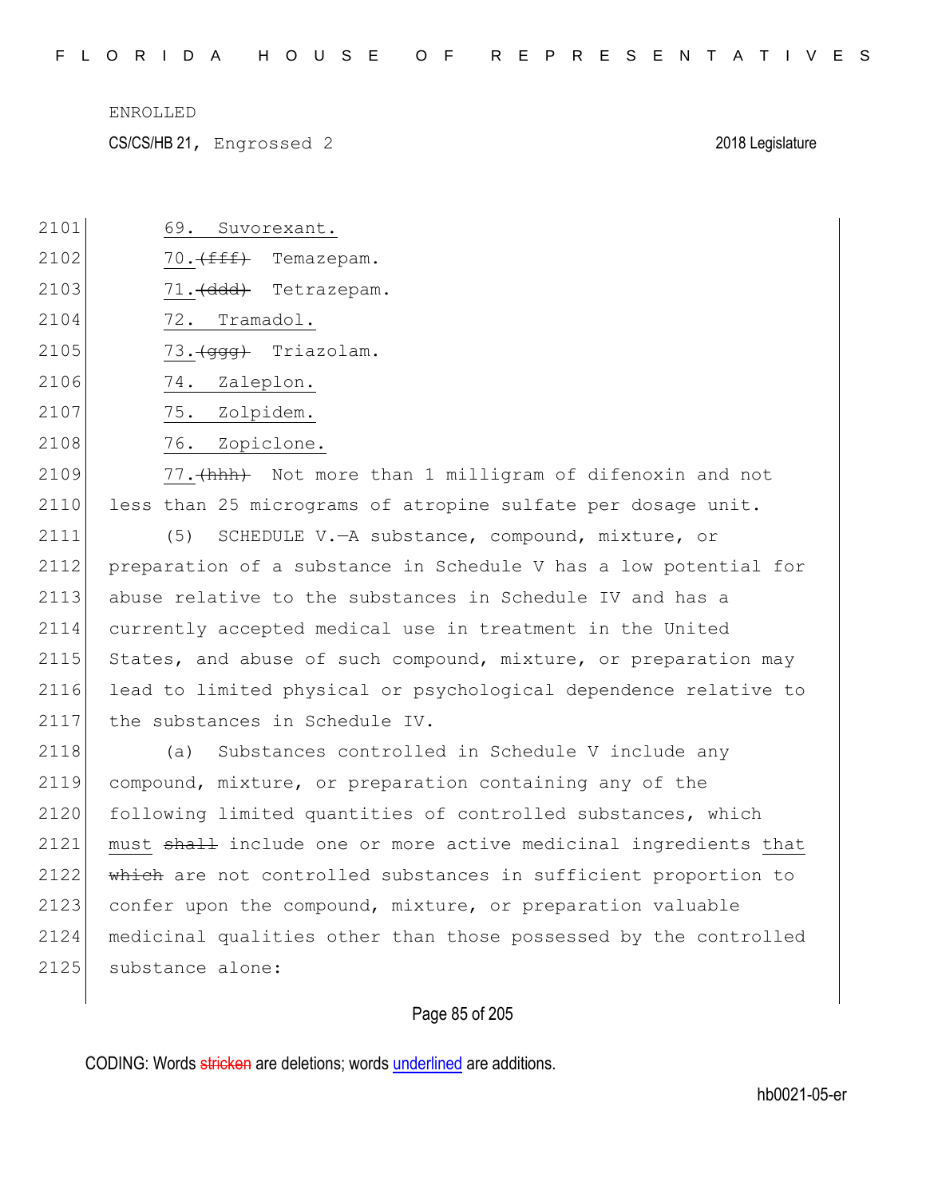69. Suvorexant.

70. (fff) Temazepam.

71. (ddd) Tetrazepam.

72. Tramadol.

73. (ggg) Triazolam.

74. Zaleplon.

75. Zolpidem.

76. Zopiclone.

77. (hhh) Not more than 1 milligram of difenoxin and not less than 25 micrograms of atropine sulfate per dosage unit.

(5) SCHEDULE V.—A substance, compound, mixture, or preparation of a substance in Schedule V has a low potential for abuse relative to the substances in Schedule IV and has a currently accepted medical use in treatment in the United States, and abuse of such compound, mixture, or preparation may lead to limited physical or psychological dependence relative to the substances in Schedule IV.

(a) Substances controlled in Schedule V include any compound, mixture, or preparation containing any of the following limited quantities of controlled substances, which must shall include one or more active medicinal ingredients that which are not controlled substances in sufficient proportion to confer upon the compound, mixture, or preparation valuable medicinal qualities other than those possessed by the controlled substance alone: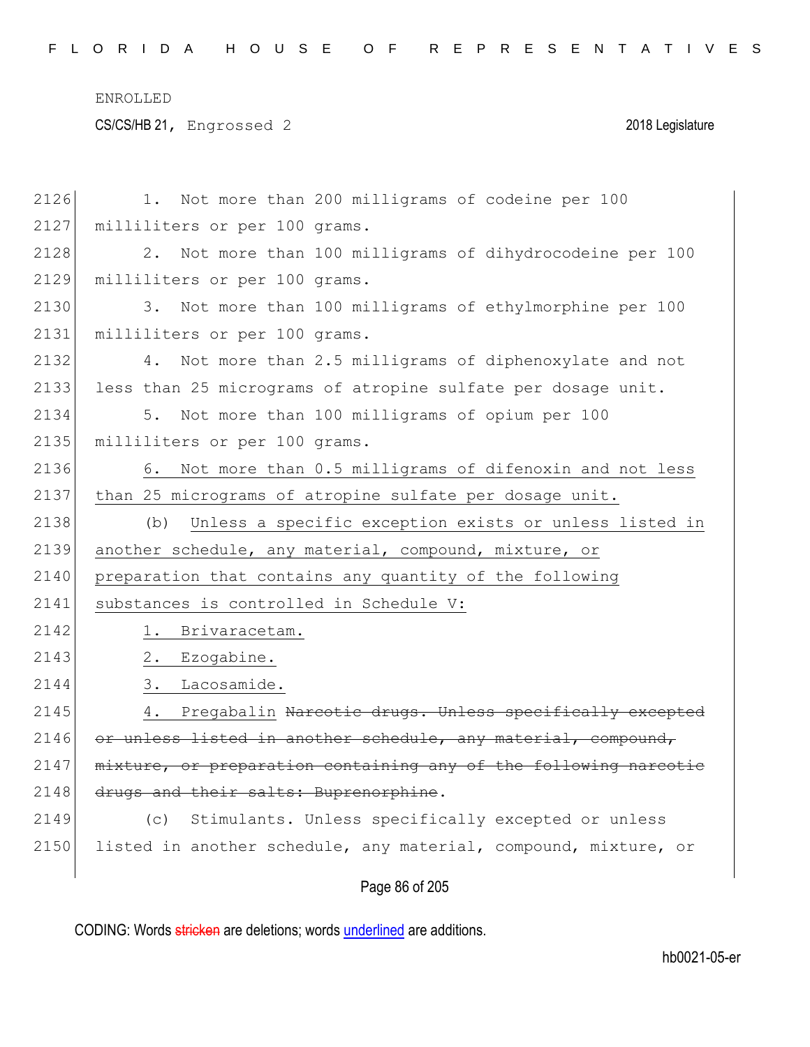1. Not more than 200 milligrams of codeine per 100 milliliters or per 100 grams.

2. Not more than 100 milligrams of dihydrocodeine per 100 milliliters or per 100 grams.

3. Not more than 100 milligrams of ethylmorphine per 100 milliliters or per 100 grams.

4. Not more than 2.5 milligrams of diphenoxylate and not less than 25 micrograms of atropine sulfate per dosage unit.

5. Not more than 100 milligrams of opium per 100 milliliters or per 100 grams.

6. Not more than 0.5 milligrams of difenoxin and not less than 25 micrograms of atropine sulfate per dosage unit.

(b) Unless a specific exception exists or unless listed in another schedule, any material, compound, mixture, or preparation that contains any quantity of the following substances is controlled in Schedule V:

1. Brivaracetam.

2. Ezogabine.

3. Lacosamide.

4. Pregabalin ~~Narcotic drugs. Unless specifically excepted or unless listed in another schedule, any material, compound, mixture, or preparation containing any of the following narcotic drugs and their salts: Buprenorphine~~.

(c) Stimulants. Unless specifically excepted or unless listed in another schedule, any material, compound, mixture, or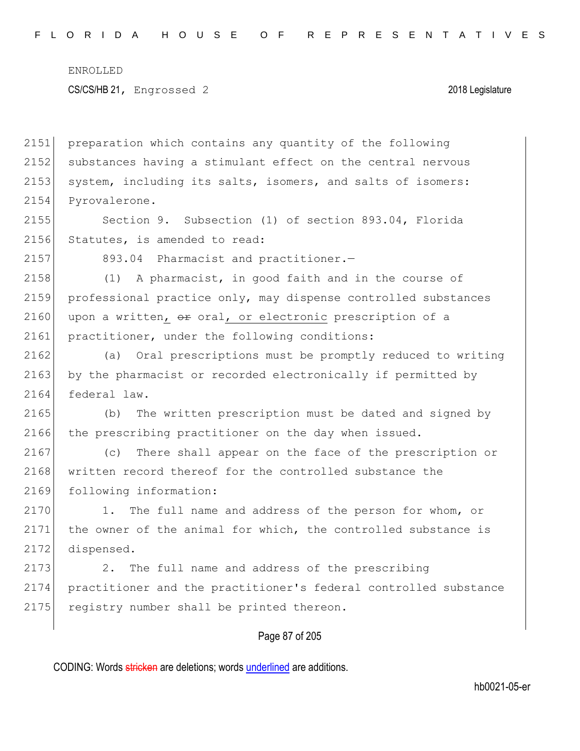preparation which contains any quantity of the following substances having a stimulant effect on the central nervous system, including its salts, isomers, and salts of isomers: Pyrovalerone.

Section 9. Subsection (1) of section 893.04, Florida Statutes, is amended to read:

893.04 Pharmacist and practitioner.—

(1) A pharmacist, in good faith and in the course of professional practice only, may dispense controlled substances upon a written, ~~or~~ oral, or electronic prescription of a practitioner, under the following conditions:

(a) Oral prescriptions must be promptly reduced to writing by the pharmacist or recorded electronically if permitted by federal law.

(b) The written prescription must be dated and signed by the prescribing practitioner on the day when issued.

(c) There shall appear on the face of the prescription or written record thereof for the controlled substance the following information:

1. The full name and address of the person for whom, or the owner of the animal for which, the controlled substance is dispensed.

2. The full name and address of the prescribing practitioner and the practitioner's federal controlled substance registry number shall be printed thereon.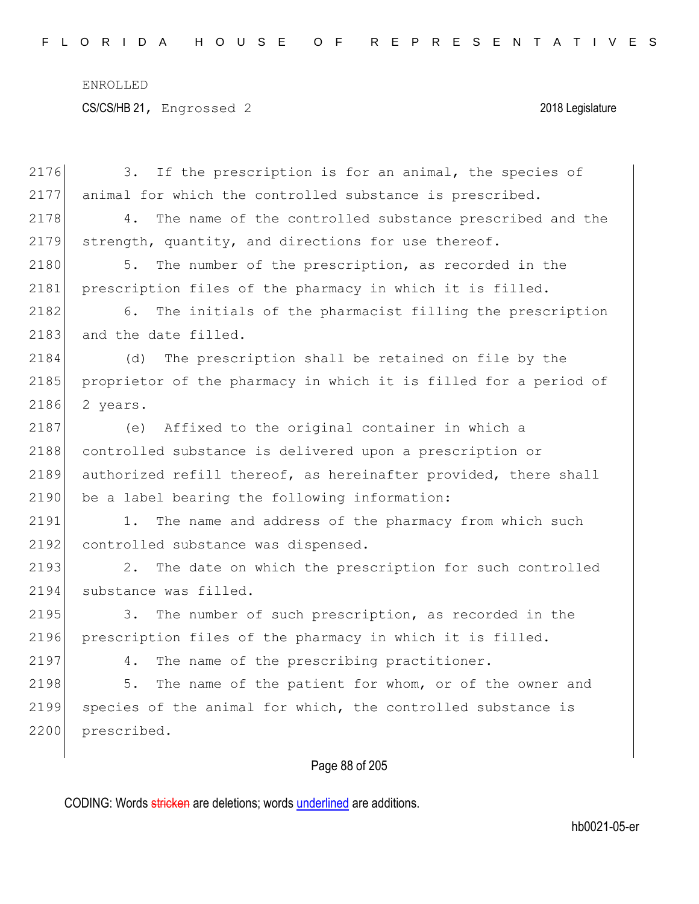3. If the prescription is for an animal, the species of animal for which the controlled substance is prescribed.

4. The name of the controlled substance prescribed and the strength, quantity, and directions for use thereof.

5. The number of the prescription, as recorded in the prescription files of the pharmacy in which it is filled.

6. The initials of the pharmacist filling the prescription and the date filled.

(d) The prescription shall be retained on file by the proprietor of the pharmacy in which it is filled for a period of 2 years.

(e) Affixed to the original container in which a controlled substance is delivered upon a prescription or authorized refill thereof, as hereinafter provided, there shall be a label bearing the following information:

1. The name and address of the pharmacy from which such controlled substance was dispensed.

2. The date on which the prescription for such controlled substance was filled.

3. The number of such prescription, as recorded in the prescription files of the pharmacy in which it is filled.

4. The name of the prescribing practitioner.

5. The name of the patient for whom, or of the owner and species of the animal for which, the controlled substance is prescribed.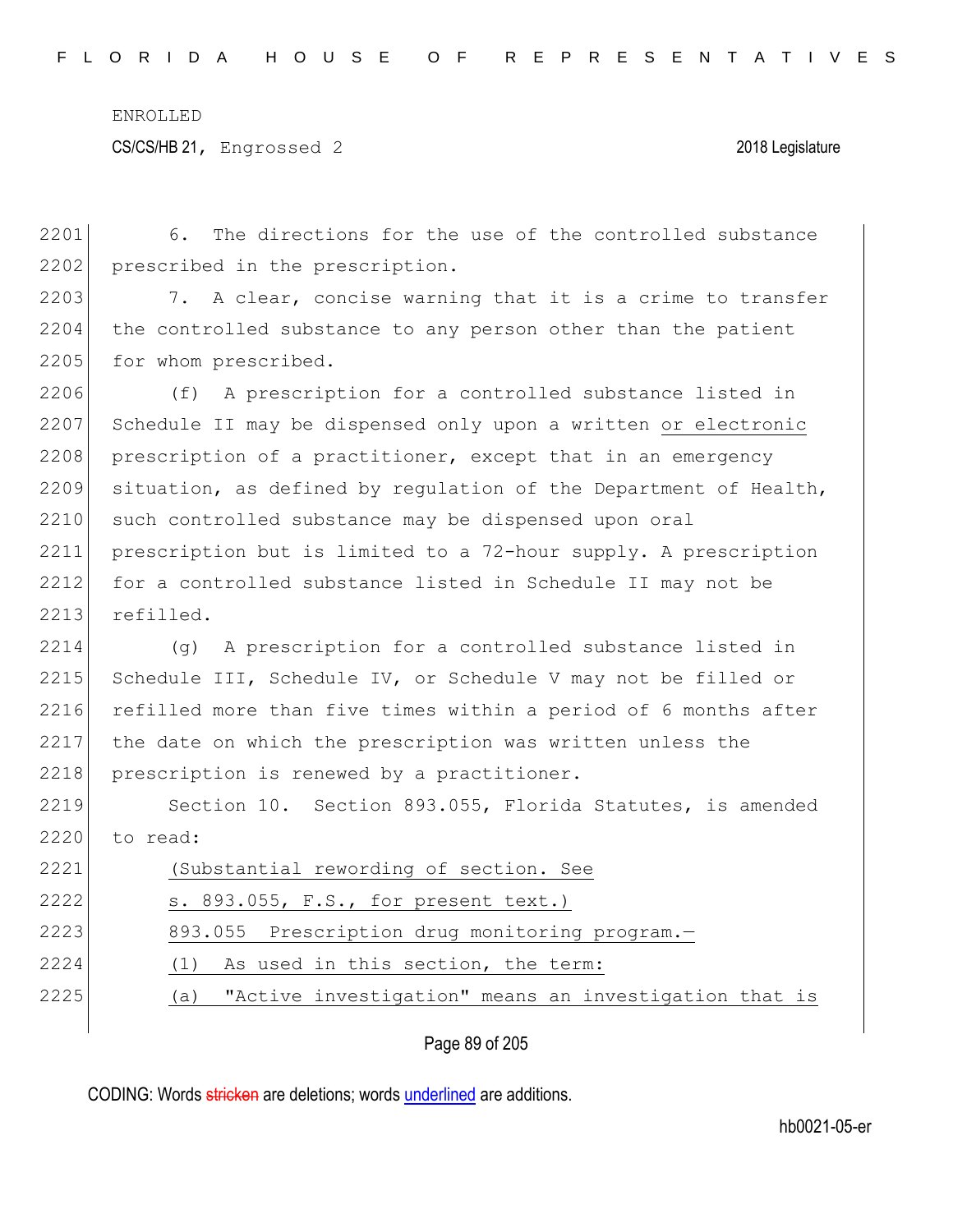6. The directions for the use of the controlled substance prescribed in the prescription.

7. A clear, concise warning that it is a crime to transfer the controlled substance to any person other than the patient for whom prescribed.

(f) A prescription for a controlled substance listed in Schedule II may be dispensed only upon a written <u>or electronic</u> prescription of a practitioner, except that in an emergency situation, as defined by regulation of the Department of Health, such controlled substance may be dispensed upon oral prescription but is limited to a 72-hour supply. A prescription for a controlled substance listed in Schedule II may not be refilled.

(g) A prescription for a controlled substance listed in Schedule III, Schedule IV, or Schedule V may not be filled or refilled more than five times within a period of 6 months after the date on which the prescription was written unless the prescription is renewed by a practitioner.

Section 10. Section 893.055, Florida Statutes, is amended to read:

<u>(Substantial rewording of section. See s. 893.055, F.S., for present text.)</u>

<u>893.055 Prescription drug monitoring program.—</u>

<u>(1) As used in this section, the term:</u>

<u>(a) "Active investigation" means an investigation that is</u>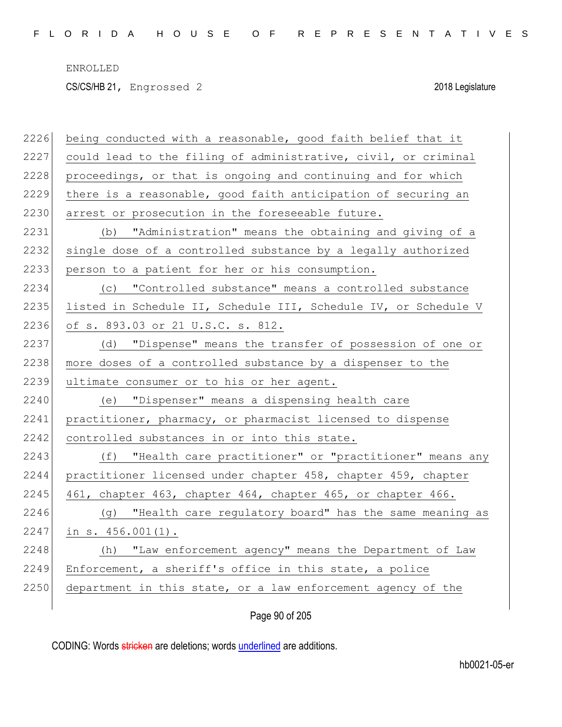being conducted with a reasonable, good faith belief that it could lead to the filing of administrative, civil, or criminal proceedings, or that is ongoing and continuing and for which there is a reasonable, good faith anticipation of securing an arrest or prosecution in the foreseeable future.

(b) "Administration" means the obtaining and giving of a single dose of a controlled substance by a legally authorized person to a patient for her or his consumption.

(c) "Controlled substance" means a controlled substance listed in Schedule II, Schedule III, Schedule IV, or Schedule V of s. 893.03 or 21 U.S.C. s. 812.

(d) "Dispense" means the transfer of possession of one or more doses of a controlled substance by a dispenser to the ultimate consumer or to his or her agent.

(e) "Dispenser" means a dispensing health care practitioner, pharmacy, or pharmacist licensed to dispense controlled substances in or into this state.

(f) "Health care practitioner" or "practitioner" means any practitioner licensed under chapter 458, chapter 459, chapter 461, chapter 463, chapter 464, chapter 465, or chapter 466.

(g) "Health care regulatory board" has the same meaning as in s. 456.001(1).

(h) "Law enforcement agency" means the Department of Law Enforcement, a sheriff's office in this state, a police department in this state, or a law enforcement agency of the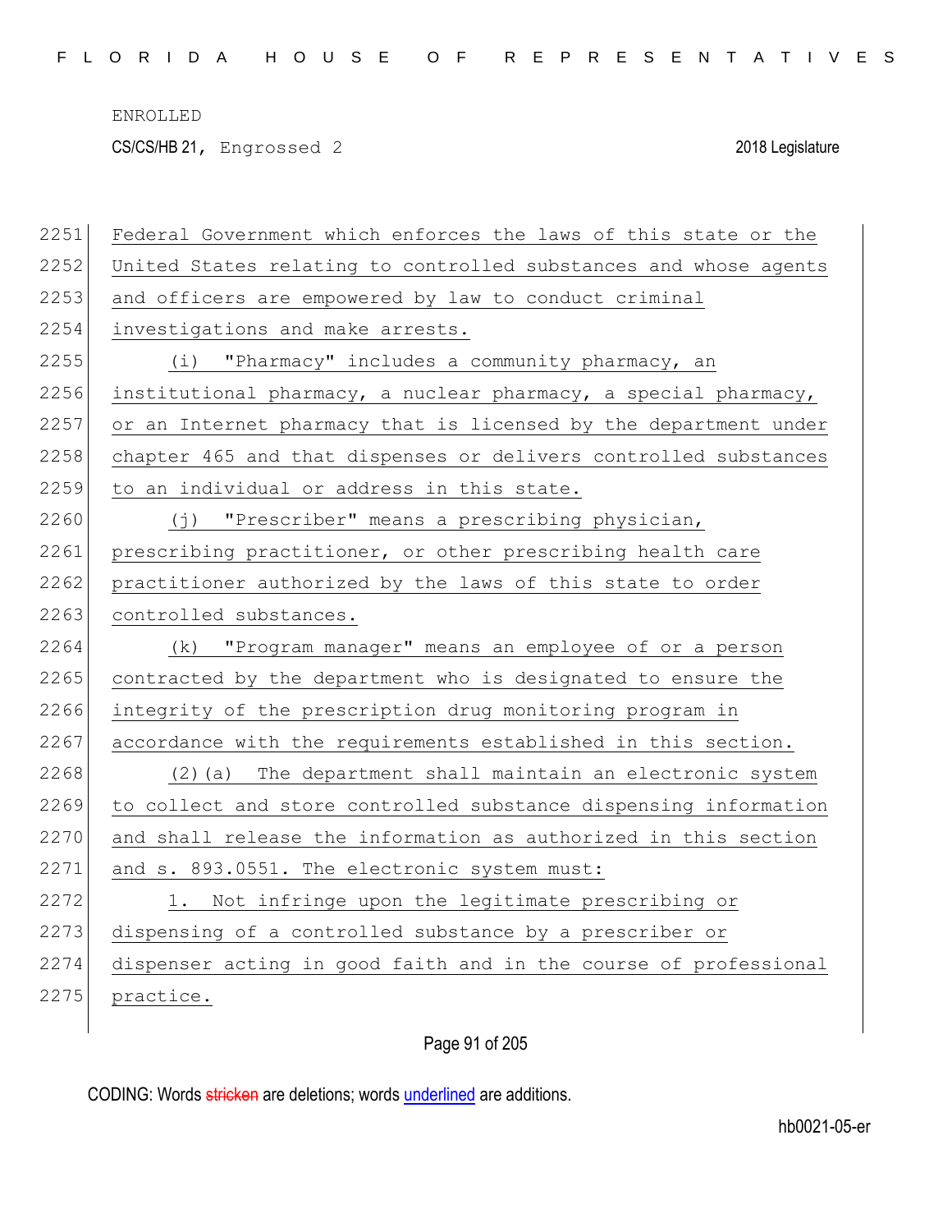Federal Government which enforces the laws of this state or the United States relating to controlled substances and whose agents and officers are empowered by law to conduct criminal investigations and make arrests.

(i) "Pharmacy" includes a community pharmacy, an institutional pharmacy, a nuclear pharmacy, a special pharmacy, or an Internet pharmacy that is licensed by the department under chapter 465 and that dispenses or delivers controlled substances to an individual or address in this state.

(j) "Prescriber" means a prescribing physician, prescribing practitioner, or other prescribing health care practitioner authorized by the laws of this state to order controlled substances.

(k) "Program manager" means an employee of or a person contracted by the department who is designated to ensure the integrity of the prescription drug monitoring program in accordance with the requirements established in this section.

(2)(a) The department shall maintain an electronic system to collect and store controlled substance dispensing information and shall release the information as authorized in this section and s. 893.0551. The electronic system must:

1. Not infringe upon the legitimate prescribing or dispensing of a controlled substance by a prescriber or dispenser acting in good faith and in the course of professional practice.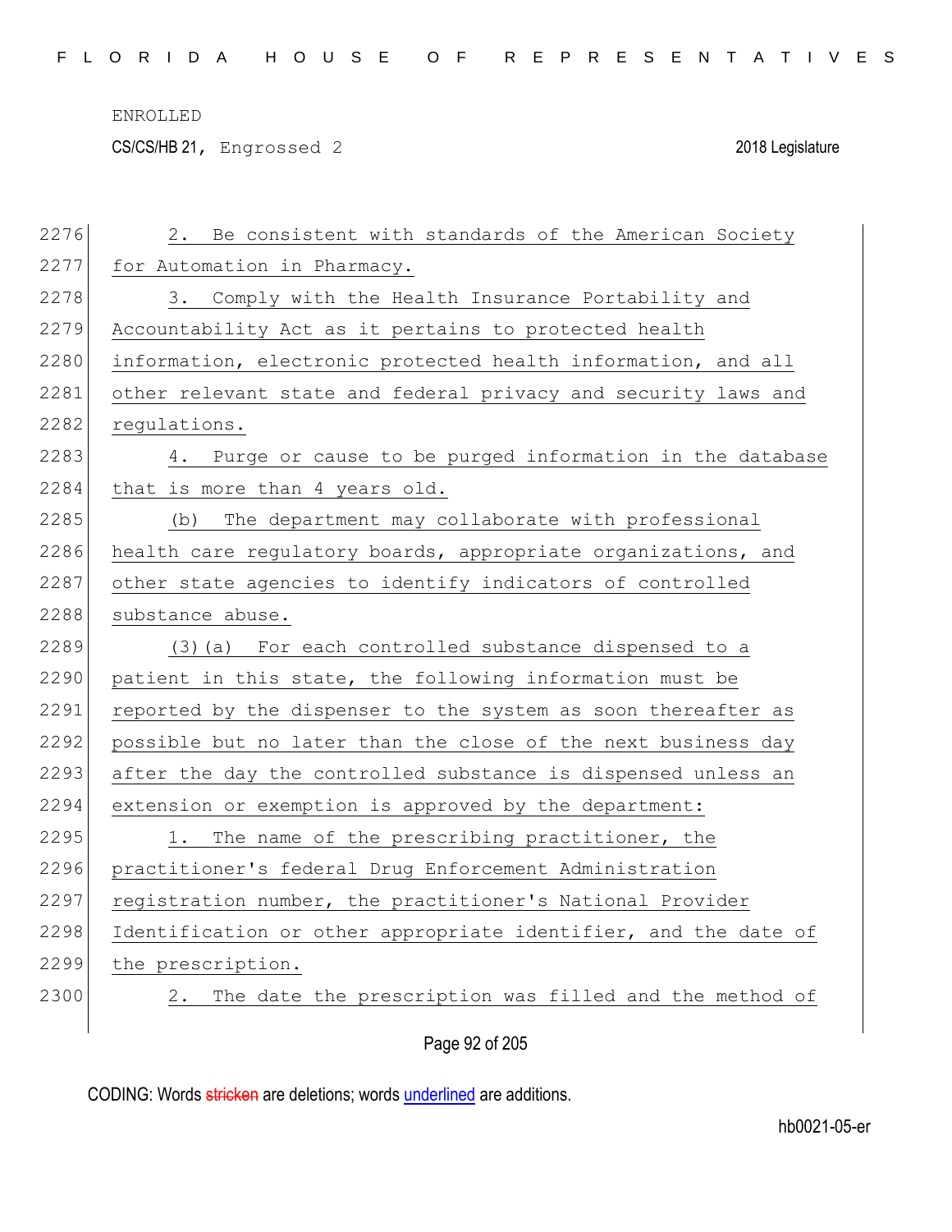2. Be consistent with standards of the American Society for Automation in Pharmacy.

3. Comply with the Health Insurance Portability and Accountability Act as it pertains to protected health information, electronic protected health information, and all other relevant state and federal privacy and security laws and regulations.

4. Purge or cause to be purged information in the database that is more than 4 years old.

(b) The department may collaborate with professional health care regulatory boards, appropriate organizations, and other state agencies to identify indicators of controlled substance abuse.

(3)(a) For each controlled substance dispensed to a patient in this state, the following information must be reported by the dispenser to the system as soon thereafter as possible but no later than the close of the next business day after the day the controlled substance is dispensed unless an extension or exemption is approved by the department:

1. The name of the prescribing practitioner, the practitioner's federal Drug Enforcement Administration registration number, the practitioner's National Provider Identification or other appropriate identifier, and the date of the prescription.

2. The date the prescription was filled and the method of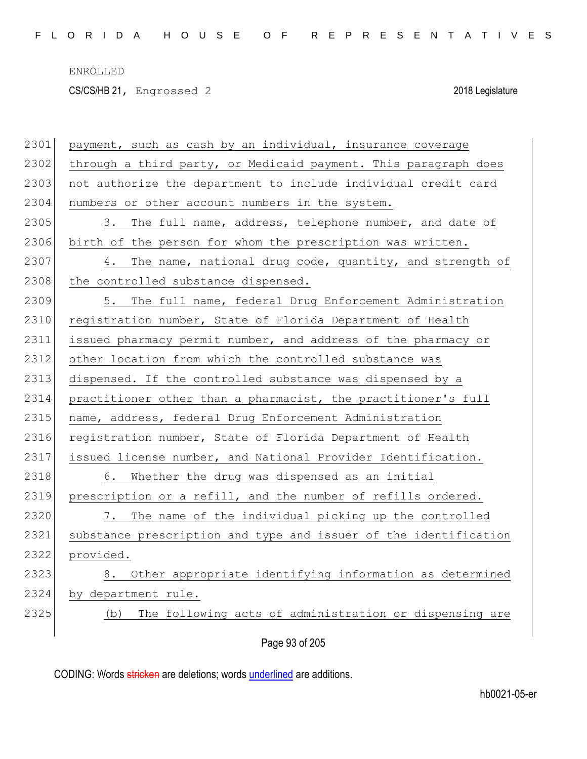payment, such as cash by an individual, insurance coverage through a third party, or Medicaid payment. This paragraph does not authorize the department to include individual credit card numbers or other account numbers in the system.

3. The full name, address, telephone number, and date of birth of the person for whom the prescription was written.

4. The name, national drug code, quantity, and strength of the controlled substance dispensed.

5. The full name, federal Drug Enforcement Administration registration number, State of Florida Department of Health issued pharmacy permit number, and address of the pharmacy or other location from which the controlled substance was dispensed. If the controlled substance was dispensed by a practitioner other than a pharmacist, the practitioner's full name, address, federal Drug Enforcement Administration registration number, State of Florida Department of Health issued license number, and National Provider Identification.

6. Whether the drug was dispensed as an initial prescription or a refill, and the number of refills ordered.

7. The name of the individual picking up the controlled substance prescription and type and issuer of the identification provided.

8. Other appropriate identifying information as determined by department rule.

(b) The following acts of administration or dispensing are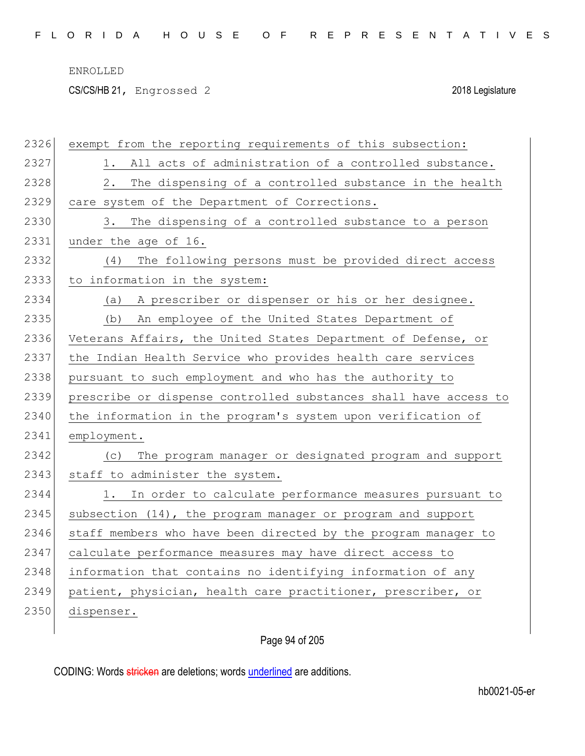exempt from the reporting requirements of this subsection:

1. All acts of administration of a controlled substance.

2. The dispensing of a controlled substance in the health care system of the Department of Corrections.

3. The dispensing of a controlled substance to a person under the age of 16.

(4) The following persons must be provided direct access to information in the system:

(a) A prescriber or dispenser or his or her designee.

(b) An employee of the United States Department of Veterans Affairs, the United States Department of Defense, or the Indian Health Service who provides health care services pursuant to such employment and who has the authority to prescribe or dispense controlled substances shall have access to the information in the program's system upon verification of employment.

(c) The program manager or designated program and support staff to administer the system.

1. In order to calculate performance measures pursuant to subsection (14), the program manager or program and support staff members who have been directed by the program manager to calculate performance measures may have direct access to information that contains no identifying information of any patient, physician, health care practitioner, prescriber, or dispenser.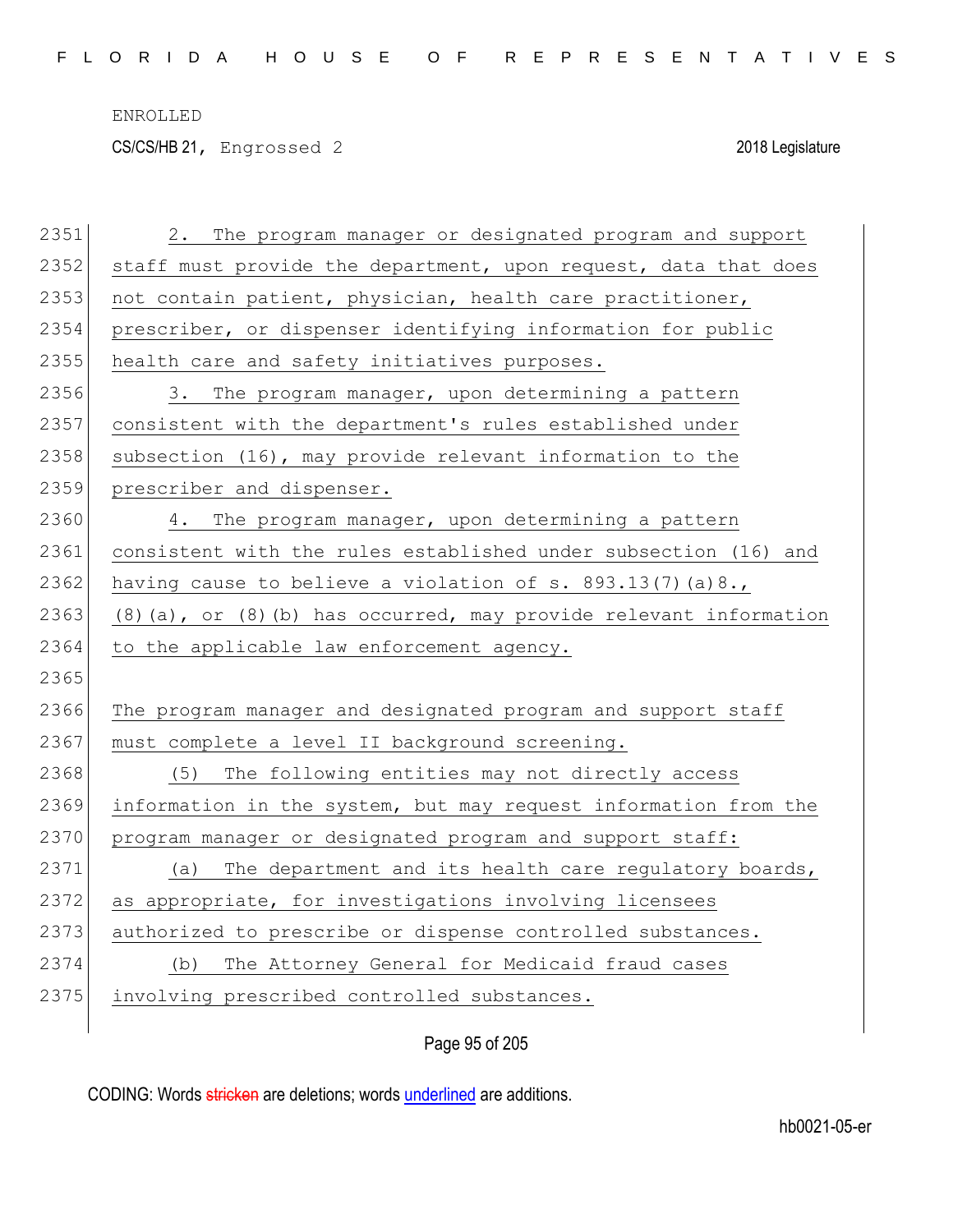2. The program manager or designated program and support staff must provide the department, upon request, data that does not contain patient, physician, health care practitioner, prescriber, or dispenser identifying information for public health care and safety initiatives purposes.

3. The program manager, upon determining a pattern consistent with the department's rules established under subsection (16), may provide relevant information to the prescriber and dispenser.

4. The program manager, upon determining a pattern consistent with the rules established under subsection (16) and having cause to believe a violation of s. 893.13(7)(a)8., (8)(a), or (8)(b) has occurred, may provide relevant information to the applicable law enforcement agency.

The program manager and designated program and support staff must complete a level II background screening.

(5) The following entities may not directly access information in the system, but may request information from the program manager or designated program and support staff:

(a) The department and its health care regulatory boards, as appropriate, for investigations involving licensees authorized to prescribe or dispense controlled substances.

(b) The Attorney General for Medicaid fraud cases involving prescribed controlled substances.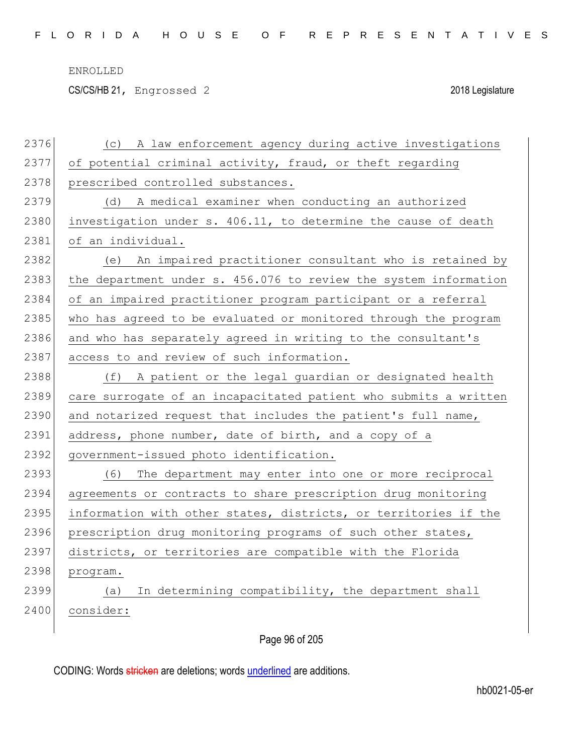(c) A law enforcement agency during active investigations of potential criminal activity, fraud, or theft regarding prescribed controlled substances.

(d) A medical examiner when conducting an authorized investigation under s. 406.11, to determine the cause of death of an individual.

(e) An impaired practitioner consultant who is retained by the department under s. 456.076 to review the system information of an impaired practitioner program participant or a referral who has agreed to be evaluated or monitored through the program and who has separately agreed in writing to the consultant's access to and review of such information.

(f) A patient or the legal guardian or designated health care surrogate of an incapacitated patient who submits a written and notarized request that includes the patient's full name, address, phone number, date of birth, and a copy of a government-issued photo identification.

(6) The department may enter into one or more reciprocal agreements or contracts to share prescription drug monitoring information with other states, districts, or territories if the prescription drug monitoring programs of such other states, districts, or territories are compatible with the Florida program.

(a) In determining compatibility, the department shall consider: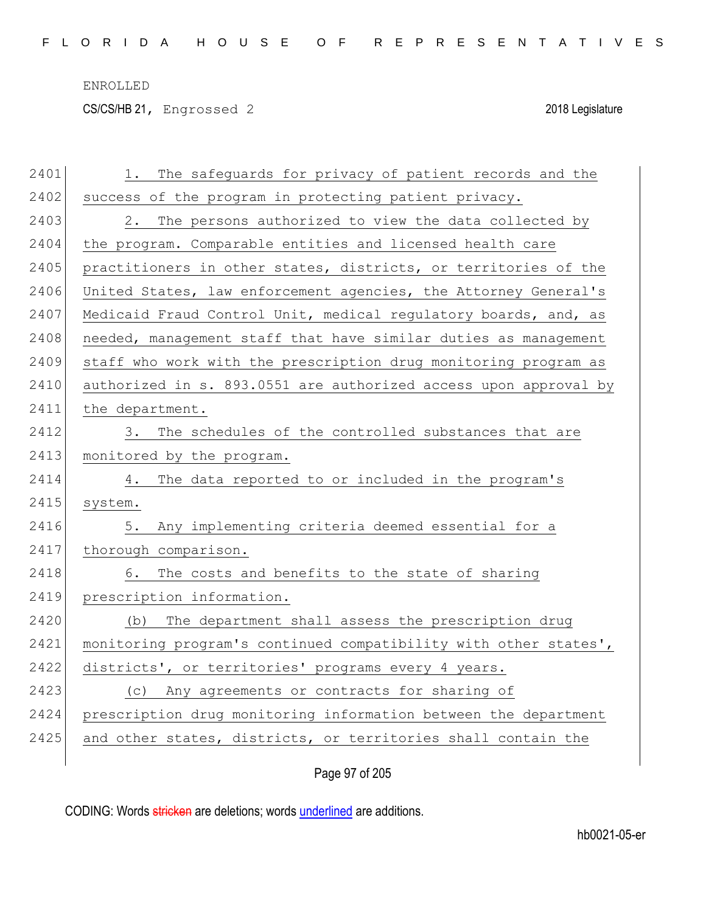1. The safeguards for privacy of patient records and the success of the program in protecting patient privacy.

2. The persons authorized to view the data collected by the program. Comparable entities and licensed health care practitioners in other states, districts, or territories of the United States, law enforcement agencies, the Attorney General's Medicaid Fraud Control Unit, medical regulatory boards, and, as needed, management staff that have similar duties as management staff who work with the prescription drug monitoring program as authorized in s. 893.0551 are authorized access upon approval by the department.

3. The schedules of the controlled substances that are monitored by the program.

4. The data reported to or included in the program's system.

5. Any implementing criteria deemed essential for a thorough comparison.

6. The costs and benefits to the state of sharing prescription information.

(b) The department shall assess the prescription drug monitoring program's continued compatibility with other states', districts', or territories' programs every 4 years.

(c) Any agreements or contracts for sharing of prescription drug monitoring information between the department and other states, districts, or territories shall contain the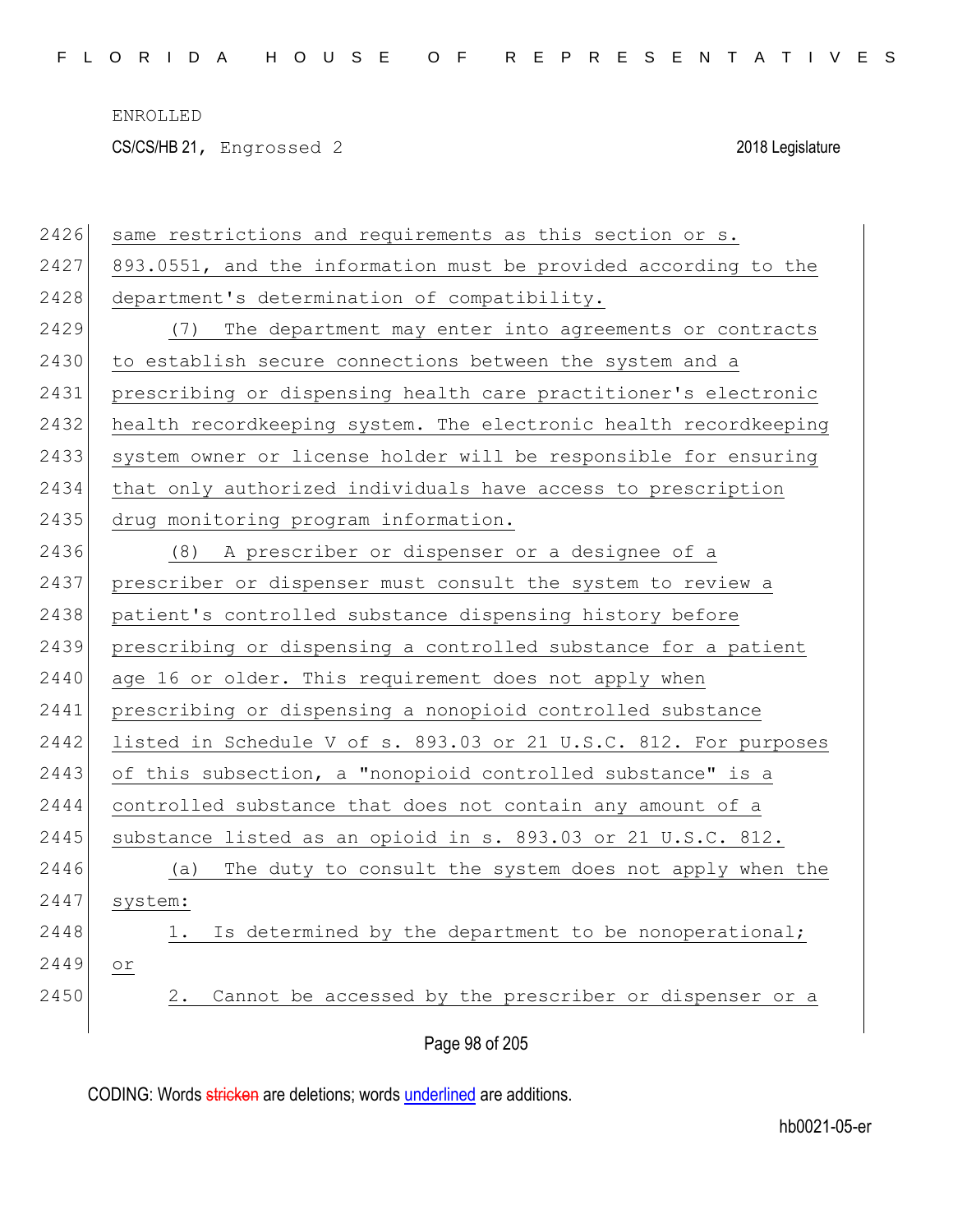same restrictions and requirements as this section or s. 893.0551, and the information must be provided according to the department's determination of compatibility.

(7) The department may enter into agreements or contracts to establish secure connections between the system and a prescribing or dispensing health care practitioner's electronic health recordkeeping system. The electronic health recordkeeping system owner or license holder will be responsible for ensuring that only authorized individuals have access to prescription drug monitoring program information.

(8) A prescriber or dispenser or a designee of a prescriber or dispenser must consult the system to review a patient's controlled substance dispensing history before prescribing or dispensing a controlled substance for a patient age 16 or older. This requirement does not apply when prescribing or dispensing a nonopioid controlled substance listed in Schedule V of s. 893.03 or 21 U.S.C. 812. For purposes of this subsection, a "nonopioid controlled substance" is a controlled substance that does not contain any amount of a substance listed as an opioid in s. 893.03 or 21 U.S.C. 812.

(a) The duty to consult the system does not apply when the system:

1. Is determined by the department to be nonoperational; or

2. Cannot be accessed by the prescriber or dispenser or a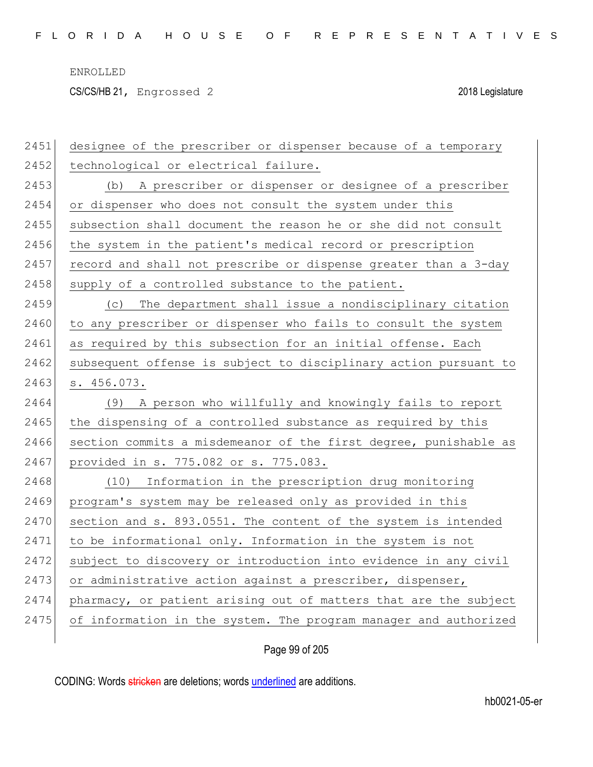designee of the prescriber or dispenser because of a temporary technological or electrical failure.

(b) A prescriber or dispenser or designee of a prescriber or dispenser who does not consult the system under this subsection shall document the reason he or she did not consult the system in the patient's medical record or prescription record and shall not prescribe or dispense greater than a 3-day supply of a controlled substance to the patient.

(c) The department shall issue a nondisciplinary citation to any prescriber or dispenser who fails to consult the system as required by this subsection for an initial offense. Each subsequent offense is subject to disciplinary action pursuant to s. 456.073.

(9) A person who willfully and knowingly fails to report the dispensing of a controlled substance as required by this section commits a misdemeanor of the first degree, punishable as provided in s. 775.082 or s. 775.083.

(10) Information in the prescription drug monitoring program's system may be released only as provided in this section and s. 893.0551. The content of the system is intended to be informational only. Information in the system is not subject to discovery or introduction into evidence in any civil or administrative action against a prescriber, dispenser, pharmacy, or patient arising out of matters that are the subject of information in the system. The program manager and authorized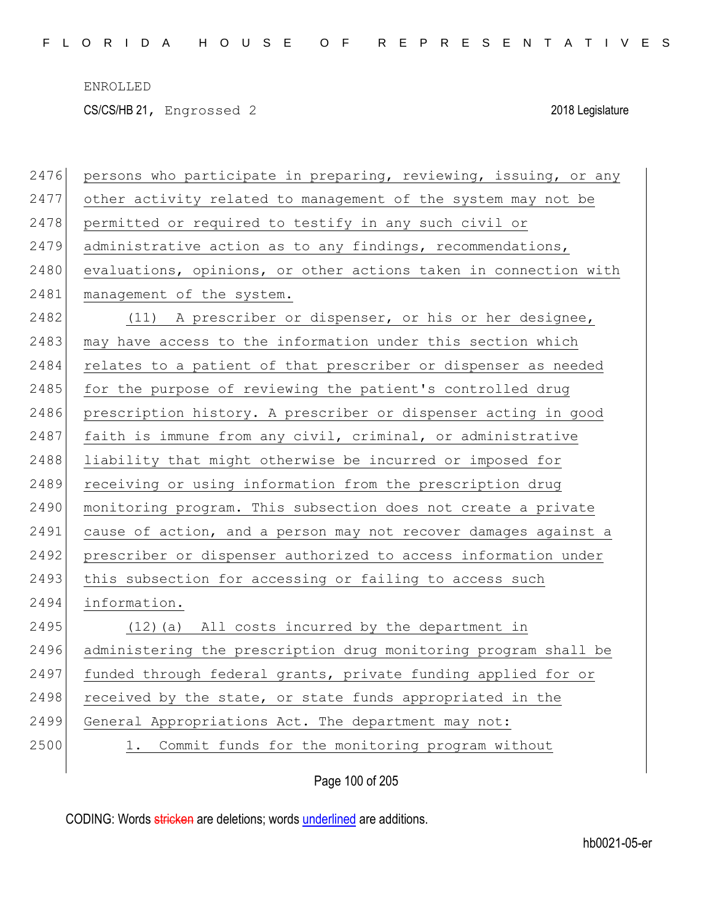persons who participate in preparing, reviewing, issuing, or any other activity related to management of the system may not be permitted or required to testify in any such civil or administrative action as to any findings, recommendations, evaluations, opinions, or other actions taken in connection with management of the system.

(11) A prescriber or dispenser, or his or her designee, may have access to the information under this section which relates to a patient of that prescriber or dispenser as needed for the purpose of reviewing the patient's controlled drug prescription history. A prescriber or dispenser acting in good faith is immune from any civil, criminal, or administrative liability that might otherwise be incurred or imposed for receiving or using information from the prescription drug monitoring program. This subsection does not create a private cause of action, and a person may not recover damages against a prescriber or dispenser authorized to access information under this subsection for accessing or failing to access such information.

(12)(a) All costs incurred by the department in administering the prescription drug monitoring program shall be funded through federal grants, private funding applied for or received by the state, or state funds appropriated in the General Appropriations Act. The department may not:

1. Commit funds for the monitoring program without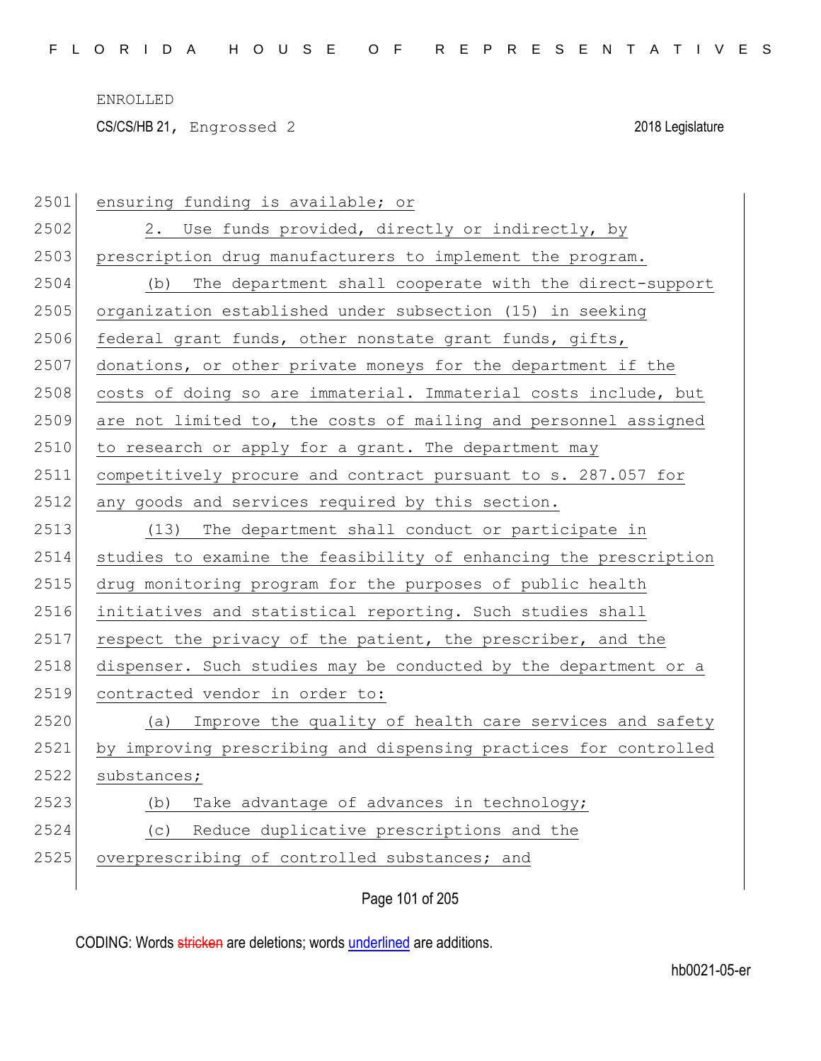ensuring funding is available; or

2. Use funds provided, directly or indirectly, by prescription drug manufacturers to implement the program.

(b) The department shall cooperate with the direct-support organization established under subsection (15) in seeking federal grant funds, other nonstate grant funds, gifts, donations, or other private moneys for the department if the costs of doing so are immaterial. Immaterial costs include, but are not limited to, the costs of mailing and personnel assigned to research or apply for a grant. The department may competitively procure and contract pursuant to s. 287.057 for any goods and services required by this section.

(13) The department shall conduct or participate in studies to examine the feasibility of enhancing the prescription drug monitoring program for the purposes of public health initiatives and statistical reporting. Such studies shall respect the privacy of the patient, the prescriber, and the dispenser. Such studies may be conducted by the department or a contracted vendor in order to:

(a) Improve the quality of health care services and safety by improving prescribing and dispensing practices for controlled substances;

(b) Take advantage of advances in technology;

(c) Reduce duplicative prescriptions and the overprescribing of controlled substances; and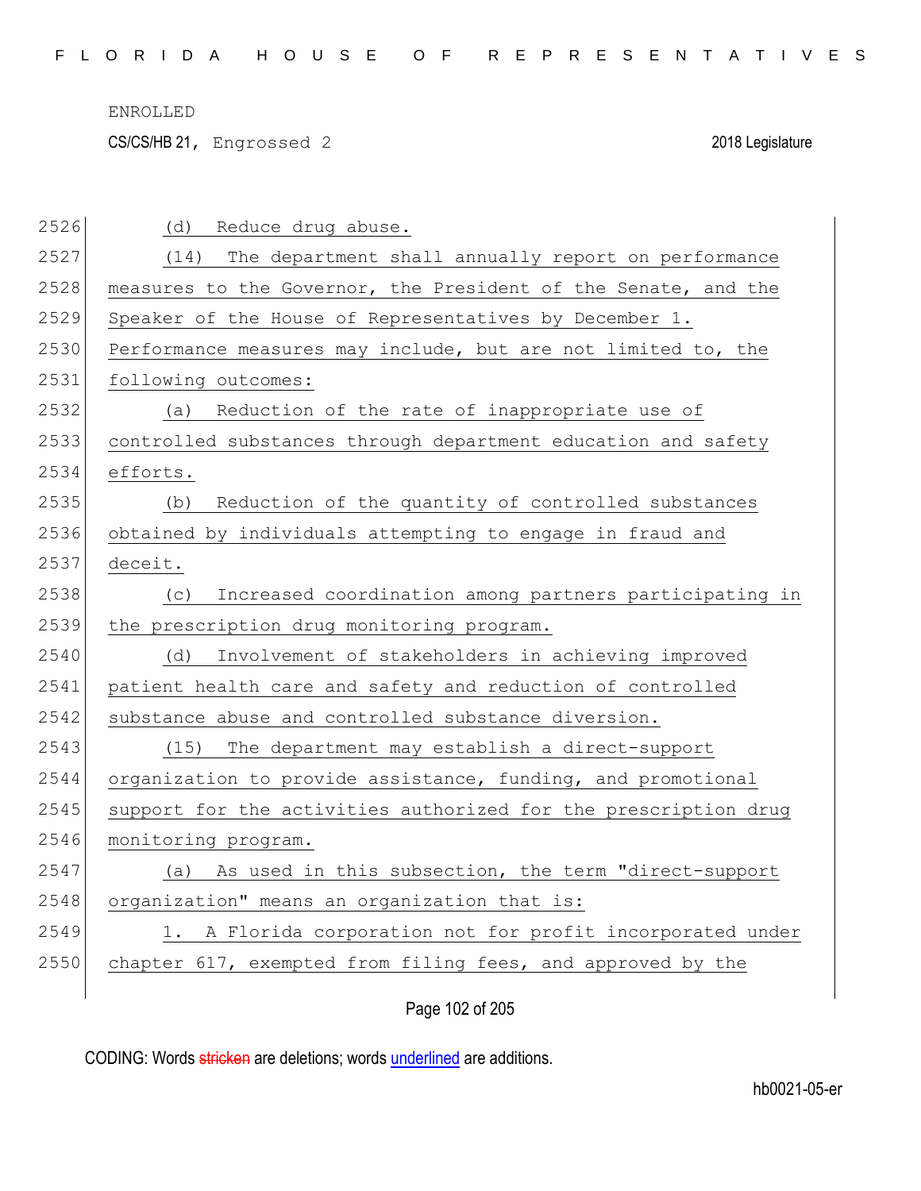(d) Reduce drug abuse.

(14) The department shall annually report on performance measures to the Governor, the President of the Senate, and the Speaker of the House of Representatives by December 1. Performance measures may include, but are not limited to, the following outcomes:

(a) Reduction of the rate of inappropriate use of controlled substances through department education and safety efforts.

(b) Reduction of the quantity of controlled substances obtained by individuals attempting to engage in fraud and deceit.

(c) Increased coordination among partners participating in the prescription drug monitoring program.

(d) Involvement of stakeholders in achieving improved patient health care and safety and reduction of controlled substance abuse and controlled substance diversion.

(15) The department may establish a direct-support organization to provide assistance, funding, and promotional support for the activities authorized for the prescription drug monitoring program.

(a) As used in this subsection, the term "direct-support organization" means an organization that is:

1. A Florida corporation not for profit incorporated under chapter 617, exempted from filing fees, and approved by the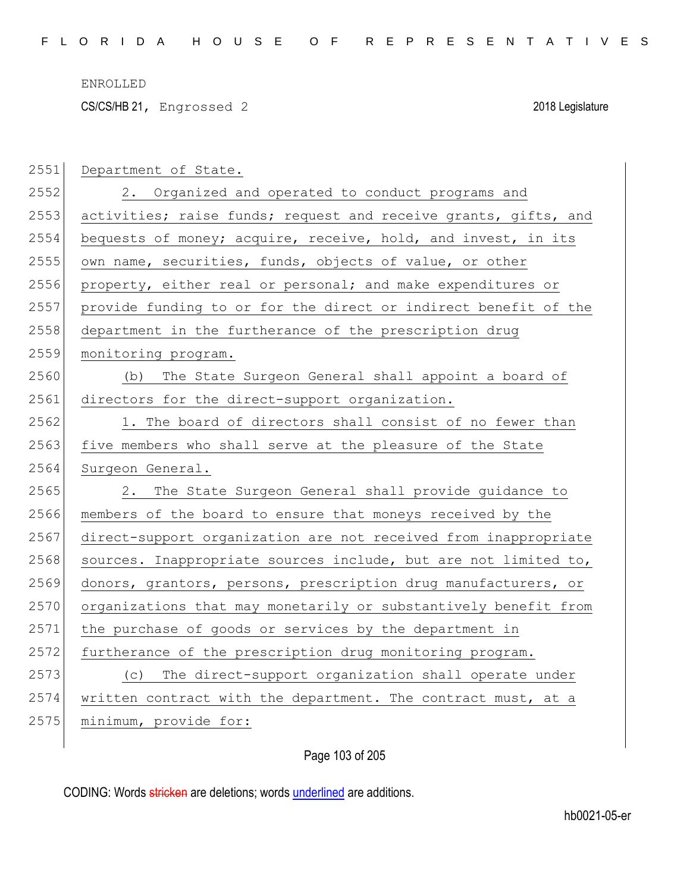Department of State.

2. Organized and operated to conduct programs and activities; raise funds; request and receive grants, gifts, and bequests of money; acquire, receive, hold, and invest, in its own name, securities, funds, objects of value, or other property, either real or personal; and make expenditures or provide funding to or for the direct or indirect benefit of the department in the furtherance of the prescription drug monitoring program.

(b) The State Surgeon General shall appoint a board of directors for the direct-support organization.

1. The board of directors shall consist of no fewer than five members who shall serve at the pleasure of the State Surgeon General.

2. The State Surgeon General shall provide guidance to members of the board to ensure that moneys received by the direct-support organization are not received from inappropriate sources. Inappropriate sources include, but are not limited to, donors, grantors, persons, prescription drug manufacturers, or organizations that may monetarily or substantively benefit from the purchase of goods or services by the department in furtherance of the prescription drug monitoring program.

(c) The direct-support organization shall operate under written contract with the department. The contract must, at a minimum, provide for: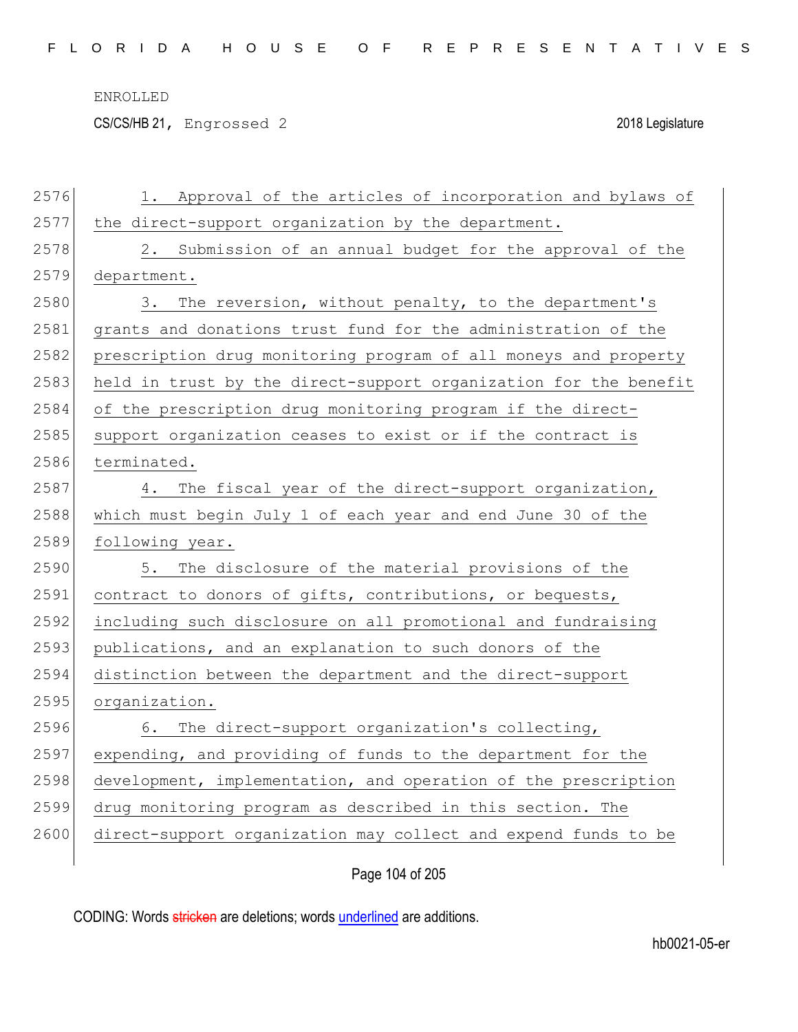1. Approval of the articles of incorporation and bylaws of the direct-support organization by the department.

2. Submission of an annual budget for the approval of the department.

3. The reversion, without penalty, to the department's grants and donations trust fund for the administration of the prescription drug monitoring program of all moneys and property held in trust by the direct-support organization for the benefit of the prescription drug monitoring program if the direct-support organization ceases to exist or if the contract is terminated.

4. The fiscal year of the direct-support organization, which must begin July 1 of each year and end June 30 of the following year.

5. The disclosure of the material provisions of the contract to donors of gifts, contributions, or bequests, including such disclosure on all promotional and fundraising publications, and an explanation to such donors of the distinction between the department and the direct-support organization.

6. The direct-support organization's collecting, expending, and providing of funds to the department for the development, implementation, and operation of the prescription drug monitoring program as described in this section. The direct-support organization may collect and expend funds to be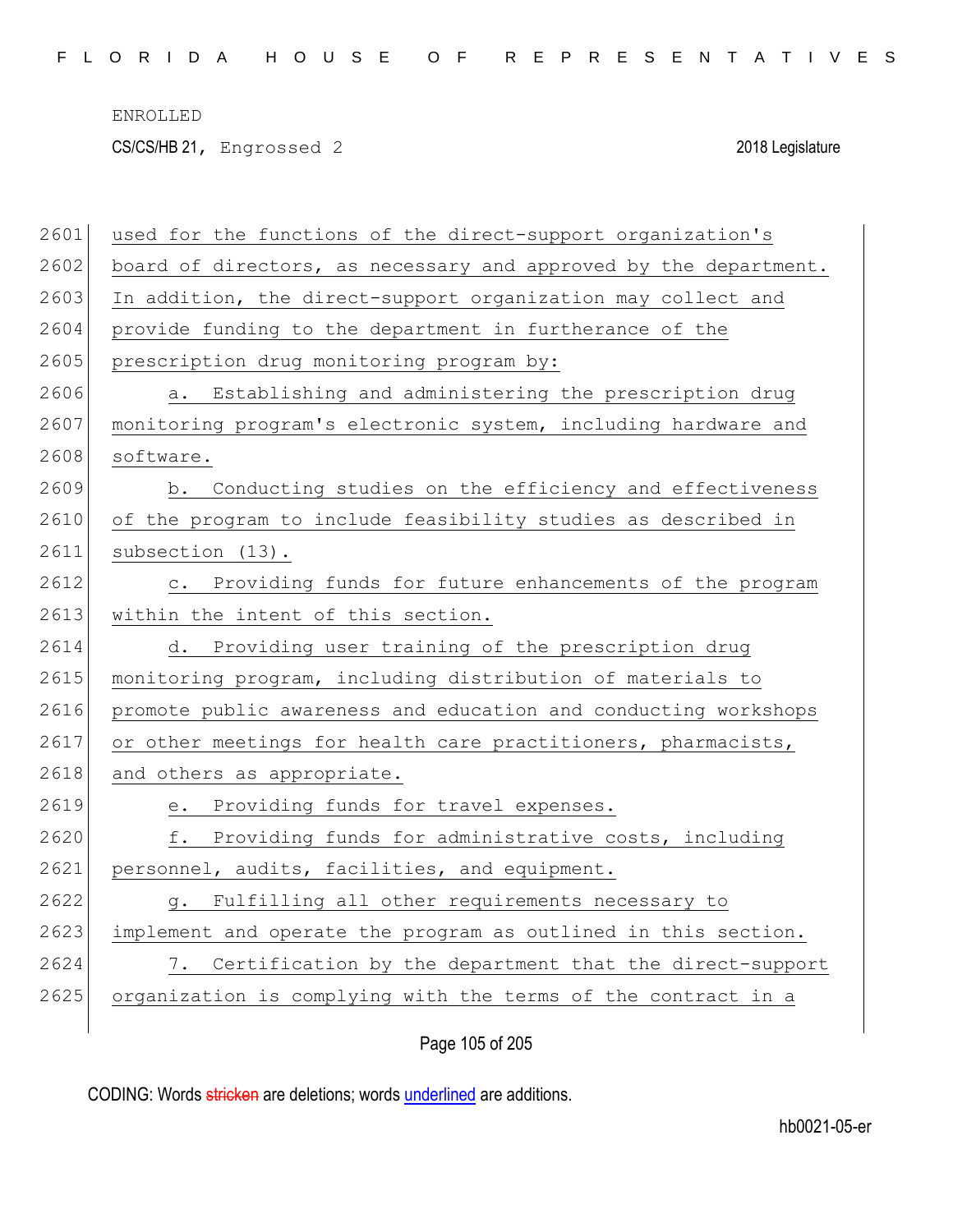used for the functions of the direct-support organization's board of directors, as necessary and approved by the department. In addition, the direct-support organization may collect and provide funding to the department in furtherance of the prescription drug monitoring program by:

a. Establishing and administering the prescription drug monitoring program's electronic system, including hardware and software.

b. Conducting studies on the efficiency and effectiveness of the program to include feasibility studies as described in subsection (13).

c. Providing funds for future enhancements of the program within the intent of this section.

d. Providing user training of the prescription drug monitoring program, including distribution of materials to promote public awareness and education and conducting workshops or other meetings for health care practitioners, pharmacists, and others as appropriate.

e. Providing funds for travel expenses.

f. Providing funds for administrative costs, including personnel, audits, facilities, and equipment.

g. Fulfilling all other requirements necessary to implement and operate the program as outlined in this section.

7. Certification by the department that the direct-support organization is complying with the terms of the contract in a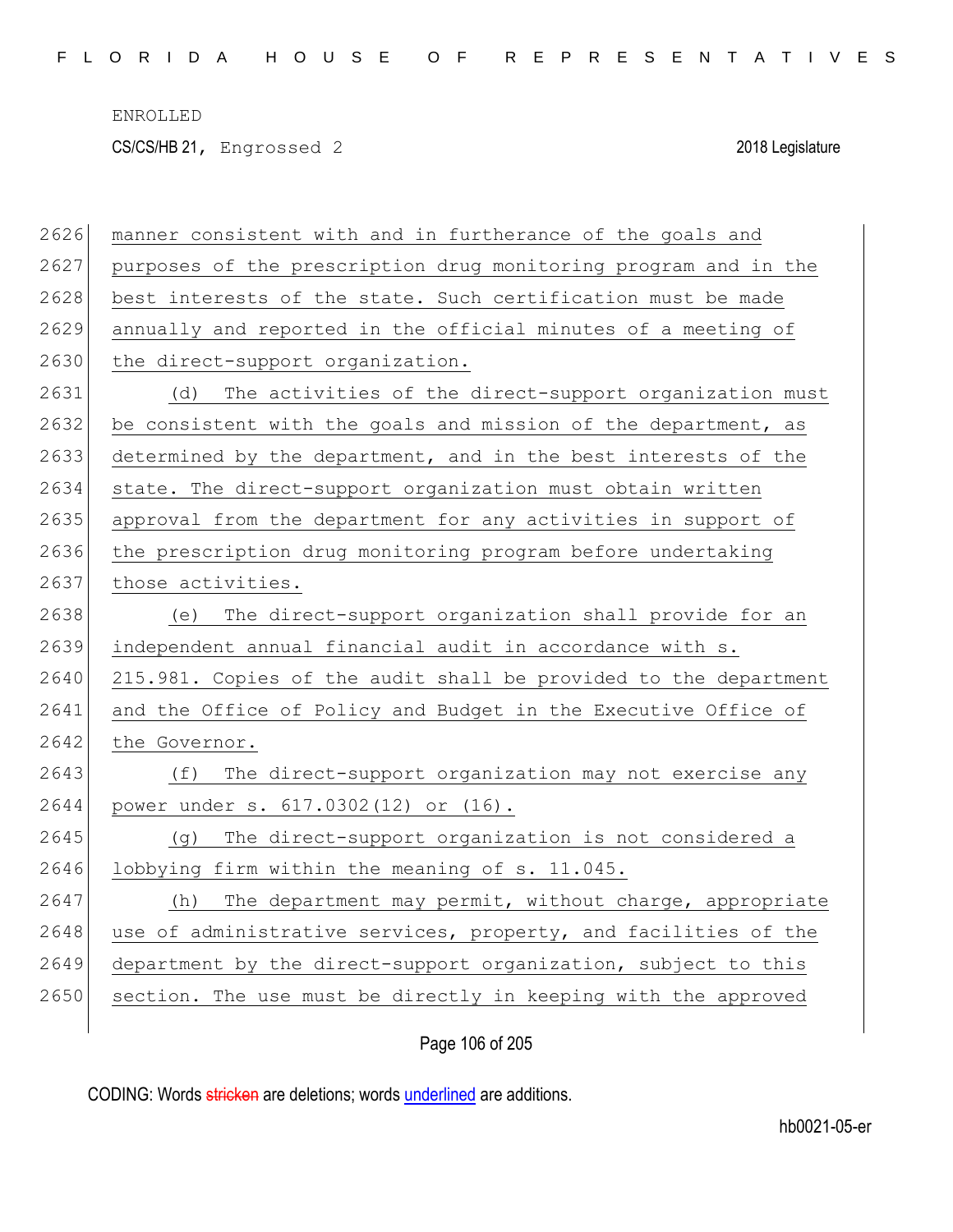manner consistent with and in furtherance of the goals and purposes of the prescription drug monitoring program and in the best interests of the state. Such certification must be made annually and reported in the official minutes of a meeting of the direct-support organization.

(d) The activities of the direct-support organization must be consistent with the goals and mission of the department, as determined by the department, and in the best interests of the state. The direct-support organization must obtain written approval from the department for any activities in support of the prescription drug monitoring program before undertaking those activities.

(e) The direct-support organization shall provide for an independent annual financial audit in accordance with s. 215.981. Copies of the audit shall be provided to the department and the Office of Policy and Budget in the Executive Office of the Governor.

(f) The direct-support organization may not exercise any power under s. 617.0302(12) or (16).

(g) The direct-support organization is not considered a lobbying firm within the meaning of s. 11.045.

(h) The department may permit, without charge, appropriate use of administrative services, property, and facilities of the department by the direct-support organization, subject to this section. The use must be directly in keeping with the approved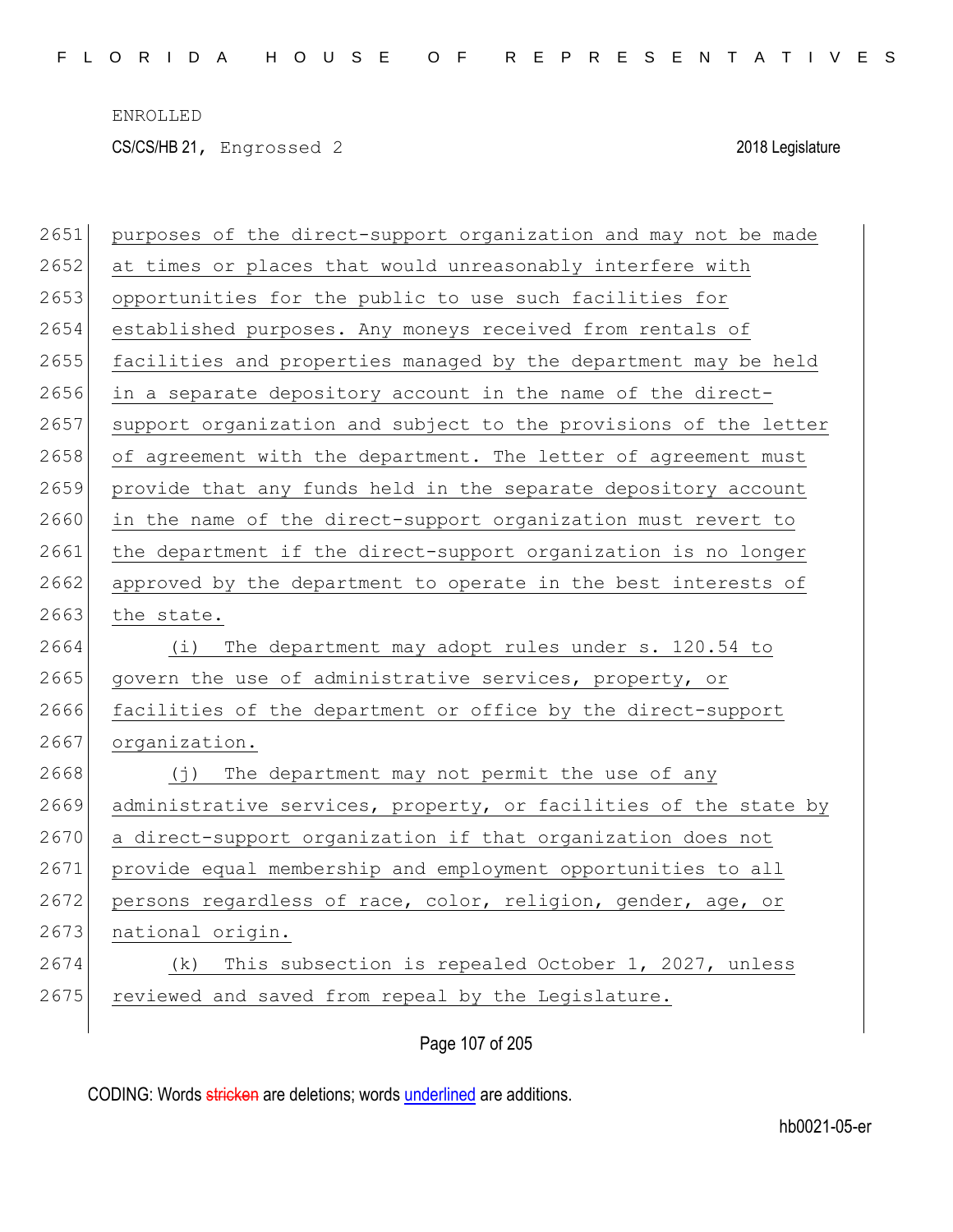purposes of the direct-support organization and may not be made at times or places that would unreasonably interfere with opportunities for the public to use such facilities for established purposes. Any moneys received from rentals of facilities and properties managed by the department may be held in a separate depository account in the name of the direct-support organization and subject to the provisions of the letter of agreement with the department. The letter of agreement must provide that any funds held in the separate depository account in the name of the direct-support organization must revert to the department if the direct-support organization is no longer approved by the department to operate in the best interests of the state.

(i) The department may adopt rules under s. 120.54 to govern the use of administrative services, property, or facilities of the department or office by the direct-support organization.

(j) The department may not permit the use of any administrative services, property, or facilities of the state by a direct-support organization if that organization does not provide equal membership and employment opportunities to all persons regardless of race, color, religion, gender, age, or national origin.

(k) This subsection is repealed October 1, 2027, unless reviewed and saved from repeal by the Legislature.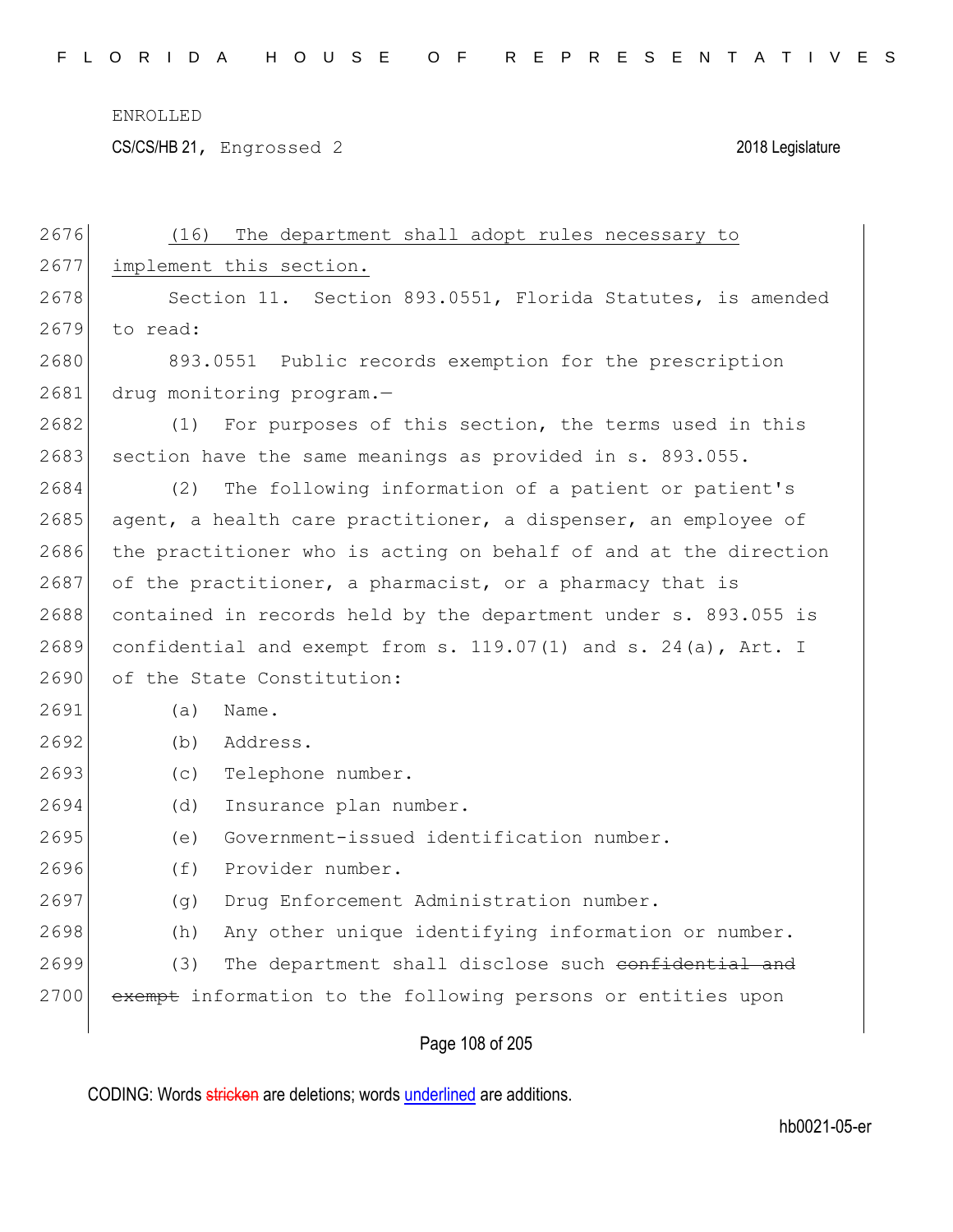(16) The department shall adopt rules necessary to implement this section.

Section 11. Section 893.0551, Florida Statutes, is amended to read:

893.0551 Public records exemption for the prescription drug monitoring program.—

(1) For purposes of this section, the terms used in this section have the same meanings as provided in s. 893.055.

(2) The following information of a patient or patient's agent, a health care practitioner, a dispenser, an employee of the practitioner who is acting on behalf of and at the direction of the practitioner, a pharmacist, or a pharmacy that is contained in records held by the department under s. 893.055 is confidential and exempt from s. 119.07(1) and s. 24(a), Art. I of the State Constitution:

(a) Name.

(b) Address.

(c) Telephone number.

(d) Insurance plan number.

(e) Government-issued identification number.

(f) Provider number.

(g) Drug Enforcement Administration number.

(h) Any other unique identifying information or number.

(3) The department shall disclose such ~~confidential and exempt~~ information to the following persons or entities upon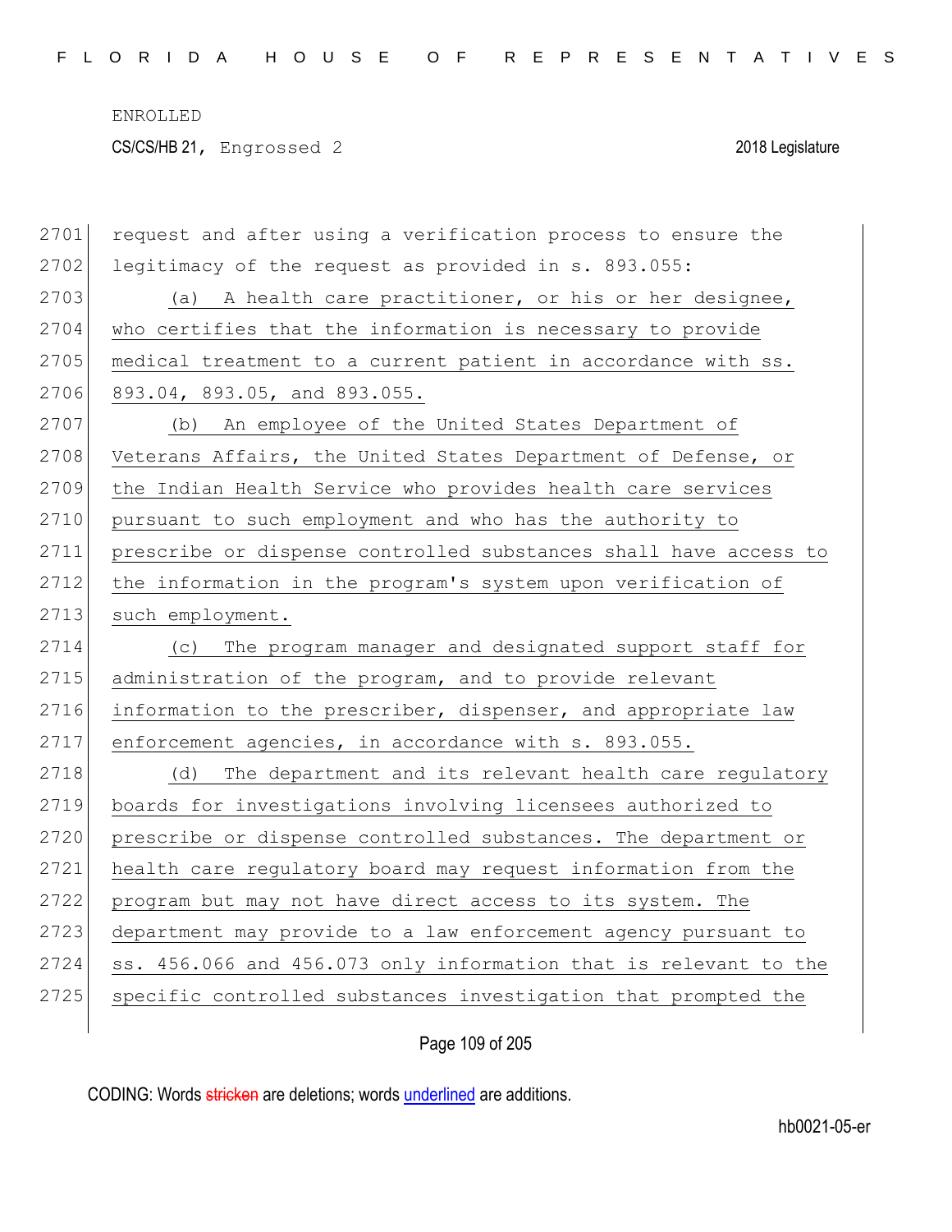request and after using a verification process to ensure the legitimacy of the request as provided in s. 893.055:

(a) A health care practitioner, or his or her designee, who certifies that the information is necessary to provide medical treatment to a current patient in accordance with ss. 893.04, 893.05, and 893.055.

(b) An employee of the United States Department of Veterans Affairs, the United States Department of Defense, or the Indian Health Service who provides health care services pursuant to such employment and who has the authority to prescribe or dispense controlled substances shall have access to the information in the program's system upon verification of such employment.

(c) The program manager and designated support staff for administration of the program, and to provide relevant information to the prescriber, dispenser, and appropriate law enforcement agencies, in accordance with s. 893.055.

(d) The department and its relevant health care regulatory boards for investigations involving licensees authorized to prescribe or dispense controlled substances. The department or health care regulatory board may request information from the program but may not have direct access to its system. The department may provide to a law enforcement agency pursuant to ss. 456.066 and 456.073 only information that is relevant to the specific controlled substances investigation that prompted the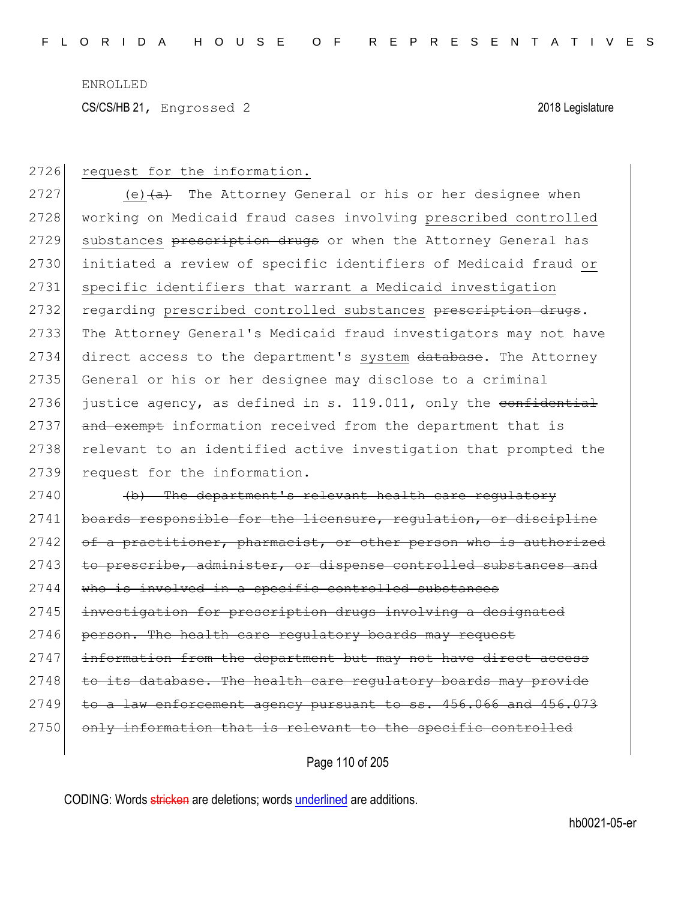ENROLLED

CS/CS/HB 21, Engrossed 2 2018 Legislature

2726 request for the information.

2727 (e)~~(a)~~ The Attorney General or his or her designee when
2728 working on Medicaid fraud cases involving prescribed controlled
2729 substances ~~prescription drugs~~ or when the Attorney General has
2730 initiated a review of specific identifiers of Medicaid fraud or
2731 specific identifiers that warrant a Medicaid investigation
2732 regarding prescribed controlled substances ~~prescription drugs~~.
2733 The Attorney General's Medicaid fraud investigators may not have
2734 direct access to the department's system ~~database~~. The Attorney
2735 General or his or her designee may disclose to a criminal
2736 justice agency, as defined in s. 119.011, only the ~~confidential~~
2737 ~~and exempt~~ information received from the department that is
2738 relevant to an identified active investigation that prompted the
2739 request for the information.

2740 ~~(b) The department's relevant health care regulatory~~
2741 ~~boards responsible for the licensure, regulation, or discipline~~
2742 ~~of a practitioner, pharmacist, or other person who is authorized~~
2743 ~~to prescribe, administer, or dispense controlled substances and~~
2744 ~~who is involved in a specific controlled substances~~
2745 ~~investigation for prescription drugs involving a designated~~
2746 ~~person. The health care regulatory boards may request~~
2747 ~~information from the department but may not have direct access~~
2748 ~~to its database. The health care regulatory boards may provide~~
2749 ~~to a law enforcement agency pursuant to ss. 456.066 and 456.073~~
2750 ~~only information that is relevant to the specific controlled~~

CODING: Words ~~stricken~~ are deletions; words underlined are additions.

hb0021-05-er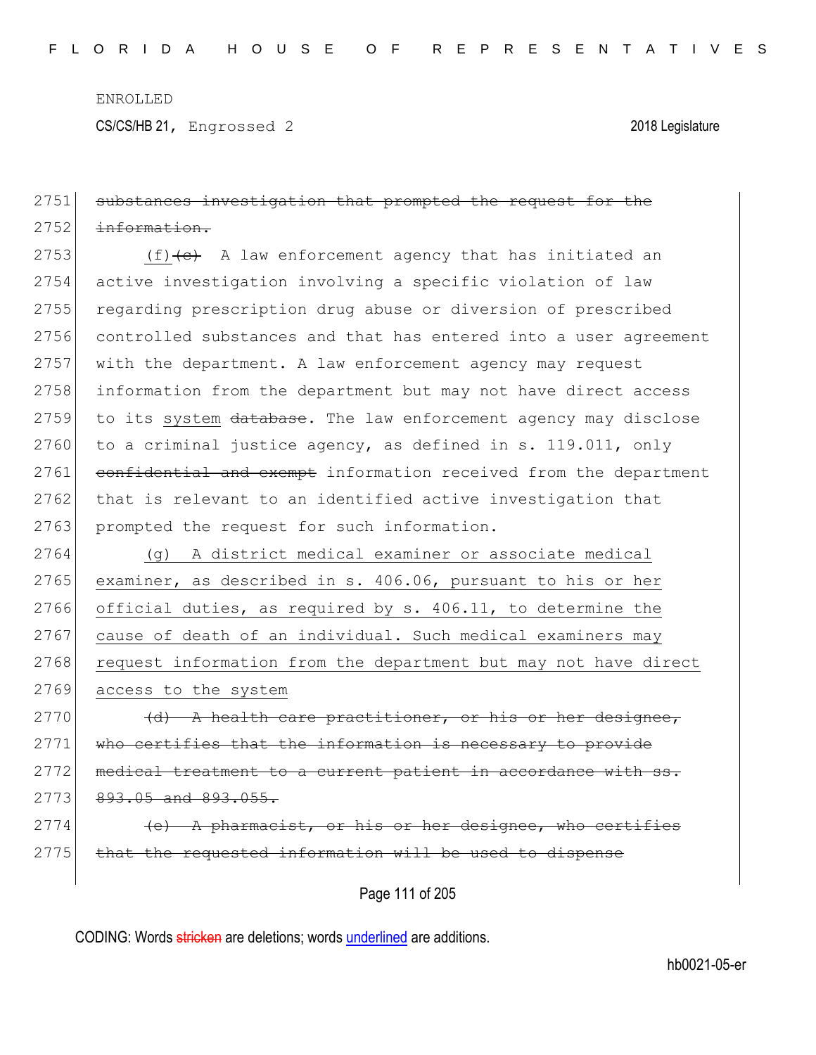ENROLLED

CS/CS/HB 21, Engrossed 2 2018 Legislature

2751 ~~substances investigation that prompted the request for the~~
2752 ~~information.~~

2753 (f)~~(c)~~ A law enforcement agency that has initiated an
2754 active investigation involving a specific violation of law
2755 regarding prescription drug abuse or diversion of prescribed
2756 controlled substances and that has entered into a user agreement
2757 with the department. A law enforcement agency may request
2758 information from the department but may not have direct access
2759 to its system ~~database~~. The law enforcement agency may disclose
2760 to a criminal justice agency, as defined in s. 119.011, only
2761 ~~confidential and exempt~~ information received from the department
2762 that is relevant to an identified active investigation that
2763 prompted the request for such information.

2764 (g) A district medical examiner or associate medical
2765 examiner, as described in s. 406.06, pursuant to his or her
2766 official duties, as required by s. 406.11, to determine the
2767 cause of death of an individual. Such medical examiners may
2768 request information from the department but may not have direct
2769 access to the system

2770 ~~(d) A health care practitioner, or his or her designee,~~
2771 ~~who certifies that the information is necessary to provide~~
2772 ~~medical treatment to a current patient in accordance with ss.~~
2773 ~~893.05 and 893.055.~~

2774 ~~(e) A pharmacist, or his or her designee, who certifies~~
2775 ~~that the requested information will be used to dispense~~

CODING: Words ~~stricken~~ are deletions; words underlined are additions.

hb0021-05-er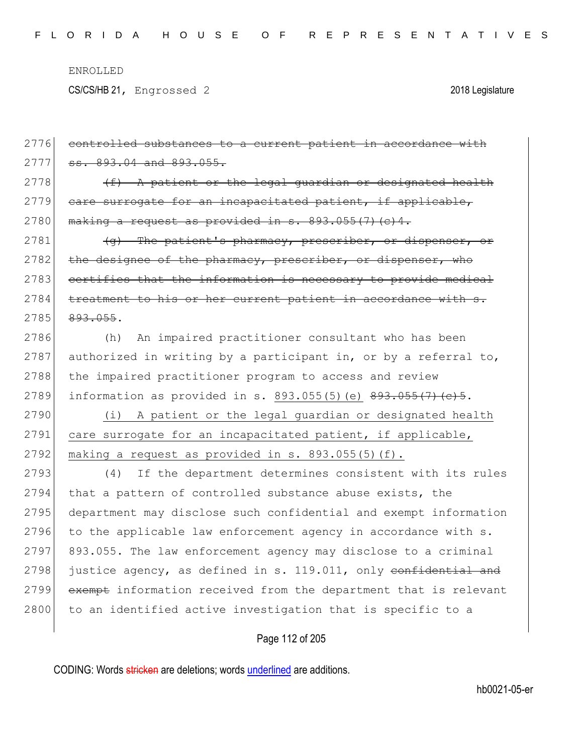~~controlled substances to a current patient in accordance with ss. 893.04 and 893.055.~~

~~(f) A patient or the legal guardian or designated health care surrogate for an incapacitated patient, if applicable, making a request as provided in s. 893.055(7)(c)4.~~

~~(g) The patient's pharmacy, prescriber, or dispenser, or the designee of the pharmacy, prescriber, or dispenser, who certifies that the information is necessary to provide medical treatment to his or her current patient in accordance with s. 893.055~~.

(h) An impaired practitioner consultant who has been authorized in writing by a participant in, or by a referral to, the impaired practitioner program to access and review information as provided in s. <u>893.055(5)(e)</u> ~~893.055(7)(c)5~~.

<u>(i) A patient or the legal guardian or designated health care surrogate for an incapacitated patient, if applicable, making a request as provided in s. 893.055(5)(f).</u>

(4) If the department determines consistent with its rules that a pattern of controlled substance abuse exists, the department may disclose such confidential and exempt information to the applicable law enforcement agency in accordance with s. 893.055. The law enforcement agency may disclose to a criminal justice agency, as defined in s. 119.011, only ~~confidential and exempt~~ information received from the department that is relevant to an identified active investigation that is specific to a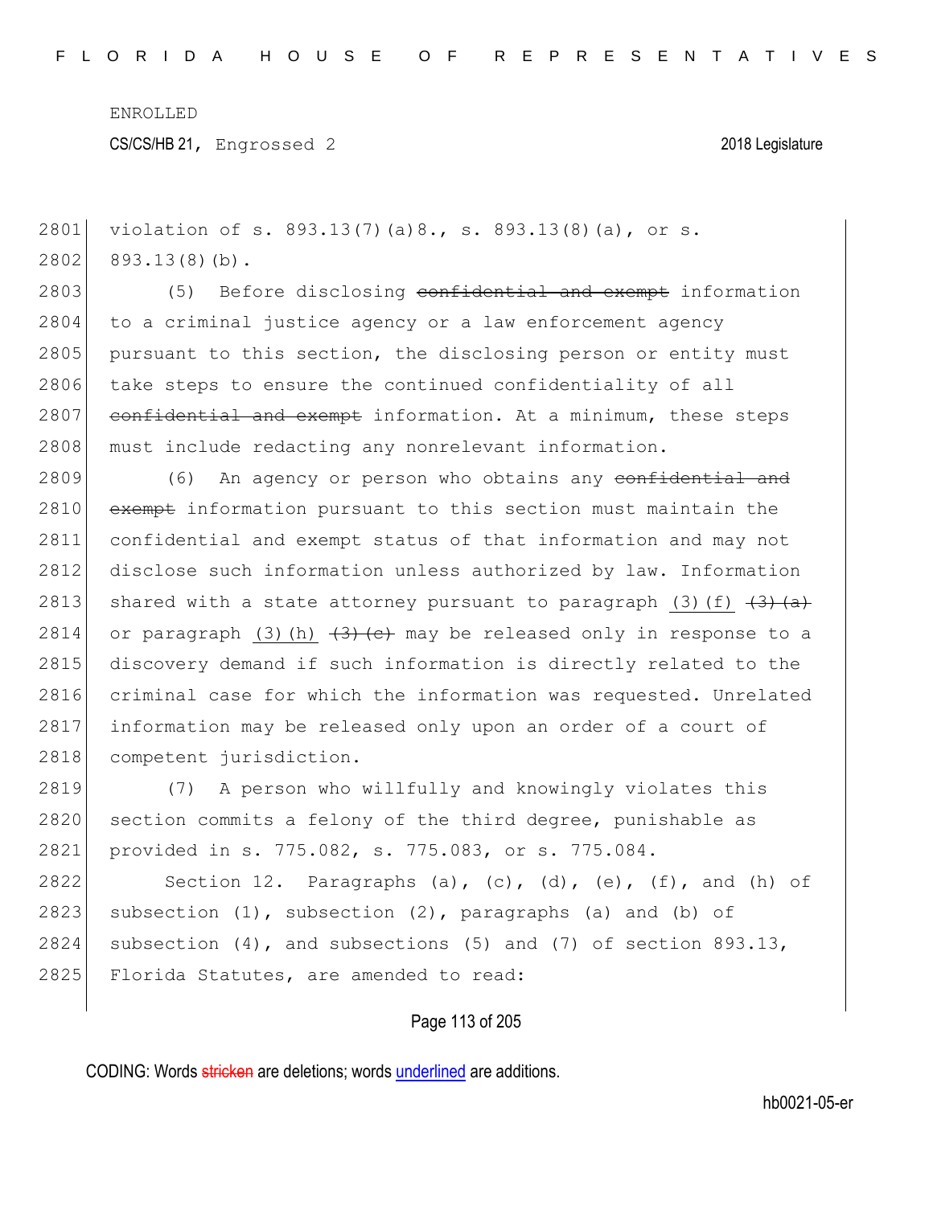violation of s. 893.13(7)(a)8., s. 893.13(8)(a), or s. 893.13(8)(b).

(5) Before disclosing ~~confidential and exempt~~ information to a criminal justice agency or a law enforcement agency pursuant to this section, the disclosing person or entity must take steps to ensure the continued confidentiality of all ~~confidential and exempt~~ information. At a minimum, these steps must include redacting any nonrelevant information.

(6) An agency or person who obtains any ~~confidential and exempt~~ information pursuant to this section must maintain the confidential and exempt status of that information and may not disclose such information unless authorized by law. Information shared with a state attorney pursuant to paragraph <u>(3)(f)</u> ~~(3)(a)~~ or paragraph <u>(3)(h)</u> ~~(3)(c)~~ may be released only in response to a discovery demand if such information is directly related to the criminal case for which the information was requested. Unrelated information may be released only upon an order of a court of competent jurisdiction.

(7) A person who willfully and knowingly violates this section commits a felony of the third degree, punishable as provided in s. 775.082, s. 775.083, or s. 775.084.

Section 12. Paragraphs (a), (c), (d), (e), (f), and (h) of subsection (1), subsection (2), paragraphs (a) and (b) of subsection (4), and subsections (5) and (7) of section 893.13, Florida Statutes, are amended to read: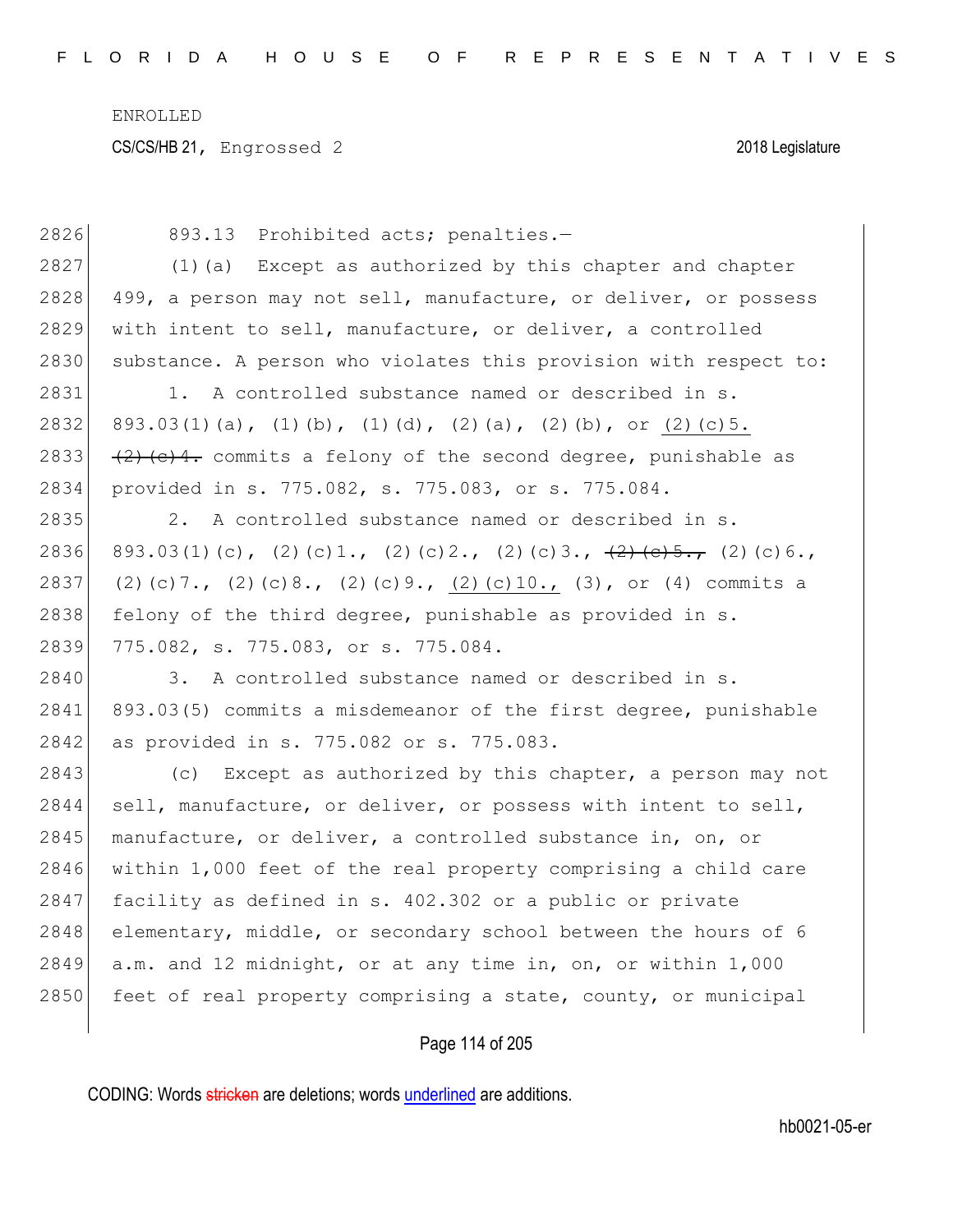893.13 Prohibited acts; penalties.—

(1)(a) Except as authorized by this chapter and chapter 499, a person may not sell, manufacture, or deliver, or possess with intent to sell, manufacture, or deliver, a controlled substance. A person who violates this provision with respect to:

1. A controlled substance named or described in s. 893.03(1)(a), (1)(b), (1)(d), (2)(a), (2)(b), or <u>(2)(c)5.</u> ~~(2)(c)4.~~ commits a felony of the second degree, punishable as provided in s. 775.082, s. 775.083, or s. 775.084.

2. A controlled substance named or described in s. 893.03(1)(c), (2)(c)1., (2)(c)2., (2)(c)3., ~~(2)(c)5.,~~ (2)(c)6., (2)(c)7., (2)(c)8., (2)(c)9., <u>(2)(c)10.,</u> (3), or (4) commits a felony of the third degree, punishable as provided in s. 775.082, s. 775.083, or s. 775.084.

3. A controlled substance named or described in s. 893.03(5) commits a misdemeanor of the first degree, punishable as provided in s. 775.082 or s. 775.083.

(c) Except as authorized by this chapter, a person may not sell, manufacture, or deliver, or possess with intent to sell, manufacture, or deliver, a controlled substance in, on, or within 1,000 feet of the real property comprising a child care facility as defined in s. 402.302 or a public or private elementary, middle, or secondary school between the hours of 6 a.m. and 12 midnight, or at any time in, on, or within 1,000 feet of real property comprising a state, county, or municipal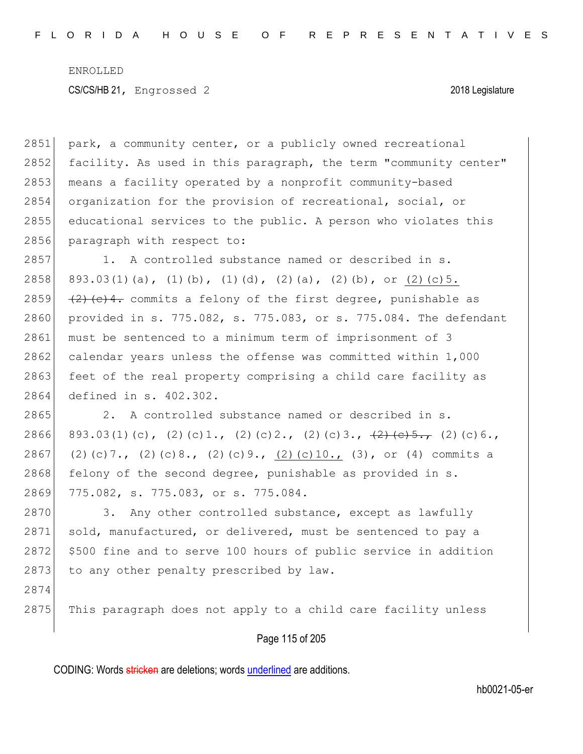park, a community center, or a publicly owned recreational facility. As used in this paragraph, the term "community center" means a facility operated by a nonprofit community-based organization for the provision of recreational, social, or educational services to the public. A person who violates this paragraph with respect to:

1. A controlled substance named or described in s. 893.03(1)(a), (1)(b), (1)(d), (2)(a), (2)(b), or <u>(2)(c)5.</u> ~~(2)(c)4.~~ commits a felony of the first degree, punishable as provided in s. 775.082, s. 775.083, or s. 775.084. The defendant must be sentenced to a minimum term of imprisonment of 3 calendar years unless the offense was committed within 1,000 feet of the real property comprising a child care facility as defined in s. 402.302.

2. A controlled substance named or described in s. 893.03(1)(c), (2)(c)1., (2)(c)2., (2)(c)3., ~~(2)(c)5.,~~ (2)(c)6., (2)(c)7., (2)(c)8., (2)(c)9., <u>(2)(c)10.,</u> (3), or (4) commits a felony of the second degree, punishable as provided in s. 775.082, s. 775.083, or s. 775.084.

3. Any other controlled substance, except as lawfully sold, manufactured, or delivered, must be sentenced to pay a $500 fine and to serve 100 hours of public service in addition to any other penalty prescribed by law.

This paragraph does not apply to a child care facility unless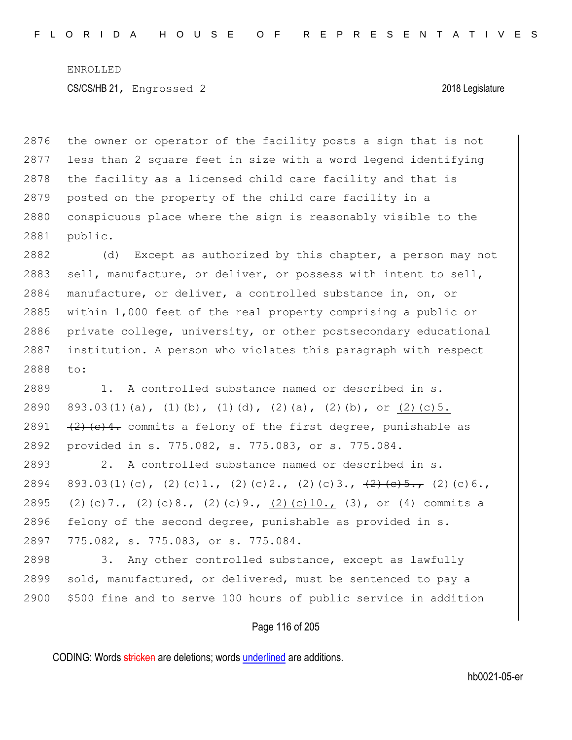the owner or operator of the facility posts a sign that is not less than 2 square feet in size with a word legend identifying the facility as a licensed child care facility and that is posted on the property of the child care facility in a conspicuous place where the sign is reasonably visible to the public.

(d) Except as authorized by this chapter, a person may not sell, manufacture, or deliver, or possess with intent to sell, manufacture, or deliver, a controlled substance in, on, or within 1,000 feet of the real property comprising a public or private college, university, or other postsecondary educational institution. A person who violates this paragraph with respect to:

1. A controlled substance named or described in s. 893.03(1)(a), (1)(b), (1)(d), (2)(a), (2)(b), or <u>(2)(c)5.</u> ~~(2)(c)4.~~ commits a felony of the first degree, punishable as provided in s. 775.082, s. 775.083, or s. 775.084.

2. A controlled substance named or described in s. 893.03(1)(c), (2)(c)1., (2)(c)2., (2)(c)3., ~~(2)(c)5.,~~ (2)(c)6., (2)(c)7., (2)(c)8., (2)(c)9., <u>(2)(c)10.,</u> (3), or (4) commits a felony of the second degree, punishable as provided in s. 775.082, s. 775.083, or s. 775.084.

3. Any other controlled substance, except as lawfully sold, manufactured, or delivered, must be sentenced to pay a $500 fine and to serve 100 hours of public service in addition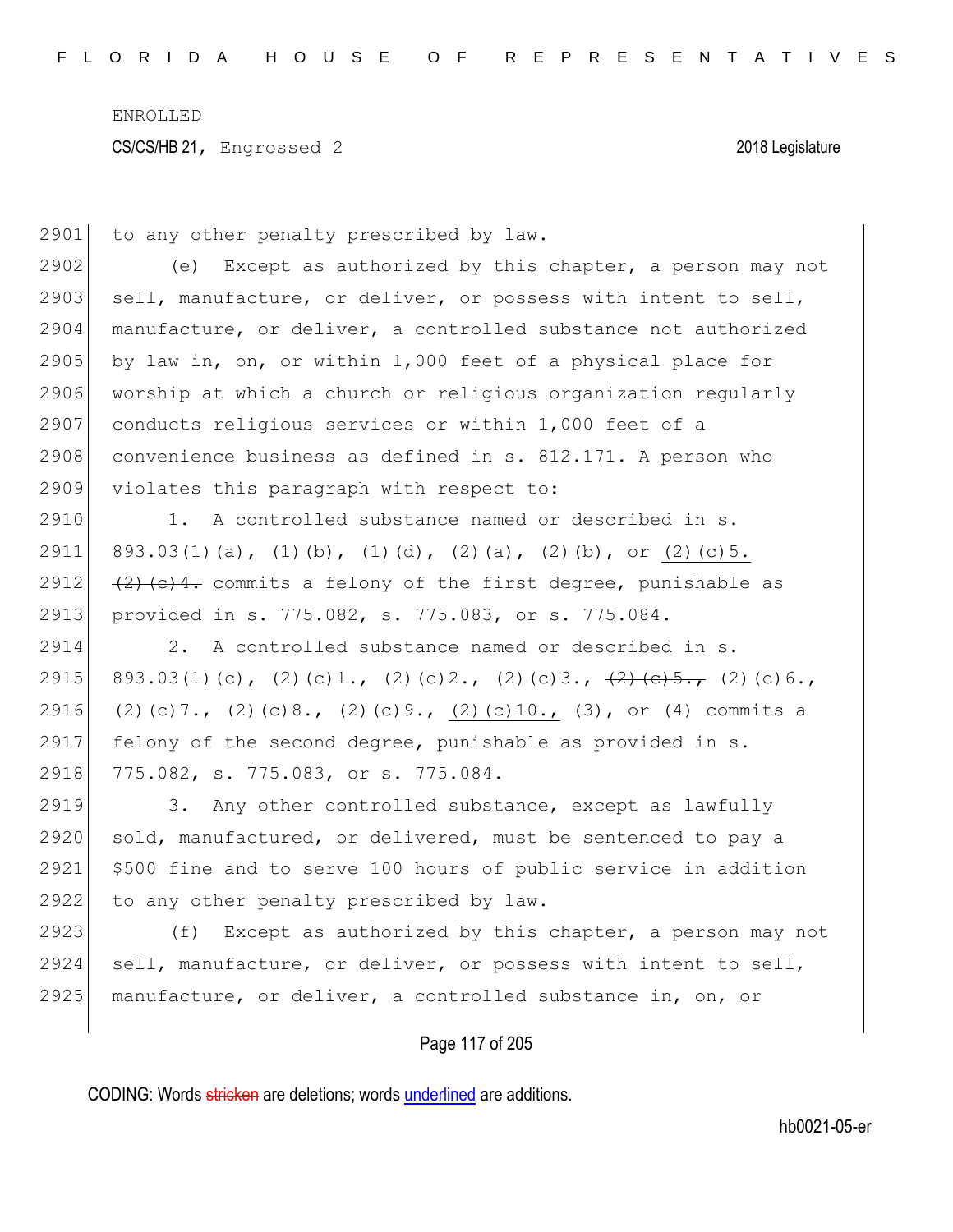to any other penalty prescribed by law.

(e) Except as authorized by this chapter, a person may not sell, manufacture, or deliver, or possess with intent to sell, manufacture, or deliver, a controlled substance not authorized by law in, on, or within 1,000 feet of a physical place for worship at which a church or religious organization regularly conducts religious services or within 1,000 feet of a convenience business as defined in s. 812.171. A person who violates this paragraph with respect to:

1. A controlled substance named or described in s. 893.03(1)(a), (1)(b), (1)(d), (2)(a), (2)(b), or (2)(c)5. ~~(2)(c)4.~~ commits a felony of the first degree, punishable as provided in s. 775.082, s. 775.083, or s. 775.084.

2. A controlled substance named or described in s. 893.03(1)(c), (2)(c)1., (2)(c)2., (2)(c)3., ~~(2)(c)5.,~~ (2)(c)6., (2)(c)7., (2)(c)8., (2)(c)9., (2)(c)10., (3), or (4) commits a felony of the second degree, punishable as provided in s. 775.082, s. 775.083, or s. 775.084.

3. Any other controlled substance, except as lawfully sold, manufactured, or delivered, must be sentenced to pay a $500 fine and to serve 100 hours of public service in addition to any other penalty prescribed by law.

(f) Except as authorized by this chapter, a person may not sell, manufacture, or deliver, or possess with intent to sell, manufacture, or deliver, a controlled substance in, on, or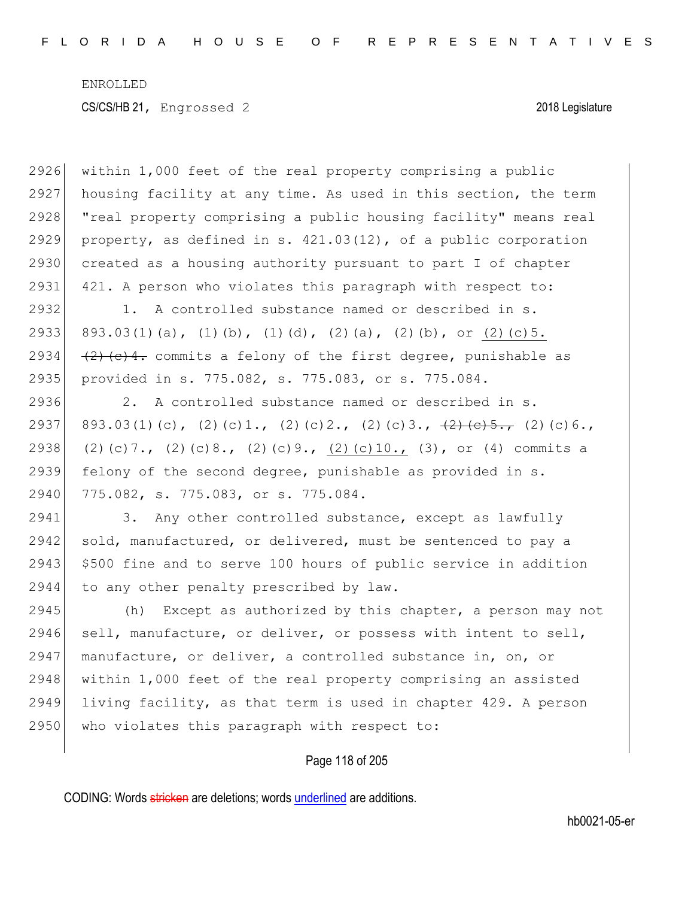within 1,000 feet of the real property comprising a public housing facility at any time. As used in this section, the term "real property comprising a public housing facility" means real property, as defined in s. 421.03(12), of a public corporation created as a housing authority pursuant to part I of chapter 421. A person who violates this paragraph with respect to:

1. A controlled substance named or described in s. 893.03(1)(a), (1)(b), (1)(d), (2)(a), (2)(b), or (2)(c)5. ~~(2)(c)4.~~ commits a felony of the first degree, punishable as provided in s. 775.082, s. 775.083, or s. 775.084.

2. A controlled substance named or described in s. 893.03(1)(c), (2)(c)1., (2)(c)2., (2)(c)3., ~~(2)(c)5.,~~ (2)(c)6., (2)(c)7., (2)(c)8., (2)(c)9., (2)(c)10., (3), or (4) commits a felony of the second degree, punishable as provided in s. 775.082, s. 775.083, or s. 775.084.

3. Any other controlled substance, except as lawfully sold, manufactured, or delivered, must be sentenced to pay a \$500 fine and to serve 100 hours of public service in addition to any other penalty prescribed by law.

(h) Except as authorized by this chapter, a person may not sell, manufacture, or deliver, or possess with intent to sell, manufacture, or deliver, a controlled substance in, on, or within 1,000 feet of the real property comprising an assisted living facility, as that term is used in chapter 429. A person who violates this paragraph with respect to: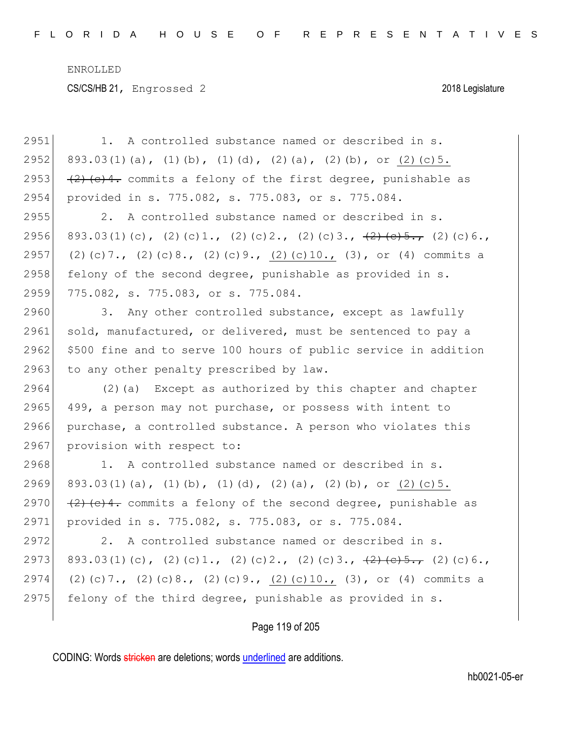1\. A controlled substance named or described in s. 893.03(1)(a), (1)(b), (1)(d), (2)(a), (2)(b), or <u>(2)(c)5.</u> ~~(2)(c)4.~~ commits a felony of the first degree, punishable as provided in s. 775.082, s. 775.083, or s. 775.084.

2\. A controlled substance named or described in s. 893.03(1)(c), (2)(c)1., (2)(c)2., (2)(c)3., ~~(2)(c)5.,~~ (2)(c)6., (2)(c)7., (2)(c)8., (2)(c)9., <u>(2)(c)10.,</u> (3), or (4) commits a felony of the second degree, punishable as provided in s. 775.082, s. 775.083, or s. 775.084.

3\. Any other controlled substance, except as lawfully sold, manufactured, or delivered, must be sentenced to pay a $500 fine and to serve 100 hours of public service in addition to any other penalty prescribed by law.

(2)(a) Except as authorized by this chapter and chapter 499, a person may not purchase, or possess with intent to purchase, a controlled substance. A person who violates this provision with respect to:

1\. A controlled substance named or described in s. 893.03(1)(a), (1)(b), (1)(d), (2)(a), (2)(b), or <u>(2)(c)5.</u> ~~(2)(c)4.~~ commits a felony of the second degree, punishable as provided in s. 775.082, s. 775.083, or s. 775.084.

2\. A controlled substance named or described in s. 893.03(1)(c), (2)(c)1., (2)(c)2., (2)(c)3., ~~(2)(c)5.,~~ (2)(c)6., (2)(c)7., (2)(c)8., (2)(c)9., <u>(2)(c)10.,</u> (3), or (4) commits a felony of the third degree, punishable as provided in s.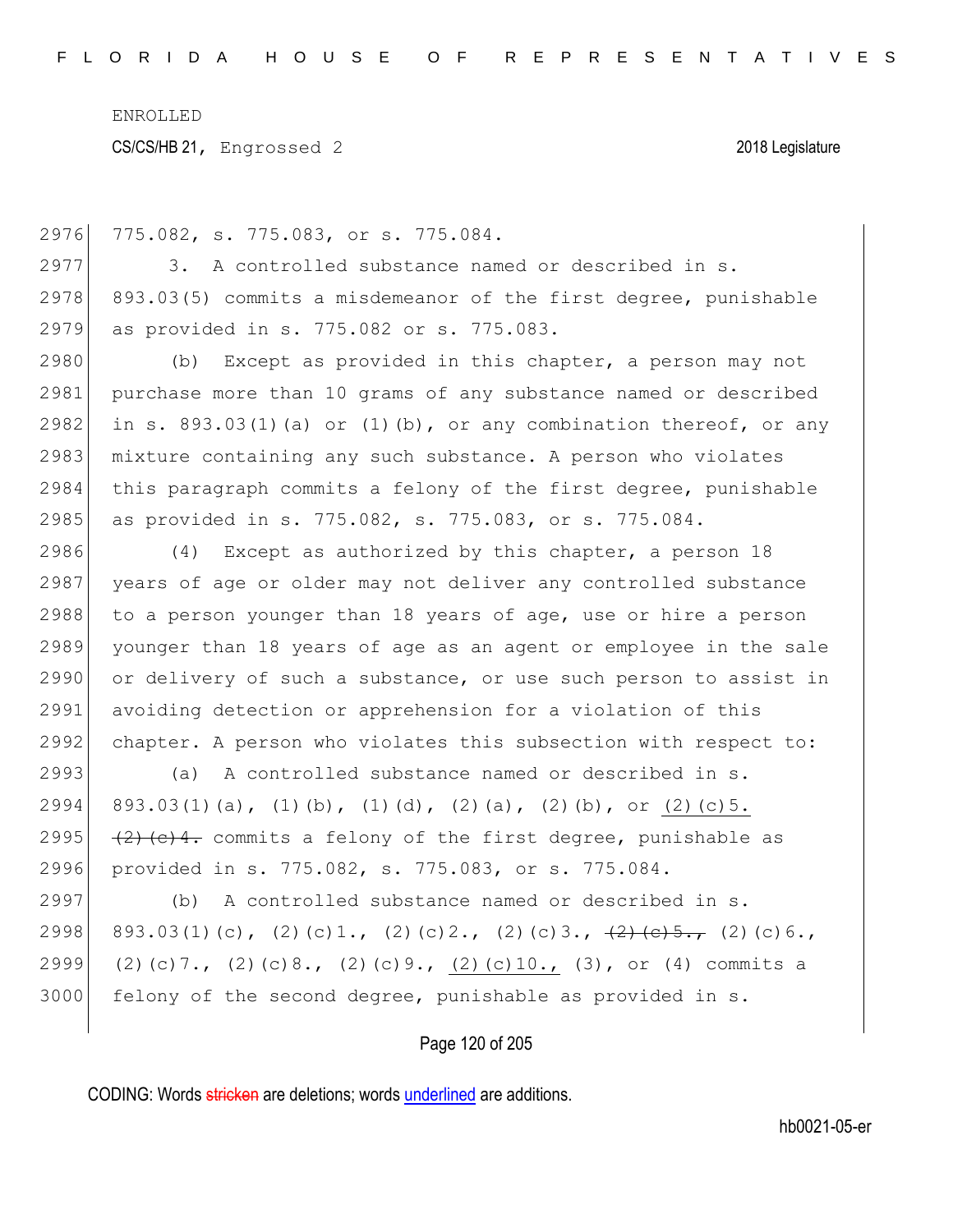775.082, s. 775.083, or s. 775.084.

3. A controlled substance named or described in s. 893.03(5) commits a misdemeanor of the first degree, punishable as provided in s. 775.082 or s. 775.083.

(b) Except as provided in this chapter, a person may not purchase more than 10 grams of any substance named or described in s. 893.03(1)(a) or (1)(b), or any combination thereof, or any mixture containing any such substance. A person who violates this paragraph commits a felony of the first degree, punishable as provided in s. 775.082, s. 775.083, or s. 775.084.

(4) Except as authorized by this chapter, a person 18 years of age or older may not deliver any controlled substance to a person younger than 18 years of age, use or hire a person younger than 18 years of age as an agent or employee in the sale or delivery of such a substance, or use such person to assist in avoiding detection or apprehension for a violation of this chapter. A person who violates this subsection with respect to:

(a) A controlled substance named or described in s. 893.03(1)(a), (1)(b), (1)(d), (2)(a), (2)(b), or <u>(2)(c)5.</u> ~~(2)(c)4.~~ commits a felony of the first degree, punishable as provided in s. 775.082, s. 775.083, or s. 775.084.

(b) A controlled substance named or described in s. 893.03(1)(c), (2)(c)1., (2)(c)2., (2)(c)3., ~~(2)(c)5.,~~ (2)(c)6., (2)(c)7., (2)(c)8., (2)(c)9., <u>(2)(c)10.,</u> (3), or (4) commits a felony of the second degree, punishable as provided in s.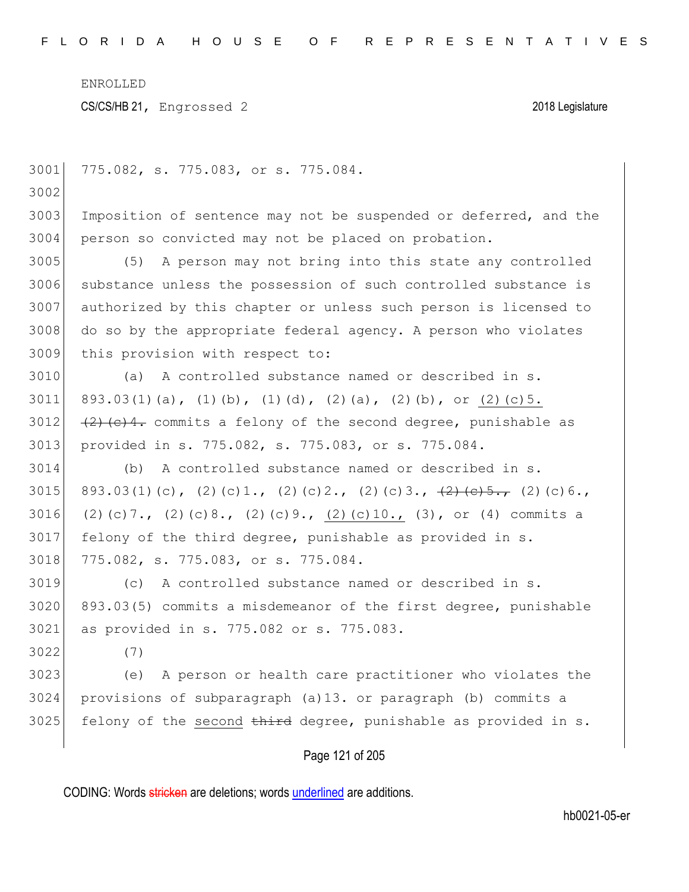775.082, s. 775.083, or s. 775.084.

Imposition of sentence may not be suspended or deferred, and the person so convicted may not be placed on probation.

(5) A person may not bring into this state any controlled substance unless the possession of such controlled substance is authorized by this chapter or unless such person is licensed to do so by the appropriate federal agency. A person who violates this provision with respect to:

(a) A controlled substance named or described in s. 893.03(1)(a), (1)(b), (1)(d), (2)(a), (2)(b), or <u>(2)(c)5.</u> ~~(2)(c)4.~~ commits a felony of the second degree, punishable as provided in s. 775.082, s. 775.083, or s. 775.084.

(b) A controlled substance named or described in s. 893.03(1)(c), (2)(c)1., (2)(c)2., (2)(c)3., ~~(2)(c)5.,~~ (2)(c)6., (2)(c)7., (2)(c)8., (2)(c)9., <u>(2)(c)10.,</u> (3), or (4) commits a felony of the third degree, punishable as provided in s. 775.082, s. 775.083, or s. 775.084.

(c) A controlled substance named or described in s. 893.03(5) commits a misdemeanor of the first degree, punishable as provided in s. 775.082 or s. 775.083.

(7)

(e) A person or health care practitioner who violates the provisions of subparagraph (a)13. or paragraph (b) commits a felony of the <u>second</u> ~~third~~ degree, punishable as provided in s.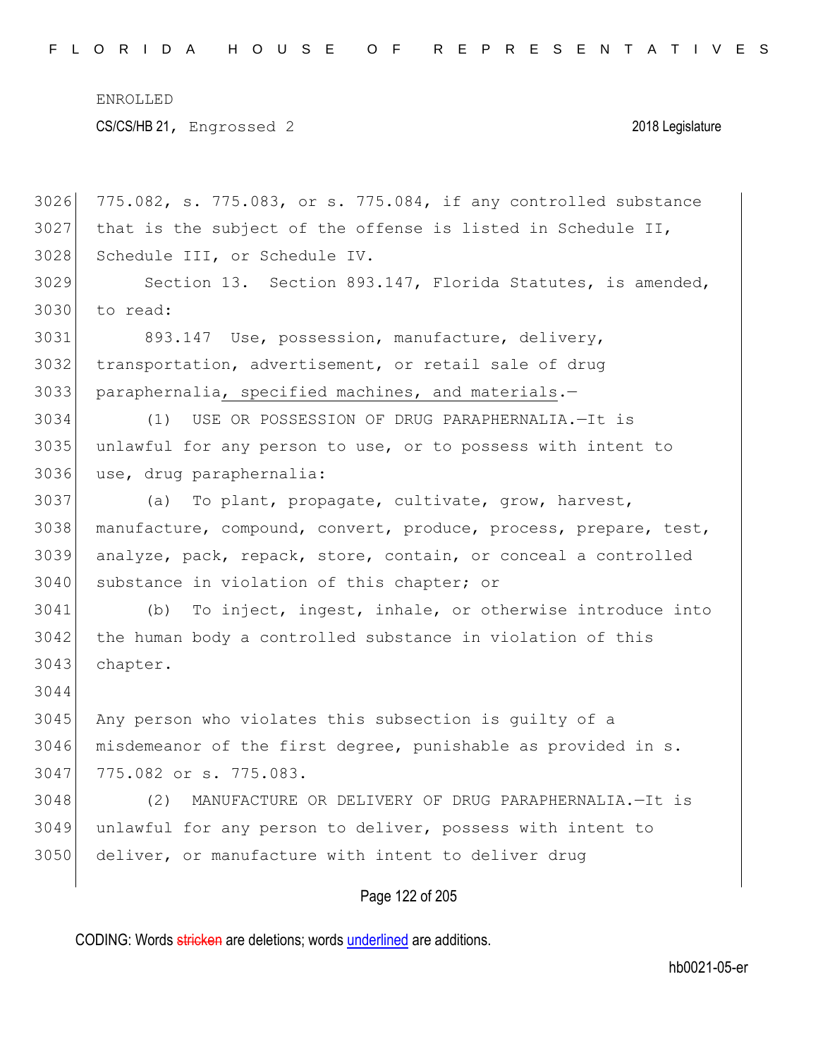775.082, s. 775.083, or s. 775.084, if any controlled substance that is the subject of the offense is listed in Schedule II, Schedule III, or Schedule IV.

Section 13. Section 893.147, Florida Statutes, is amended, to read:

893.147 Use, possession, manufacture, delivery, transportation, advertisement, or retail sale of drug paraphernalia, specified machines, and materials.—

(1) USE OR POSSESSION OF DRUG PARAPHERNALIA.—It is unlawful for any person to use, or to possess with intent to use, drug paraphernalia:

(a) To plant, propagate, cultivate, grow, harvest, manufacture, compound, convert, produce, process, prepare, test, analyze, pack, repack, store, contain, or conceal a controlled substance in violation of this chapter; or

(b) To inject, ingest, inhale, or otherwise introduce into the human body a controlled substance in violation of this chapter.

Any person who violates this subsection is guilty of a misdemeanor of the first degree, punishable as provided in s. 775.082 or s. 775.083.

(2) MANUFACTURE OR DELIVERY OF DRUG PARAPHERNALIA.—It is unlawful for any person to deliver, possess with intent to deliver, or manufacture with intent to deliver drug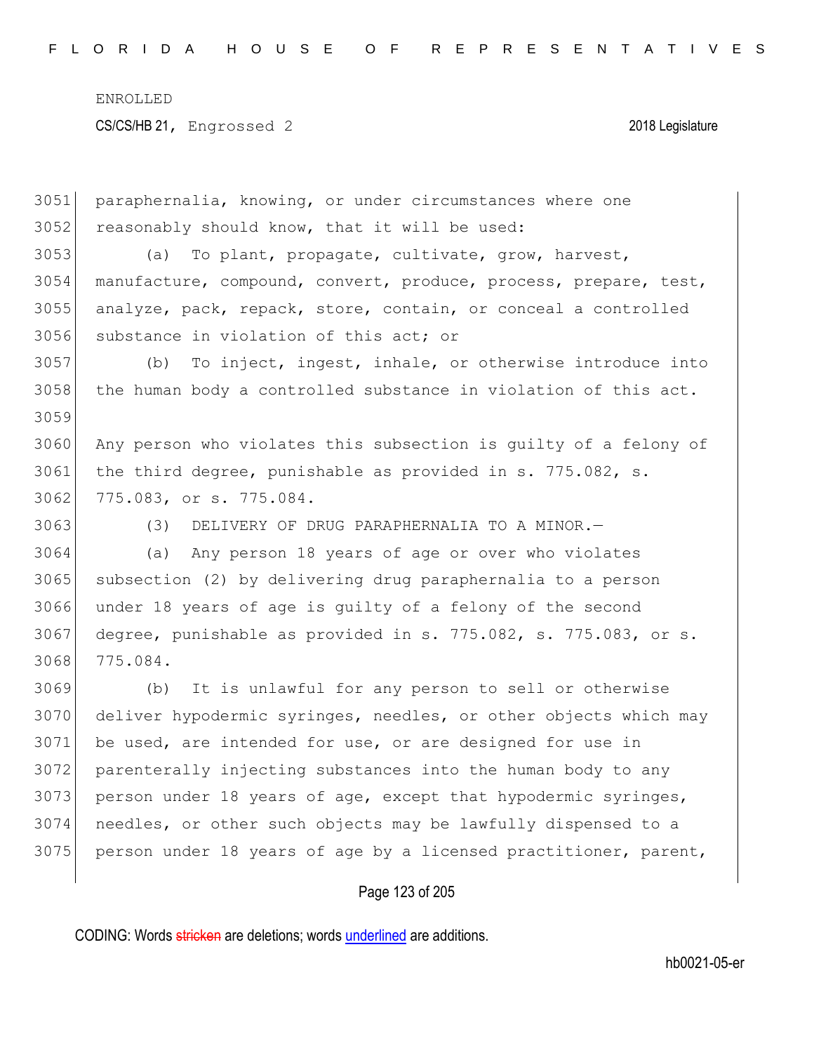paraphernalia, knowing, or under circumstances where one reasonably should know, that it will be used:

(a) To plant, propagate, cultivate, grow, harvest, manufacture, compound, convert, produce, process, prepare, test, analyze, pack, repack, store, contain, or conceal a controlled substance in violation of this act; or

(b) To inject, ingest, inhale, or otherwise introduce into the human body a controlled substance in violation of this act.

Any person who violates this subsection is guilty of a felony of the third degree, punishable as provided in s. 775.082, s. 775.083, or s. 775.084.

(3) DELIVERY OF DRUG PARAPHERNALIA TO A MINOR.—

(a) Any person 18 years of age or over who violates subsection (2) by delivering drug paraphernalia to a person under 18 years of age is guilty of a felony of the second degree, punishable as provided in s. 775.082, s. 775.083, or s. 775.084.

(b) It is unlawful for any person to sell or otherwise deliver hypodermic syringes, needles, or other objects which may be used, are intended for use, or are designed for use in parenterally injecting substances into the human body to any person under 18 years of age, except that hypodermic syringes, needles, or other such objects may be lawfully dispensed to a person under 18 years of age by a licensed practitioner, parent,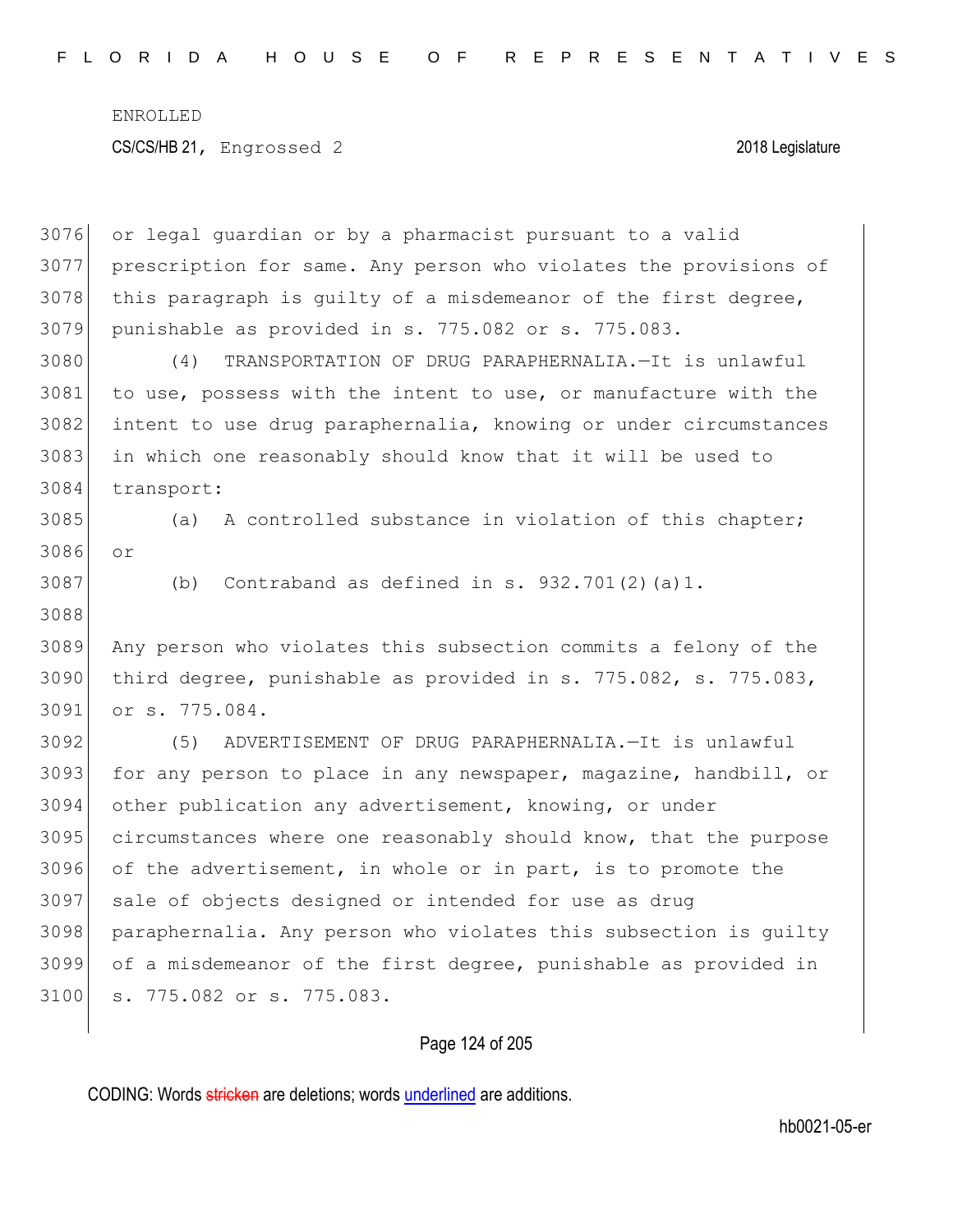or legal guardian or by a pharmacist pursuant to a valid prescription for same. Any person who violates the provisions of this paragraph is guilty of a misdemeanor of the first degree, punishable as provided in s. 775.082 or s. 775.083.

(4) TRANSPORTATION OF DRUG PARAPHERNALIA.—It is unlawful to use, possess with the intent to use, or manufacture with the intent to use drug paraphernalia, knowing or under circumstances in which one reasonably should know that it will be used to transport:

(a) A controlled substance in violation of this chapter; or

(b) Contraband as defined in s. 932.701(2)(a)1.

Any person who violates this subsection commits a felony of the third degree, punishable as provided in s. 775.082, s. 775.083, or s. 775.084.

(5) ADVERTISEMENT OF DRUG PARAPHERNALIA.—It is unlawful for any person to place in any newspaper, magazine, handbill, or other publication any advertisement, knowing, or under circumstances where one reasonably should know, that the purpose of the advertisement, in whole or in part, is to promote the sale of objects designed or intended for use as drug paraphernalia. Any person who violates this subsection is guilty of a misdemeanor of the first degree, punishable as provided in s. 775.082 or s. 775.083.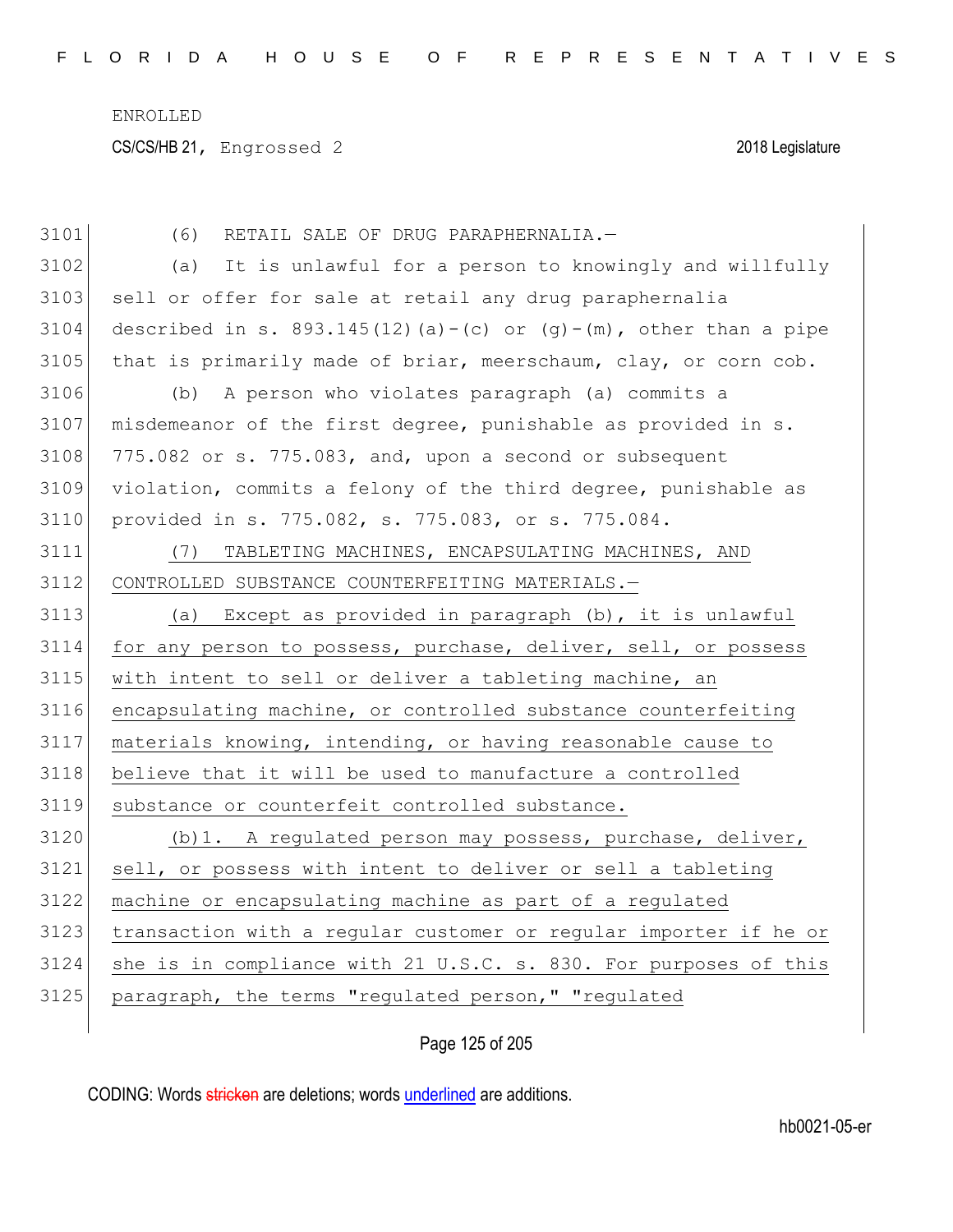(6) RETAIL SALE OF DRUG PARAPHERNALIA.—

(a) It is unlawful for a person to knowingly and willfully sell or offer for sale at retail any drug paraphernalia described in s. 893.145(12)(a)-(c) or (g)-(m), other than a pipe that is primarily made of briar, meerschaum, clay, or corn cob.

(b) A person who violates paragraph (a) commits a misdemeanor of the first degree, punishable as provided in s. 775.082 or s. 775.083, and, upon a second or subsequent violation, commits a felony of the third degree, punishable as provided in s. 775.082, s. 775.083, or s. 775.084.

(7) TABLETING MACHINES, ENCAPSULATING MACHINES, AND CONTROLLED SUBSTANCE COUNTERFEITING MATERIALS.—

(a) Except as provided in paragraph (b), it is unlawful for any person to possess, purchase, deliver, sell, or possess with intent to sell or deliver a tableting machine, an encapsulating machine, or controlled substance counterfeiting materials knowing, intending, or having reasonable cause to believe that it will be used to manufacture a controlled substance or counterfeit controlled substance.

(b)1. A regulated person may possess, purchase, deliver, sell, or possess with intent to deliver or sell a tableting machine or encapsulating machine as part of a regulated transaction with a regular customer or regular importer if he or she is in compliance with 21 U.S.C. s. 830. For purposes of this paragraph, the terms "regulated person," "regulated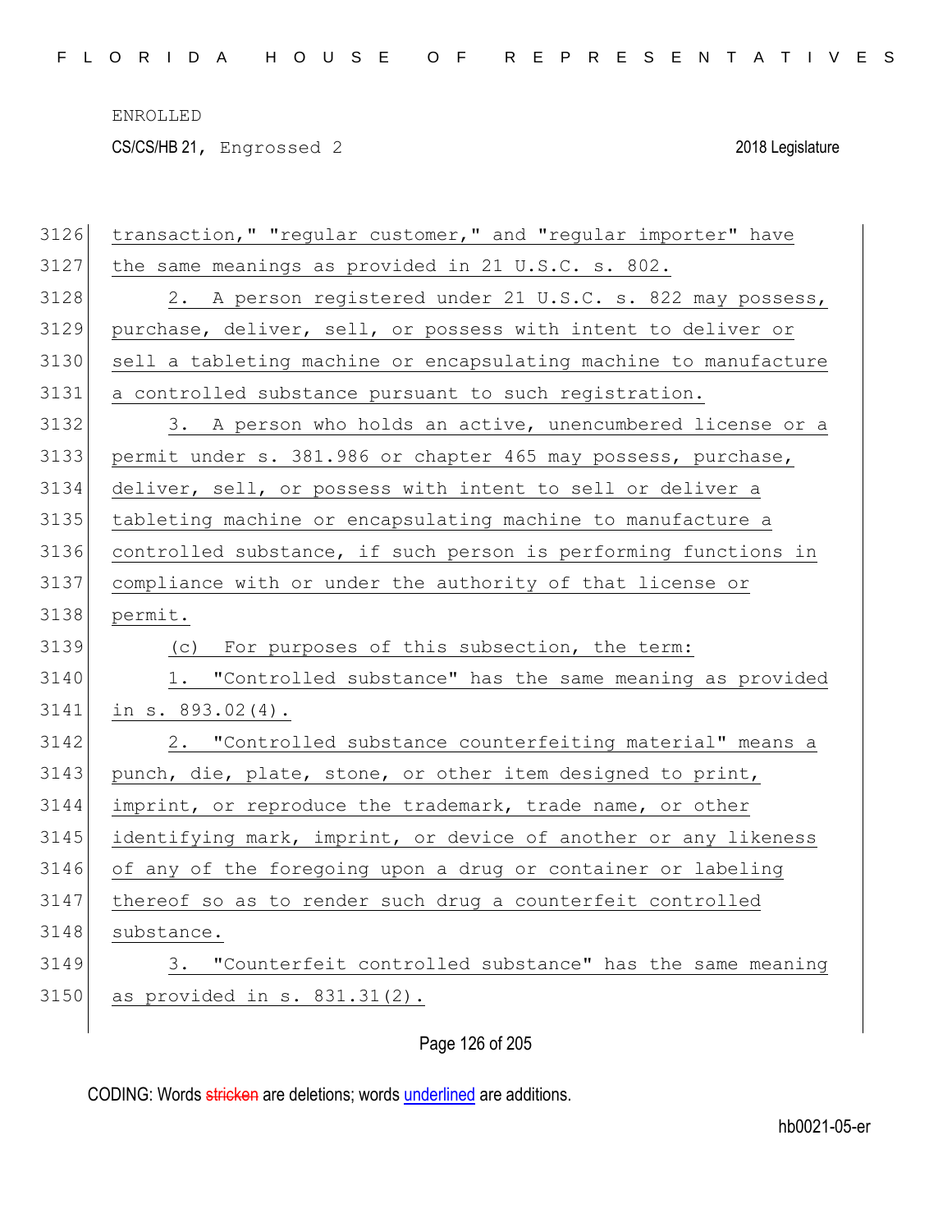transaction," "regular customer," and "regular importer" have the same meanings as provided in 21 U.S.C. s. 802.

2. A person registered under 21 U.S.C. s. 822 may possess, purchase, deliver, sell, or possess with intent to deliver or sell a tableting machine or encapsulating machine to manufacture a controlled substance pursuant to such registration.

3. A person who holds an active, unencumbered license or a permit under s. 381.986 or chapter 465 may possess, purchase, deliver, sell, or possess with intent to sell or deliver a tableting machine or encapsulating machine to manufacture a controlled substance, if such person is performing functions in compliance with or under the authority of that license or permit.

(c) For purposes of this subsection, the term:

1. "Controlled substance" has the same meaning as provided in s. 893.02(4).

2. "Controlled substance counterfeiting material" means a punch, die, plate, stone, or other item designed to print, imprint, or reproduce the trademark, trade name, or other identifying mark, imprint, or device of another or any likeness of any of the foregoing upon a drug or container or labeling thereof so as to render such drug a counterfeit controlled substance.

3. "Counterfeit controlled substance" has the same meaning as provided in s. 831.31(2).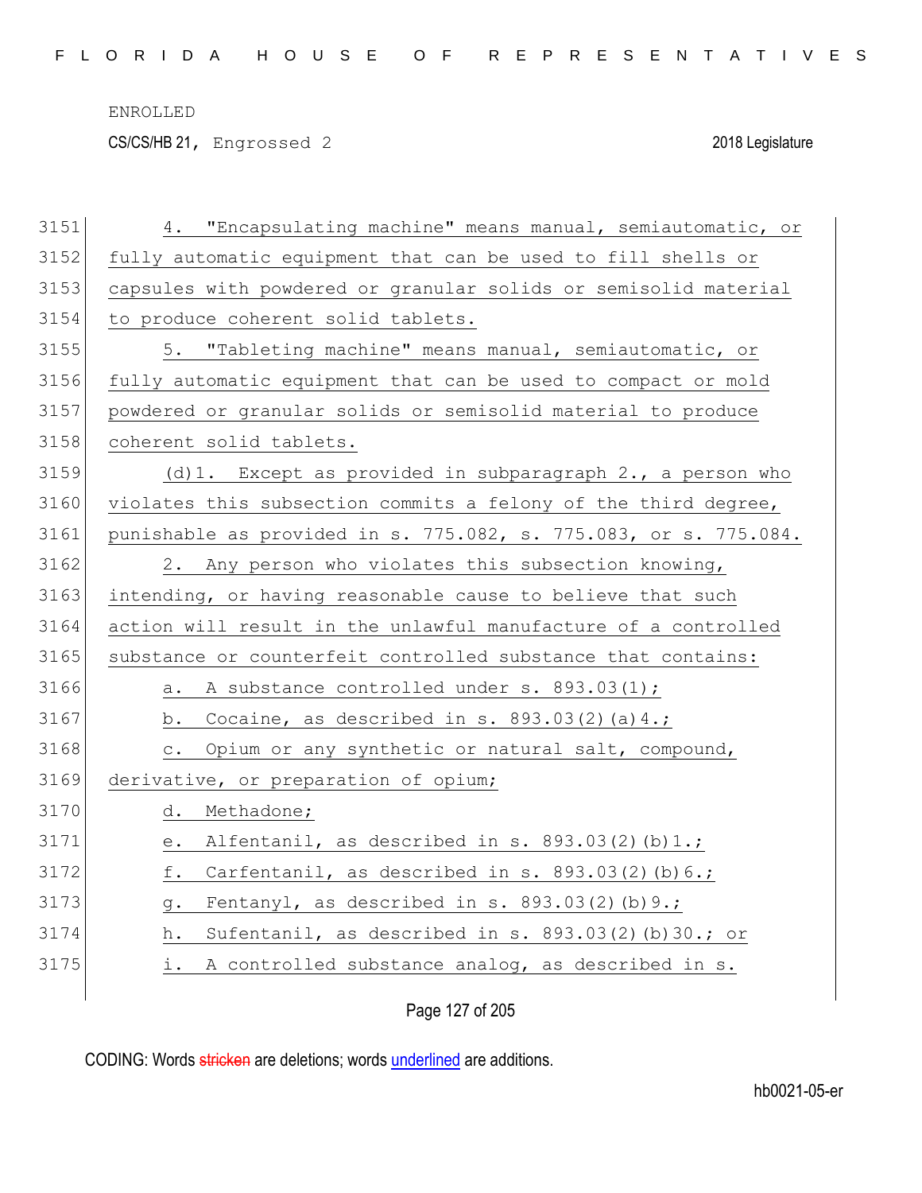4. "Encapsulating machine" means manual, semiautomatic, or fully automatic equipment that can be used to fill shells or capsules with powdered or granular solids or semisolid material to produce coherent solid tablets.

5. "Tableting machine" means manual, semiautomatic, or fully automatic equipment that can be used to compact or mold powdered or granular solids or semisolid material to produce coherent solid tablets.

(d)1. Except as provided in subparagraph 2., a person who violates this subsection commits a felony of the third degree, punishable as provided in s. 775.082, s. 775.083, or s. 775.084.

2. Any person who violates this subsection knowing, intending, or having reasonable cause to believe that such action will result in the unlawful manufacture of a controlled substance or counterfeit controlled substance that contains:

a. A substance controlled under s. 893.03(1);

b. Cocaine, as described in s. 893.03(2)(a)4.;

c. Opium or any synthetic or natural salt, compound, derivative, or preparation of opium;

d. Methadone;

e. Alfentanil, as described in s. 893.03(2)(b)1.;

f. Carfentanil, as described in s. 893.03(2)(b)6.;

g. Fentanyl, as described in s. 893.03(2)(b)9.;

h. Sufentanil, as described in s. 893.03(2)(b)30.; or

i. A controlled substance analog, as described in s.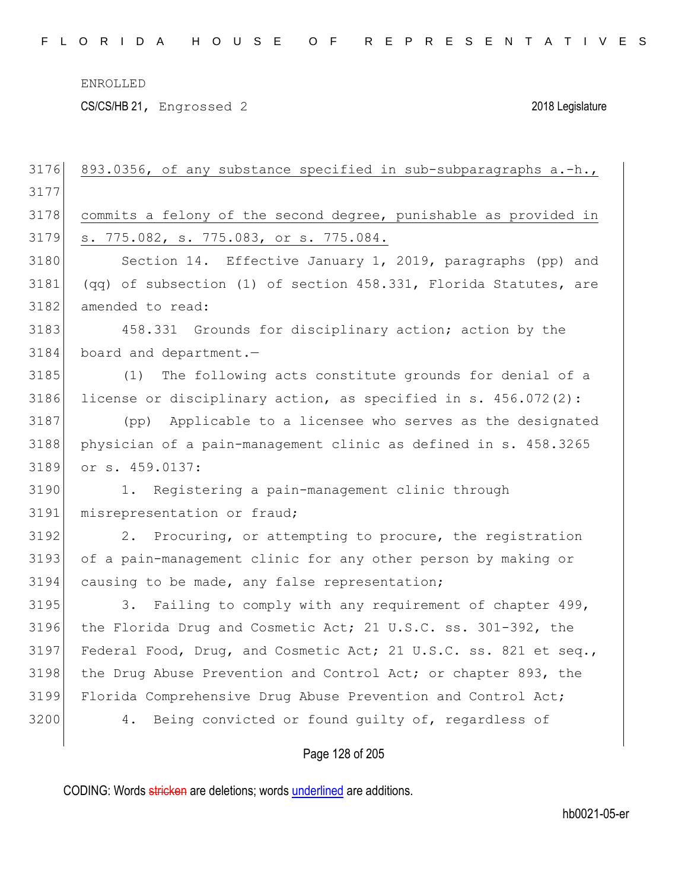893.0356, of any substance specified in sub-subparagraphs a.-h.,

commits a felony of the second degree, punishable as provided in s. 775.082, s. 775.083, or s. 775.084.

Section 14. Effective January 1, 2019, paragraphs (pp) and (qq) of subsection (1) of section 458.331, Florida Statutes, are amended to read:

458.331 Grounds for disciplinary action; action by the board and department.—

(1) The following acts constitute grounds for denial of a license or disciplinary action, as specified in s. 456.072(2):

(pp) Applicable to a licensee who serves as the designated physician of a pain-management clinic as defined in s. 458.3265 or s. 459.0137:

1. Registering a pain-management clinic through misrepresentation or fraud;

2. Procuring, or attempting to procure, the registration of a pain-management clinic for any other person by making or causing to be made, any false representation;

3. Failing to comply with any requirement of chapter 499, the Florida Drug and Cosmetic Act; 21 U.S.C. ss. 301-392, the Federal Food, Drug, and Cosmetic Act; 21 U.S.C. ss. 821 et seq., the Drug Abuse Prevention and Control Act; or chapter 893, the Florida Comprehensive Drug Abuse Prevention and Control Act;

4. Being convicted or found guilty of, regardless of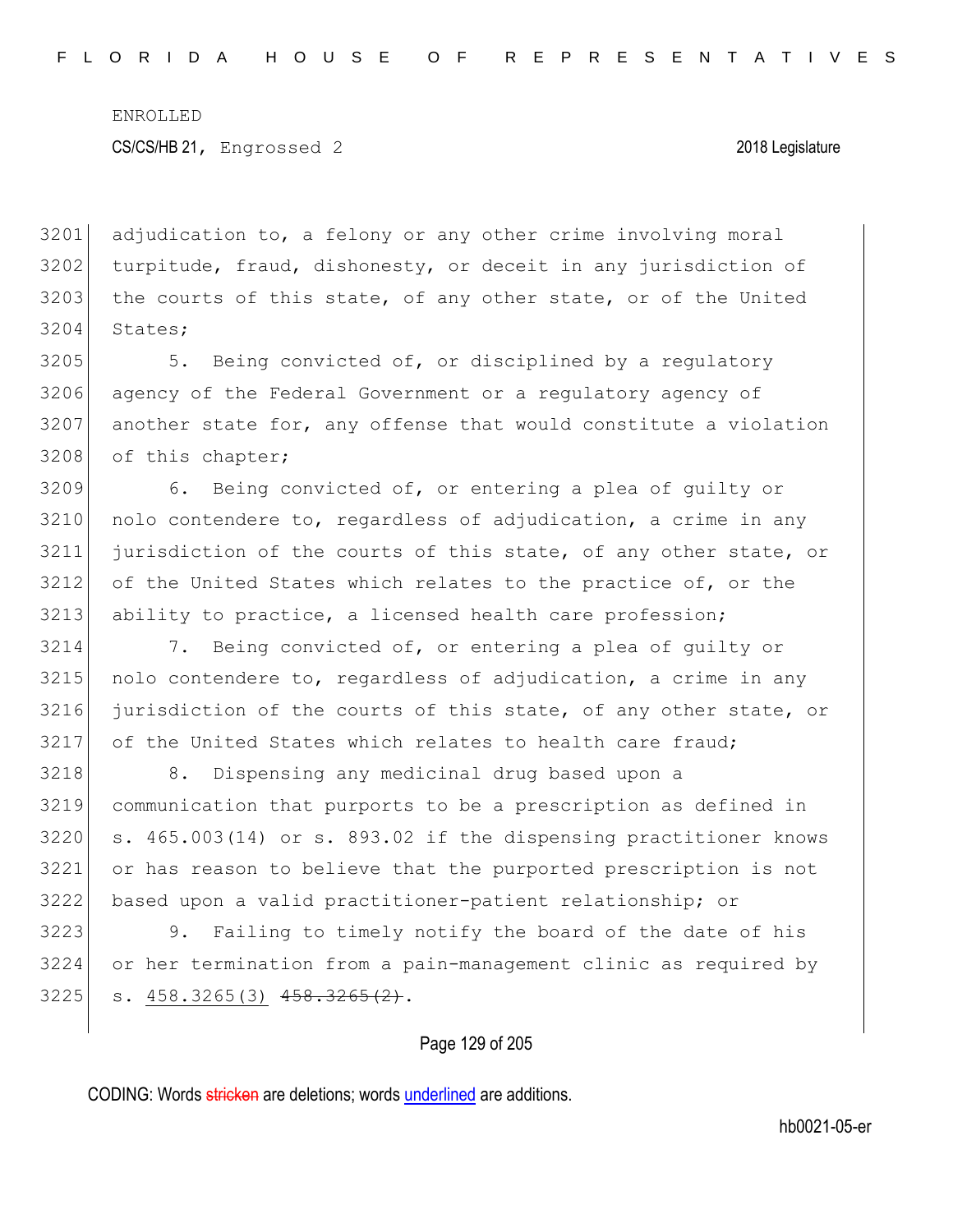adjudication to, a felony or any other crime involving moral turpitude, fraud, dishonesty, or deceit in any jurisdiction of the courts of this state, of any other state, or of the United States;

5. Being convicted of, or disciplined by a regulatory agency of the Federal Government or a regulatory agency of another state for, any offense that would constitute a violation of this chapter;

6. Being convicted of, or entering a plea of guilty or nolo contendere to, regardless of adjudication, a crime in any jurisdiction of the courts of this state, of any other state, or of the United States which relates to the practice of, or the ability to practice, a licensed health care profession;

7. Being convicted of, or entering a plea of guilty or nolo contendere to, regardless of adjudication, a crime in any jurisdiction of the courts of this state, of any other state, or of the United States which relates to health care fraud;

8. Dispensing any medicinal drug based upon a communication that purports to be a prescription as defined in s. 465.003(14) or s. 893.02 if the dispensing practitioner knows or has reason to believe that the purported prescription is not based upon a valid practitioner-patient relationship; or

9. Failing to timely notify the board of the date of his or her termination from a pain-management clinic as required by s. 458.3265(3) ~~458.3265(2)~~.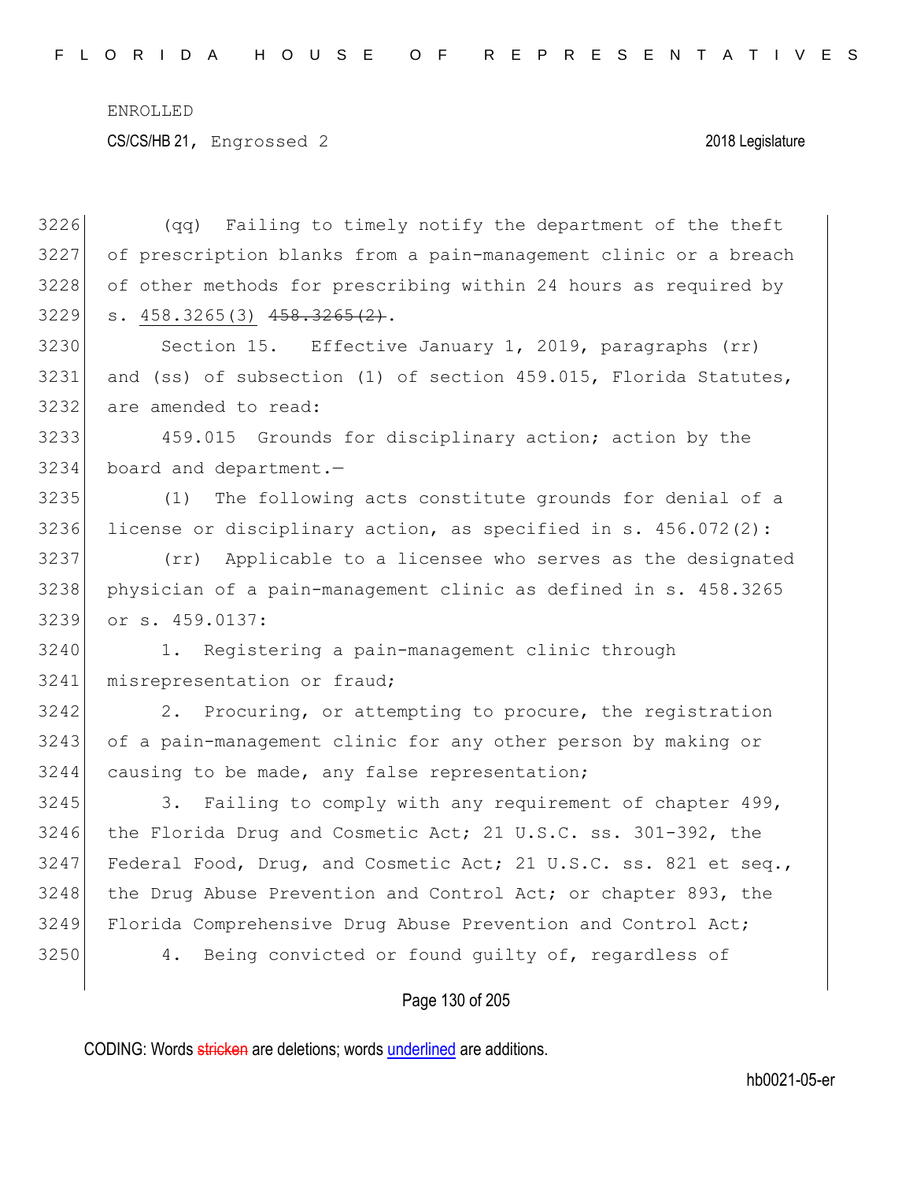(qq) Failing to timely notify the department of the theft of prescription blanks from a pain-management clinic or a breach of other methods for prescribing within 24 hours as required by s. 458.3265(3) ~~458.3265(2)~~.

Section 15. Effective January 1, 2019, paragraphs (rr) and (ss) of subsection (1) of section 459.015, Florida Statutes, are amended to read:

459.015 Grounds for disciplinary action; action by the board and department.—

(1) The following acts constitute grounds for denial of a license or disciplinary action, as specified in s. 456.072(2):

(rr) Applicable to a licensee who serves as the designated physician of a pain-management clinic as defined in s. 458.3265 or s. 459.0137:

1. Registering a pain-management clinic through misrepresentation or fraud;

2. Procuring, or attempting to procure, the registration of a pain-management clinic for any other person by making or causing to be made, any false representation;

3. Failing to comply with any requirement of chapter 499, the Florida Drug and Cosmetic Act; 21 U.S.C. ss. 301-392, the Federal Food, Drug, and Cosmetic Act; 21 U.S.C. ss. 821 et seq., the Drug Abuse Prevention and Control Act; or chapter 893, the Florida Comprehensive Drug Abuse Prevention and Control Act;

4. Being convicted or found guilty of, regardless of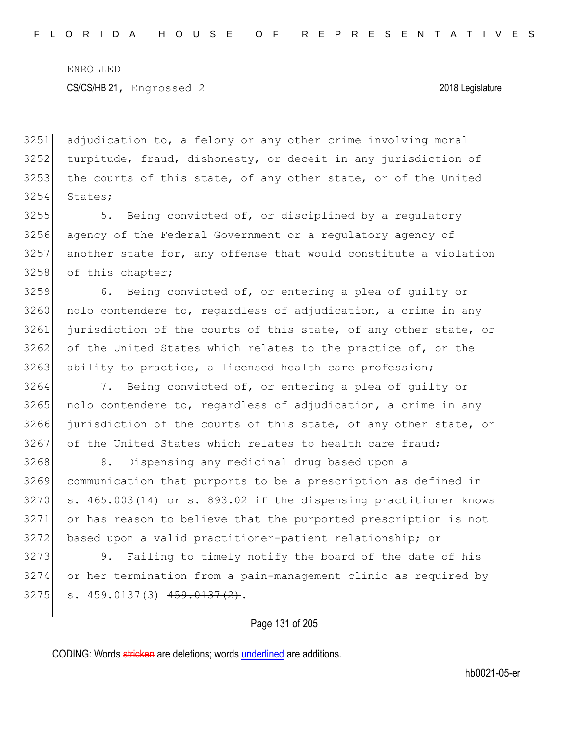adjudication to, a felony or any other crime involving moral turpitude, fraud, dishonesty, or deceit in any jurisdiction of the courts of this state, of any other state, or of the United States;

5. Being convicted of, or disciplined by a regulatory agency of the Federal Government or a regulatory agency of another state for, any offense that would constitute a violation of this chapter;

6. Being convicted of, or entering a plea of guilty or nolo contendere to, regardless of adjudication, a crime in any jurisdiction of the courts of this state, of any other state, or of the United States which relates to the practice of, or the ability to practice, a licensed health care profession;

7. Being convicted of, or entering a plea of guilty or nolo contendere to, regardless of adjudication, a crime in any jurisdiction of the courts of this state, of any other state, or of the United States which relates to health care fraud;

8. Dispensing any medicinal drug based upon a communication that purports to be a prescription as defined in s. 465.003(14) or s. 893.02 if the dispensing practitioner knows or has reason to believe that the purported prescription is not based upon a valid practitioner-patient relationship; or

9. Failing to timely notify the board of the date of his or her termination from a pain-management clinic as required by s. 459.0137(3) ~~459.0137(2)~~.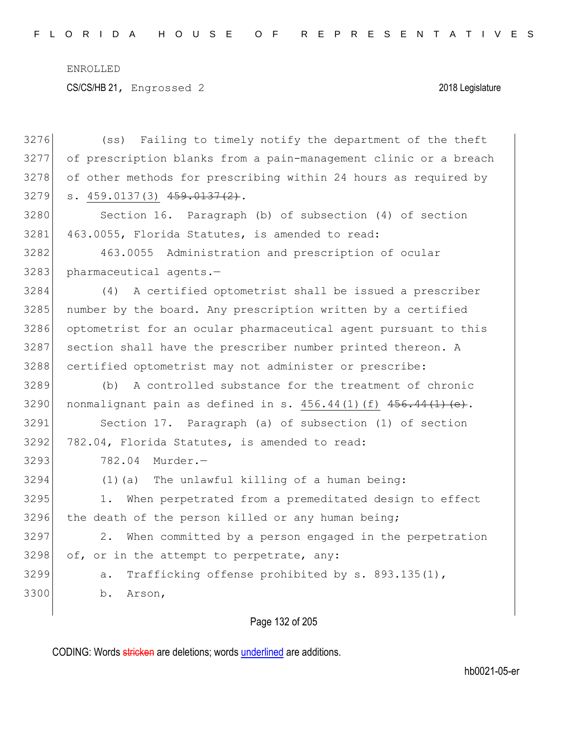(ss) Failing to timely notify the department of the theft of prescription blanks from a pain-management clinic or a breach of other methods for prescribing within 24 hours as required by s. 459.0137(3) ~~459.0137(2)~~.

Section 16. Paragraph (b) of subsection (4) of section 463.0055, Florida Statutes, is amended to read:

463.0055 Administration and prescription of ocular pharmaceutical agents.—

(4) A certified optometrist shall be issued a prescriber number by the board. Any prescription written by a certified optometrist for an ocular pharmaceutical agent pursuant to this section shall have the prescriber number printed thereon. A certified optometrist may not administer or prescribe:

(b) A controlled substance for the treatment of chronic nonmalignant pain as defined in s. 456.44(1)(f) ~~456.44(1)(e)~~.

Section 17. Paragraph (a) of subsection (1) of section 782.04, Florida Statutes, is amended to read:

782.04 Murder.—

(1)(a) The unlawful killing of a human being:

1. When perpetrated from a premeditated design to effect the death of the person killed or any human being;

2. When committed by a person engaged in the perpetration of, or in the attempt to perpetrate, any:

a. Trafficking offense prohibited by s. 893.135(1),

b. Arson,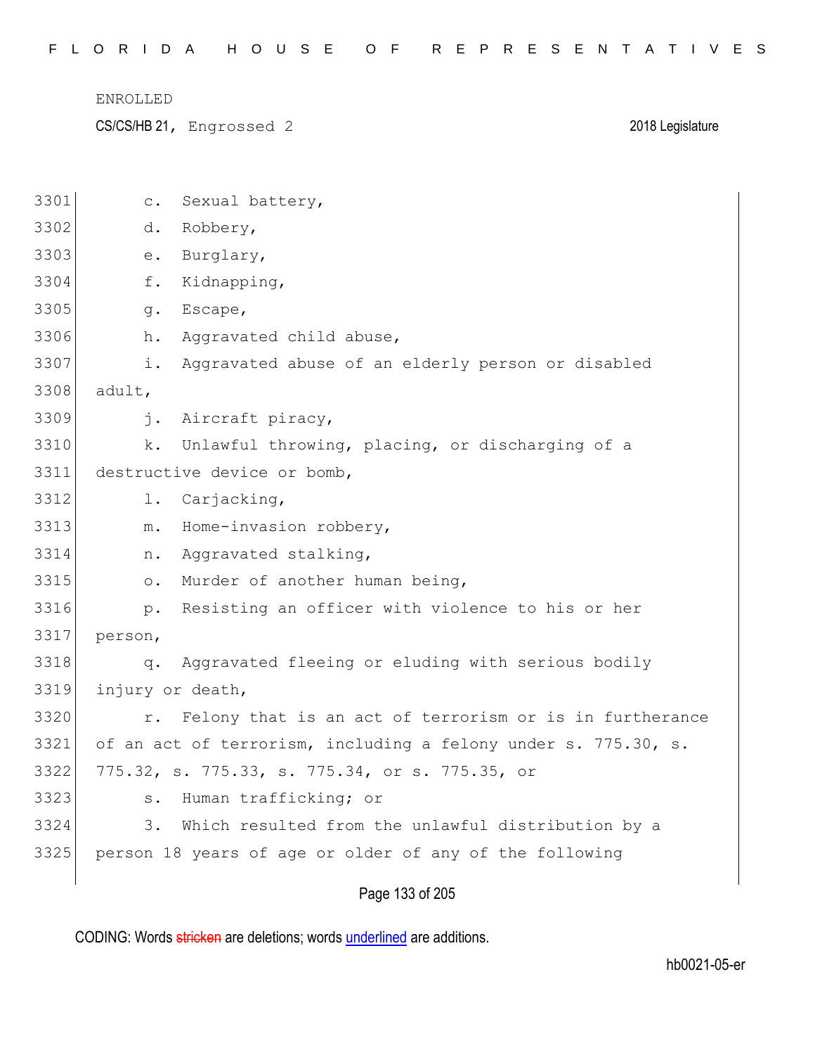c. Sexual battery,

d. Robbery,

e. Burglary,

f. Kidnapping,

g. Escape,

h. Aggravated child abuse,

i. Aggravated abuse of an elderly person or disabled adult,

j. Aircraft piracy,

k. Unlawful throwing, placing, or discharging of a destructive device or bomb,

l. Carjacking,

m. Home-invasion robbery,

n. Aggravated stalking,

o. Murder of another human being,

p. Resisting an officer with violence to his or her person,

q. Aggravated fleeing or eluding with serious bodily injury or death,

r. Felony that is an act of terrorism or is in furtherance of an act of terrorism, including a felony under s. 775.30, s. 775.32, s. 775.33, s. 775.34, or s. 775.35, or

s. Human trafficking; or

3. Which resulted from the unlawful distribution by a person 18 years of age or older of any of the following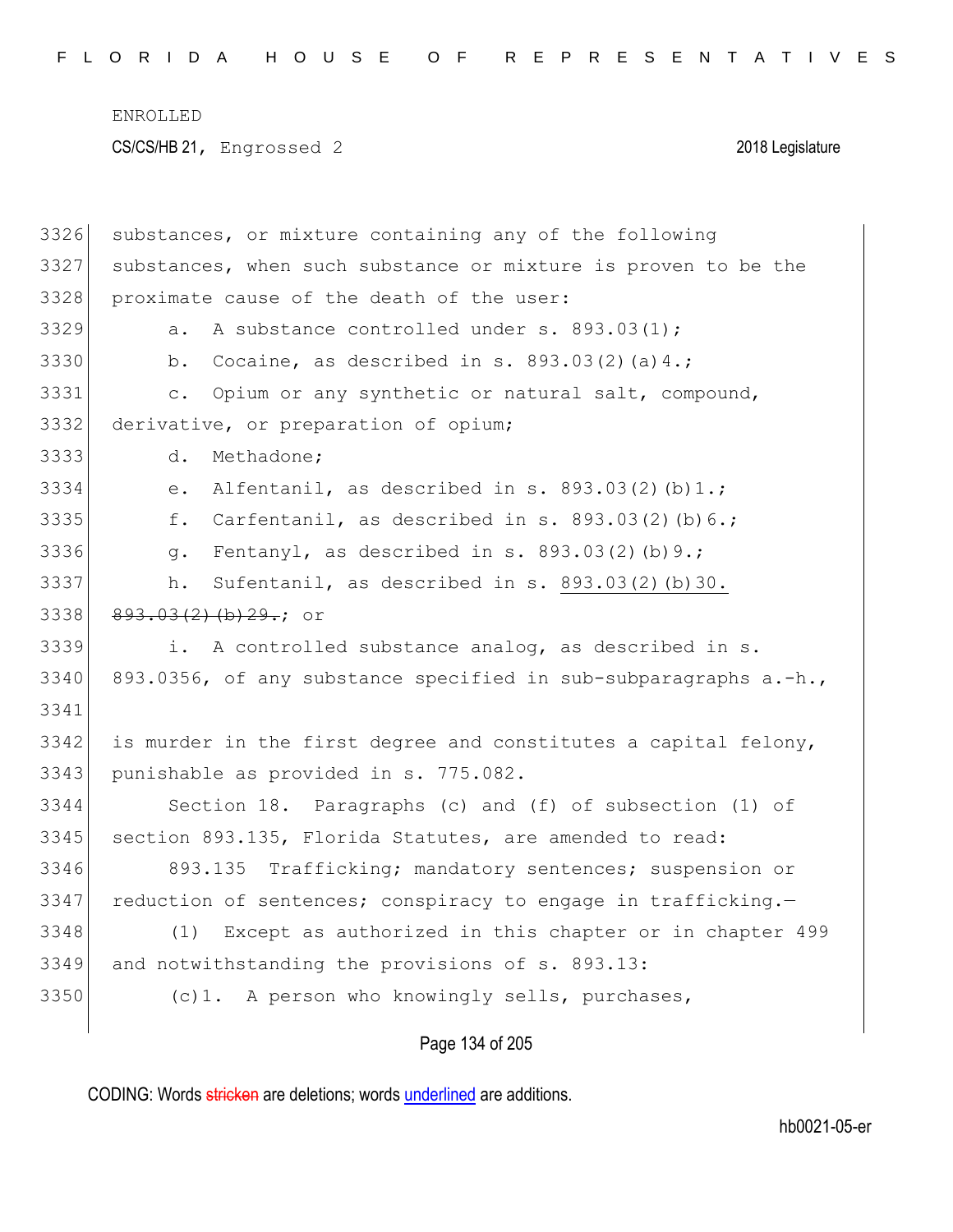substances, or mixture containing any of the following substances, when such substance or mixture is proven to be the proximate cause of the death of the user:

a. A substance controlled under s. 893.03(1);

b. Cocaine, as described in s. 893.03(2)(a)4.;

c. Opium or any synthetic or natural salt, compound, derivative, or preparation of opium;

d. Methadone;

e. Alfentanil, as described in s. 893.03(2)(b)1.;

f. Carfentanil, as described in s. 893.03(2)(b)6.;

g. Fentanyl, as described in s. 893.03(2)(b)9.;

h. Sufentanil, as described in s. <u>893.03(2)(b)30.</u> ~~893.03(2)(b)29.~~; or

i. A controlled substance analog, as described in s. 893.0356, of any substance specified in sub-subparagraphs a.-h.,

is murder in the first degree and constitutes a capital felony, punishable as provided in s. 775.082.

Section 18. Paragraphs (c) and (f) of subsection (1) of section 893.135, Florida Statutes, are amended to read:

893.135 Trafficking; mandatory sentences; suspension or reduction of sentences; conspiracy to engage in trafficking.—

(1) Except as authorized in this chapter or in chapter 499 and notwithstanding the provisions of s. 893.13:

(c)1. A person who knowingly sells, purchases,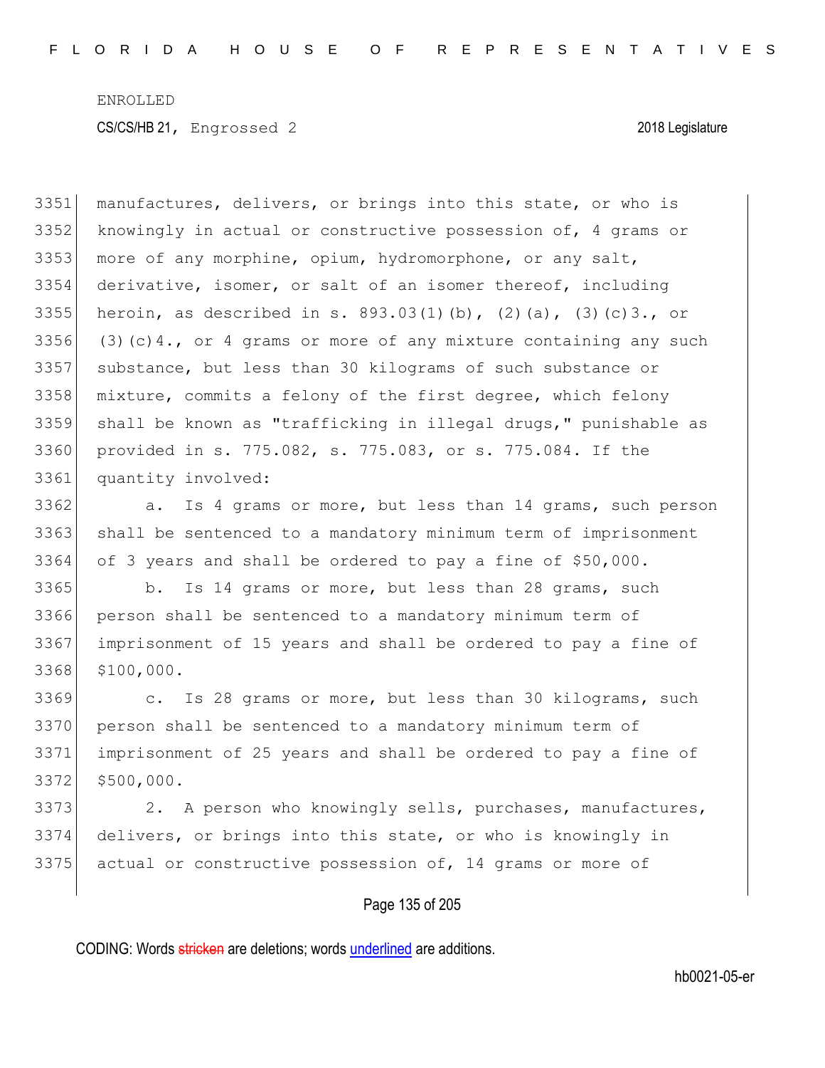manufactures, delivers, or brings into this state, or who is knowingly in actual or constructive possession of, 4 grams or more of any morphine, opium, hydromorphone, or any salt, derivative, isomer, or salt of an isomer thereof, including heroin, as described in s. 893.03(1)(b), (2)(a), (3)(c)3., or (3)(c)4., or 4 grams or more of any mixture containing any such substance, but less than 30 kilograms of such substance or mixture, commits a felony of the first degree, which felony shall be known as "trafficking in illegal drugs," punishable as provided in s. 775.082, s. 775.083, or s. 775.084. If the quantity involved:

a. Is 4 grams or more, but less than 14 grams, such person shall be sentenced to a mandatory minimum term of imprisonment of 3 years and shall be ordered to pay a fine of $50,000.

b. Is 14 grams or more, but less than 28 grams, such person shall be sentenced to a mandatory minimum term of imprisonment of 15 years and shall be ordered to pay a fine of $100,000.

c. Is 28 grams or more, but less than 30 kilograms, such person shall be sentenced to a mandatory minimum term of imprisonment of 25 years and shall be ordered to pay a fine of $500,000.

2. A person who knowingly sells, purchases, manufactures, delivers, or brings into this state, or who is knowingly in actual or constructive possession of, 14 grams or more of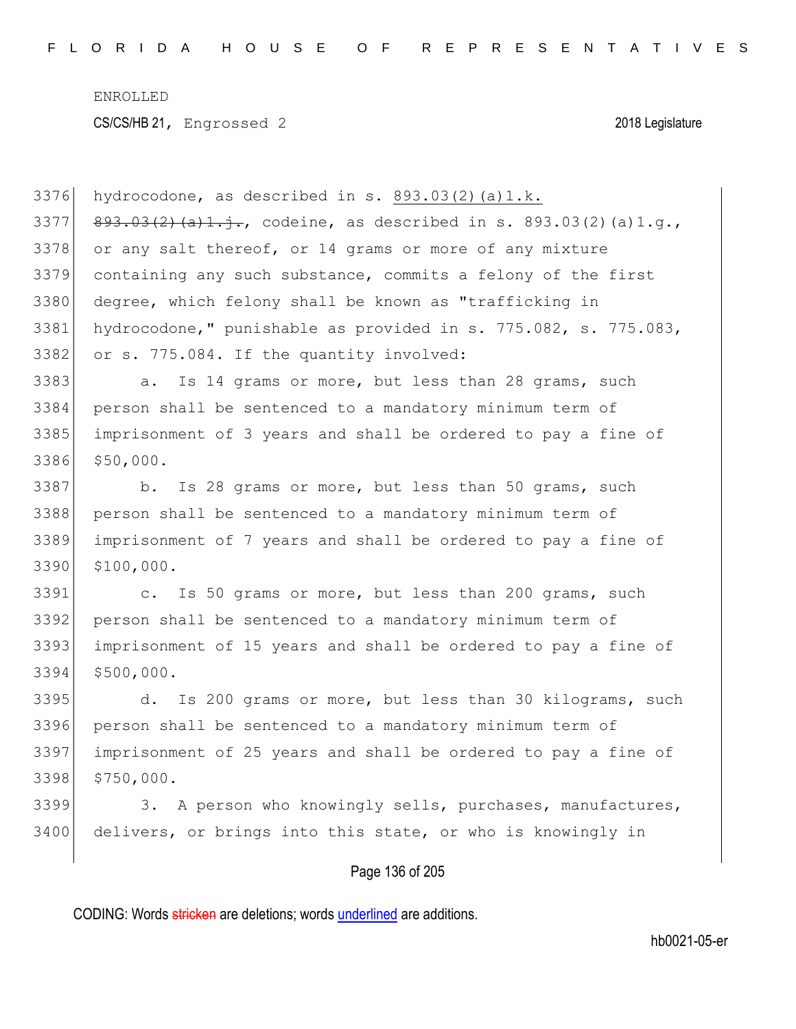hydrocodone, as described in s. 893.03(2)(a)1.k. ~~893.03(2)(a)1.j.~~, codeine, as described in s. 893.03(2)(a)1.g., or any salt thereof, or 14 grams or more of any mixture containing any such substance, commits a felony of the first degree, which felony shall be known as "trafficking in hydrocodone," punishable as provided in s. 775.082, s. 775.083, or s. 775.084. If the quantity involved:

a. Is 14 grams or more, but less than 28 grams, such person shall be sentenced to a mandatory minimum term of imprisonment of 3 years and shall be ordered to pay a fine of $50,000.

b. Is 28 grams or more, but less than 50 grams, such person shall be sentenced to a mandatory minimum term of imprisonment of 7 years and shall be ordered to pay a fine of $100,000.

c. Is 50 grams or more, but less than 200 grams, such person shall be sentenced to a mandatory minimum term of imprisonment of 15 years and shall be ordered to pay a fine of $500,000.

d. Is 200 grams or more, but less than 30 kilograms, such person shall be sentenced to a mandatory minimum term of imprisonment of 25 years and shall be ordered to pay a fine of $750,000.

3. A person who knowingly sells, purchases, manufactures, delivers, or brings into this state, or who is knowingly in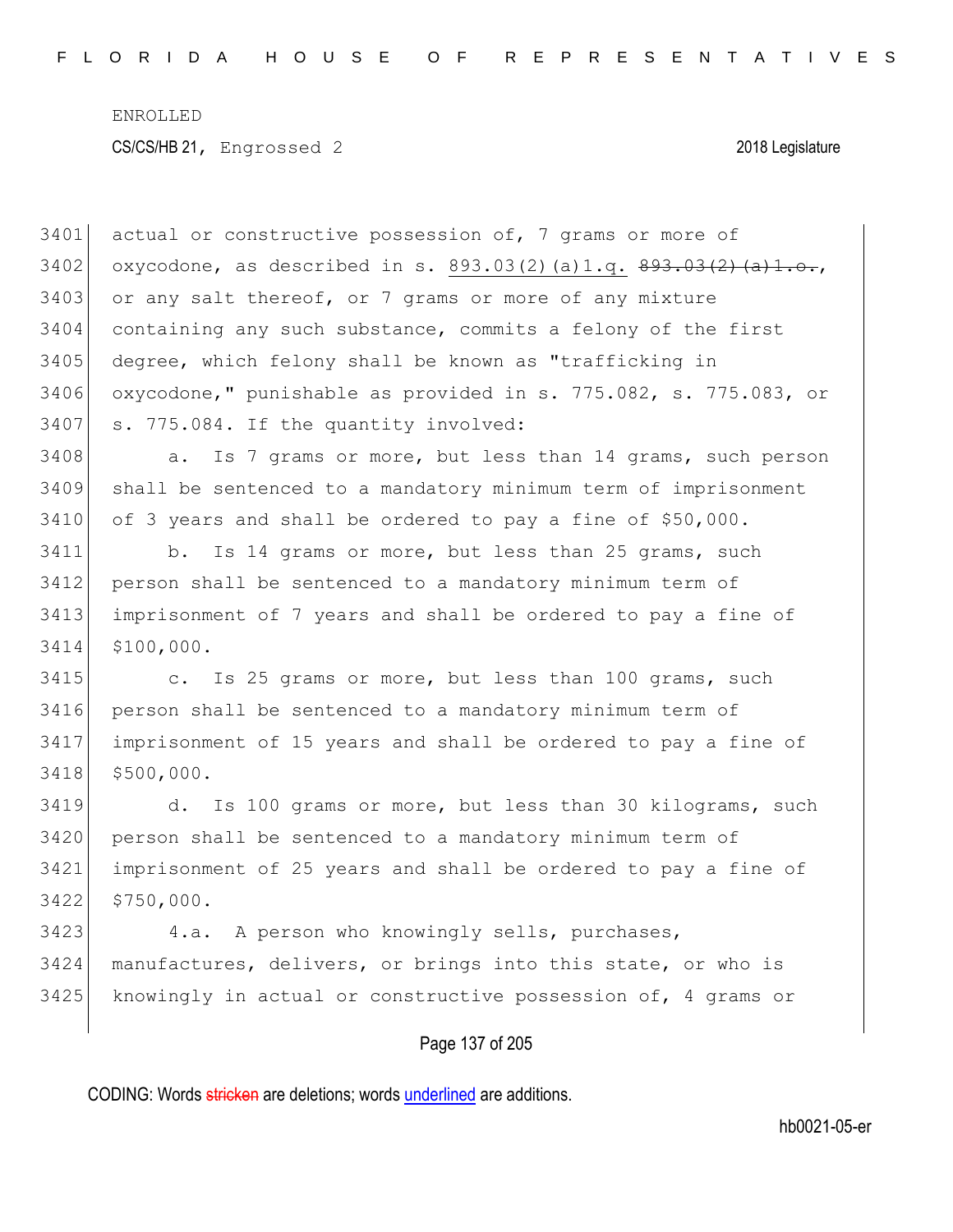actual or constructive possession of, 7 grams or more of oxycodone, as described in s. 893.03(2)(a)1.q. ~~893.03(2)(a)1.o.~~, or any salt thereof, or 7 grams or more of any mixture containing any such substance, commits a felony of the first degree, which felony shall be known as "trafficking in oxycodone," punishable as provided in s. 775.082, s. 775.083, or s. 775.084. If the quantity involved:

a. Is 7 grams or more, but less than 14 grams, such person shall be sentenced to a mandatory minimum term of imprisonment of 3 years and shall be ordered to pay a fine of $50,000.

b. Is 14 grams or more, but less than 25 grams, such person shall be sentenced to a mandatory minimum term of imprisonment of 7 years and shall be ordered to pay a fine of $100,000.

c. Is 25 grams or more, but less than 100 grams, such person shall be sentenced to a mandatory minimum term of imprisonment of 15 years and shall be ordered to pay a fine of $500,000.

d. Is 100 grams or more, but less than 30 kilograms, such person shall be sentenced to a mandatory minimum term of imprisonment of 25 years and shall be ordered to pay a fine of $750,000.

4.a. A person who knowingly sells, purchases, manufactures, delivers, or brings into this state, or who is knowingly in actual or constructive possession of, 4 grams or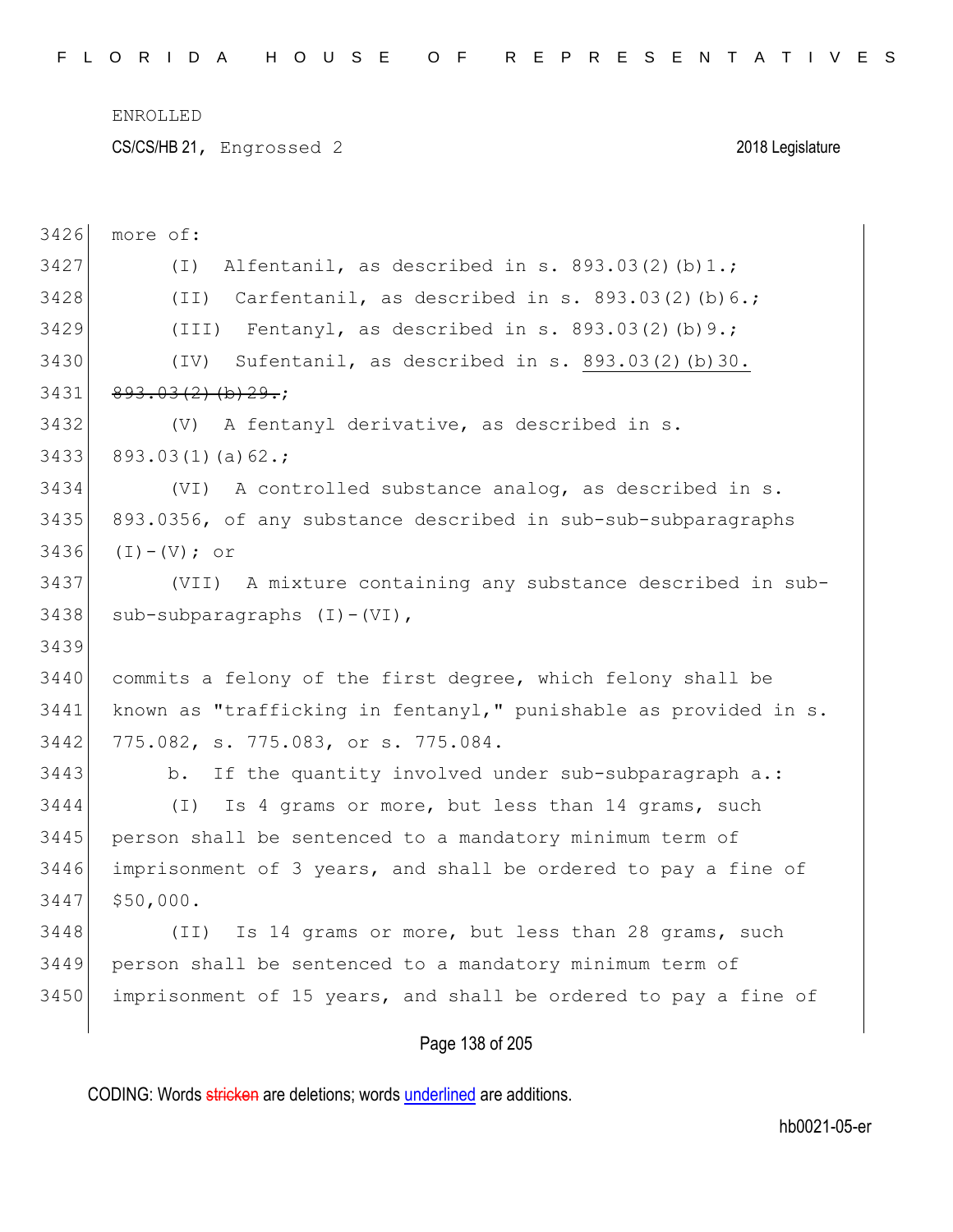more of:

(I) Alfentanil, as described in s. 893.03(2)(b)1.;

(II) Carfentanil, as described in s. 893.03(2)(b)6.;

(III) Fentanyl, as described in s. 893.03(2)(b)9.;

(IV) Sufentanil, as described in s. <u>893.03(2)(b)30.</u> ~~893.03(2)(b)29.~~;

(V) A fentanyl derivative, as described in s. 893.03(1)(a)62.;

(VI) A controlled substance analog, as described in s. 893.0356, of any substance described in sub-sub-subparagraphs (I)-(V); or

(VII) A mixture containing any substance described in sub-sub-subparagraphs (I)-(VI),

commits a felony of the first degree, which felony shall be known as "trafficking in fentanyl," punishable as provided in s. 775.082, s. 775.083, or s. 775.084.

b. If the quantity involved under sub-subparagraph a.:

(I) Is 4 grams or more, but less than 14 grams, such person shall be sentenced to a mandatory minimum term of imprisonment of 3 years, and shall be ordered to pay a fine of $50,000.

(II) Is 14 grams or more, but less than 28 grams, such person shall be sentenced to a mandatory minimum term of imprisonment of 15 years, and shall be ordered to pay a fine of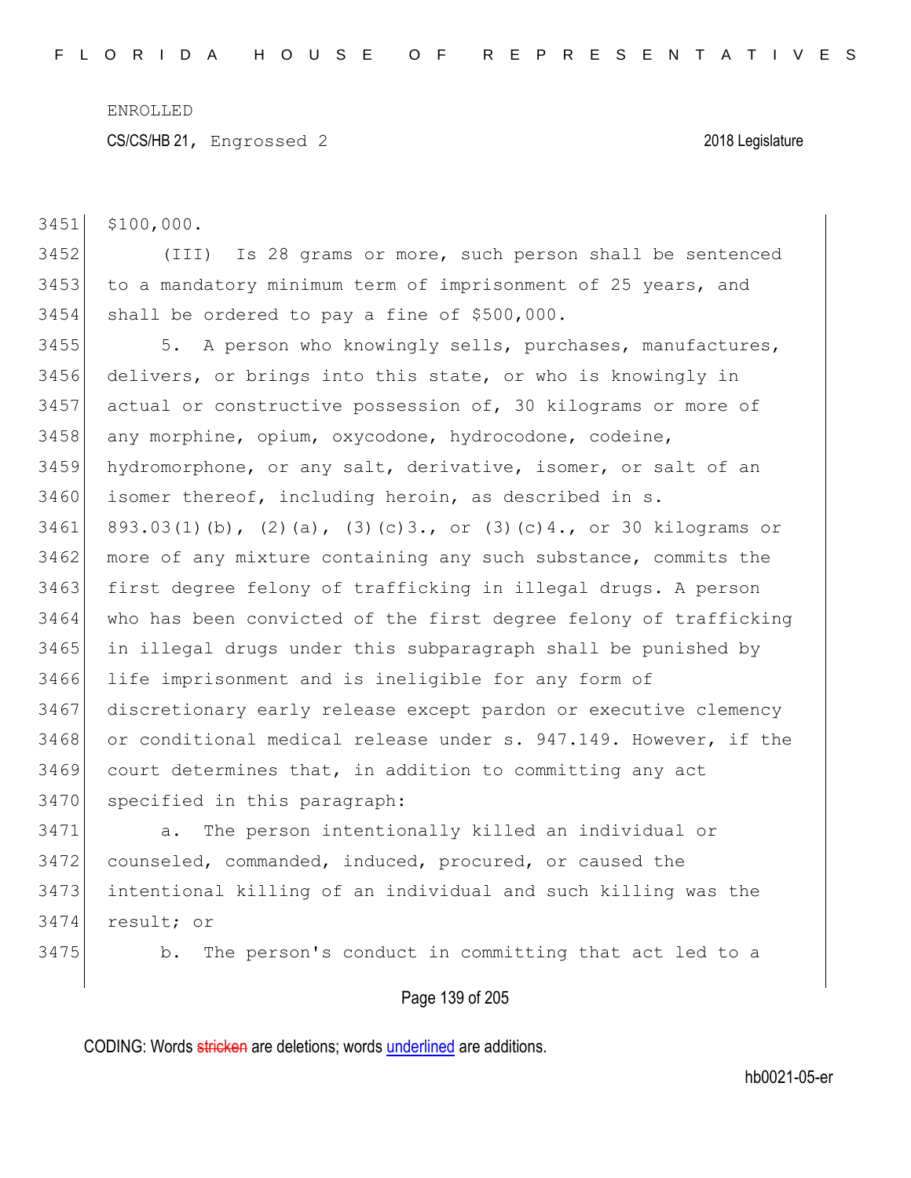$100,000.

(III) Is 28 grams or more, such person shall be sentenced to a mandatory minimum term of imprisonment of 25 years, and shall be ordered to pay a fine of $500,000.

5. A person who knowingly sells, purchases, manufactures, delivers, or brings into this state, or who is knowingly in actual or constructive possession of, 30 kilograms or more of any morphine, opium, oxycodone, hydrocodone, codeine, hydromorphone, or any salt, derivative, isomer, or salt of an isomer thereof, including heroin, as described in s. 893.03(1)(b), (2)(a), (3)(c)3., or (3)(c)4., or 30 kilograms or more of any mixture containing any such substance, commits the first degree felony of trafficking in illegal drugs. A person who has been convicted of the first degree felony of trafficking in illegal drugs under this subparagraph shall be punished by life imprisonment and is ineligible for any form of discretionary early release except pardon or executive clemency or conditional medical release under s. 947.149. However, if the court determines that, in addition to committing any act specified in this paragraph:

a. The person intentionally killed an individual or counseled, commanded, induced, procured, or caused the intentional killing of an individual and such killing was the result; or

b. The person's conduct in committing that act led to a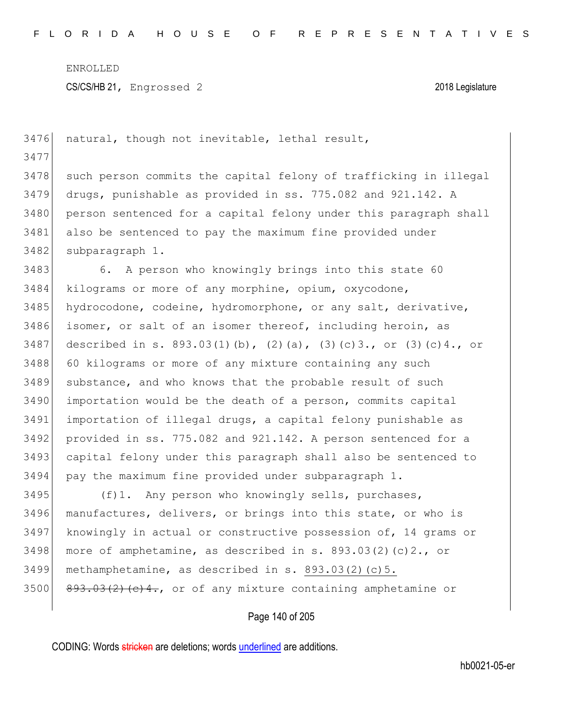natural, though not inevitable, lethal result,

such person commits the capital felony of trafficking in illegal drugs, punishable as provided in ss. 775.082 and 921.142. A person sentenced for a capital felony under this paragraph shall also be sentenced to pay the maximum fine provided under subparagraph 1.

6. A person who knowingly brings into this state 60 kilograms or more of any morphine, opium, oxycodone, hydrocodone, codeine, hydromorphone, or any salt, derivative, isomer, or salt of an isomer thereof, including heroin, as described in s. 893.03(1)(b), (2)(a), (3)(c)3., or (3)(c)4., or 60 kilograms or more of any mixture containing any such substance, and who knows that the probable result of such importation would be the death of a person, commits capital importation of illegal drugs, a capital felony punishable as provided in ss. 775.082 and 921.142. A person sentenced for a capital felony under this paragraph shall also be sentenced to pay the maximum fine provided under subparagraph 1.

(f)1. Any person who knowingly sells, purchases, manufactures, delivers, or brings into this state, or who is knowingly in actual or constructive possession of, 14 grams or more of amphetamine, as described in s. 893.03(2)(c)2., or methamphetamine, as described in s. 893.03(2)(c)5. ~~893.03(2)(c)4.~~, or of any mixture containing amphetamine or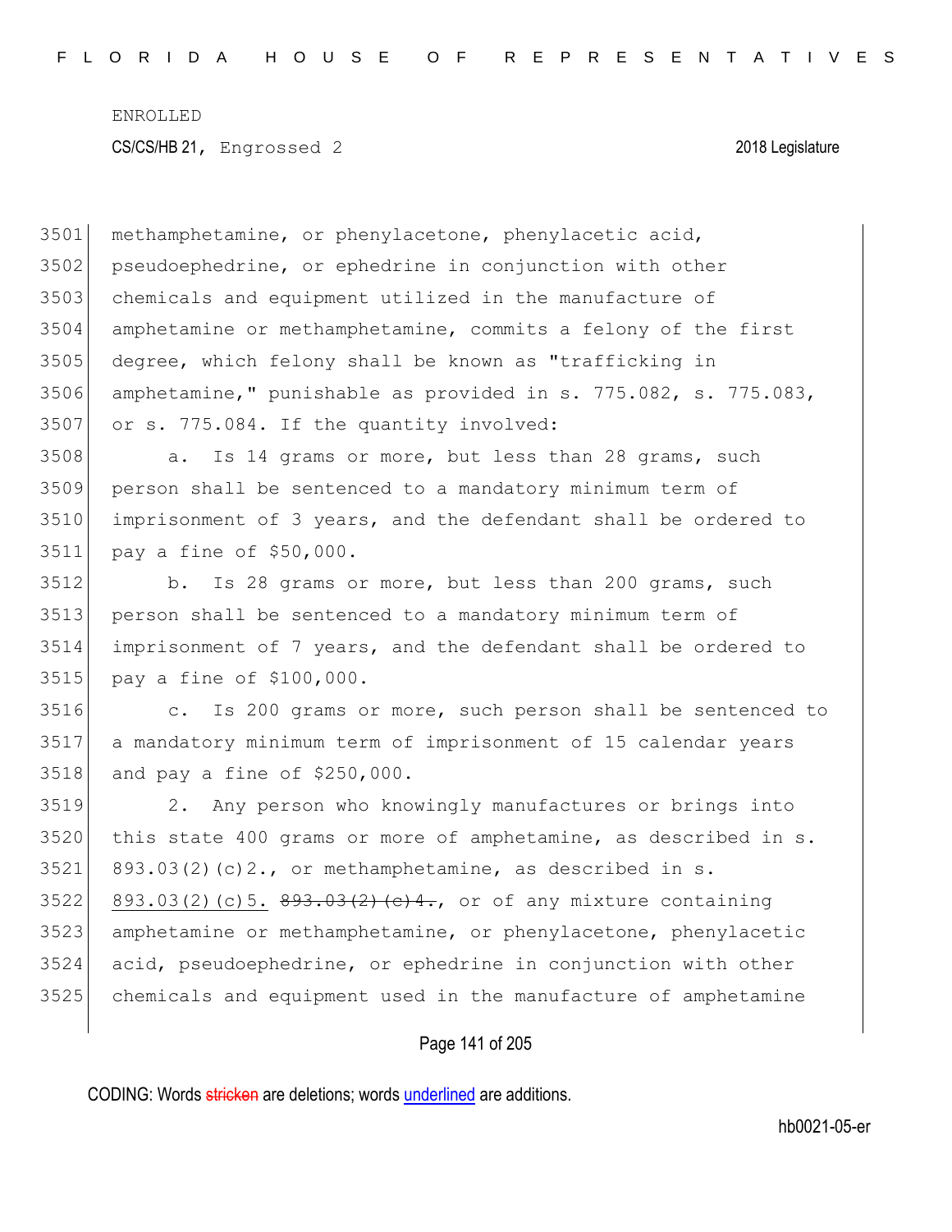methamphetamine, or phenylacetone, phenylacetic acid, pseudoephedrine, or ephedrine in conjunction with other chemicals and equipment utilized in the manufacture of amphetamine or methamphetamine, commits a felony of the first degree, which felony shall be known as "trafficking in amphetamine," punishable as provided in s. 775.082, s. 775.083, or s. 775.084. If the quantity involved:

a. Is 14 grams or more, but less than 28 grams, such person shall be sentenced to a mandatory minimum term of imprisonment of 3 years, and the defendant shall be ordered to pay a fine of $50,000.

b. Is 28 grams or more, but less than 200 grams, such person shall be sentenced to a mandatory minimum term of imprisonment of 7 years, and the defendant shall be ordered to pay a fine of $100,000.

c. Is 200 grams or more, such person shall be sentenced to a mandatory minimum term of imprisonment of 15 calendar years and pay a fine of $250,000.

2. Any person who knowingly manufactures or brings into this state 400 grams or more of amphetamine, as described in s. 893.03(2)(c)2., or methamphetamine, as described in s. 893.03(2)(c)5. ~~893.03(2)(c)4.~~, or of any mixture containing amphetamine or methamphetamine, or phenylacetone, phenylacetic acid, pseudoephedrine, or ephedrine in conjunction with other chemicals and equipment used in the manufacture of amphetamine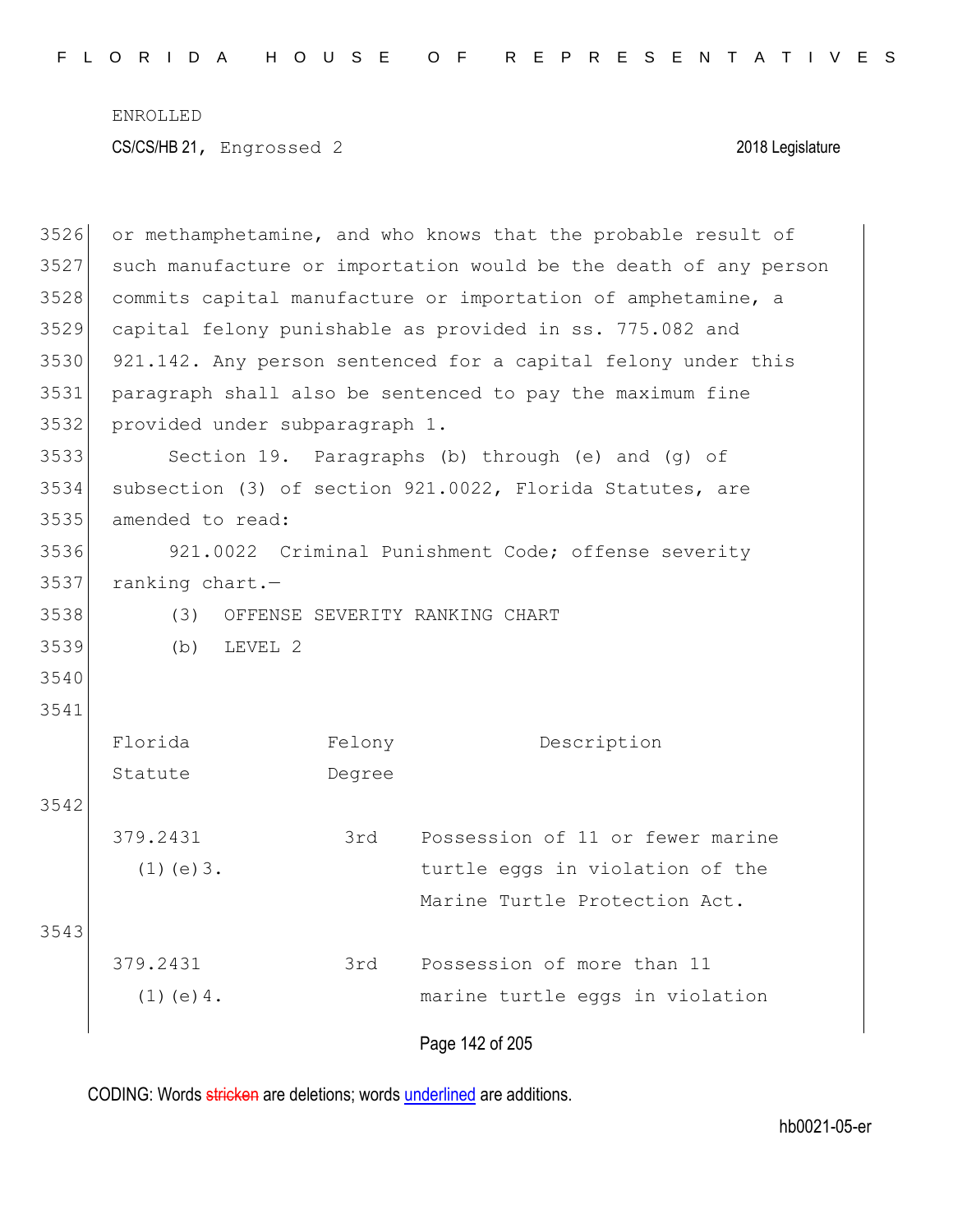or methamphetamine, and who knows that the probable result of such manufacture or importation would be the death of any person commits capital manufacture or importation of amphetamine, a capital felony punishable as provided in ss. 775.082 and 921.142. Any person sentenced for a capital felony under this paragraph shall also be sentenced to pay the maximum fine provided under subparagraph 1.

Section 19. Paragraphs (b) through (e) and (g) of subsection (3) of section 921.0022, Florida Statutes, are amended to read:

921.0022 Criminal Punishment Code; offense severity ranking chart.—

(3) OFFENSE SEVERITY RANKING CHART

(b) LEVEL 2

| Florida Statute | Felony Degree | Description |
|---|---|---|
| 379.2431 (1)(e)3. | 3rd | Possession of 11 or fewer marine turtle eggs in violation of the Marine Turtle Protection Act. |
| 379.2431 (1)(e)4. | 3rd | Possession of more than 11 marine turtle eggs in violation |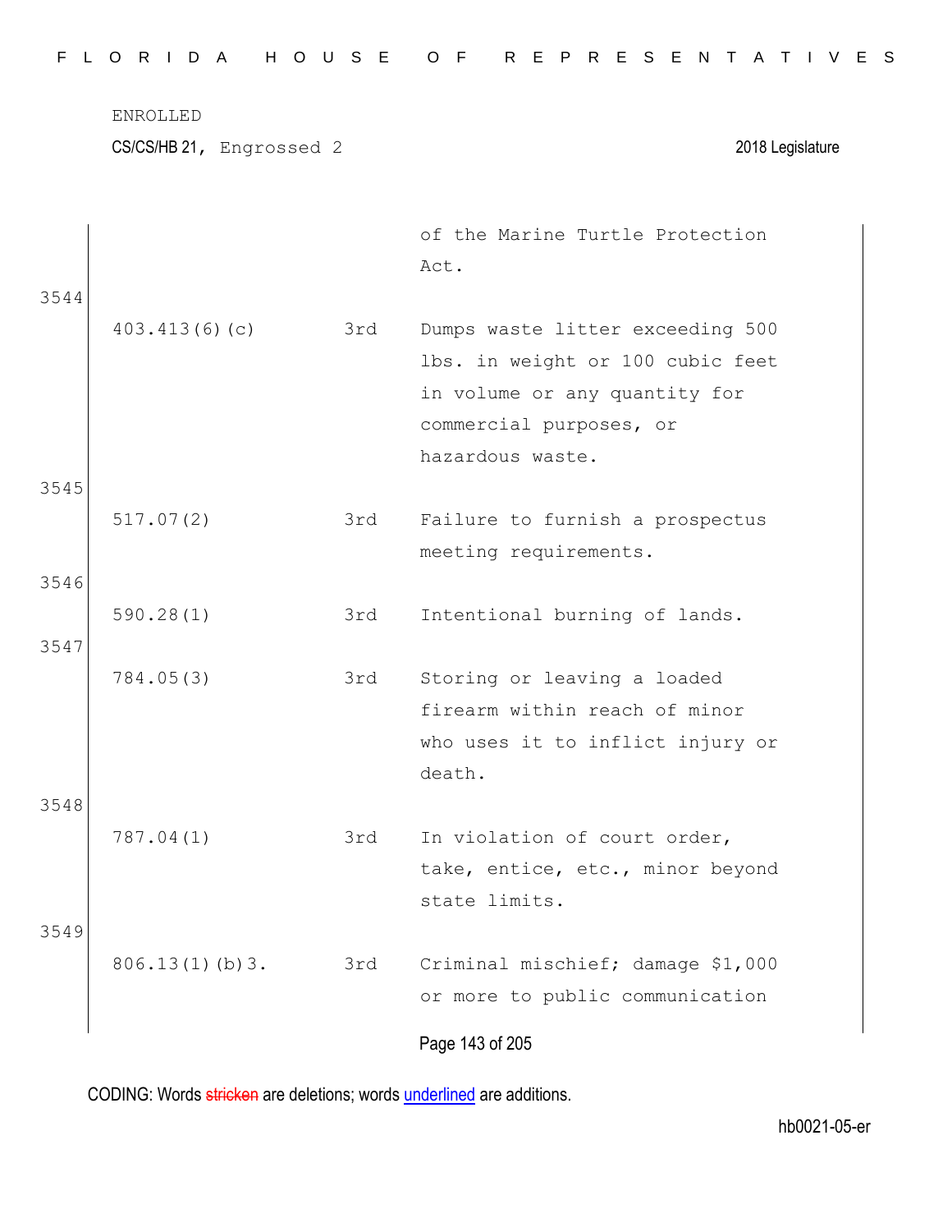| | | |
|---|---|---|
| | | of the Marine Turtle Protection Act. |

3544

| | | |
|---|---|---|
| 403.413(6)(c) | 3rd | Dumps waste litter exceeding 500 lbs. in weight or 100 cubic feet in volume or any quantity for commercial purposes, or hazardous waste. |

3545

| | | |
|---|---|---|
| 517.07(2) | 3rd | Failure to furnish a prospectus meeting requirements. |

3546

| | | |
|---|---|---|
| 590.28(1) | 3rd | Intentional burning of lands. |

3547

| | | |
|---|---|---|
| 784.05(3) | 3rd | Storing or leaving a loaded firearm within reach of minor who uses it to inflict injury or death. |

3548

| | | |
|---|---|---|
| 787.04(1) | 3rd | In violation of court order, take, entice, etc., minor beyond state limits. |

3549

| | | |
|---|---|---|
| 806.13(1)(b)3. | 3rd | Criminal mischief; damage $1,000 or more to public communication |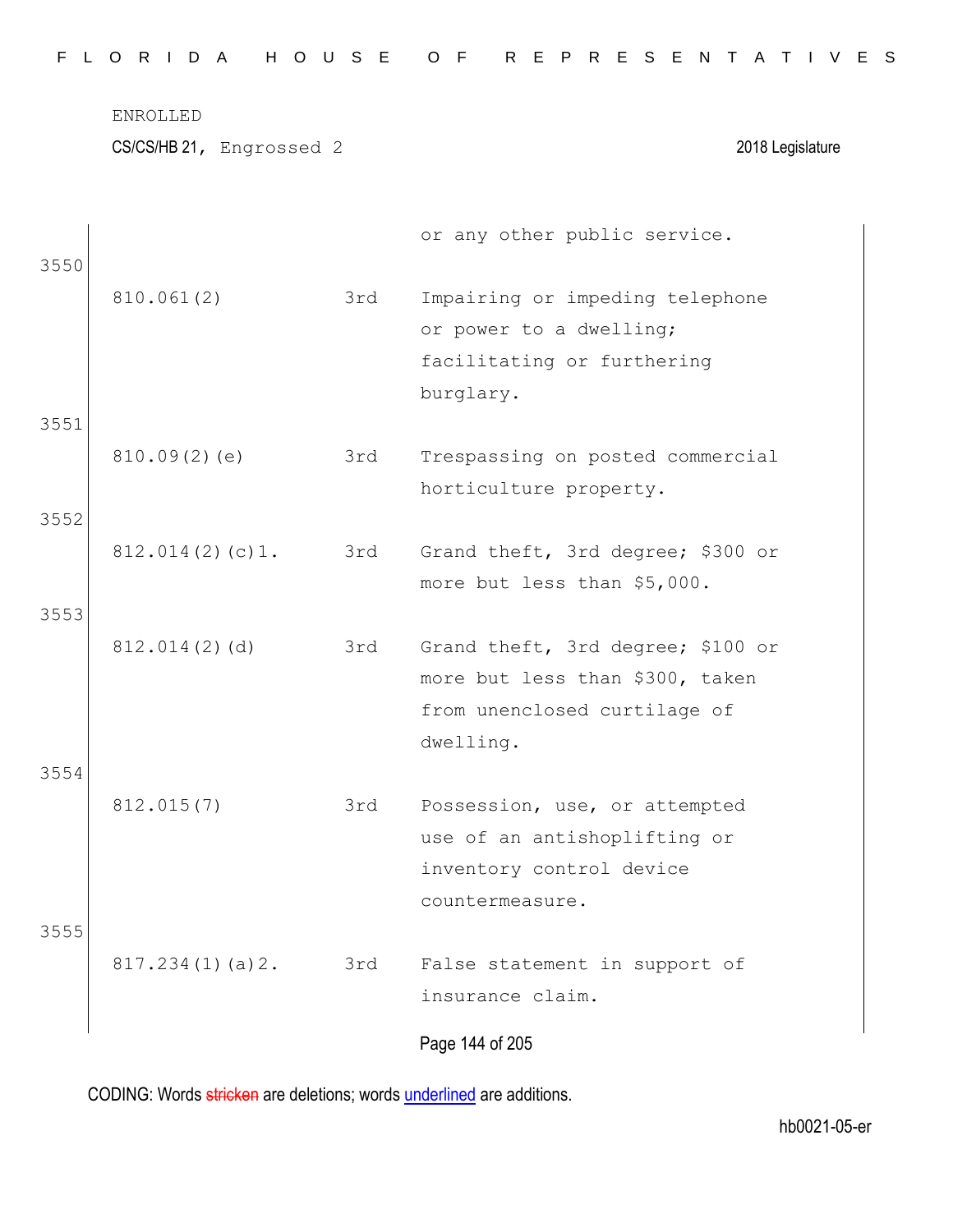ENROLLED

CS/CS/HB 21, Engrossed 2 2018 Legislature

| | | | |
|---|---|---|---|
| | | | or any other public service. |
| 3550 | 810.061(2) | 3rd | Impairing or impeding telephone or power to a dwelling; facilitating or furthering burglary. |
| 3551 | 810.09(2)(e) | 3rd | Trespassing on posted commercial horticulture property. |
| 3552 | 812.014(2)(c)1. | 3rd | Grand theft, 3rd degree; $300 or more but less than $5,000. |
| 3553 | 812.014(2)(d) | 3rd | Grand theft, 3rd degree; $100 or more but less than $300, taken from unenclosed curtilage of dwelling. |
| 3554 | 812.015(7) | 3rd | Possession, use, or attempted use of an antishoplifting or inventory control device countermeasure. |
| 3555 | 817.234(1)(a)2. | 3rd | False statement in support of insurance claim. |

CODING: Words stricken are deletions; words underlined are additions.

hb0021-05-er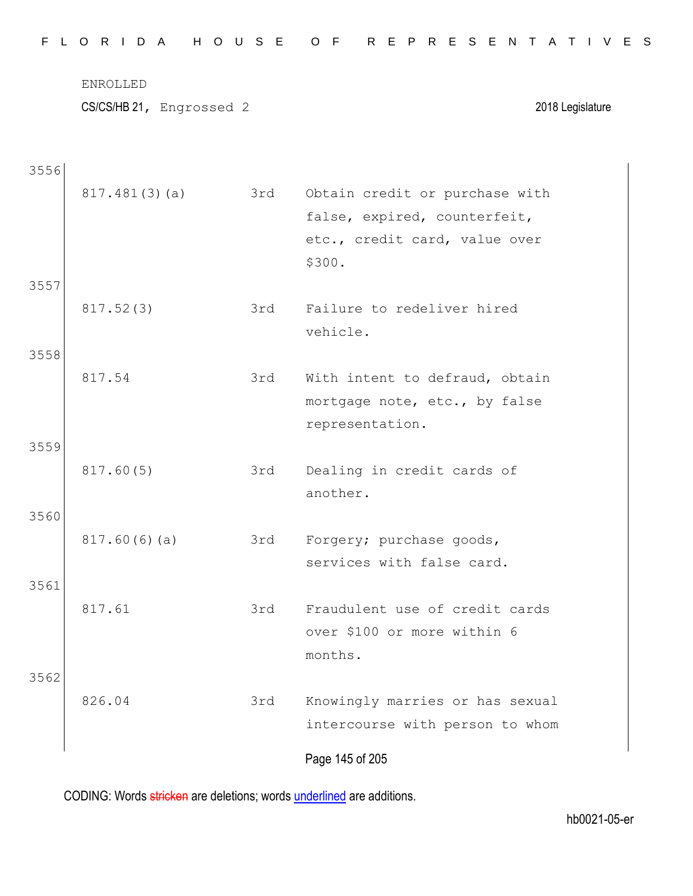3556

| | | |
|---|---|---|
| 817.481(3)(a) | 3rd | Obtain credit or purchase with false, expired, counterfeit, etc., credit card, value over $300. |

3557

| | | |
|---|---|---|
| 817.52(3) | 3rd | Failure to redeliver hired vehicle. |

3558

| | | |
|---|---|---|
| 817.54 | 3rd | With intent to defraud, obtain mortgage note, etc., by false representation. |

3559

| | | |
|---|---|---|
| 817.60(5) | 3rd | Dealing in credit cards of another. |

3560

| | | |
|---|---|---|
| 817.60(6)(a) | 3rd | Forgery; purchase goods, services with false card. |

3561

| | | |
|---|---|---|
| 817.61 | 3rd | Fraudulent use of credit cards over $100 or more within 6 months. |

3562

| | | |
|---|---|---|
| 826.04 | 3rd | Knowingly marries or has sexual intercourse with person to whom |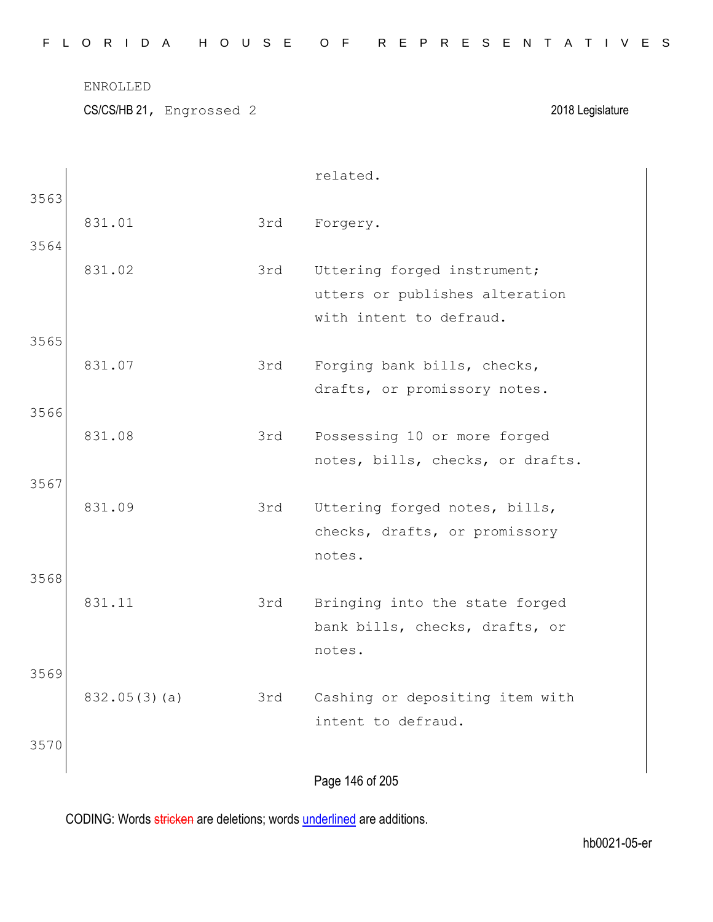related.

3563

| | | |
|---|---|---|
| 831.01 | 3rd | Forgery. |

3564

| | | |
|---|---|---|
| 831.02 | 3rd | Uttering forged instrument; utters or publishes alteration with intent to defraud. |

3565

| | | |
|---|---|---|
| 831.07 | 3rd | Forging bank bills, checks, drafts, or promissory notes. |

3566

| | | |
|---|---|---|
| 831.08 | 3rd | Possessing 10 or more forged notes, bills, checks, or drafts. |

3567

| | | |
|---|---|---|
| 831.09 | 3rd | Uttering forged notes, bills, checks, drafts, or promissory notes. |

3568

| | | |
|---|---|---|
| 831.11 | 3rd | Bringing into the state forged bank bills, checks, drafts, or notes. |

3569

| | | |
|---|---|---|
| 832.05(3)(a) | 3rd | Cashing or depositing item with intent to defraud. |

3570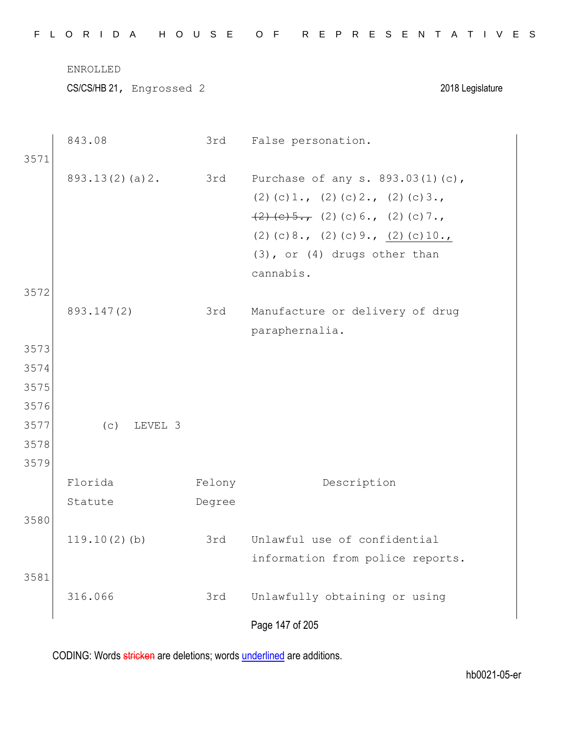ENROLLED

CS/CS/HB 21, Engrossed 2 — 2018 Legislature

| | | | |
|---|---|---|---|
| | 843.08 | 3rd | False personation. |
| 3571 | | | |
| | 893.13(2)(a)2. | 3rd | Purchase of any s. 893.03(1)(c), (2)(c)1., (2)(c)2., (2)(c)3., ~~(2)(c)5.,~~ (2)(c)6., (2)(c)7., (2)(c)8., (2)(c)9., <u>(2)(c)10.,</u> (3), or (4) drugs other than cannabis. |
| 3572 | | | |
| | 893.147(2) | 3rd | Manufacture or delivery of drug paraphernalia. |

3573
3574
3575
3576
3577 (c) LEVEL 3
3578
3579

| | Florida Statute | Felony Degree | Description |
|---|---|---|---|
| 3580 | | | |
| | 119.10(2)(b) | 3rd | Unlawful use of confidential information from police reports. |
| 3581 | | | |
| | 316.066 | 3rd | Unlawfully obtaining or using |

CODING: Words ~~stricken~~ are deletions; words <u>underlined</u> are additions.

hb0021-05-er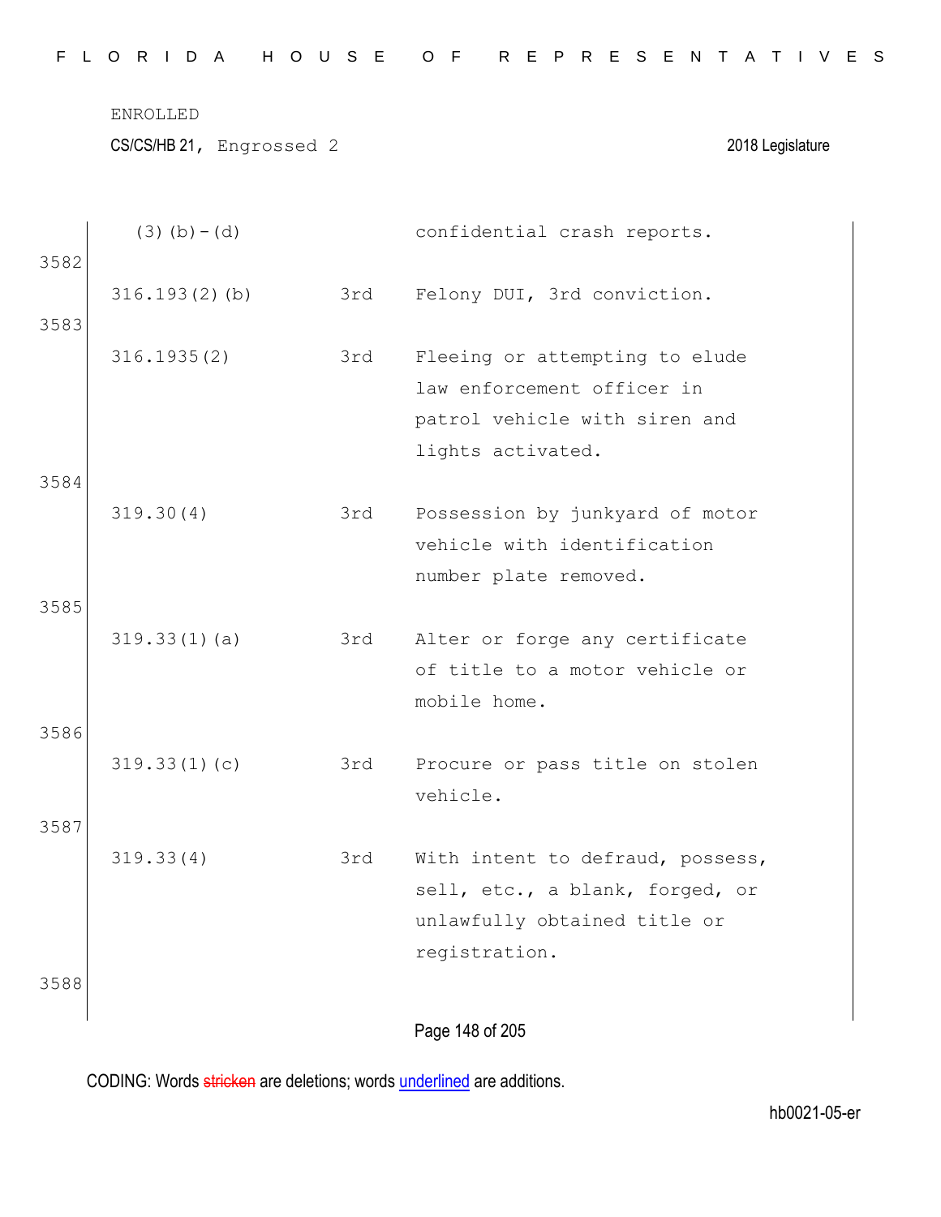| | | |
|---|---|---|
| (3)(b)-(d) | | confidential crash reports. |
| 316.193(2)(b) | 3rd | Felony DUI, 3rd conviction. |
| 316.1935(2) | 3rd | Fleeing or attempting to elude law enforcement officer in patrol vehicle with siren and lights activated. |
| 319.30(4) | 3rd | Possession by junkyard of motor vehicle with identification number plate removed. |
| 319.33(1)(a) | 3rd | Alter or forge any certificate of title to a motor vehicle or mobile home. |
| 319.33(1)(c) | 3rd | Procure or pass title on stolen vehicle. |
| 319.33(4) | 3rd | With intent to defraud, possess, sell, etc., a blank, forged, or unlawfully obtained title or registration. |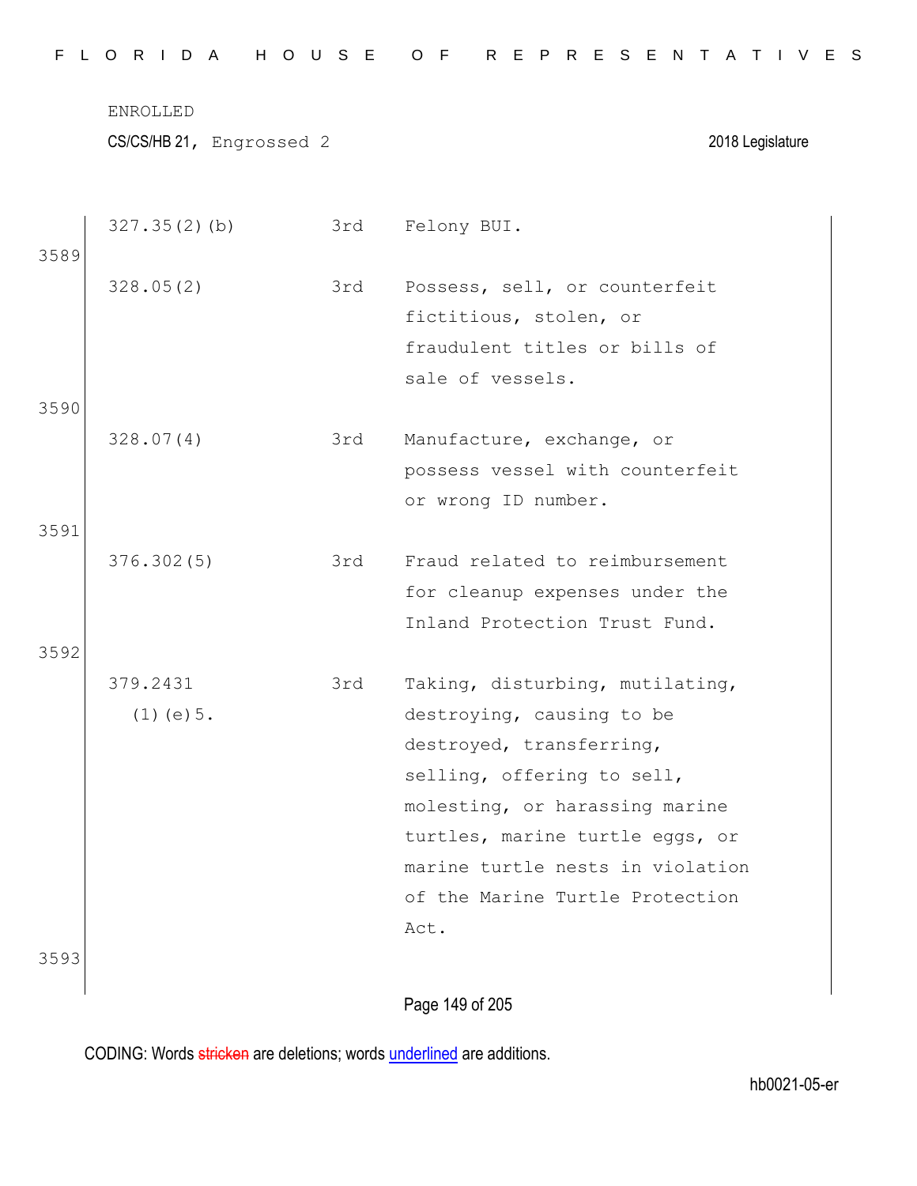| | | |
|---|---|---|
| 327.35(2)(b) | 3rd | Felony BUI. |
| 328.05(2) | 3rd | Possess, sell, or counterfeit fictitious, stolen, or fraudulent titles or bills of sale of vessels. |
| 328.07(4) | 3rd | Manufacture, exchange, or possess vessel with counterfeit or wrong ID number. |
| 376.302(5) | 3rd | Fraud related to reimbursement for cleanup expenses under the Inland Protection Trust Fund. |
| 379.2431 (1)(e)5. | 3rd | Taking, disturbing, mutilating, destroying, causing to be destroyed, transferring, selling, offering to sell, molesting, or harassing marine turtles, marine turtle eggs, or marine turtle nests in violation of the Marine Turtle Protection Act. |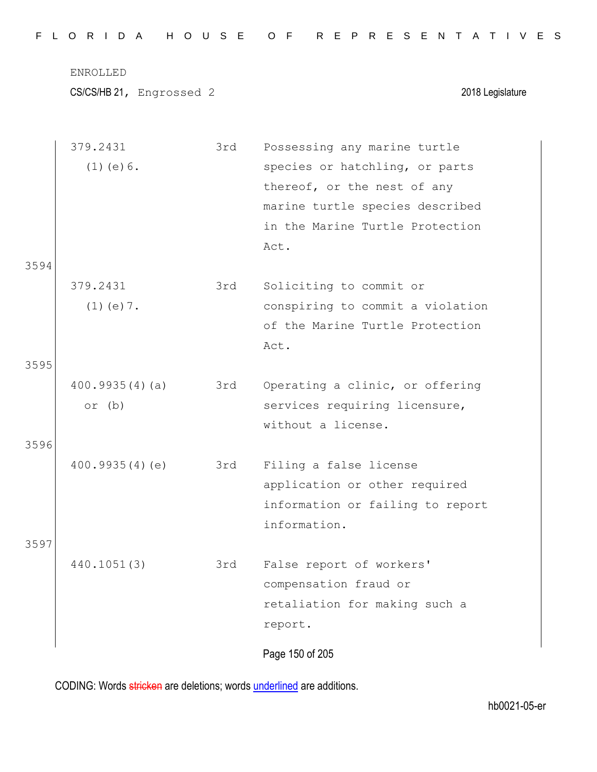ENROLLED

CS/CS/HB 21, Engrossed 2 2018 Legislature

| | | |
|---|---|---|
| 379.2431 (1)(e)6. | 3rd | Possessing any marine turtle species or hatchling, or parts thereof, or the nest of any marine turtle species described in the Marine Turtle Protection Act. |
| 379.2431 (1)(e)7. | 3rd | Soliciting to commit or conspiring to commit a violation of the Marine Turtle Protection Act. |
| 400.9935(4)(a) or (b) | 3rd | Operating a clinic, or offering services requiring licensure, without a license. |
| 400.9935(4)(e) | 3rd | Filing a false license application or other required information or failing to report information. |
| 440.1051(3) | 3rd | False report of workers' compensation fraud or retaliation for making such a report. |

3594
3595
3596
3597

CODING: Words stricken are deletions; words underlined are additions.

hb0021-05-er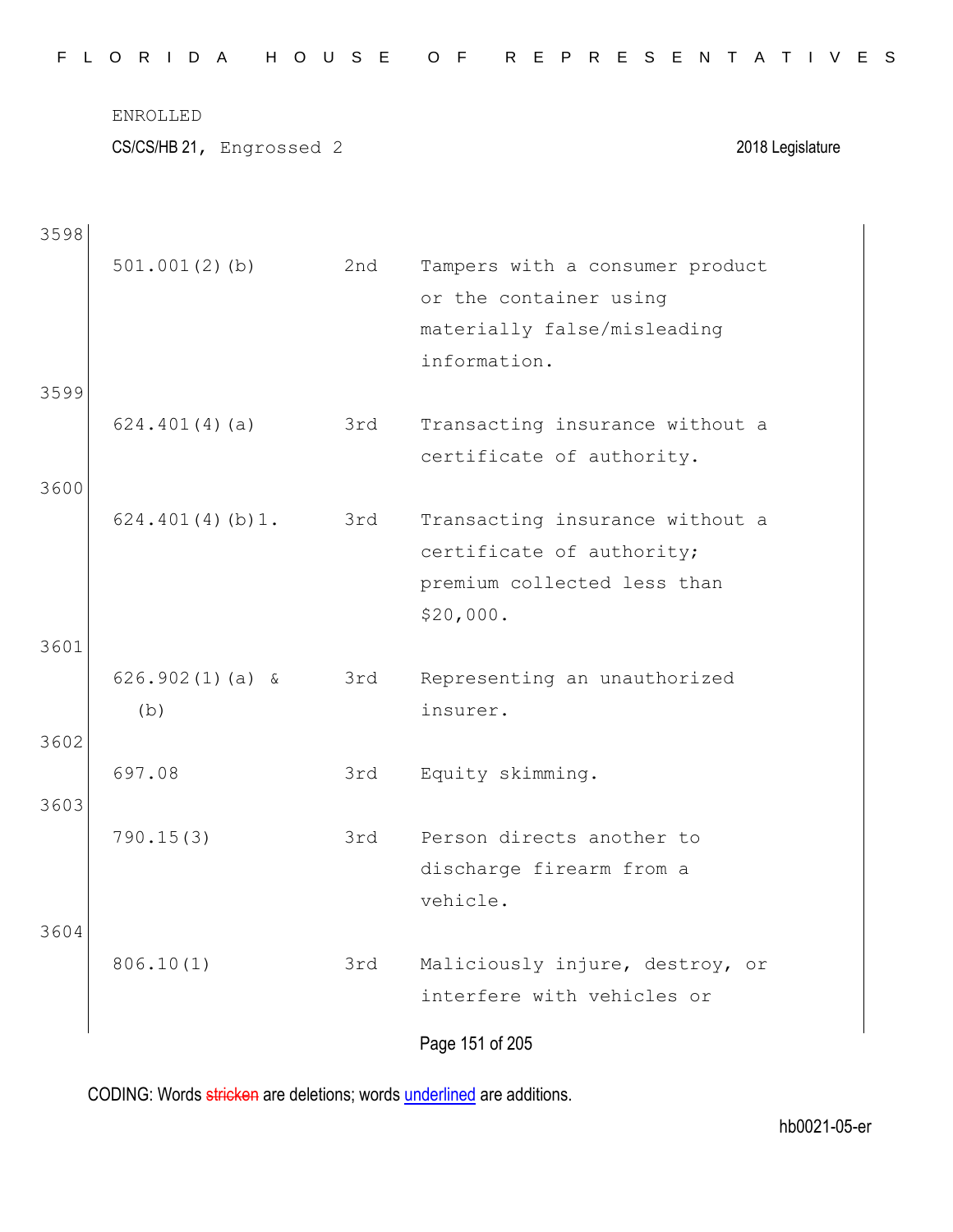3598

| | | |
|---|---|---|
| 501.001(2)(b) | 2nd | Tampers with a consumer product or the container using materially false/misleading information. |

3599

| | | |
|---|---|---|
| 624.401(4)(a) | 3rd | Transacting insurance without a certificate of authority. |

3600

| | | |
|---|---|---|
| 624.401(4)(b)1. | 3rd | Transacting insurance without a certificate of authority; premium collected less than $20,000. |

3601

| | | |
|---|---|---|
| 626.902(1)(a) & (b) | 3rd | Representing an unauthorized insurer. |

3602

| | | |
|---|---|---|
| 697.08 | 3rd | Equity skimming. |

3603

| | | |
|---|---|---|
| 790.15(3) | 3rd | Person directs another to discharge firearm from a vehicle. |

3604

| | | |
|---|---|---|
| 806.10(1) | 3rd | Maliciously injure, destroy, or interfere with vehicles or |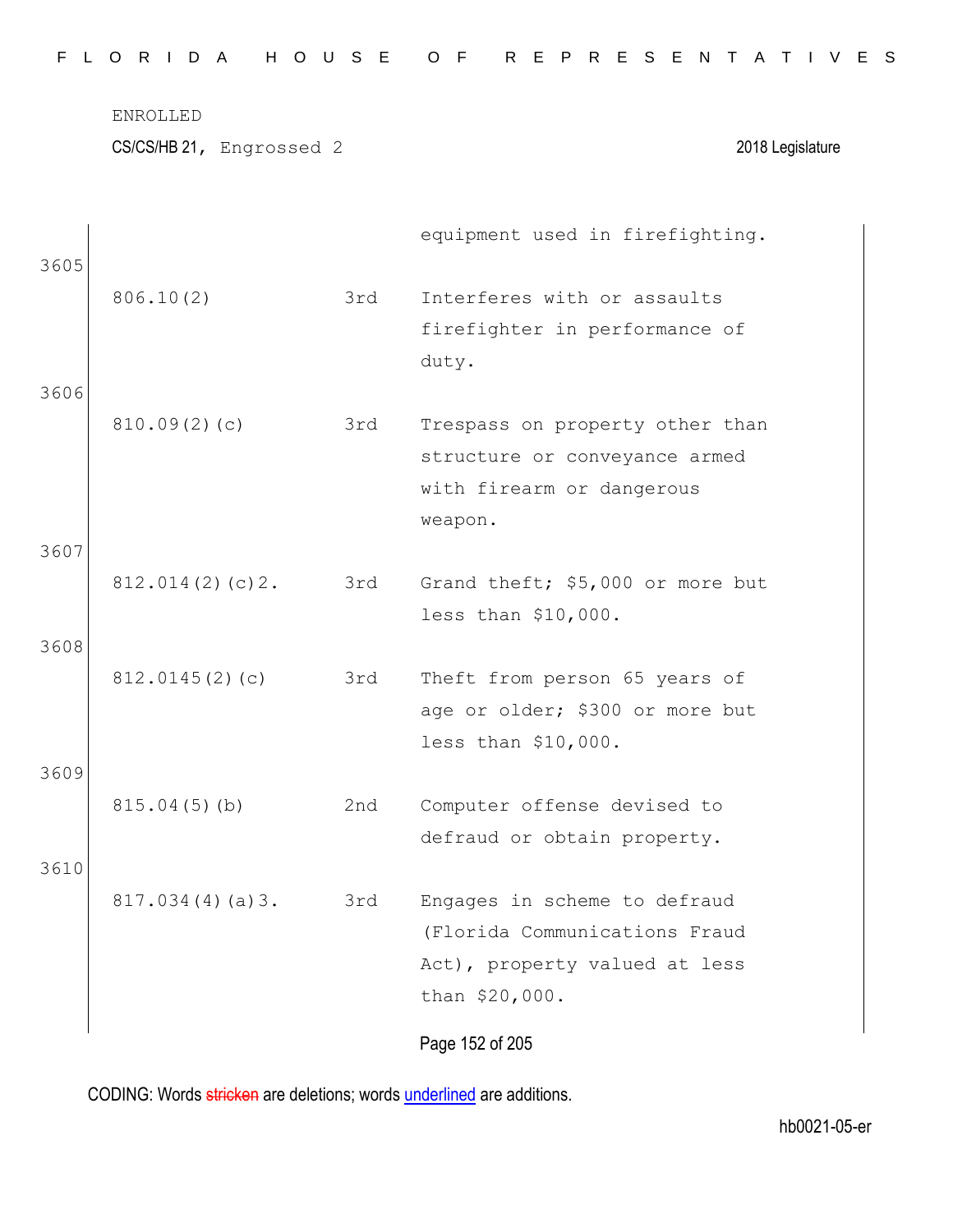ENROLLED

CS/CS/HB 21, Engrossed 2 2018 Legislature

| | | |
|---|---|---|
| | | equipment used in firefighting. |
| 806.10(2) | 3rd | Interferes with or assaults firefighter in performance of duty. |
| 810.09(2)(c) | 3rd | Trespass on property other than structure or conveyance armed with firearm or dangerous weapon. |
| 812.014(2)(c)2. | 3rd | Grand theft; $5,000 or more but less than $10,000. |
| 812.0145(2)(c) | 3rd | Theft from person 65 years of age or older; $300 or more but less than $10,000. |
| 815.04(5)(b) | 2nd | Computer offense devised to defraud or obtain property. |
| 817.034(4)(a)3. | 3rd | Engages in scheme to defraud (Florida Communications Fraud Act), property valued at less than $20,000. |

CODING: Words stricken are deletions; words underlined are additions.

hb0021-05-er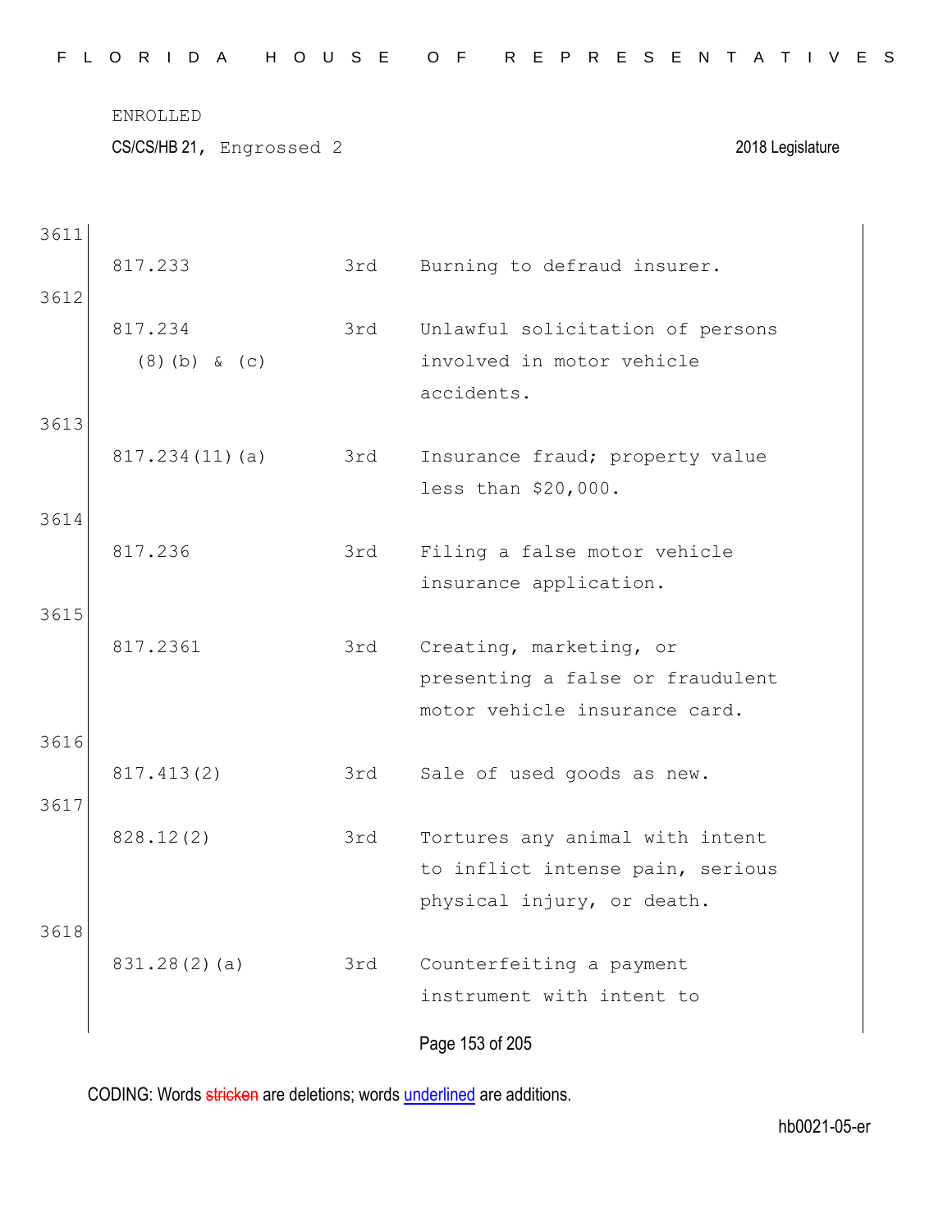| | | | |
|---|---|---|---|
| 3611 | 817.233 | 3rd | Burning to defraud insurer. |
| 3612 | 817.234 (8)(b) & (c) | 3rd | Unlawful solicitation of persons involved in motor vehicle accidents. |
| 3613 | 817.234(11)(a) | 3rd | Insurance fraud; property value less than $20,000. |
| 3614 | 817.236 | 3rd | Filing a false motor vehicle insurance application. |
| 3615 | 817.2361 | 3rd | Creating, marketing, or presenting a false or fraudulent motor vehicle insurance card. |
| 3616 | 817.413(2) | 3rd | Sale of used goods as new. |
| 3617 | 828.12(2) | 3rd | Tortures any animal with intent to inflict intense pain, serious physical injury, or death. |
| 3618 | 831.28(2)(a) | 3rd | Counterfeiting a payment instrument with intent to |

CODING: Words stricken are deletions; words underlined are additions.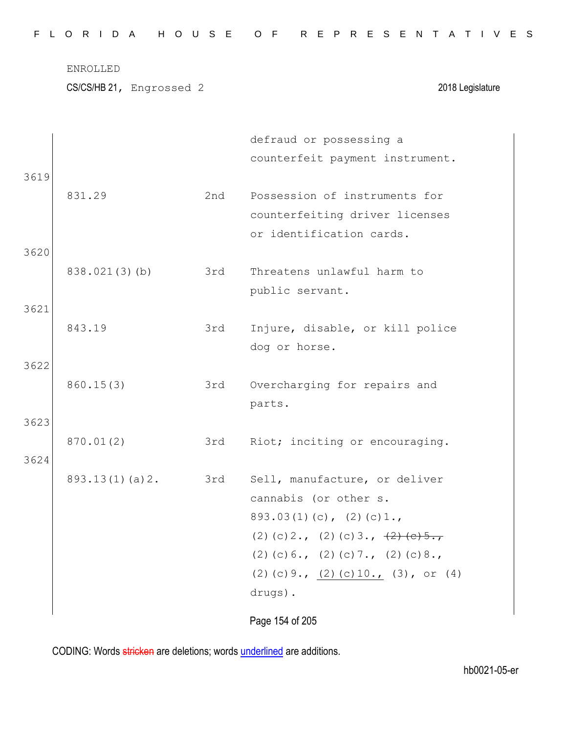ENROLLED

CS/CS/HB 21, Engrossed 2 2018 Legislature

| | | | |
|---|---|---|---|
| | | | defraud or possessing a counterfeit payment instrument. |
| 3619 | 831.29 | 2nd | Possession of instruments for counterfeiting driver licenses or identification cards. |
| 3620 | 838.021(3)(b) | 3rd | Threatens unlawful harm to public servant. |
| 3621 | 843.19 | 3rd | Injure, disable, or kill police dog or horse. |
| 3622 | 860.15(3) | 3rd | Overcharging for repairs and parts. |
| 3623 | 870.01(2) | 3rd | Riot; inciting or encouraging. |
| 3624 | 893.13(1)(a)2. | 3rd | Sell, manufacture, or deliver cannabis (or other s. 893.03(1)(c), (2)(c)1., (2)(c)2., (2)(c)3., ~~(2)(c)5.,~~ (2)(c)6., (2)(c)7., (2)(c)8., (2)(c)9., <u>(2)(c)10.,</u> (3), or (4) drugs). |

CODING: Words ~~stricken~~ are deletions; words <u>underlined</u> are additions.

hb0021-05-er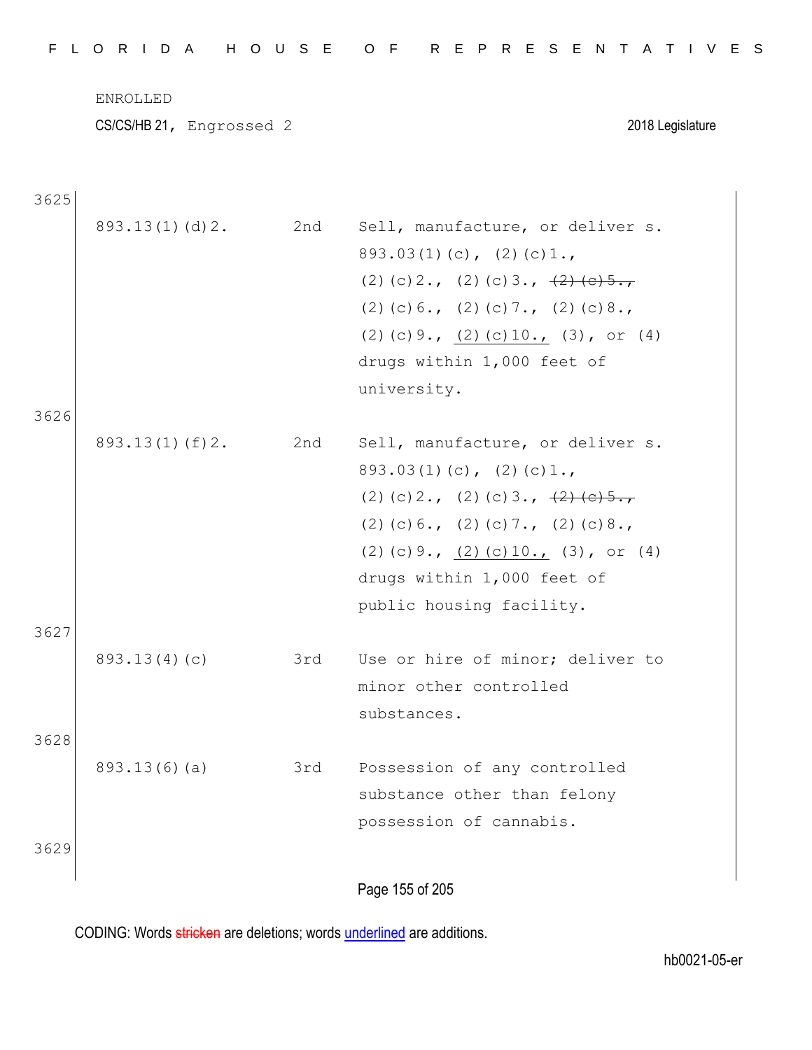ENROLLED

CS/CS/HB 21, Engrossed 2 2018 Legislature

3625

| | | |
|---|---|---|
| 893.13(1)(d)2. | 2nd | Sell, manufacture, or deliver s. 893.03(1)(c), (2)(c)1., (2)(c)2., (2)(c)3., ~~(2)(c)5.,~~ (2)(c)6., (2)(c)7., (2)(c)8., (2)(c)9., <u>(2)(c)10.,</u> (3), or (4) drugs within 1,000 feet of university. |

3626

| | | |
|---|---|---|
| 893.13(1)(f)2. | 2nd | Sell, manufacture, or deliver s. 893.03(1)(c), (2)(c)1., (2)(c)2., (2)(c)3., ~~(2)(c)5.,~~ (2)(c)6., (2)(c)7., (2)(c)8., (2)(c)9., <u>(2)(c)10.,</u> (3), or (4) drugs within 1,000 feet of public housing facility. |

3627

| | | |
|---|---|---|
| 893.13(4)(c) | 3rd | Use or hire of minor; deliver to minor other controlled substances. |

3628

| | | |
|---|---|---|
| 893.13(6)(a) | 3rd | Possession of any controlled substance other than felony possession of cannabis. |

3629

CODING: Words ~~stricken~~ are deletions; words <u>underlined</u> are additions.

hb0021-05-er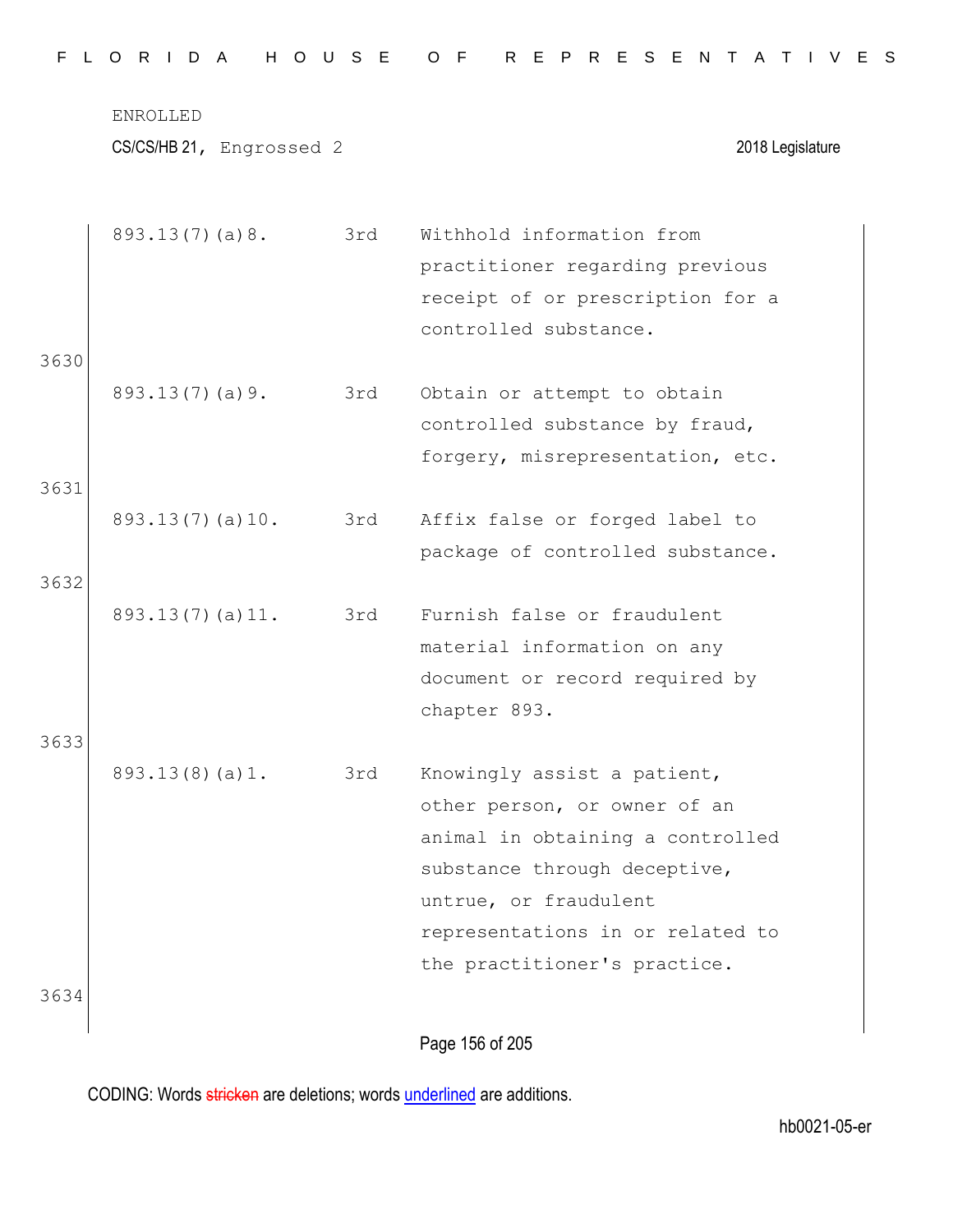| | | | |
|---|---|---|---|
| | 893.13(7)(a)8. | 3rd | Withhold information from practitioner regarding previous receipt of or prescription for a controlled substance. |
| 3630 | | | |
| | 893.13(7)(a)9. | 3rd | Obtain or attempt to obtain controlled substance by fraud, forgery, misrepresentation, etc. |
| 3631 | | | |
| | 893.13(7)(a)10. | 3rd | Affix false or forged label to package of controlled substance. |
| 3632 | | | |
| | 893.13(7)(a)11. | 3rd | Furnish false or fraudulent material information on any document or record required by chapter 893. |
| 3633 | | | |
| | 893.13(8)(a)1. | 3rd | Knowingly assist a patient, other person, or owner of an animal in obtaining a controlled substance through deceptive, untrue, or fraudulent representations in or related to the practitioner's practice. |
| 3634 | | | |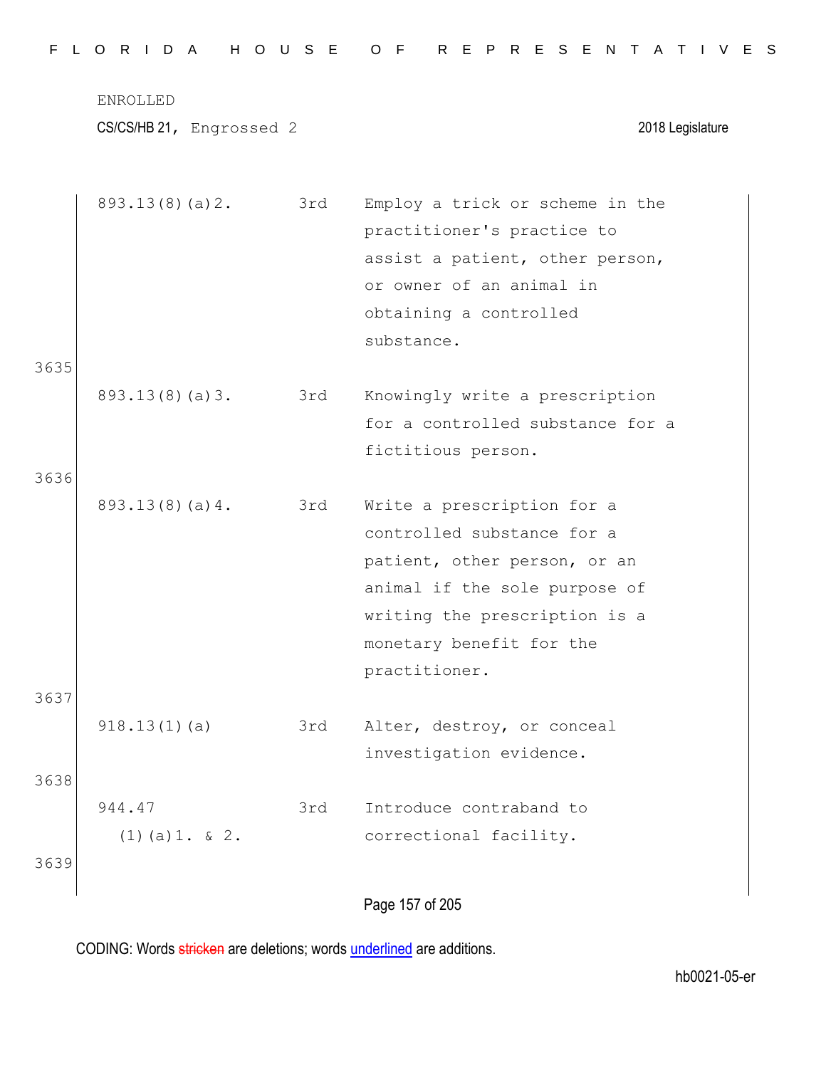ENROLLED

CS/CS/HB 21, Engrossed 2 — 2018 Legislature

| | | | |
|---|---|---|---|
| | 893.13(8)(a)2. | 3rd | Employ a trick or scheme in the practitioner's practice to assist a patient, other person, or owner of an animal in obtaining a controlled substance. |
| 3635 | 893.13(8)(a)3. | 3rd | Knowingly write a prescription for a controlled substance for a fictitious person. |
| 3636 | 893.13(8)(a)4. | 3rd | Write a prescription for a controlled substance for a patient, other person, or an animal if the sole purpose of writing the prescription is a monetary benefit for the practitioner. |
| 3637 | 918.13(1)(a) | 3rd | Alter, destroy, or conceal investigation evidence. |
| 3638 | 944.47 (1)(a)1. & 2. | 3rd | Introduce contraband to correctional facility. |
| 3639 | | | |

CODING: Words ~~stricken~~ are deletions; words underlined are additions.

hb0021-05-er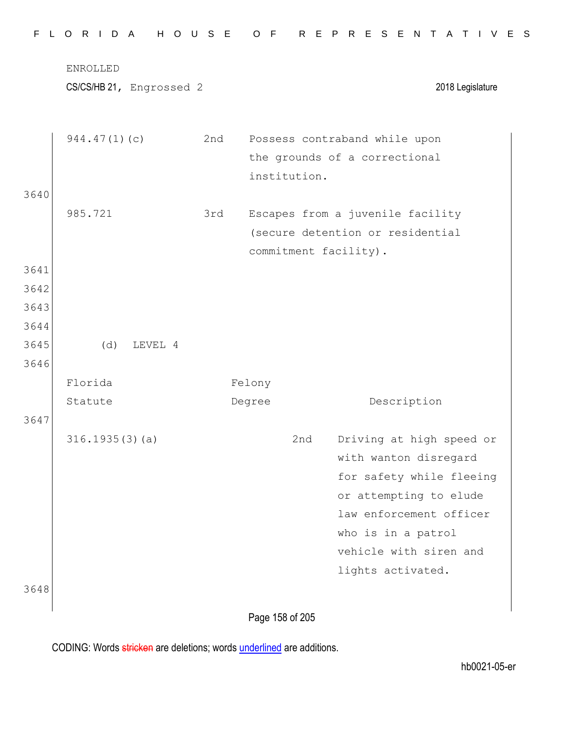| | | |
|---|---|---|
| 944.47(1)(c) | 2nd | Possess contraband while upon the grounds of a correctional institution. |
| 985.721 | 3rd | Escapes from a juvenile facility (secure detention or residential commitment facility). |

(d) LEVEL 4

| Florida Statute | Felony Degree | Description |
|---|---|---|
| 316.1935(3)(a) | 2nd | Driving at high speed or with wanton disregard for safety while fleeing or attempting to elude law enforcement officer who is in a patrol vehicle with siren and lights activated. |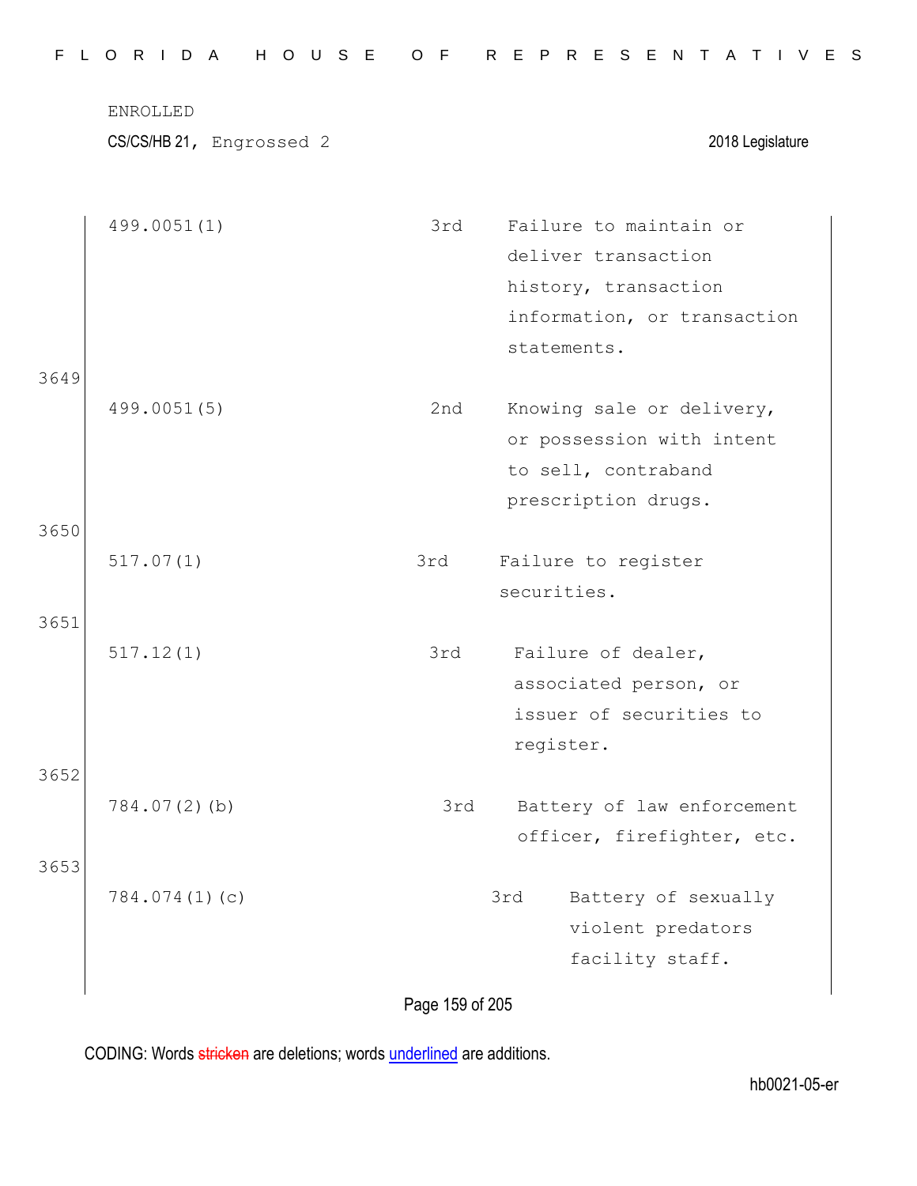| | | | |
|---|---|---|---|
| | 499.0051(1) | 3rd | Failure to maintain or deliver transaction history, transaction information, or transaction statements. |
| 3649 | 499.0051(5) | 2nd | Knowing sale or delivery, or possession with intent to sell, contraband prescription drugs. |
| 3650 | 517.07(1) | 3rd | Failure to register securities. |
| 3651 | 517.12(1) | 3rd | Failure of dealer, associated person, or issuer of securities to register. |
| 3652 | 784.07(2)(b) | 3rd | Battery of law enforcement officer, firefighter, etc. |
| 3653 | 784.074(1)(c) | 3rd | Battery of sexually violent predators facility staff. |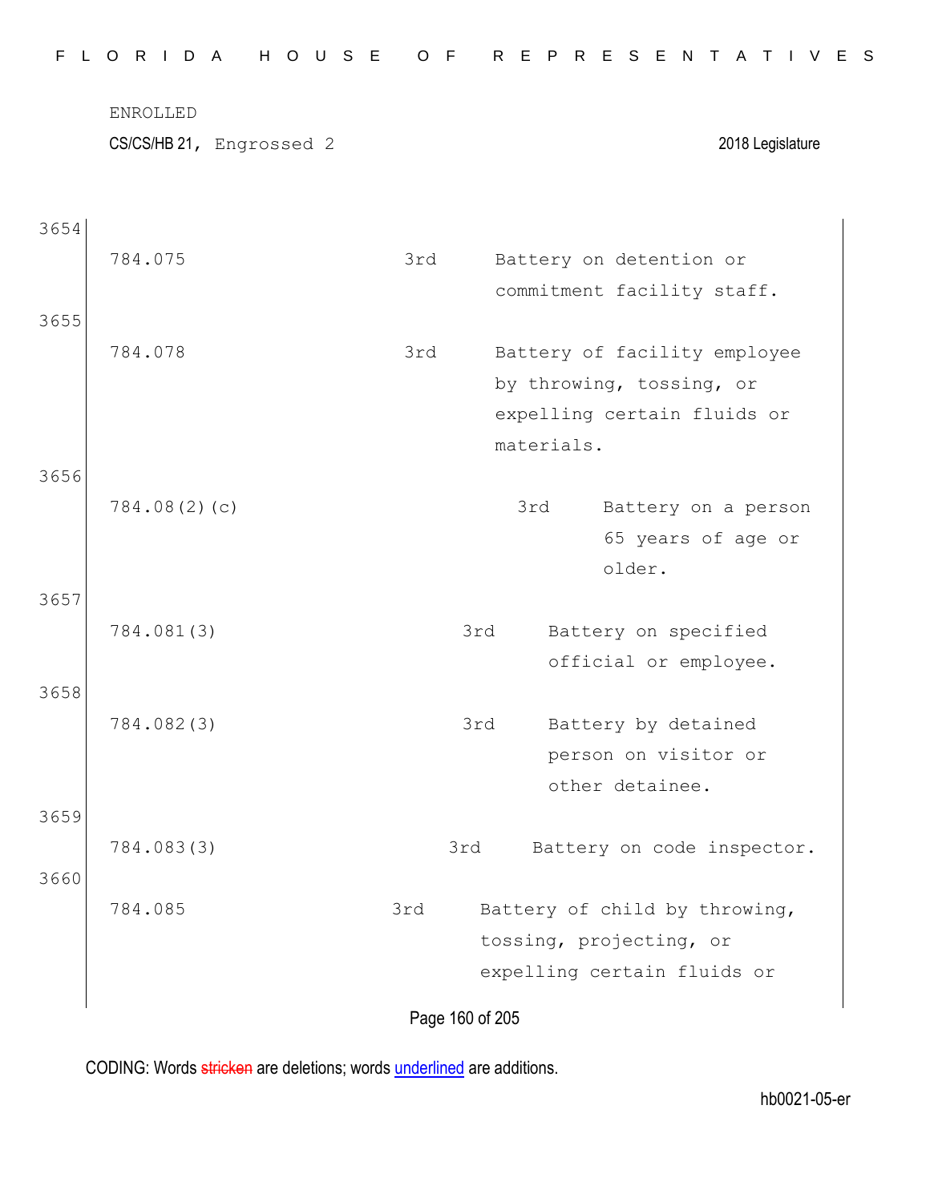ENROLLED

CS/CS/HB 21, Engrossed 2 2018 Legislature

| Line | Section | Degree | Description |
|---|---|---|---|
| 3654 | | | |
| | 784.075 | 3rd | Battery on detention or commitment facility staff. |
| 3655 | | | |
| | 784.078 | 3rd | Battery of facility employee by throwing, tossing, or expelling certain fluids or materials. |
| 3656 | | | |
| | 784.08(2)(c) | 3rd | Battery on a person 65 years of age or older. |
| 3657 | | | |
| | 784.081(3) | 3rd | Battery on specified official or employee. |
| 3658 | | | |
| | 784.082(3) | 3rd | Battery by detained person on visitor or other detainee. |
| 3659 | | | |
| | 784.083(3) | 3rd | Battery on code inspector. |
| 3660 | | | |
| | 784.085 | 3rd | Battery of child by throwing, tossing, projecting, or expelling certain fluids or |

CODING: Words stricken are deletions; words underlined are additions.

hb0021-05-er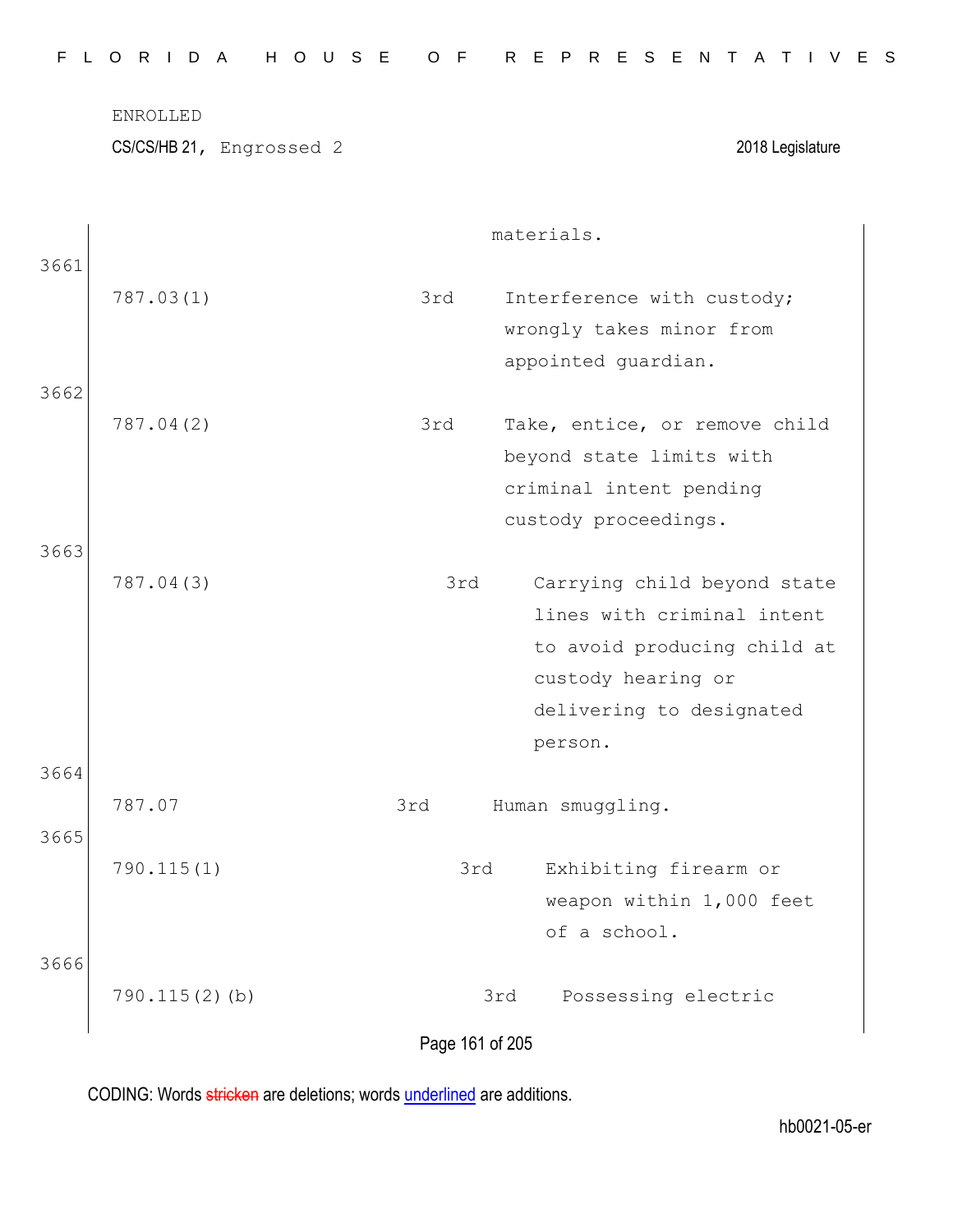| | | |
|---|---|---|
| | | materials. |
| 787.03(1) | 3rd | Interference with custody; wrongly takes minor from appointed guardian. |
| 787.04(2) | 3rd | Take, entice, or remove child beyond state limits with criminal intent pending custody proceedings. |
| 787.04(3) | 3rd | Carrying child beyond state lines with criminal intent to avoid producing child at custody hearing or delivering to designated person. |
| 787.07 | 3rd | Human smuggling. |
| 790.115(1) | 3rd | Exhibiting firearm or weapon within 1,000 feet of a school. |
| 790.115(2)(b) | 3rd | Possessing electric |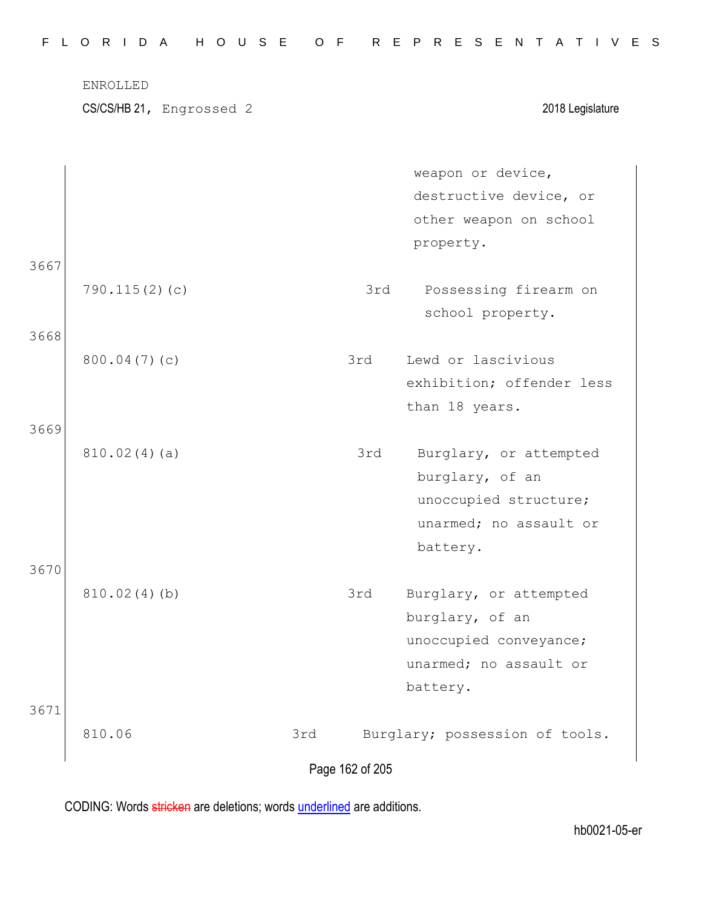ENROLLED

CS/CS/HB 21, Engrossed 2 2018 Legislature

| | | | |
|---|---|---|---|
| | | | weapon or device, destructive device, or other weapon on school property. |
| 3667 | 790.115(2)(c) | 3rd | Possessing firearm on school property. |
| 3668 | 800.04(7)(c) | 3rd | Lewd or lascivious exhibition; offender less than 18 years. |
| 3669 | 810.02(4)(a) | 3rd | Burglary, or attempted burglary, of an unoccupied structure; unarmed; no assault or battery. |
| 3670 | 810.02(4)(b) | 3rd | Burglary, or attempted burglary, of an unoccupied conveyance; unarmed; no assault or battery. |
| 3671 | 810.06 | 3rd | Burglary; possession of tools. |

CODING: Words stricken are deletions; words underlined are additions.

hb0021-05-er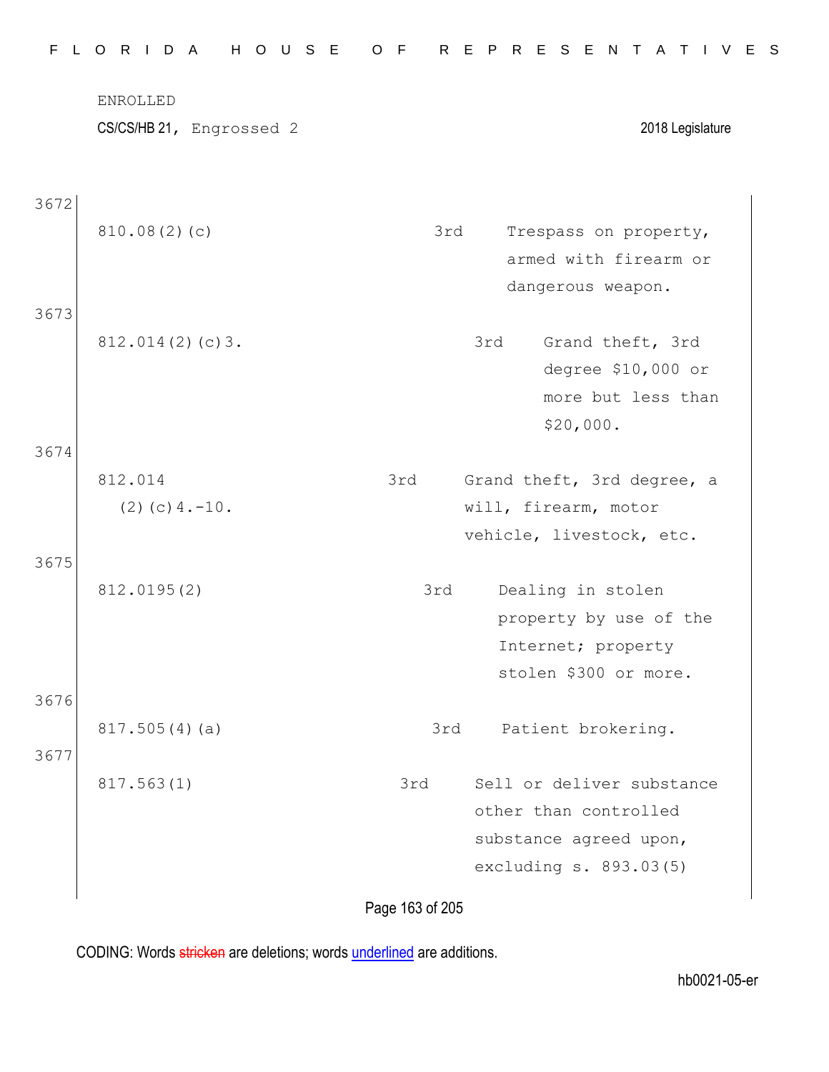ENROLLED

CS/CS/HB 21, Engrossed 2 2018 Legislature

3672

| | | |
|---|---|---|
| 810.08(2)(c) | 3rd | Trespass on property, armed with firearm or dangerous weapon. |

3673

| | | |
|---|---|---|
| 812.014(2)(c)3. | 3rd | Grand theft, 3rd degree $10,000 or more but less than $20,000. |

3674

| | | |
|---|---|---|
| 812.014 (2)(c)4.-10. | 3rd | Grand theft, 3rd degree, a will, firearm, motor vehicle, livestock, etc. |

3675

| | | |
|---|---|---|
| 812.0195(2) | 3rd | Dealing in stolen property by use of the Internet; property stolen $300 or more. |

3676

| | | |
|---|---|---|
| 817.505(4)(a) | 3rd | Patient brokering. |

3677

| | | |
|---|---|---|
| 817.563(1) | 3rd | Sell or deliver substance other than controlled substance agreed upon, excluding s. 893.03(5) |

CODING: Words stricken are deletions; words underlined are additions.

hb0021-05-er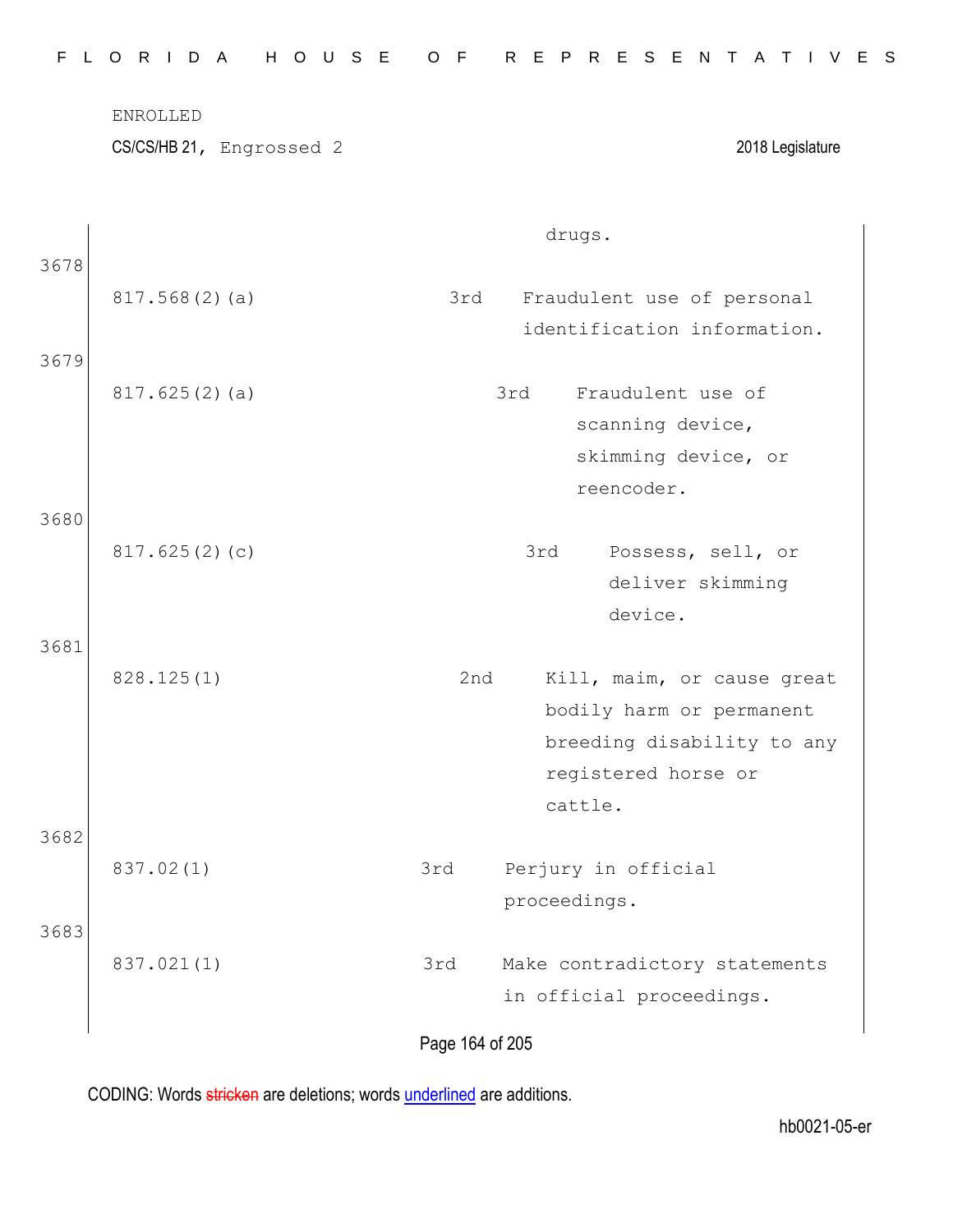| | | | |
|---|---|---|---|
| | | | drugs. |
| 3678 | 817.568(2)(a) | 3rd | Fraudulent use of personal identification information. |
| 3679 | 817.625(2)(a) | 3rd | Fraudulent use of scanning device, skimming device, or reencoder. |
| 3680 | 817.625(2)(c) | 3rd | Possess, sell, or deliver skimming device. |
| 3681 | 828.125(1) | 2nd | Kill, maim, or cause great bodily harm or permanent breeding disability to any registered horse or cattle. |
| 3682 | 837.02(1) | 3rd | Perjury in official proceedings. |
| 3683 | 837.021(1) | 3rd | Make contradictory statements in official proceedings. |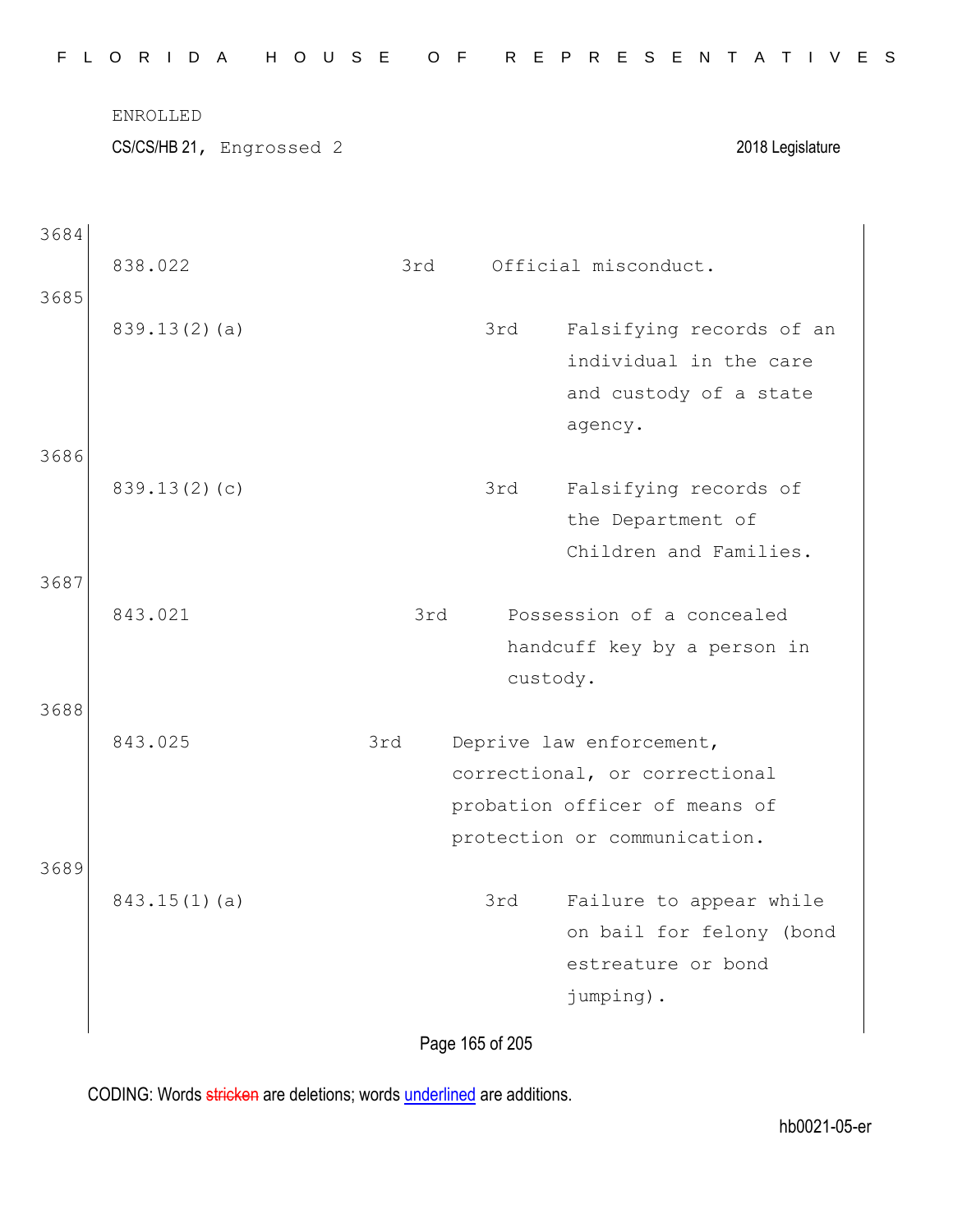ENROLLED

CS/CS/HB 21, Engrossed 2 2018 Legislature

3684

| | | |
|---|---|---|
| 838.022 | 3rd | Official misconduct. |

3685

| | | |
|---|---|---|
| 839.13(2)(a) | 3rd | Falsifying records of an individual in the care and custody of a state agency. |

3686

| | | |
|---|---|---|
| 839.13(2)(c) | 3rd | Falsifying records of the Department of Children and Families. |

3687

| | | |
|---|---|---|
| 843.021 | 3rd | Possession of a concealed handcuff key by a person in custody. |

3688

| | | |
|---|---|---|
| 843.025 | 3rd | Deprive law enforcement, correctional, or correctional probation officer of means of protection or communication. |

3689

| | | |
|---|---|---|
| 843.15(1)(a) | 3rd | Failure to appear while on bail for felony (bond estreature or bond jumping). |

CODING: Words stricken are deletions; words underlined are additions.

hb0021-05-er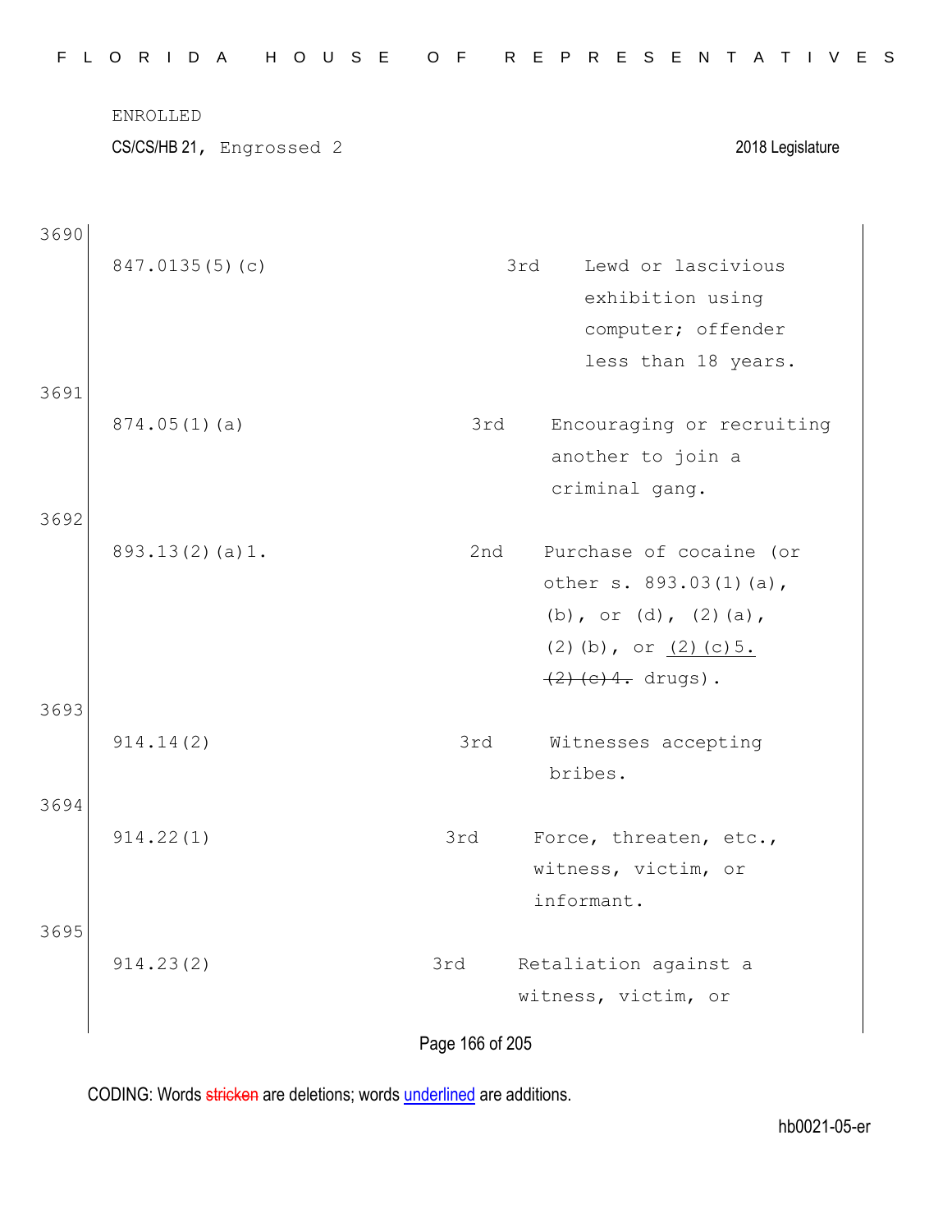ENROLLED

CS/CS/HB 21, Engrossed 2 2018 Legislature

3690

| | | |
|---|---|---|
| 847.0135(5)(c) | 3rd | Lewd or lascivious exhibition using computer; offender less than 18 years. |

3691

| | | |
|---|---|---|
| 874.05(1)(a) | 3rd | Encouraging or recruiting another to join a criminal gang. |

3692

| | | |
|---|---|---|
| 893.13(2)(a)1. | 2nd | Purchase of cocaine (or other s. 893.03(1)(a), (b), or (d), (2)(a), (2)(b), or <u>(2)(c)5.</u> ~~(2)(c)4.~~ drugs). |

3693

| | | |
|---|---|---|
| 914.14(2) | 3rd | Witnesses accepting bribes. |

3694

| | | |
|---|---|---|
| 914.22(1) | 3rd | Force, threaten, etc., witness, victim, or informant. |

3695

| | | |
|---|---|---|
| 914.23(2) | 3rd | Retaliation against a witness, victim, or |

CODING: Words ~~stricken~~ are deletions; words <u>underlined</u> are additions.

hb0021-05-er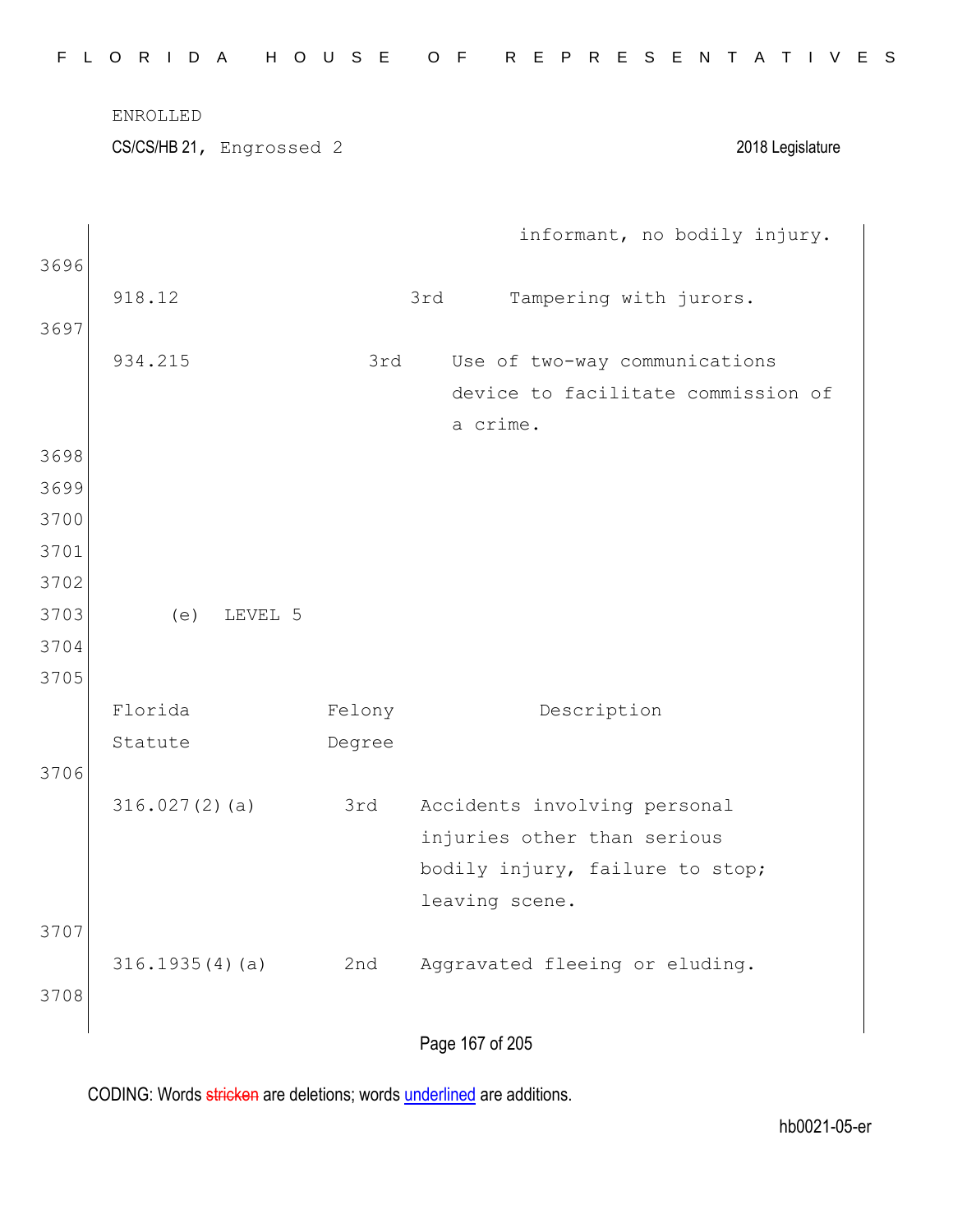| | | informant, no bodily injury. |
|---|---|---|

3696

| | | |
|---|---|---|
| 918.12 | 3rd | Tampering with jurors. |

3697

| | | |
|---|---|---|
| 934.215 | 3rd | Use of two-way communications device to facilitate commission of a crime. |

3698
3699
3700
3701
3702
3703 (e) LEVEL 5
3704
3705

| Florida Statute | Felony Degree | Description |
|---|---|---|
| 316.027(2)(a) | 3rd | Accidents involving personal injuries other than serious bodily injury, failure to stop; leaving scene. |
| 316.1935(4)(a) | 2nd | Aggravated fleeing or eluding. |

3706
3707
3708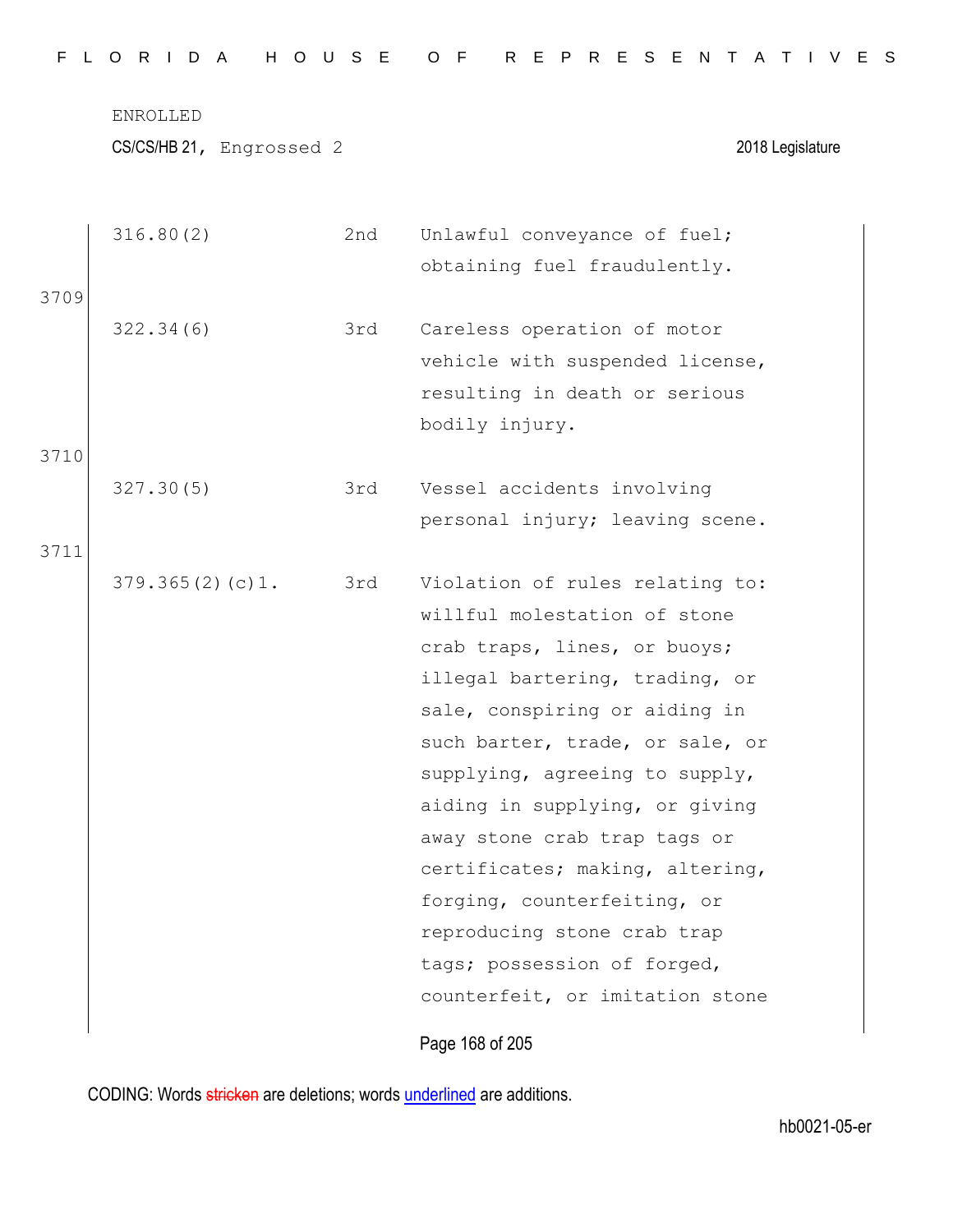| | | | |
|---|---|---|---|
| | 316.80(2) | 2nd | Unlawful conveyance of fuel; obtaining fuel fraudulently. |
| 3709 | 322.34(6) | 3rd | Careless operation of motor vehicle with suspended license, resulting in death or serious bodily injury. |
| 3710 | 327.30(5) | 3rd | Vessel accidents involving personal injury; leaving scene. |
| 3711 | 379.365(2)(c)1. | 3rd | Violation of rules relating to: willful molestation of stone crab traps, lines, or buoys; illegal bartering, trading, or sale, conspiring or aiding in such barter, trade, or sale, or supplying, agreeing to supply, aiding in supplying, or giving away stone crab trap tags or certificates; making, altering, forging, counterfeiting, or reproducing stone crab trap tags; possession of forged, counterfeit, or imitation stone |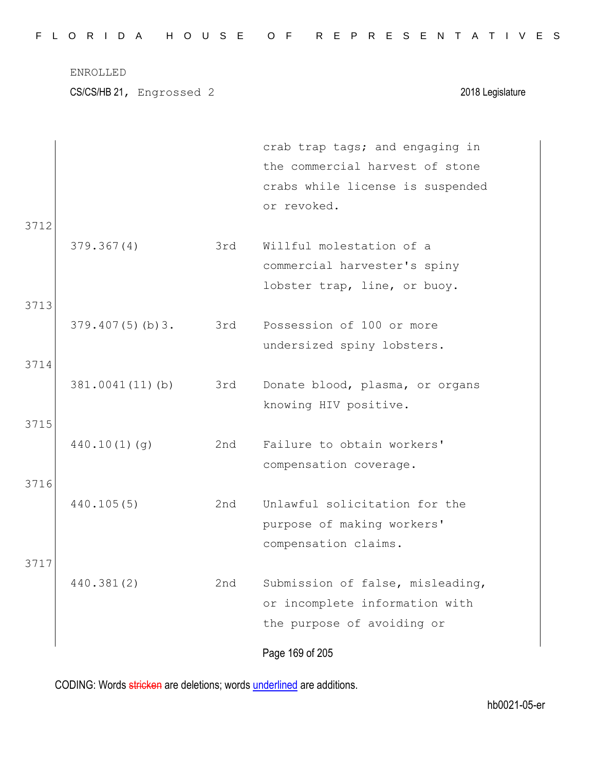| | | |
|---|---|---|
| | | crab trap tags; and engaging in the commercial harvest of stone crabs while license is suspended or revoked. |
| 379.367(4) | 3rd | Willful molestation of a commercial harvester's spiny lobster trap, line, or buoy. |
| 379.407(5)(b)3. | 3rd | Possession of 100 or more undersized spiny lobsters. |
| 381.0041(11)(b) | 3rd | Donate blood, plasma, or organs knowing HIV positive. |
| 440.10(1)(g) | 2nd | Failure to obtain workers' compensation coverage. |
| 440.105(5) | 2nd | Unlawful solicitation for the purpose of making workers' compensation claims. |
| 440.381(2) | 2nd | Submission of false, misleading, or incomplete information with the purpose of avoiding or |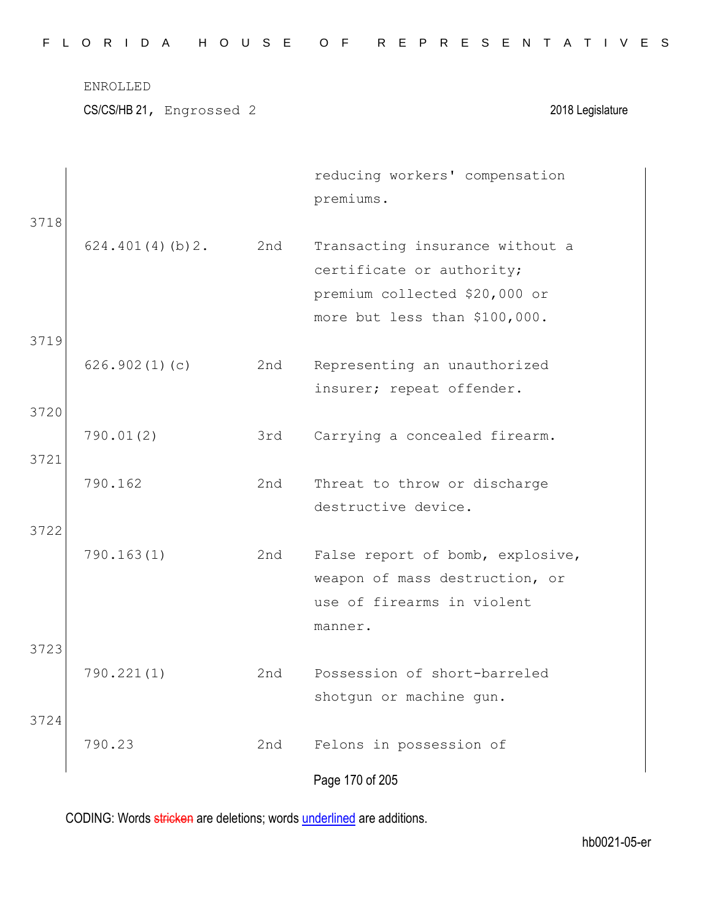ENROLLED

CS/CS/HB 21, Engrossed 2 — 2018 Legislature

| | | | |
|---|---|---|---|
| | | | reducing workers' compensation premiums. |
| 3718 | 624.401(4)(b)2. | 2nd | Transacting insurance without a certificate or authority; premium collected $20,000 or more but less than $100,000. |
| 3719 | 626.902(1)(c) | 2nd | Representing an unauthorized insurer; repeat offender. |
| 3720 | 790.01(2) | 3rd | Carrying a concealed firearm. |
| 3721 | 790.162 | 2nd | Threat to throw or discharge destructive device. |
| 3722 | 790.163(1) | 2nd | False report of bomb, explosive, weapon of mass destruction, or use of firearms in violent manner. |
| 3723 | 790.221(1) | 2nd | Possession of short-barreled shotgun or machine gun. |
| 3724 | 790.23 | 2nd | Felons in possession of |

CODING: Words stricken are deletions; words underlined are additions.

hb0021-05-er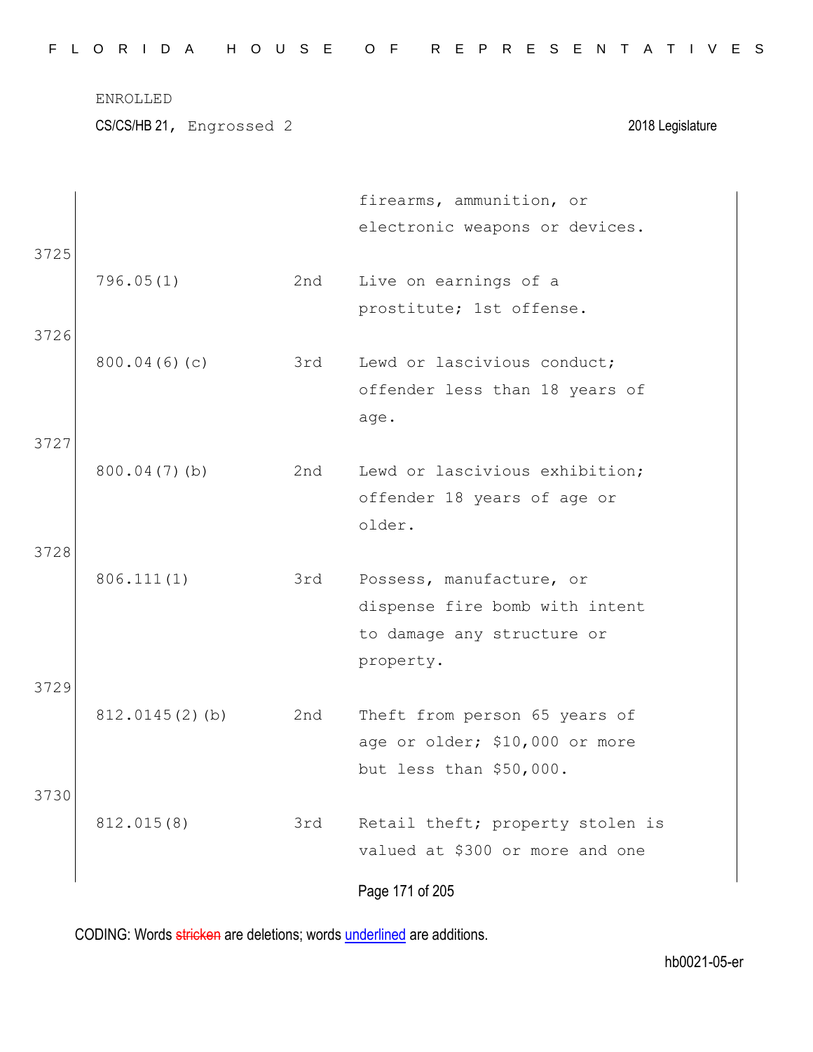ENROLLED

CS/CS/HB 21, Engrossed 2 2018 Legislature

| | | | |
|---|---|---|---|
| | | | firearms, ammunition, or electronic weapons or devices. |
| 3725 | 796.05(1) | 2nd | Live on earnings of a prostitute; 1st offense. |
| 3726 | 800.04(6)(c) | 3rd | Lewd or lascivious conduct; offender less than 18 years of age. |
| 3727 | 800.04(7)(b) | 2nd | Lewd or lascivious exhibition; offender 18 years of age or older. |
| 3728 | 806.111(1) | 3rd | Possess, manufacture, or dispense fire bomb with intent to damage any structure or property. |
| 3729 | 812.0145(2)(b) | 2nd | Theft from person 65 years of age or older; $10,000 or more but less than $50,000. |
| 3730 | 812.015(8) | 3rd | Retail theft; property stolen is valued at $300 or more and one |

CODING: Words stricken are deletions; words underlined are additions.

hb0021-05-er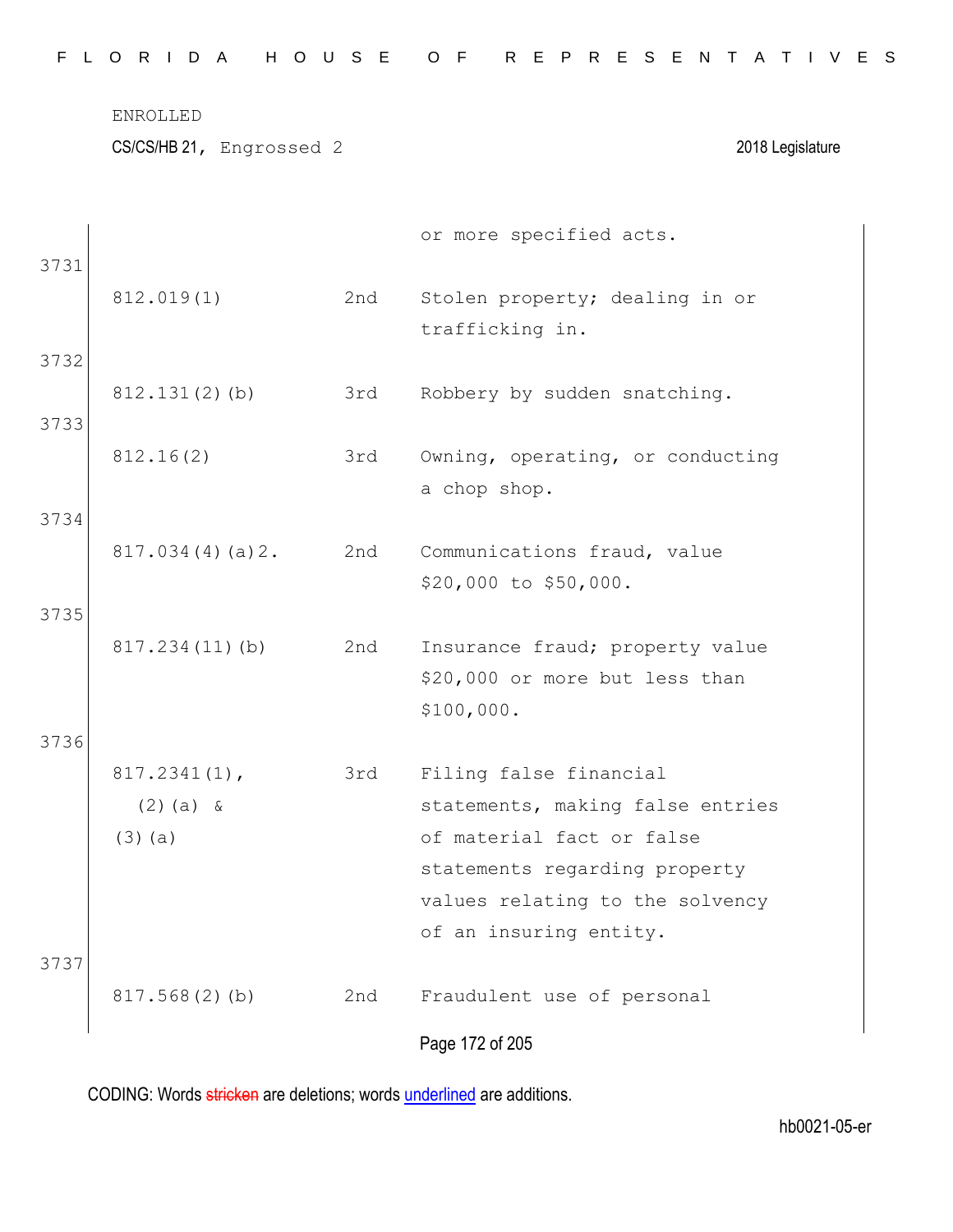ENROLLED

CS/CS/HB 21, Engrossed 2 2018 Legislature

| | | | |
|---|---|---|---|
| | | | or more specified acts. |
| 3731 | 812.019(1) | 2nd | Stolen property; dealing in or trafficking in. |
| 3732 | 812.131(2)(b) | 3rd | Robbery by sudden snatching. |
| 3733 | 812.16(2) | 3rd | Owning, operating, or conducting a chop shop. |
| 3734 | 817.034(4)(a)2. | 2nd | Communications fraud, value $20,000 to $50,000. |
| 3735 | 817.234(11)(b) | 2nd | Insurance fraud; property value $20,000 or more but less than $100,000. |
| 3736 | 817.2341(1), (2)(a) & (3)(a) | 3rd | Filing false financial statements, making false entries of material fact or false statements regarding property values relating to the solvency of an insuring entity. |
| 3737 | 817.568(2)(b) | 2nd | Fraudulent use of personal |

CODING: Words stricken are deletions; words underlined are additions.

hb0021-05-er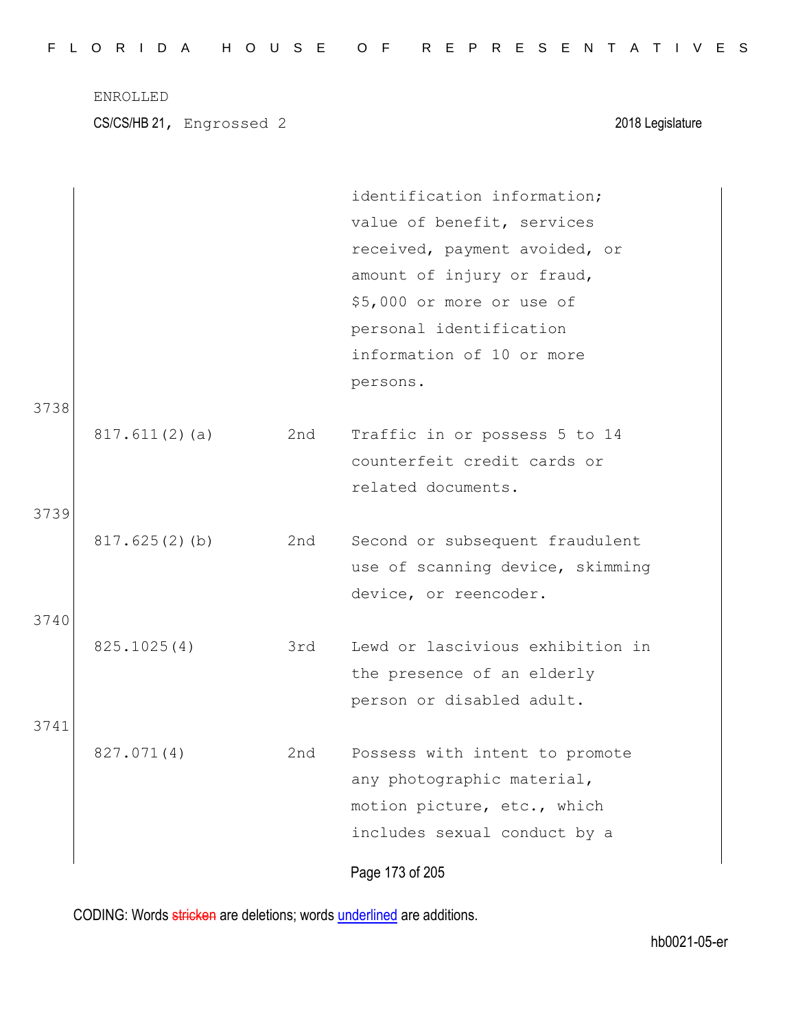ENROLLED

CS/CS/HB 21, Engrossed 2 2018 Legislature

| | | |
|---|---|---|
| | | identification information; value of benefit, services received, payment avoided, or amount of injury or fraud, $5,000 or more or use of personal identification information of 10 or more persons. |

3738

| | | |
|---|---|---|
| 817.611(2)(a) | 2nd | Traffic in or possess 5 to 14 counterfeit credit cards or related documents. |

3739

| | | |
|---|---|---|
| 817.625(2)(b) | 2nd | Second or subsequent fraudulent use of scanning device, skimming device, or reencoder. |

3740

| | | |
|---|---|---|
| 825.1025(4) | 3rd | Lewd or lascivious exhibition in the presence of an elderly person or disabled adult. |

3741

| | | |
|---|---|---|
| 827.071(4) | 2nd | Possess with intent to promote any photographic material, motion picture, etc., which includes sexual conduct by a |

CODING: Words stricken are deletions; words underlined are additions.

hb0021-05-er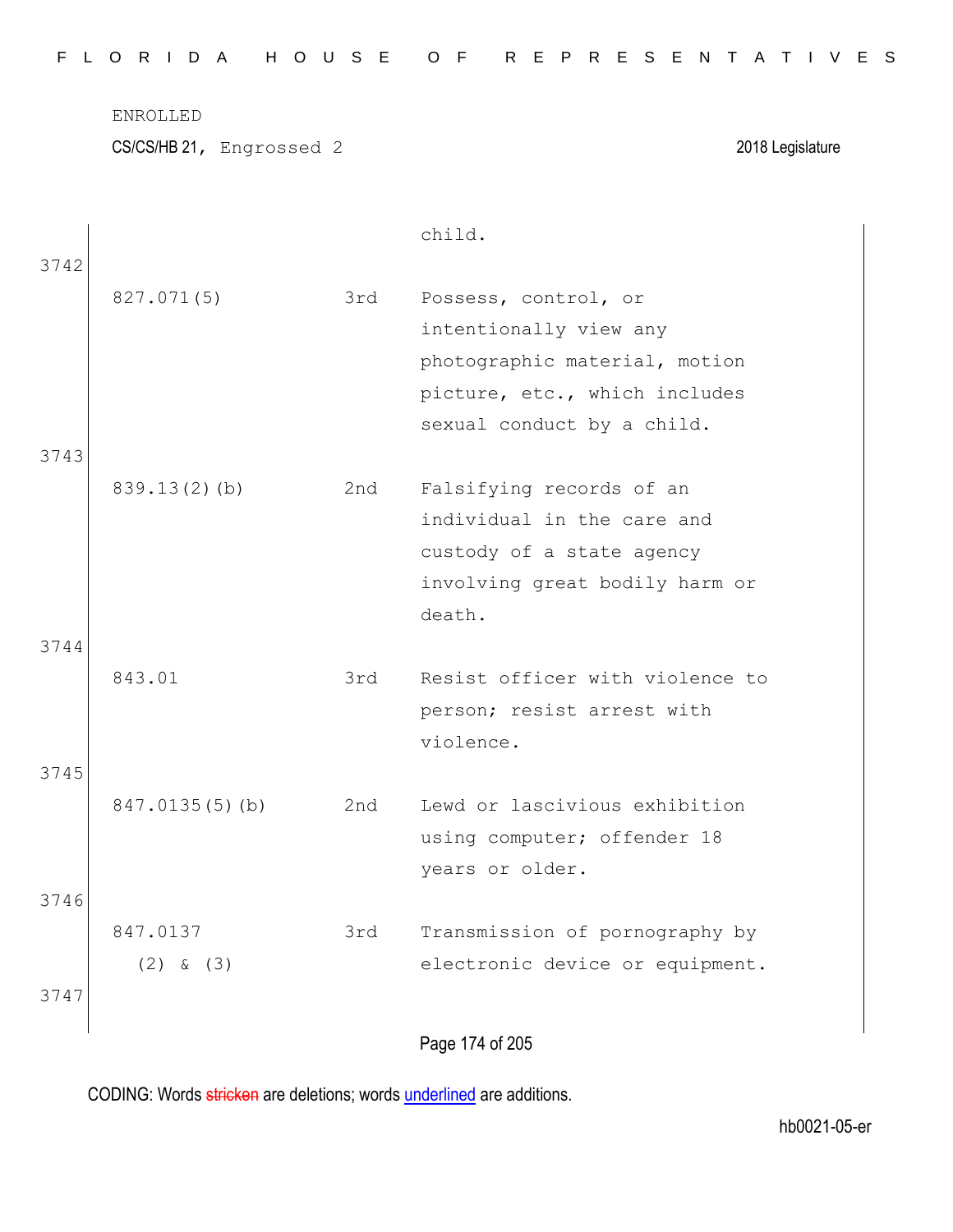ENROLLED

CS/CS/HB 21, Engrossed 2 2018 Legislature

| | | |
|---|---|---|
| | | child. |
| 827.071(5) | 3rd | Possess, control, or intentionally view any photographic material, motion picture, etc., which includes sexual conduct by a child. |
| 839.13(2)(b) | 2nd | Falsifying records of an individual in the care and custody of a state agency involving great bodily harm or death. |
| 843.01 | 3rd | Resist officer with violence to person; resist arrest with violence. |
| 847.0135(5)(b) | 2nd | Lewd or lascivious exhibition using computer; offender 18 years or older. |
| 847.0137 (2) & (3) | 3rd | Transmission of pornography by electronic device or equipment. |

CODING: Words stricken are deletions; words underlined are additions.

hb0021-05-er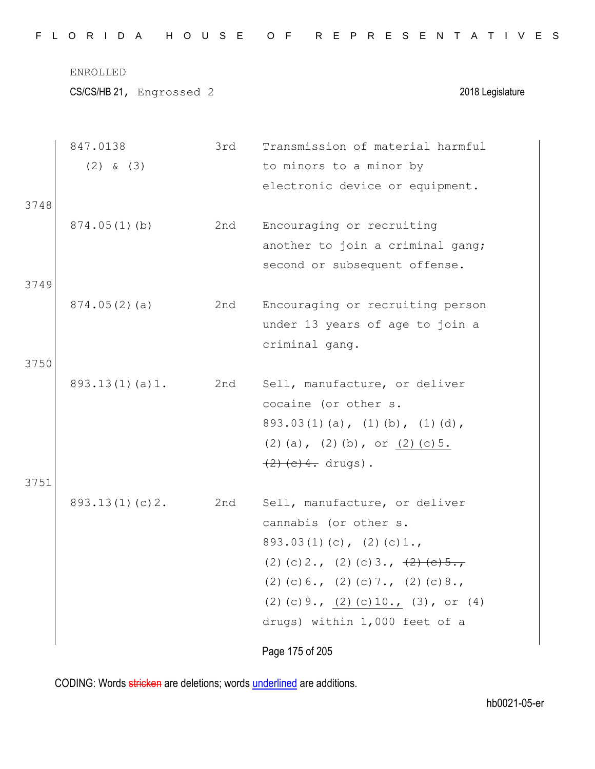| | | | |
|---|---|---|---|
| | 847.0138 (2) & (3) | 3rd | Transmission of material harmful to minors to a minor by electronic device or equipment. |
| 3748 | | | |
| | 874.05(1)(b) | 2nd | Encouraging or recruiting another to join a criminal gang; second or subsequent offense. |
| 3749 | | | |
| | 874.05(2)(a) | 2nd | Encouraging or recruiting person under 13 years of age to join a criminal gang. |
| 3750 | | | |
| | 893.13(1)(a)1. | 2nd | Sell, manufacture, or deliver cocaine (or other s. 893.03(1)(a), (1)(b), (1)(d), (2)(a), (2)(b), or <u>(2)(c)5.</u> ~~(2)(c)4.~~ drugs). |
| 3751 | | | |
| | 893.13(1)(c)2. | 2nd | Sell, manufacture, or deliver cannabis (or other s. 893.03(1)(c), (2)(c)1., (2)(c)2., (2)(c)3., ~~(2)(c)5.,~~ (2)(c)6., (2)(c)7., (2)(c)8., (2)(c)9., <u>(2)(c)10.,</u> (3), or (4) drugs) within 1,000 feet of a |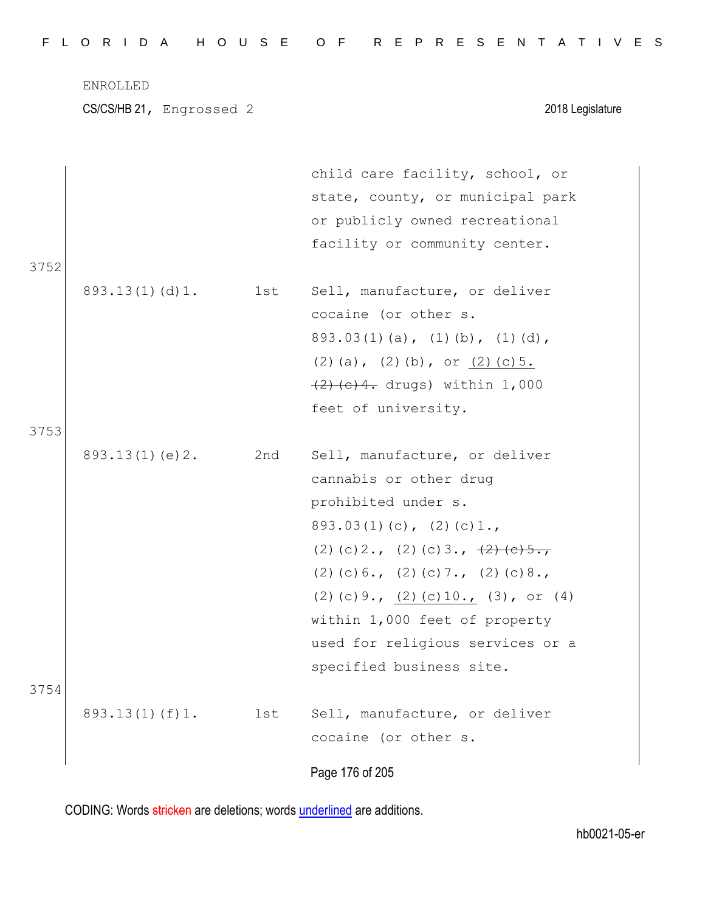ENROLLED

CS/CS/HB 21, Engrossed 2 2018 Legislature

| | | |
|---|---|---|
| | | child care facility, school, or state, county, or municipal park or publicly owned recreational facility or community center. |

3752

| | | |
|---|---|---|
| 893.13(1)(d)1. | 1st | Sell, manufacture, or deliver cocaine (or other s. 893.03(1)(a), (1)(b), (1)(d), (2)(a), (2)(b), or <u>(2)(c)5.</u> ~~(2)(c)4.~~ drugs) within 1,000 feet of university. |

3753

| | | |
|---|---|---|
| 893.13(1)(e)2. | 2nd | Sell, manufacture, or deliver cannabis or other drug prohibited under s. 893.03(1)(c), (2)(c)1., (2)(c)2., (2)(c)3., ~~(2)(c)5.,~~ (2)(c)6., (2)(c)7., (2)(c)8., (2)(c)9., <u>(2)(c)10.,</u> (3), or (4) within 1,000 feet of property used for religious services or a specified business site. |

3754

| | | |
|---|---|---|
| 893.13(1)(f)1. | 1st | Sell, manufacture, or deliver cocaine (or other s. |

CODING: Words ~~stricken~~ are deletions; words <u>underlined</u> are additions.

hb0021-05-er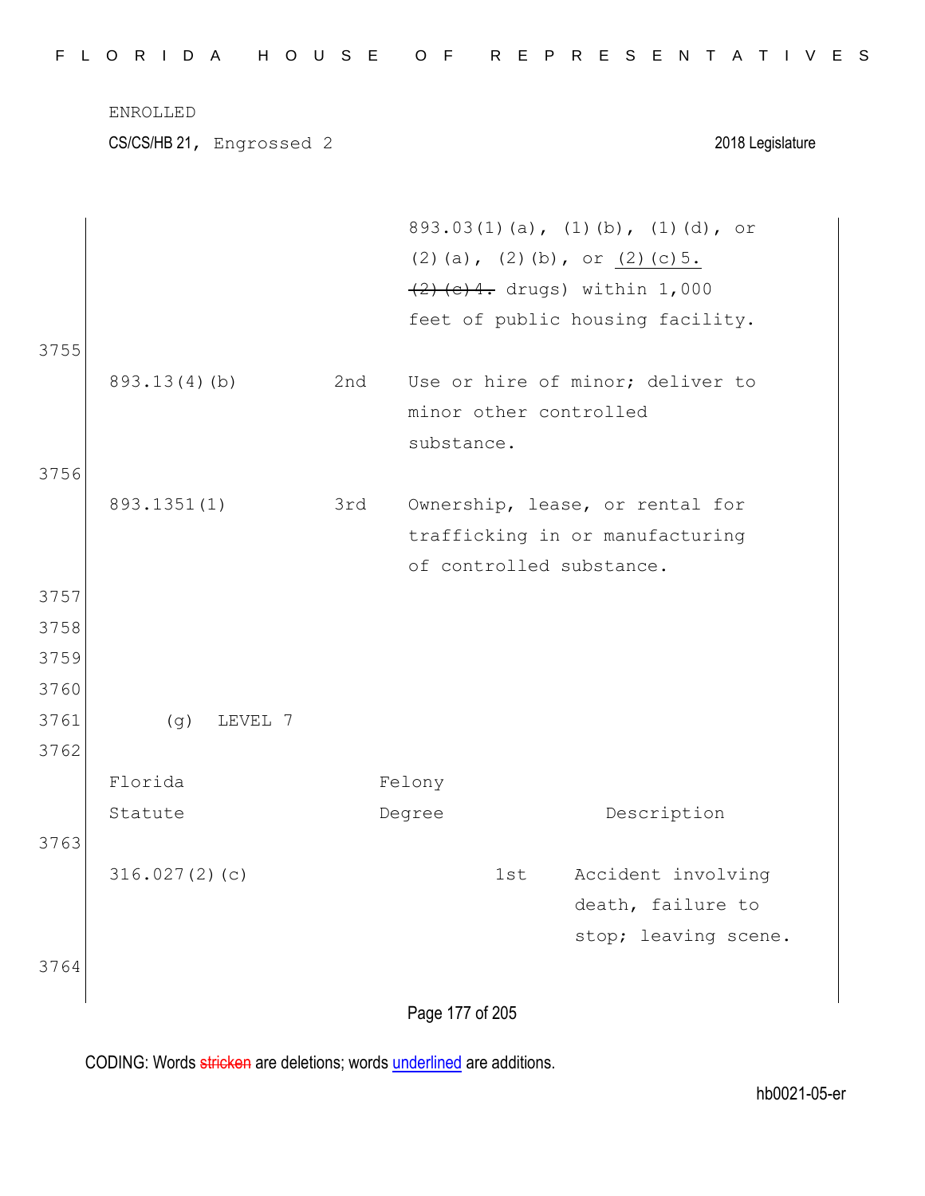| | | |
|---|---|---|
| | | 893.03(1)(a), (1)(b), (1)(d), or (2)(a), (2)(b), or <u>(2)(c)5.</u> ~~(2)(c)4.~~ drugs) within 1,000 feet of public housing facility. |
| 893.13(4)(b) | 2nd | Use or hire of minor; deliver to minor other controlled substance. |
| 893.1351(1) | 3rd | Ownership, lease, or rental for trafficking in or manufacturing of controlled substance. |

(g) LEVEL 7

| Florida Statute | Felony Degree | Description |
|---|---|---|
| 316.027(2)(c) | 1st | Accident involving death, failure to stop; leaving scene. |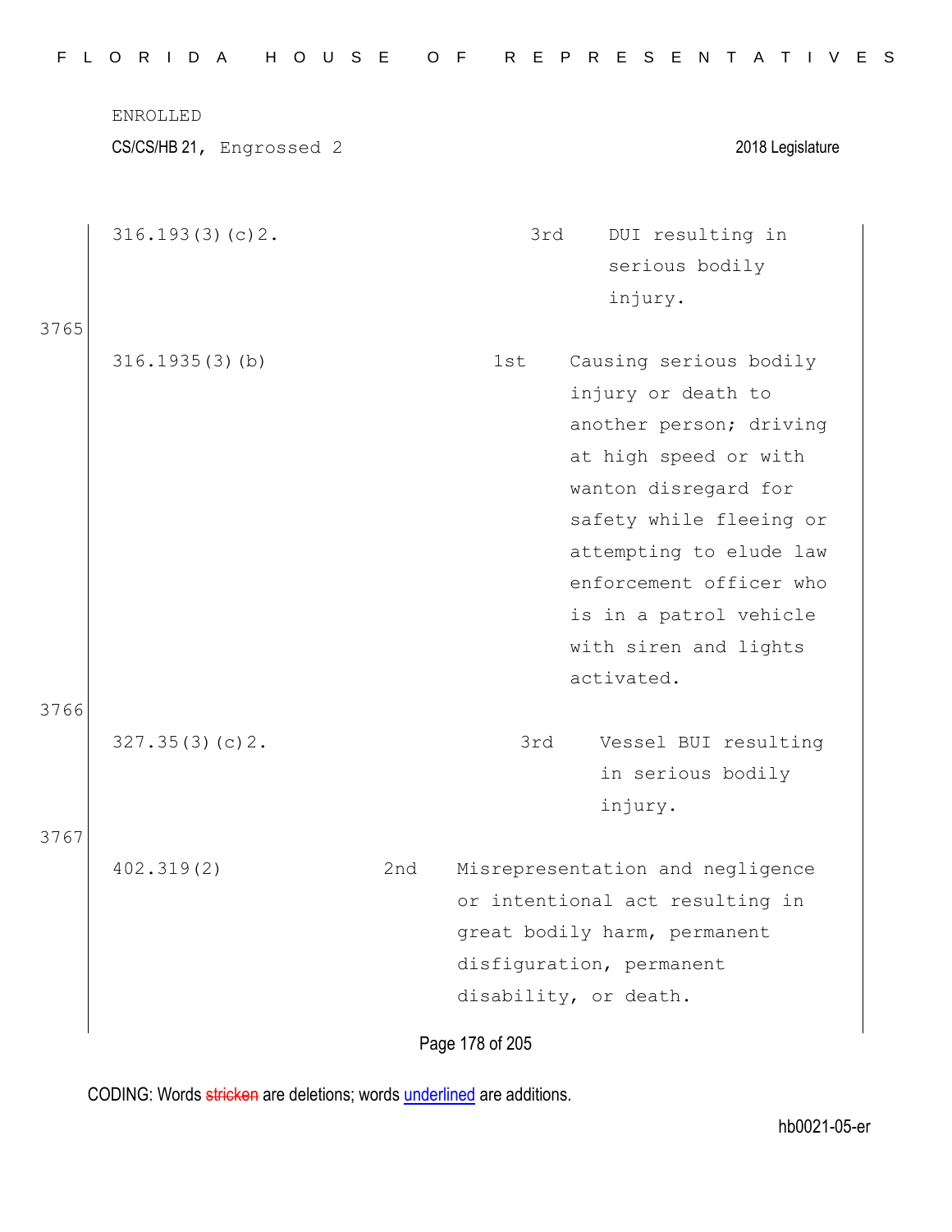| | | |
|---|---|---|
| 316.193(3)(c)2. | 3rd | DUI resulting in serious bodily injury. |
| 316.1935(3)(b) | 1st | Causing serious bodily injury or death to another person; driving at high speed or with wanton disregard for safety while fleeing or attempting to elude law enforcement officer who is in a patrol vehicle with siren and lights activated. |
| 327.35(3)(c)2. | 3rd | Vessel BUI resulting in serious bodily injury. |
| 402.319(2) | 2nd | Misrepresentation and negligence or intentional act resulting in great bodily harm, permanent disfiguration, permanent disability, or death. |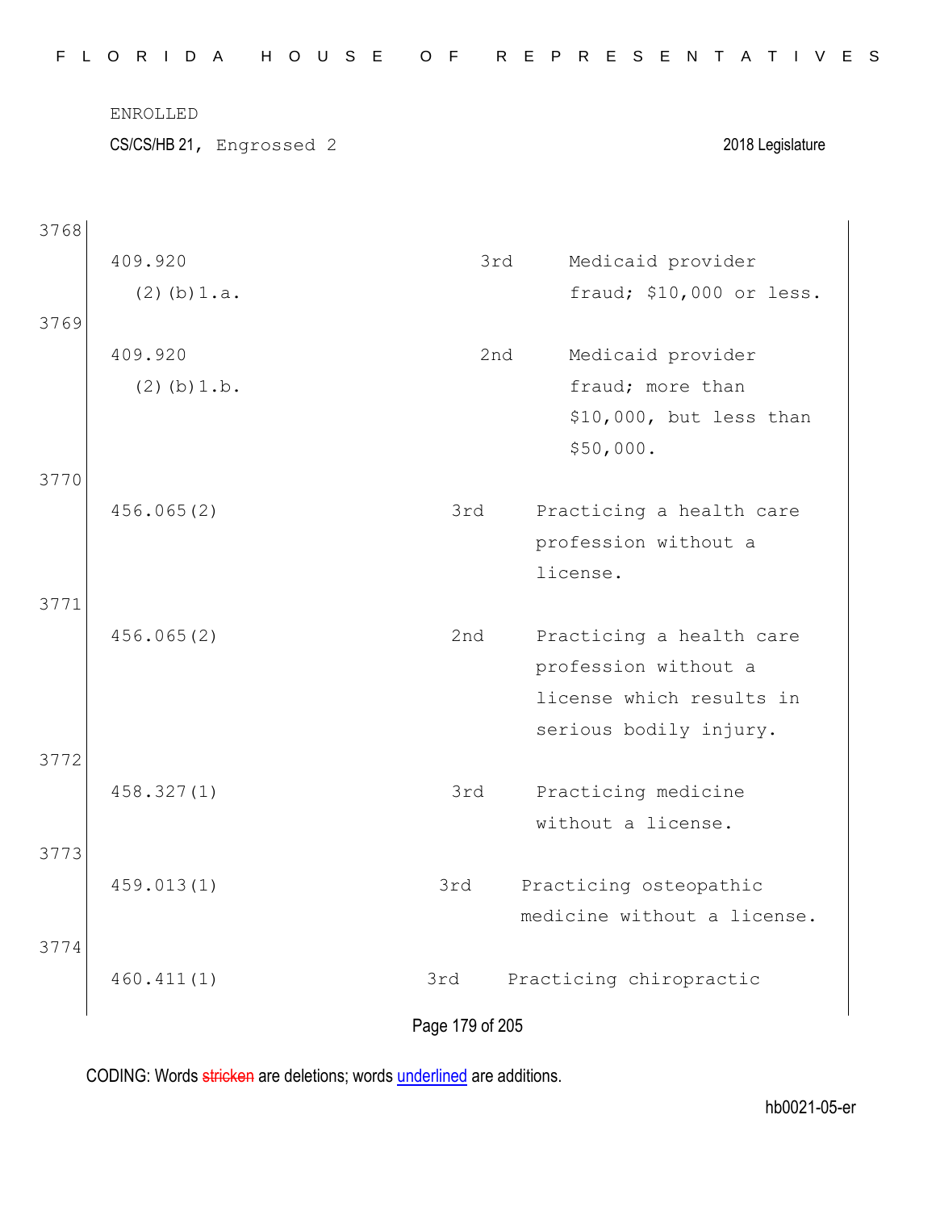ENROLLED

CS/CS/HB 21, Engrossed 2 2018 Legislature

3768

| | | |
|---|---|---|
| 409.920 (2)(b)1.a. | 3rd | Medicaid provider fraud; $10,000 or less. |

3769

| | | |
|---|---|---|
| 409.920 (2)(b)1.b. | 2nd | Medicaid provider fraud; more than $10,000, but less than $50,000. |

3770

| | | |
|---|---|---|
| 456.065(2) | 3rd | Practicing a health care profession without a license. |

3771

| | | |
|---|---|---|
| 456.065(2) | 2nd | Practicing a health care profession without a license which results in serious bodily injury. |

3772

| | | |
|---|---|---|
| 458.327(1) | 3rd | Practicing medicine without a license. |

3773

| | | |
|---|---|---|
| 459.013(1) | 3rd | Practicing osteopathic medicine without a license. |

3774

| | | |
|---|---|---|
| 460.411(1) | 3rd | Practicing chiropractic |

CODING: Words stricken are deletions; words underlined are additions.

hb0021-05-er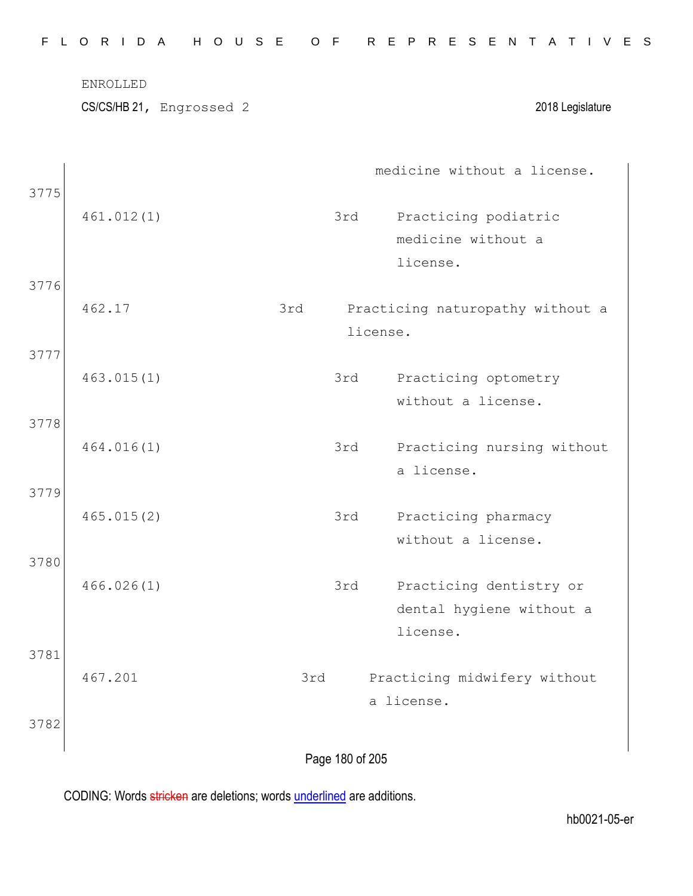medicine without a license.

3775

| | | |
|---|---|---|
| 461.012(1) | 3rd | Practicing podiatric medicine without a license. |

3776

| | | |
|---|---|---|
| 462.17 | 3rd | Practicing naturopathy without a license. |

3777

| | | |
|---|---|---|
| 463.015(1) | 3rd | Practicing optometry without a license. |

3778

| | | |
|---|---|---|
| 464.016(1) | 3rd | Practicing nursing without a license. |

3779

| | | |
|---|---|---|
| 465.015(2) | 3rd | Practicing pharmacy without a license. |

3780

| | | |
|---|---|---|
| 466.026(1) | 3rd | Practicing dentistry or dental hygiene without a license. |

3781

| | | |
|---|---|---|
| 467.201 | 3rd | Practicing midwifery without a license. |

3782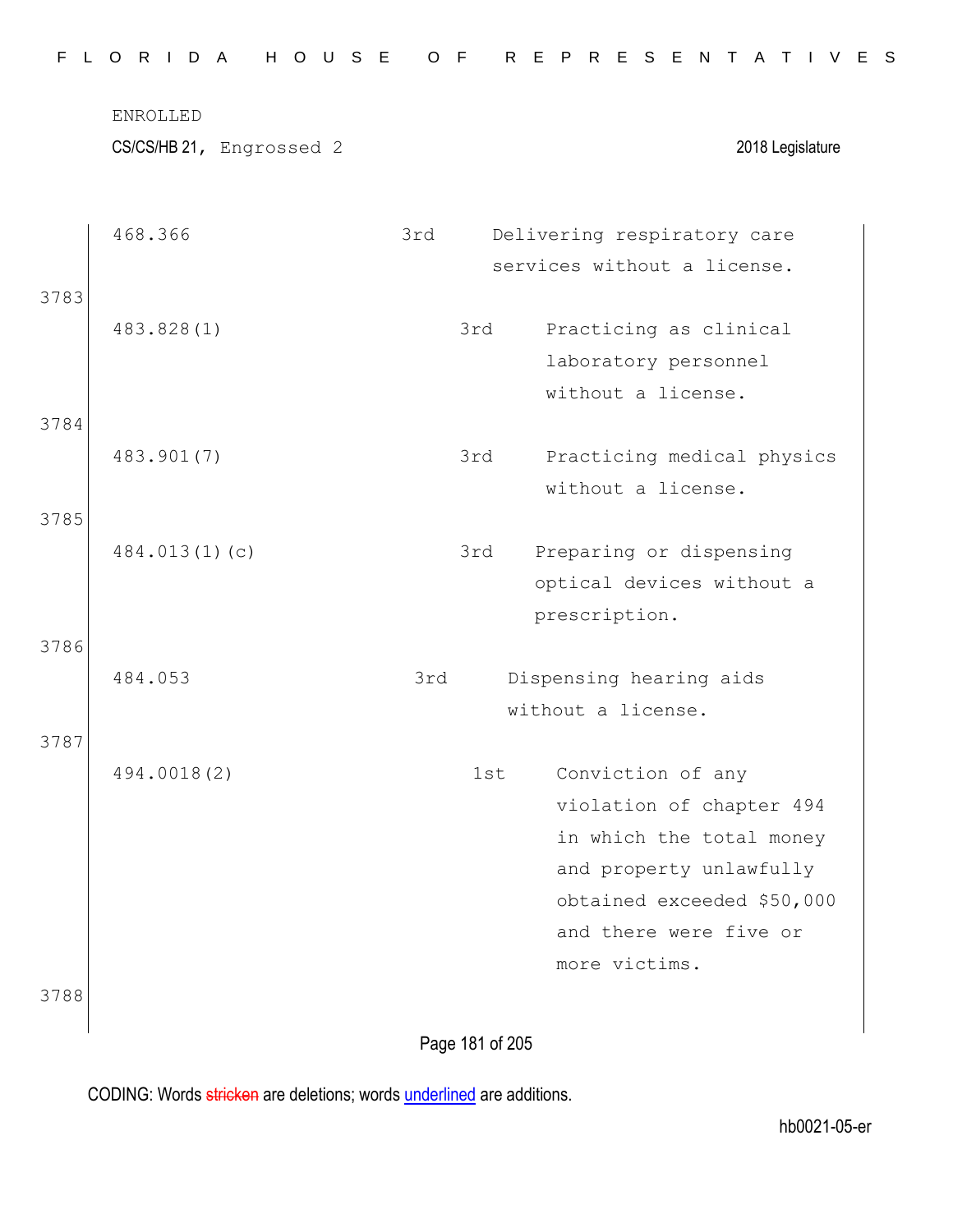ENROLLED

CS/CS/HB 21, Engrossed 2 2018 Legislature

| | | |
|---|---|---|
| 468.366 | 3rd | Delivering respiratory care services without a license. |

3783

| | | |
|---|---|---|
| 483.828(1) | 3rd | Practicing as clinical laboratory personnel without a license. |

3784

| | | |
|---|---|---|
| 483.901(7) | 3rd | Practicing medical physics without a license. |

3785

| | | |
|---|---|---|
| 484.013(1)(c) | 3rd | Preparing or dispensing optical devices without a prescription. |

3786

| | | |
|---|---|---|
| 484.053 | 3rd | Dispensing hearing aids without a license. |

3787

| | | |
|---|---|---|
| 494.0018(2) | 1st | Conviction of any violation of chapter 494 in which the total money and property unlawfully obtained exceeded $50,000 and there were five or more victims. |

3788

CODING: Words stricken are deletions; words underlined are additions.

hb0021-05-er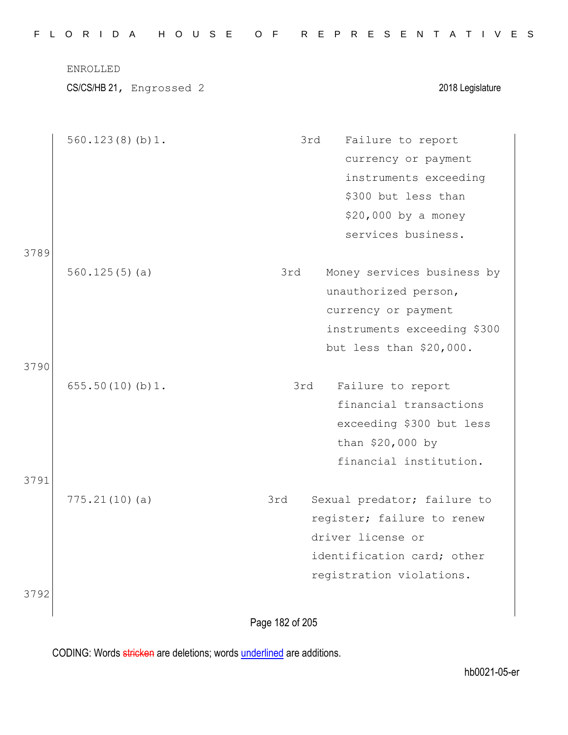ENROLLED

CS/CS/HB 21, Engrossed 2 2018 Legislature

| | | | |
|---|---|---|---|
| | 560.123(8)(b)1. | 3rd | Failure to report currency or payment instruments exceeding $300 but less than $20,000 by a money services business. |
| 3789 | 560.125(5)(a) | 3rd | Money services business by unauthorized person, currency or payment instruments exceeding $300 but less than $20,000. |
| 3790 | 655.50(10)(b)1. | 3rd | Failure to report financial transactions exceeding $300 but less than $20,000 by financial institution. |
| 3791 | 775.21(10)(a) | 3rd | Sexual predator; failure to register; failure to renew driver license or identification card; other registration violations. |
| 3792 | | | |

CODING: Words stricken are deletions; words underlined are additions.

hb0021-05-er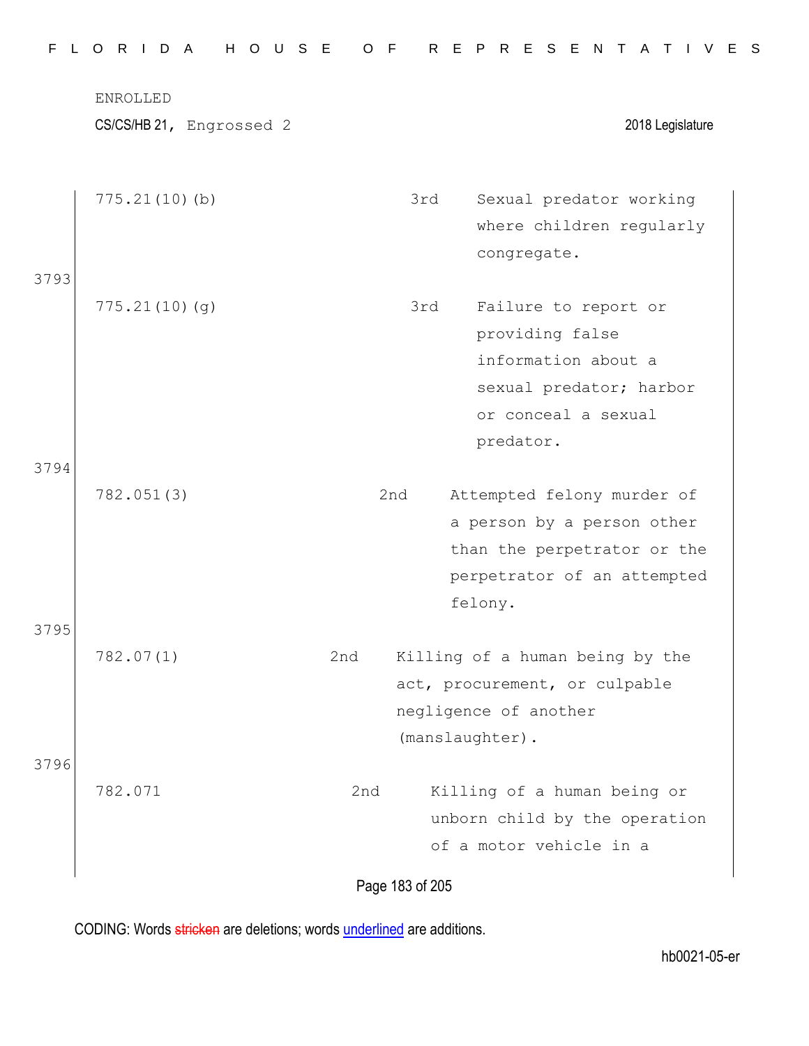| | | |
|---|---|---|
| 775.21(10)(b) | 3rd | Sexual predator working where children regularly congregate. |
| 775.21(10)(g) | 3rd | Failure to report or providing false information about a sexual predator; harbor or conceal a sexual predator. |
| 782.051(3) | 2nd | Attempted felony murder of a person by a person other than the perpetrator or the perpetrator of an attempted felony. |
| 782.07(1) | 2nd | Killing of a human being by the act, procurement, or culpable negligence of another (manslaughter). |
| 782.071 | 2nd | Killing of a human being or unborn child by the operation of a motor vehicle in a |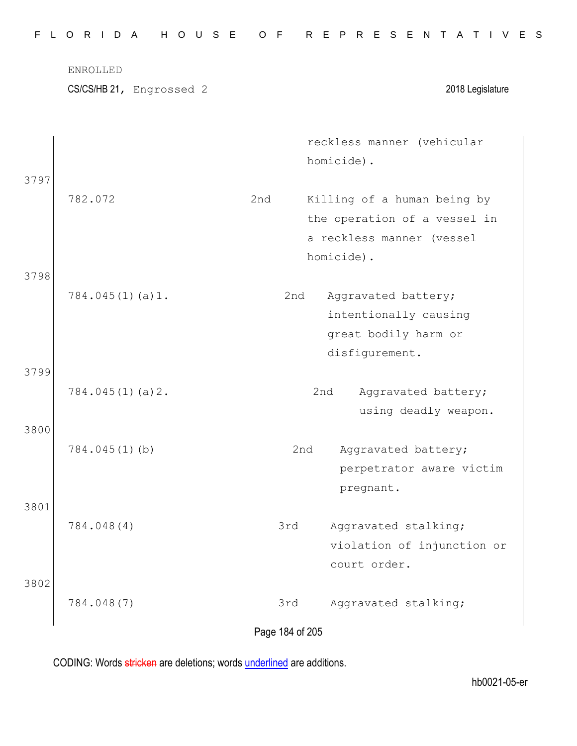| | | |
|---|---|---|
| | | reckless manner (vehicular homicide). |
| 782.072 | 2nd | Killing of a human being by the operation of a vessel in a reckless manner (vessel homicide). |
| 784.045(1)(a)1. | 2nd | Aggravated battery; intentionally causing great bodily harm or disfigurement. |
| 784.045(1)(a)2. | 2nd | Aggravated battery; using deadly weapon. |
| 784.045(1)(b) | 2nd | Aggravated battery; perpetrator aware victim pregnant. |
| 784.048(4) | 3rd | Aggravated stalking; violation of injunction or court order. |
| 784.048(7) | 3rd | Aggravated stalking; |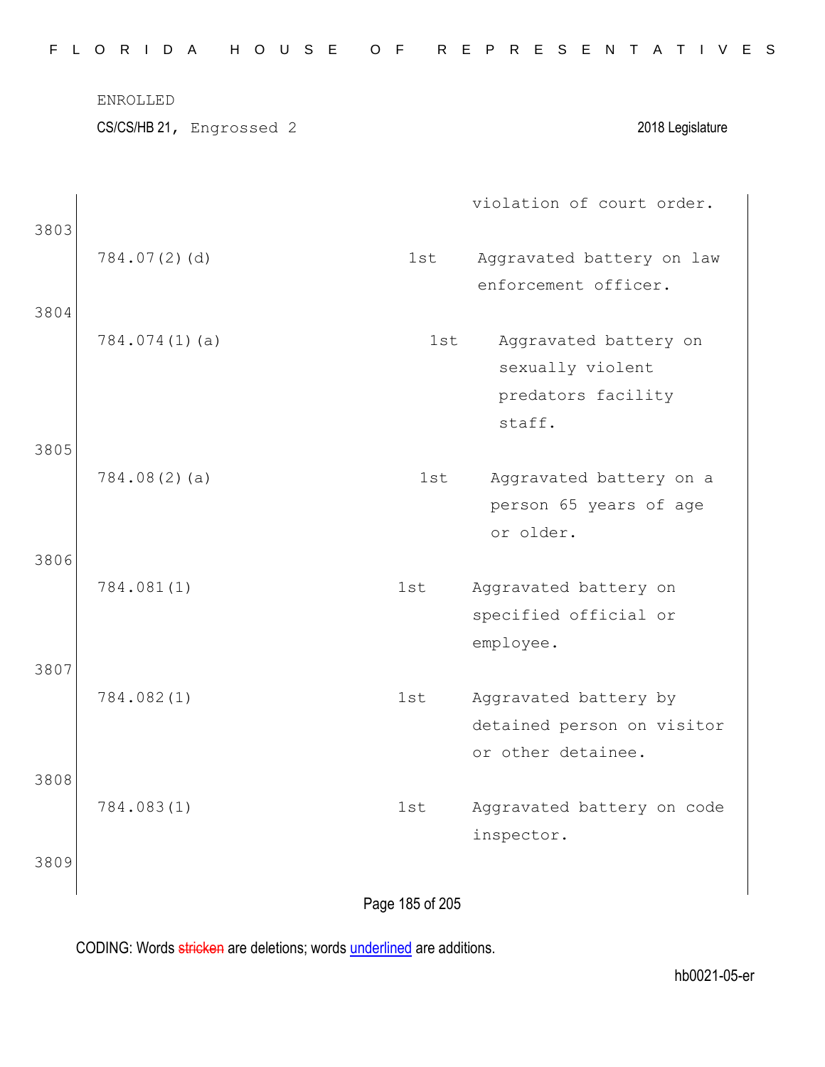ENROLLED

CS/CS/HB 21, Engrossed 2 — 2018 Legislature

| | | | |
|---|---|---|---|
| | | | violation of court order. |
| 3803 | 784.07(2)(d) | 1st | Aggravated battery on law enforcement officer. |
| 3804 | 784.074(1)(a) | 1st | Aggravated battery on sexually violent predators facility staff. |
| 3805 | 784.08(2)(a) | 1st | Aggravated battery on a person 65 years of age or older. |
| 3806 | 784.081(1) | 1st | Aggravated battery on specified official or employee. |
| 3807 | 784.082(1) | 1st | Aggravated battery by detained person on visitor or other detainee. |
| 3808 | 784.083(1) | 1st | Aggravated battery on code inspector. |
| 3809 | | | |

CODING: Words stricken are deletions; words underlined are additions.

hb0021-05-er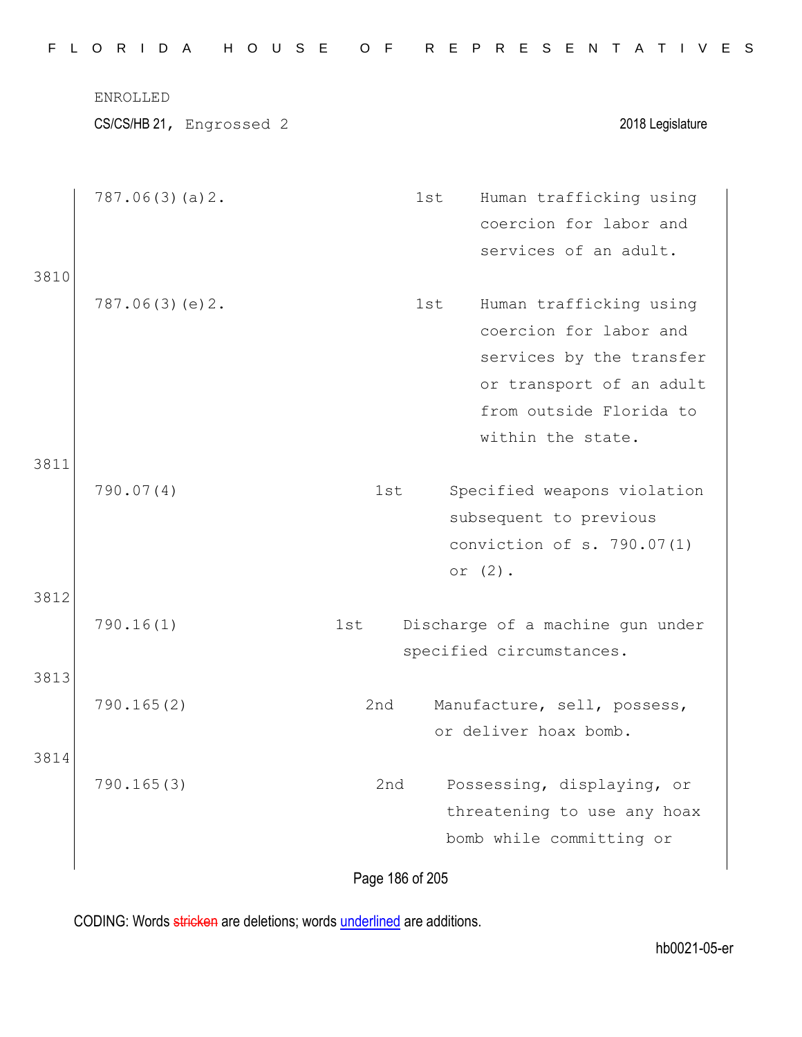| | | | |
|---|---|---|---|
| | 787.06(3)(a)2. | 1st | Human trafficking using coercion for labor and services of an adult. |
| 3810 | 787.06(3)(e)2. | 1st | Human trafficking using coercion for labor and services by the transfer or transport of an adult from outside Florida to within the state. |
| 3811 | 790.07(4) | 1st | Specified weapons violation subsequent to previous conviction of s. 790.07(1) or (2). |
| 3812 | 790.16(1) | 1st | Discharge of a machine gun under specified circumstances. |
| 3813 | 790.165(2) | 2nd | Manufacture, sell, possess, or deliver hoax bomb. |
| 3814 | 790.165(3) | 2nd | Possessing, displaying, or threatening to use any hoax bomb while committing or |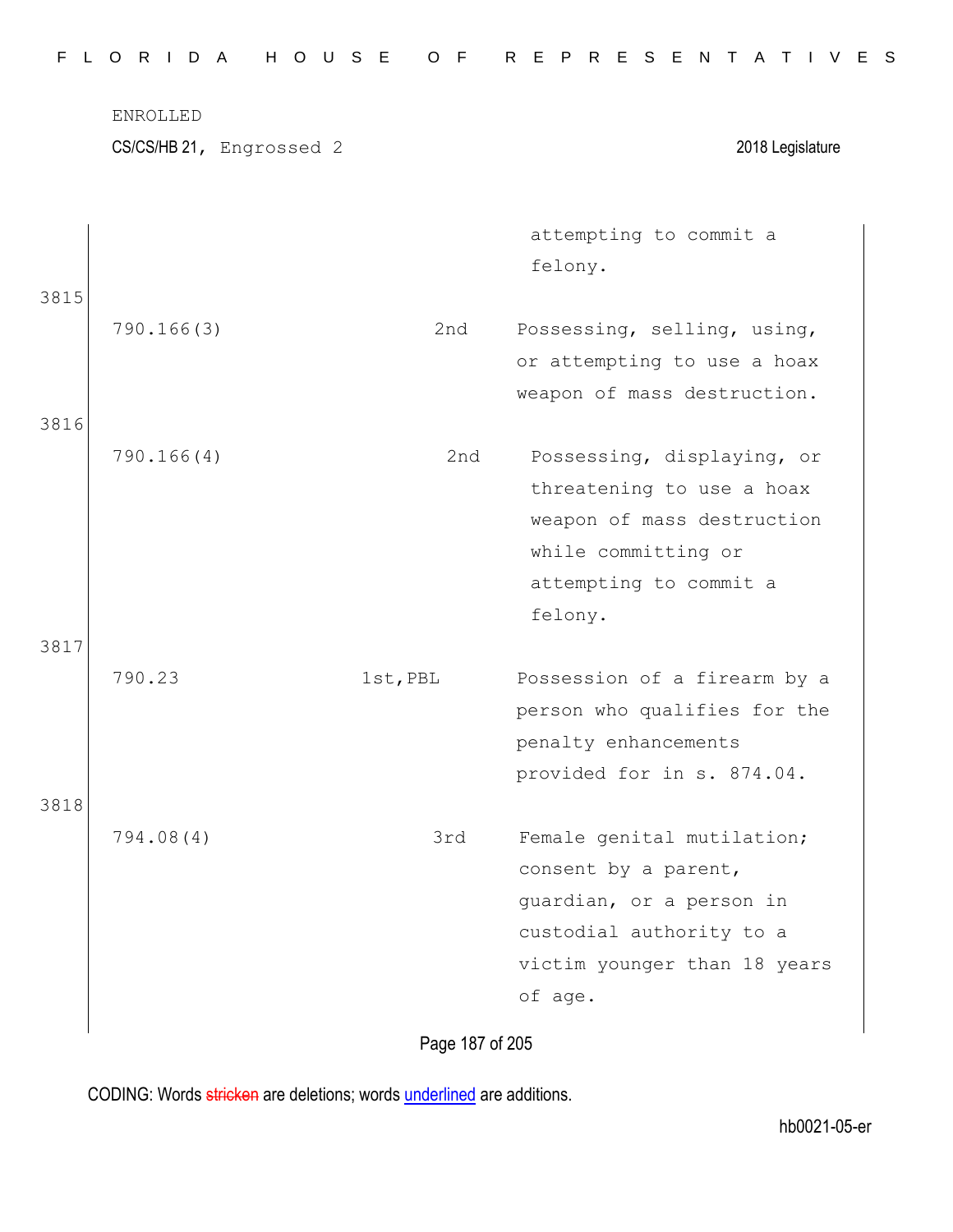| | | |
|---|---|---|
| | | attempting to commit a felony. |
| 790.166(3) | 2nd | Possessing, selling, using, or attempting to use a hoax weapon of mass destruction. |
| 790.166(4) | 2nd | Possessing, displaying, or threatening to use a hoax weapon of mass destruction while committing or attempting to commit a felony. |
| 790.23 | 1st,PBL | Possession of a firearm by a person who qualifies for the penalty enhancements provided for in s. 874.04. |
| 794.08(4) | 3rd | Female genital mutilation; consent by a parent, guardian, or a person in custodial authority to a victim younger than 18 years of age. |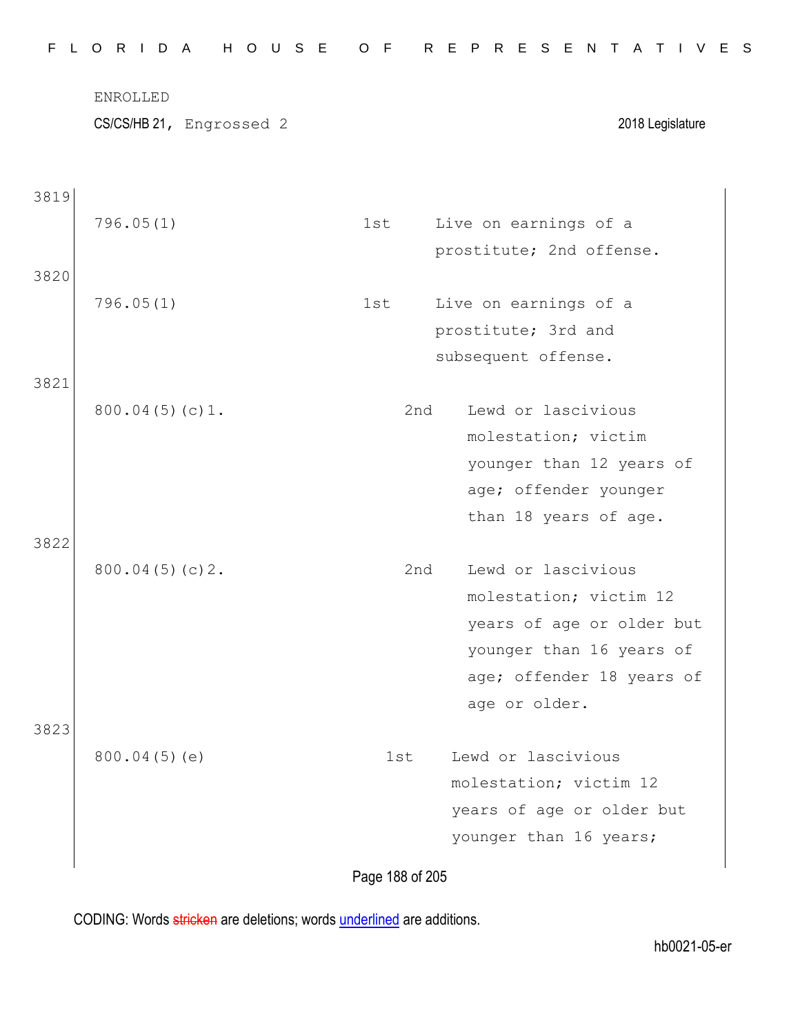ENROLLED

CS/CS/HB 21, Engrossed 2 2018 Legislature

| | | | |
|---|---|---|---|
| 3819 | 796.05(1) | 1st | Live on earnings of a prostitute; 2nd offense. |
| 3820 | 796.05(1) | 1st | Live on earnings of a prostitute; 3rd and subsequent offense. |
| 3821 | 800.04(5)(c)1. | 2nd | Lewd or lascivious molestation; victim younger than 12 years of age; offender younger than 18 years of age. |
| 3822 | 800.04(5)(c)2. | 2nd | Lewd or lascivious molestation; victim 12 years of age or older but younger than 16 years of age; offender 18 years of age or older. |
| 3823 | 800.04(5)(e) | 1st | Lewd or lascivious molestation; victim 12 years of age or older but younger than 16 years; |

CODING: Words stricken are deletions; words underlined are additions.

hb0021-05-er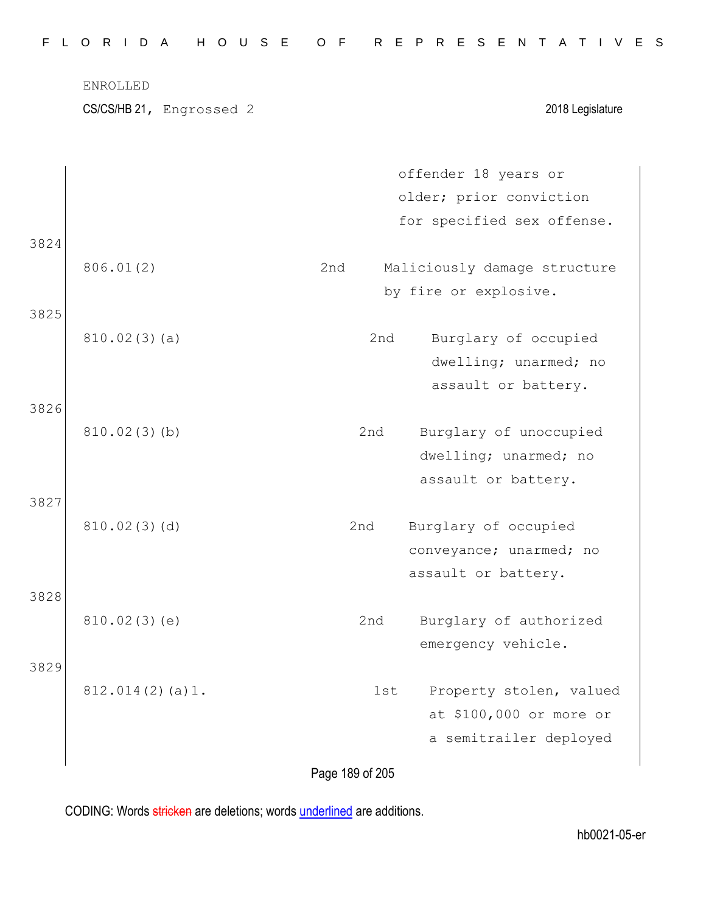ENROLLED

CS/CS/HB 21, Engrossed 2 2018 Legislature

| | | | |
|---|---|---|---|
| | | | offender 18 years or older; prior conviction for specified sex offense. |
| 3824 | 806.01(2) | 2nd | Maliciously damage structure by fire or explosive. |
| 3825 | 810.02(3)(a) | 2nd | Burglary of occupied dwelling; unarmed; no assault or battery. |
| 3826 | 810.02(3)(b) | 2nd | Burglary of unoccupied dwelling; unarmed; no assault or battery. |
| 3827 | 810.02(3)(d) | 2nd | Burglary of occupied conveyance; unarmed; no assault or battery. |
| 3828 | 810.02(3)(e) | 2nd | Burglary of authorized emergency vehicle. |
| 3829 | 812.014(2)(a)1. | 1st | Property stolen, valued at $100,000 or more or a semitrailer deployed |

CODING: Words stricken are deletions; words underlined are additions.

hb0021-05-er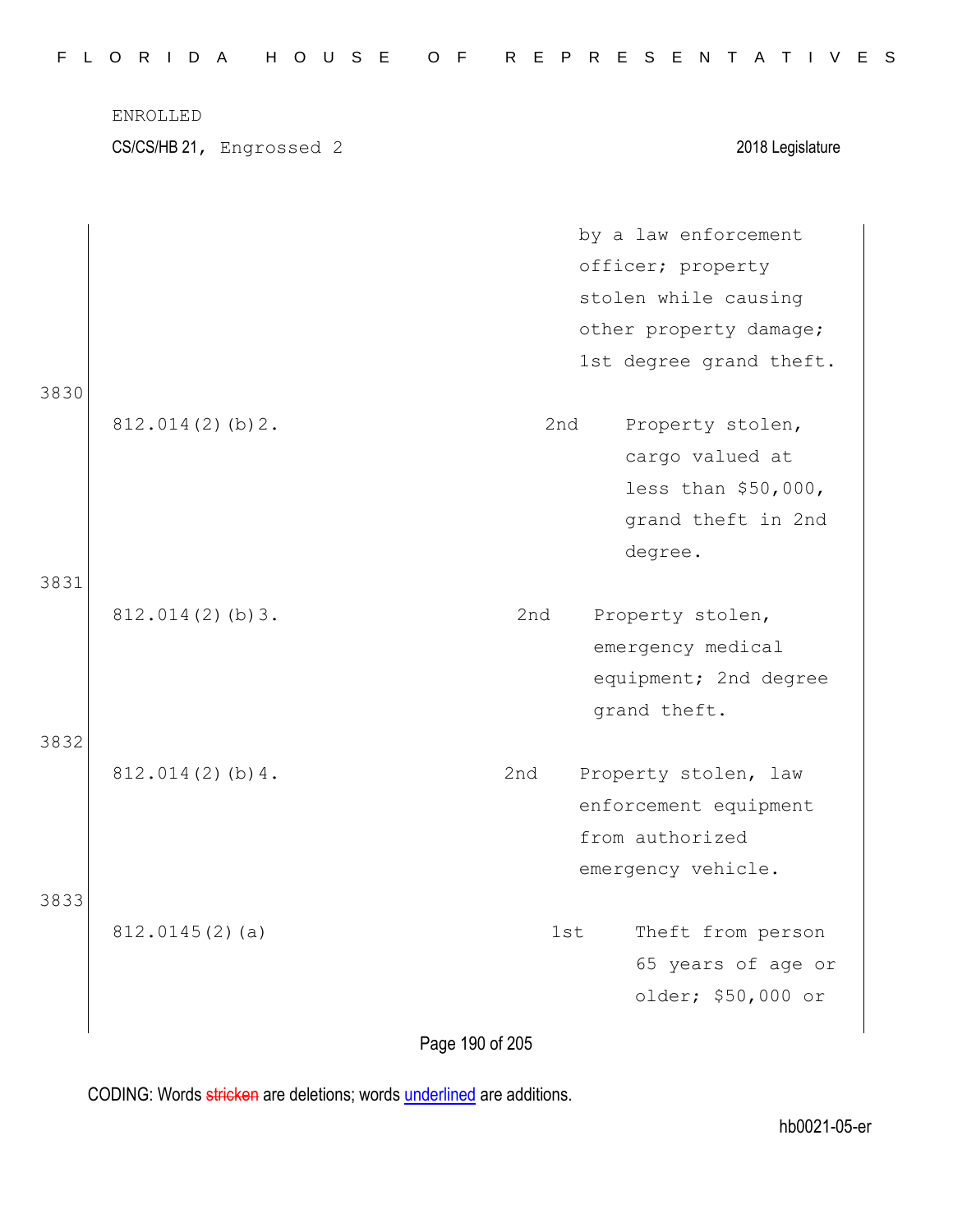ENROLLED

CS/CS/HB 21, Engrossed 2 2018 Legislature

| | | | |
|---|---|---|---|
| | | | by a law enforcement officer; property stolen while causing other property damage; 1st degree grand theft. |
| 3830 | 812.014(2)(b)2. | 2nd | Property stolen, cargo valued at less than $50,000, grand theft in 2nd degree. |
| 3831 | 812.014(2)(b)3. | 2nd | Property stolen, emergency medical equipment; 2nd degree grand theft. |
| 3832 | 812.014(2)(b)4. | 2nd | Property stolen, law enforcement equipment from authorized emergency vehicle. |
| 3833 | 812.0145(2)(a) | 1st | Theft from person 65 years of age or older; $50,000 or |

CODING: Words stricken are deletions; words underlined are additions.

hb0021-05-er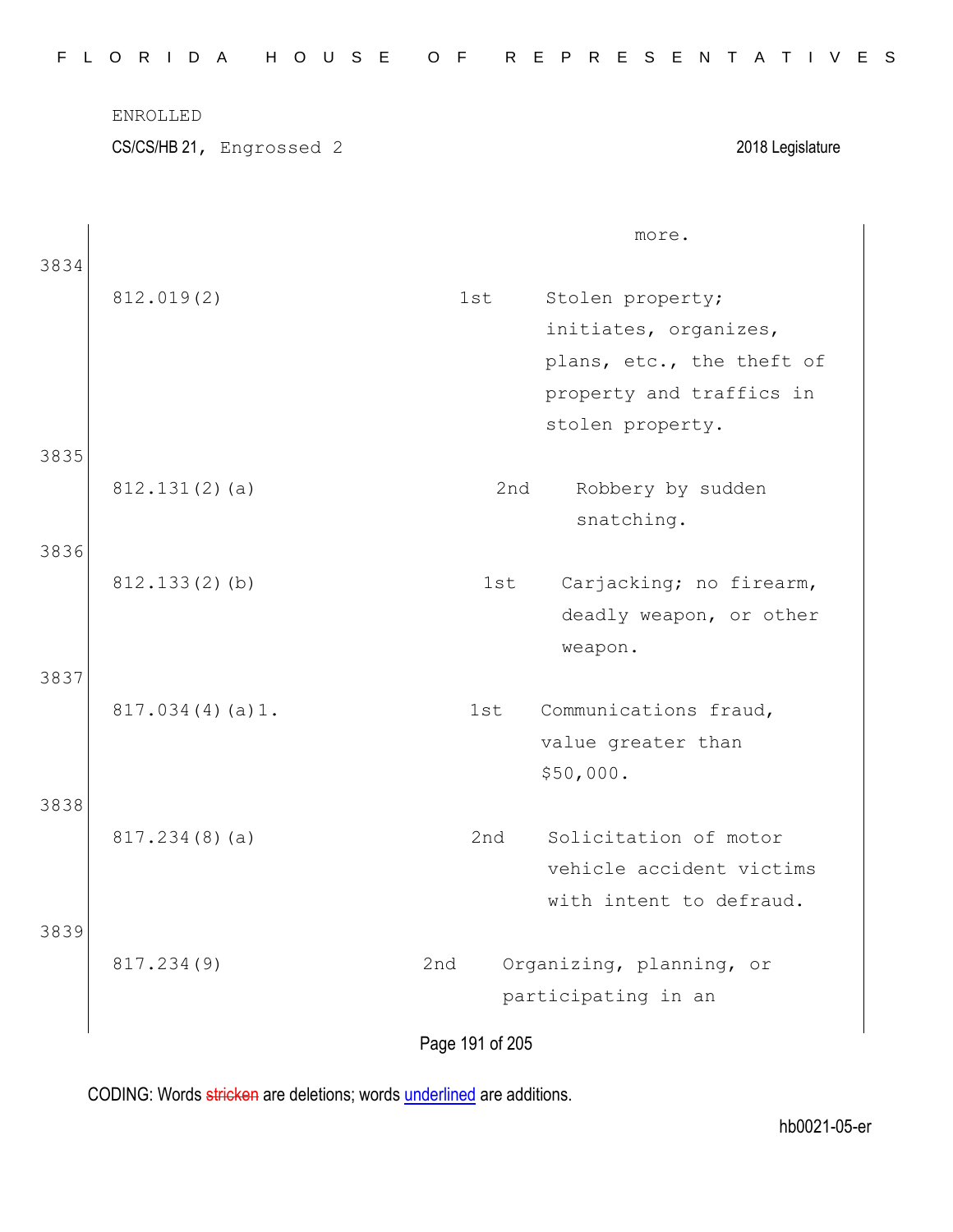| | | | |
|---|---|---|---|
| | | | more. |
| 3834 | 812.019(2) | 1st | Stolen property; initiates, organizes, plans, etc., the theft of property and traffics in stolen property. |
| 3835 | 812.131(2)(a) | 2nd | Robbery by sudden snatching. |
| 3836 | 812.133(2)(b) | 1st | Carjacking; no firearm, deadly weapon, or other weapon. |
| 3837 | 817.034(4)(a)1. | 1st | Communications fraud, value greater than $50,000. |
| 3838 | 817.234(8)(a) | 2nd | Solicitation of motor vehicle accident victims with intent to defraud. |
| 3839 | 817.234(9) | 2nd | Organizing, planning, or participating in an |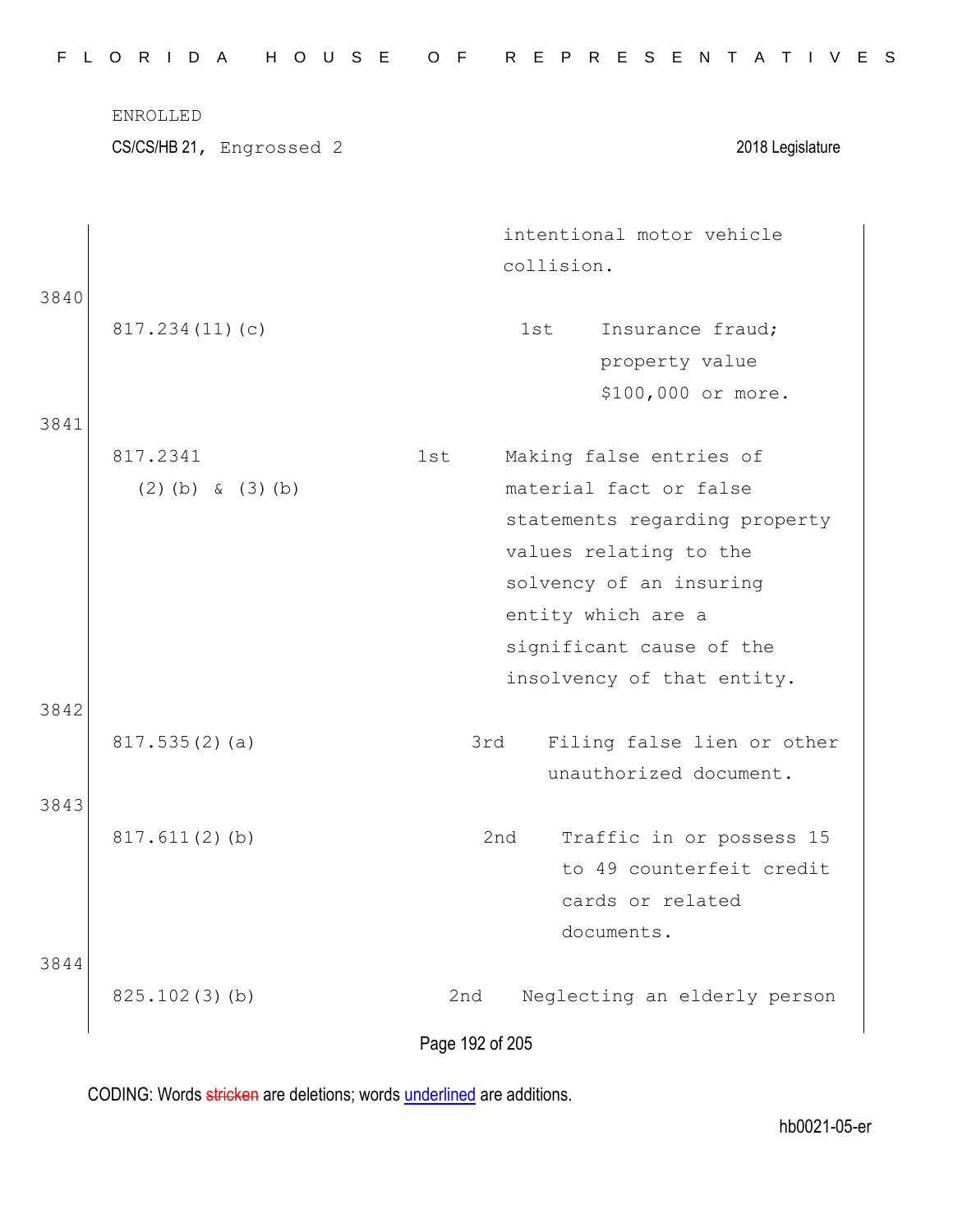ENROLLED

CS/CS/HB 21, Engrossed 2 — 2018 Legislature

| Line | Statute | Degree | Description |
|---|---|---|---|
| | | | intentional motor vehicle collision. |
| 3840 | 817.234(11)(c) | 1st | Insurance fraud; property value $100,000 or more. |
| 3841 | 817.2341 (2)(b) & (3)(b) | 1st | Making false entries of material fact or false statements regarding property values relating to the solvency of an insuring entity which are a significant cause of the insolvency of that entity. |
| 3842 | 817.535(2)(a) | 3rd | Filing false lien or other unauthorized document. |
| 3843 | 817.611(2)(b) | 2nd | Traffic in or possess 15 to 49 counterfeit credit cards or related documents. |
| 3844 | 825.102(3)(b) | 2nd | Neglecting an elderly person |

CODING: Words ~~stricken~~ are deletions; words <u>underlined</u> are additions.

hb0021-05-er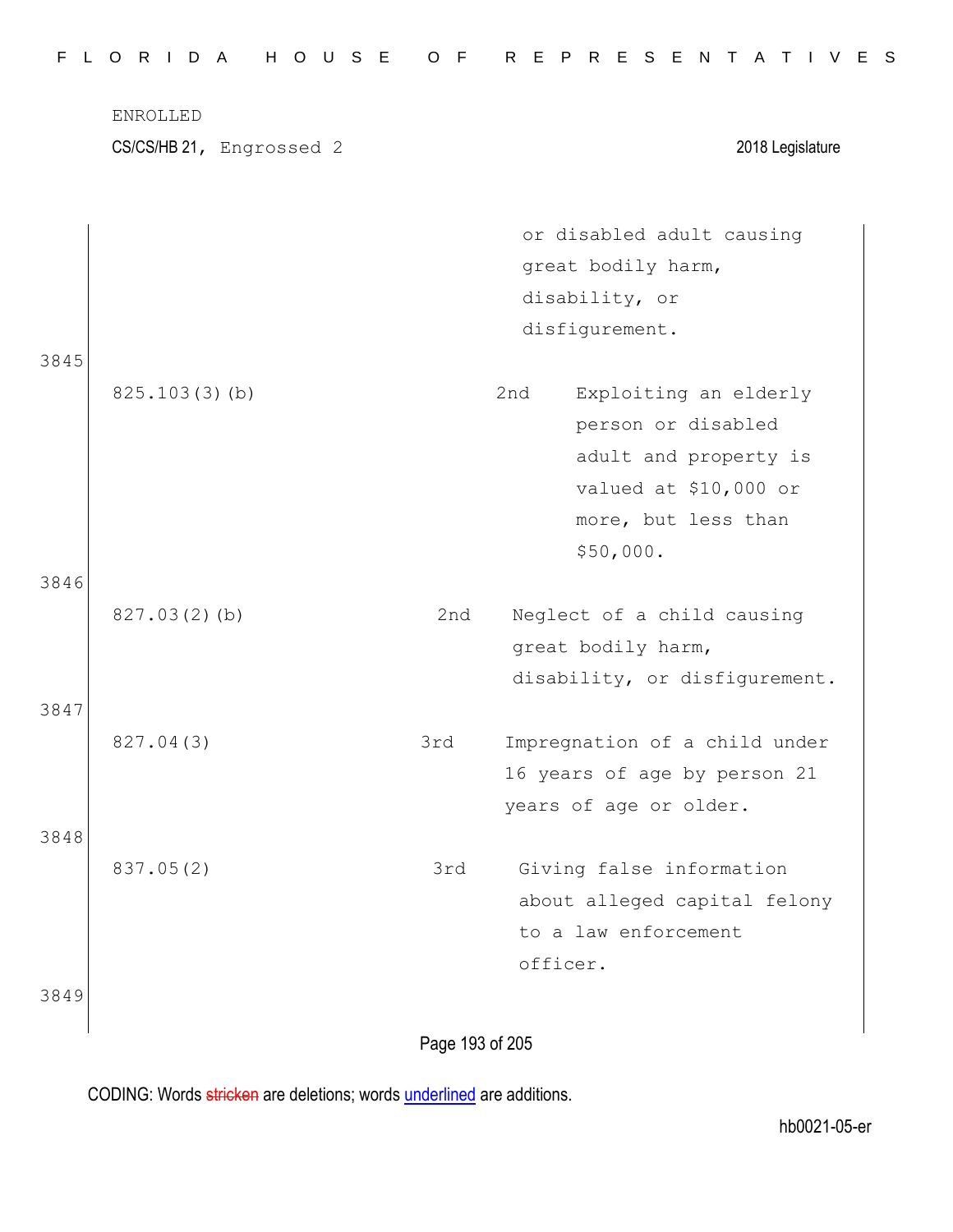ENROLLED

CS/CS/HB 21, Engrossed 2 2018 Legislature

| | | |
|---|---|---|
| | | or disabled adult causing great bodily harm, disability, or disfigurement. |

3845

| | | |
|---|---|---|
| 825.103(3)(b) | 2nd | Exploiting an elderly person or disabled adult and property is valued at $10,000 or more, but less than $50,000. |

3846

| | | |
|---|---|---|
| 827.03(2)(b) | 2nd | Neglect of a child causing great bodily harm, disability, or disfigurement. |

3847

| | | |
|---|---|---|
| 827.04(3) | 3rd | Impregnation of a child under 16 years of age by person 21 years of age or older. |

3848

| | | |
|---|---|---|
| 837.05(2) | 3rd | Giving false information about alleged capital felony to a law enforcement officer. |

3849

CODING: Words stricken are deletions; words underlined are additions.

hb0021-05-er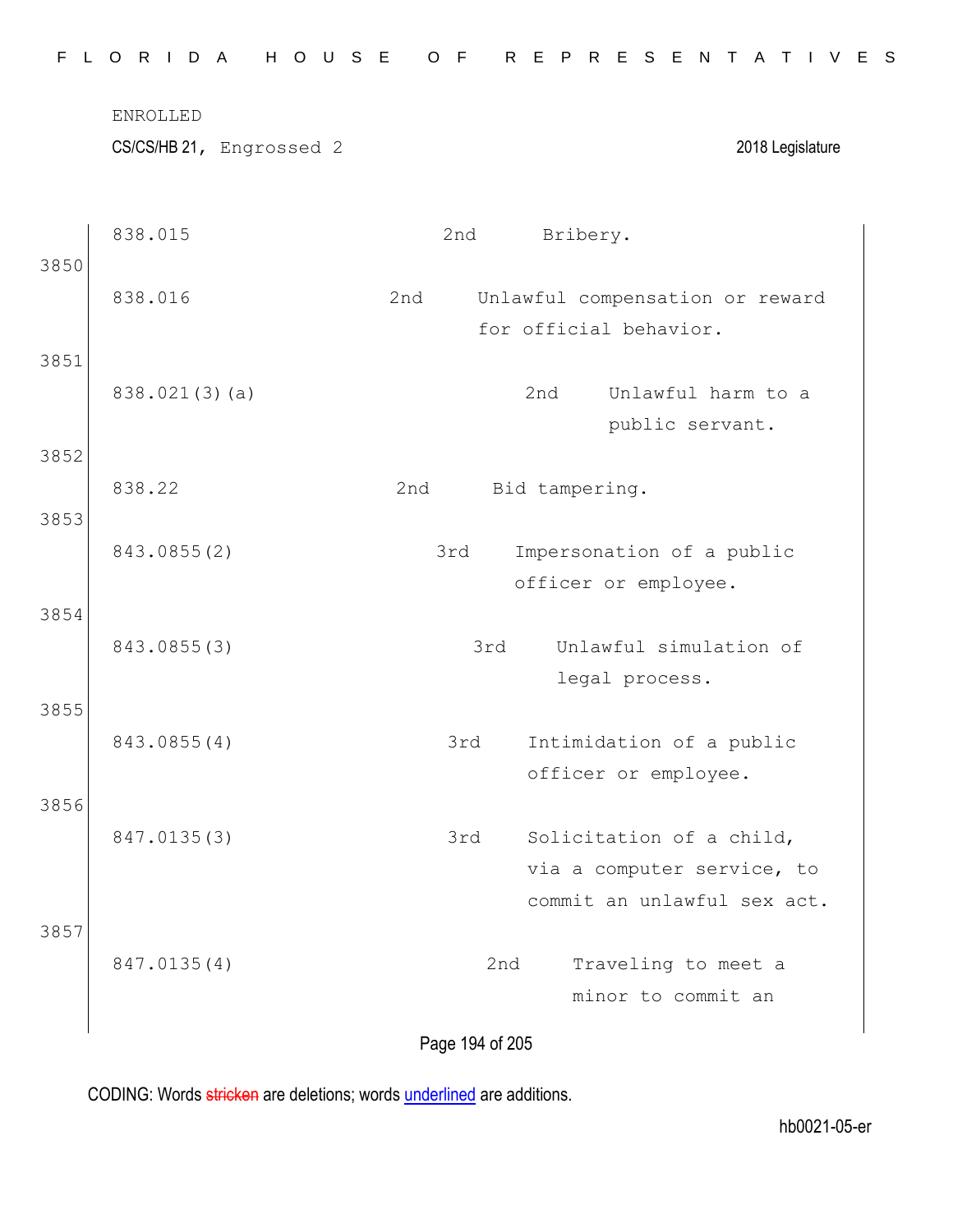| | | | |
|---|---|---|---|
| | 838.015 | 2nd | Bribery. |
| 3850 | | | |
| | 838.016 | 2nd | Unlawful compensation or reward for official behavior. |
| 3851 | | | |
| | 838.021(3)(a) | 2nd | Unlawful harm to a public servant. |
| 3852 | | | |
| | 838.22 | 2nd | Bid tampering. |
| 3853 | | | |
| | 843.0855(2) | 3rd | Impersonation of a public officer or employee. |
| 3854 | | | |
| | 843.0855(3) | 3rd | Unlawful simulation of legal process. |
| 3855 | | | |
| | 843.0855(4) | 3rd | Intimidation of a public officer or employee. |
| 3856 | | | |
| | 847.0135(3) | 3rd | Solicitation of a child, via a computer service, to commit an unlawful sex act. |
| 3857 | | | |
| | 847.0135(4) | 2nd | Traveling to meet a minor to commit an |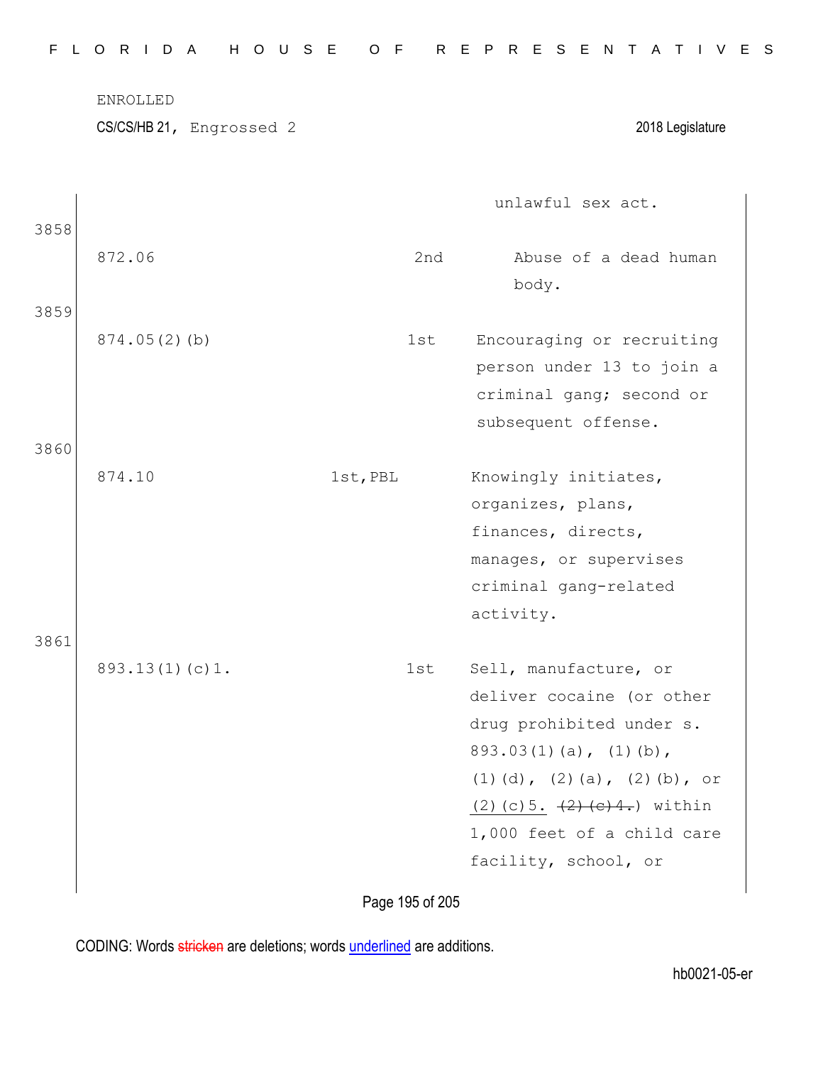ENROLLED

CS/CS/HB 21, Engrossed 2 2018 Legislature

| | | | |
|---|---|---|---|
| | | | unlawful sex act. |
| 3858 | 872.06 | 2nd | Abuse of a dead human body. |
| 3859 | 874.05(2)(b) | 1st | Encouraging or recruiting person under 13 to join a criminal gang; second or subsequent offense. |
| 3860 | 874.10 | 1st,PBL | Knowingly initiates, organizes, plans, finances, directs, manages, or supervises criminal gang-related activity. |
| 3861 | 893.13(1)(c)1. | 1st | Sell, manufacture, or deliver cocaine (or other drug prohibited under s. 893.03(1)(a), (1)(b), (1)(d), (2)(a), (2)(b), or <u>(2)(c)5.</u> ~~(2)(c)4.~~) within 1,000 feet of a child care facility, school, or |

CODING: Words ~~stricken~~ are deletions; words <u>underlined</u> are additions.

hb0021-05-er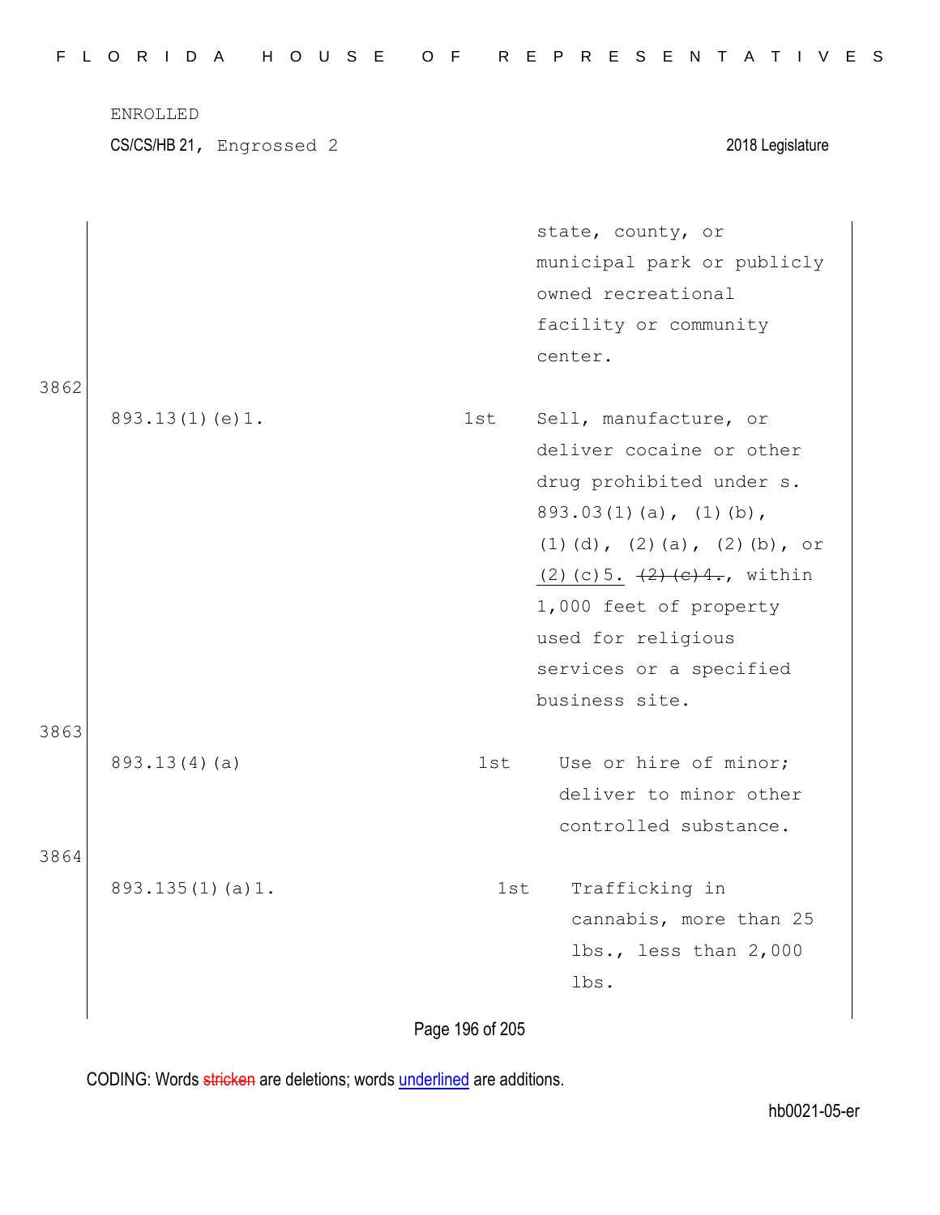ENROLLED

CS/CS/HB 21, Engrossed 2 2018 Legislature

| | | |
|---|---|---|
| | | state, county, or municipal park or publicly owned recreational facility or community center. |

3862

| | | |
|---|---|---|
| 893.13(1)(e)1. | 1st | Sell, manufacture, or deliver cocaine or other drug prohibited under s. 893.03(1)(a), (1)(b), (1)(d), (2)(a), (2)(b), or <u>(2)(c)5.</u> ~~(2)(c)4.~~, within 1,000 feet of property used for religious services or a specified business site. |

3863

| | | |
|---|---|---|
| 893.13(4)(a) | 1st | Use or hire of minor; deliver to minor other controlled substance. |

3864

| | | |
|---|---|---|
| 893.135(1)(a)1. | 1st | Trafficking in cannabis, more than 25 lbs., less than 2,000 lbs. |

CODING: Words ~~stricken~~ are deletions; words <u>underlined</u> are additions.

hb0021-05-er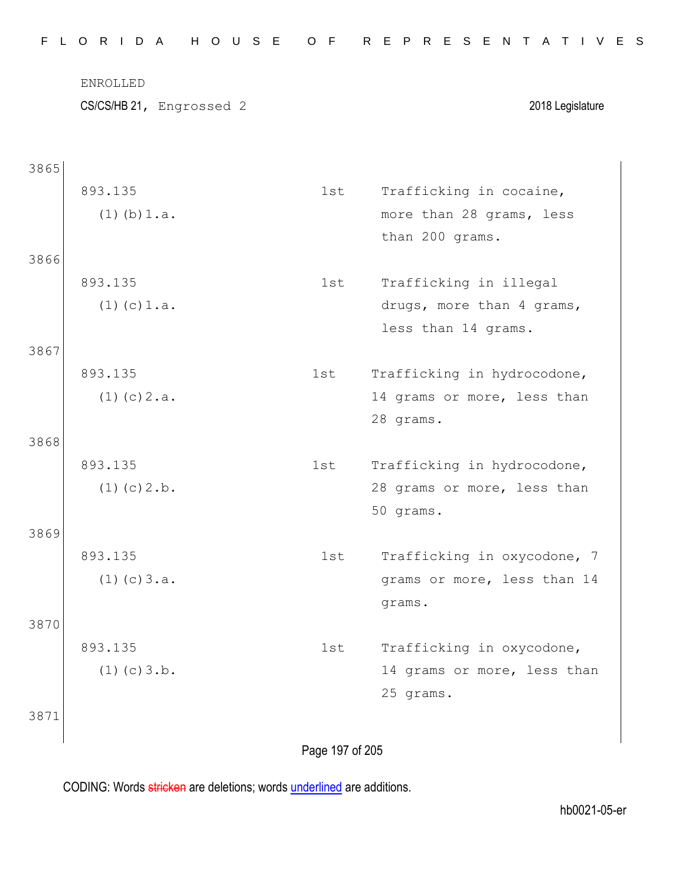ENROLLED

CS/CS/HB 21, Engrossed 2 2018 Legislature

3865

| | | |
|---|---|---|
| 893.135 (1)(b)1.a. | 1st | Trafficking in cocaine, more than 28 grams, less than 200 grams. |

3866

| | | |
|---|---|---|
| 893.135 (1)(c)1.a. | 1st | Trafficking in illegal drugs, more than 4 grams, less than 14 grams. |

3867

| | | |
|---|---|---|
| 893.135 (1)(c)2.a. | 1st | Trafficking in hydrocodone, 14 grams or more, less than 28 grams. |

3868

| | | |
|---|---|---|
| 893.135 (1)(c)2.b. | 1st | Trafficking in hydrocodone, 28 grams or more, less than 50 grams. |

3869

| | | |
|---|---|---|
| 893.135 (1)(c)3.a. | 1st | Trafficking in oxycodone, 7 grams or more, less than 14 grams. |

3870

| | | |
|---|---|---|
| 893.135 (1)(c)3.b. | 1st | Trafficking in oxycodone, 14 grams or more, less than 25 grams. |

3871

CODING: Words stricken are deletions; words underlined are additions.

hb0021-05-er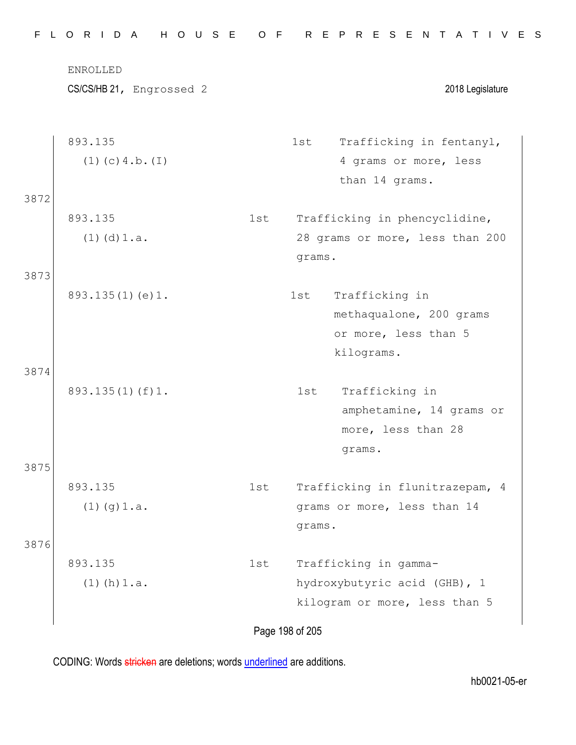ENROLLED

CS/CS/HB 21, Engrossed 2 2018 Legislature

| | | | |
|---|---|---|---|
| | 893.135 (1)(c)4.b.(I) | 1st | Trafficking in fentanyl, 4 grams or more, less than 14 grams. |
| 3872 | 893.135 (1)(d)1.a. | 1st | Trafficking in phencyclidine, 28 grams or more, less than 200 grams. |
| 3873 | 893.135(1)(e)1. | 1st | Trafficking in methaqualone, 200 grams or more, less than 5 kilograms. |
| 3874 | 893.135(1)(f)1. | 1st | Trafficking in amphetamine, 14 grams or more, less than 28 grams. |
| 3875 | 893.135 (1)(g)1.a. | 1st | Trafficking in flunitrazepam, 4 grams or more, less than 14 grams. |
| 3876 | 893.135 (1)(h)1.a. | 1st | Trafficking in gamma-hydroxybutyric acid (GHB), 1 kilogram or more, less than 5 |

CODING: Words stricken are deletions; words underlined are additions.

hb0021-05-er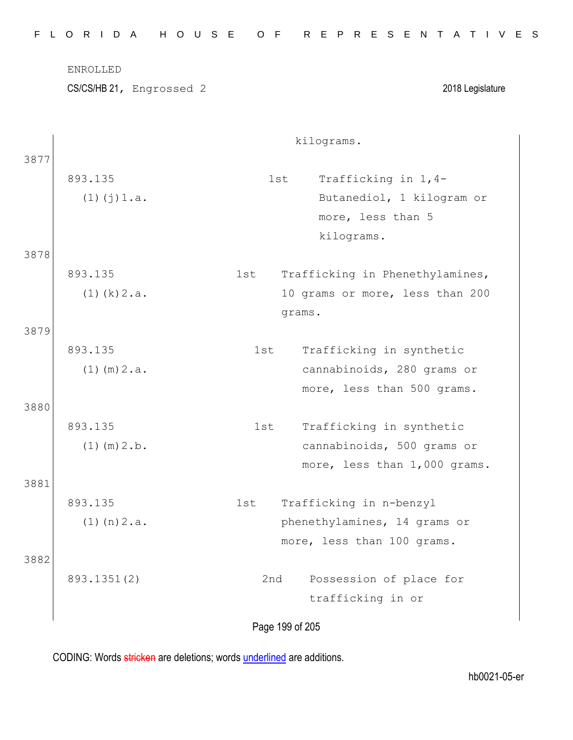ENROLLED

CS/CS/HB 21, Engrossed 2 2018 Legislature

| | | | |
|---|---|---|---|
| | | | kilograms. |
| 3877 | 893.135 (1)(j)1.a. | 1st | Trafficking in 1,4-Butanediol, 1 kilogram or more, less than 5 kilograms. |
| 3878 | 893.135 (1)(k)2.a. | 1st | Trafficking in Phenethylamines, 10 grams or more, less than 200 grams. |
| 3879 | 893.135 (1)(m)2.a. | 1st | Trafficking in synthetic cannabinoids, 280 grams or more, less than 500 grams. |
| 3880 | 893.135 (1)(m)2.b. | 1st | Trafficking in synthetic cannabinoids, 500 grams or more, less than 1,000 grams. |
| 3881 | 893.135 (1)(n)2.a. | 1st | Trafficking in n-benzyl phenethylamines, 14 grams or more, less than 100 grams. |
| 3882 | 893.1351(2) | 2nd | Possession of place for trafficking in or |

CODING: Words stricken are deletions; words underlined are additions.

hb0021-05-er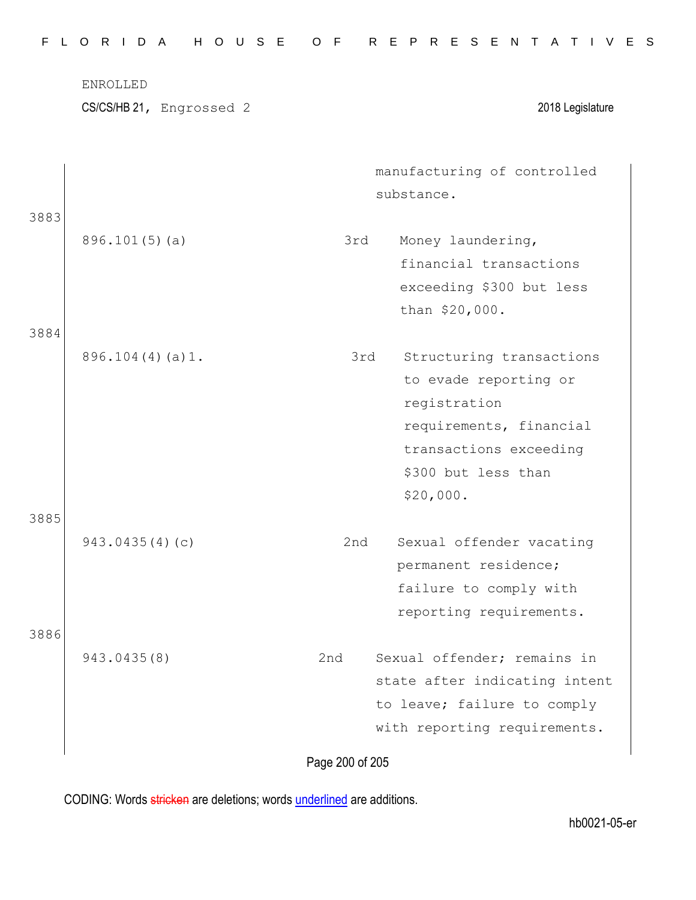ENROLLED

CS/CS/HB 21, Engrossed 2 2018 Legislature

| | | |
|---|---|---|
| | | manufacturing of controlled substance. |
| 896.101(5)(a) | 3rd | Money laundering, financial transactions exceeding $300 but less than $20,000. |
| 896.104(4)(a)1. | 3rd | Structuring transactions to evade reporting or registration requirements, financial transactions exceeding $300 but less than $20,000. |
| 943.0435(4)(c) | 2nd | Sexual offender vacating permanent residence; failure to comply with reporting requirements. |
| 943.0435(8) | 2nd | Sexual offender; remains in state after indicating intent to leave; failure to comply with reporting requirements. |

CODING: Words stricken are deletions; words underlined are additions.

hb0021-05-er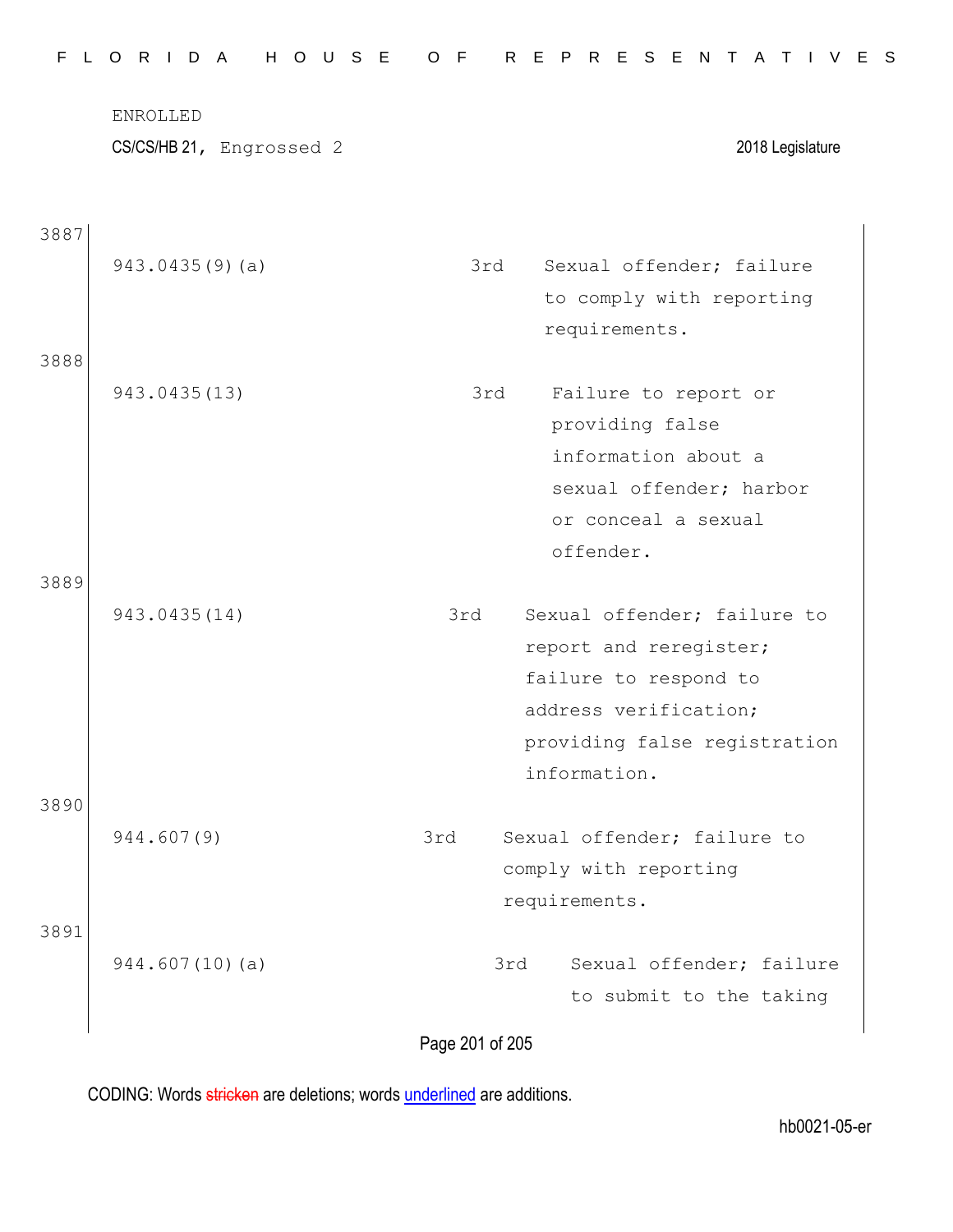ENROLLED

CS/CS/HB 21, Engrossed 2 2018 Legislature

3887

| | | |
|---|---|---|
| 943.0435(9)(a) | 3rd | Sexual offender; failure to comply with reporting requirements. |

3888

| | | |
|---|---|---|
| 943.0435(13) | 3rd | Failure to report or providing false information about a sexual offender; harbor or conceal a sexual offender. |

3889

| | | |
|---|---|---|
| 943.0435(14) | 3rd | Sexual offender; failure to report and reregister; failure to respond to address verification; providing false registration information. |

3890

| | | |
|---|---|---|
| 944.607(9) | 3rd | Sexual offender; failure to comply with reporting requirements. |

3891

| | | |
|---|---|---|
| 944.607(10)(a) | 3rd | Sexual offender; failure to submit to the taking |

CODING: Words stricken are deletions; words underlined are additions.

hb0021-05-er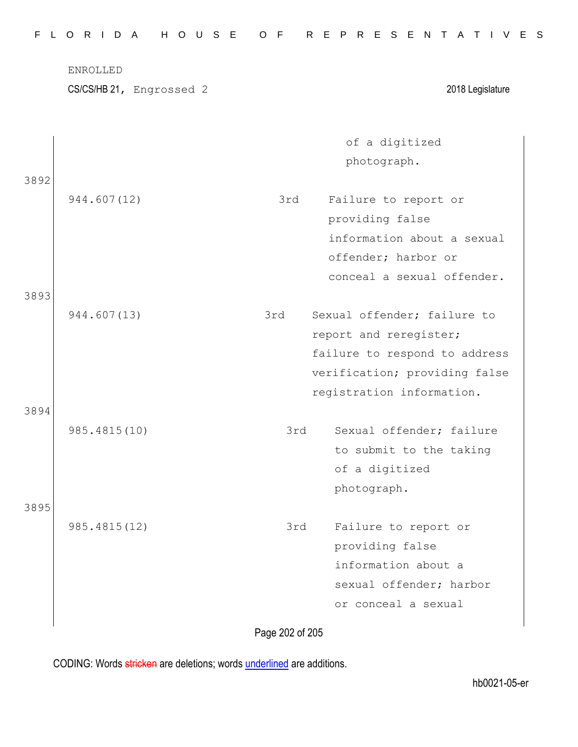| | | |
|---|---|---|
| | | of a digitized photograph. |

3892

| | | |
|---|---|---|
| 944.607(12) | 3rd | Failure to report or providing false information about a sexual offender; harbor or conceal a sexual offender. |

3893

| | | |
|---|---|---|
| 944.607(13) | 3rd | Sexual offender; failure to report and reregister; failure to respond to address verification; providing false registration information. |

3894

| | | |
|---|---|---|
| 985.4815(10) | 3rd | Sexual offender; failure to submit to the taking of a digitized photograph. |

3895

| | | |
|---|---|---|
| 985.4815(12) | 3rd | Failure to report or providing false information about a sexual offender; harbor or conceal a sexual |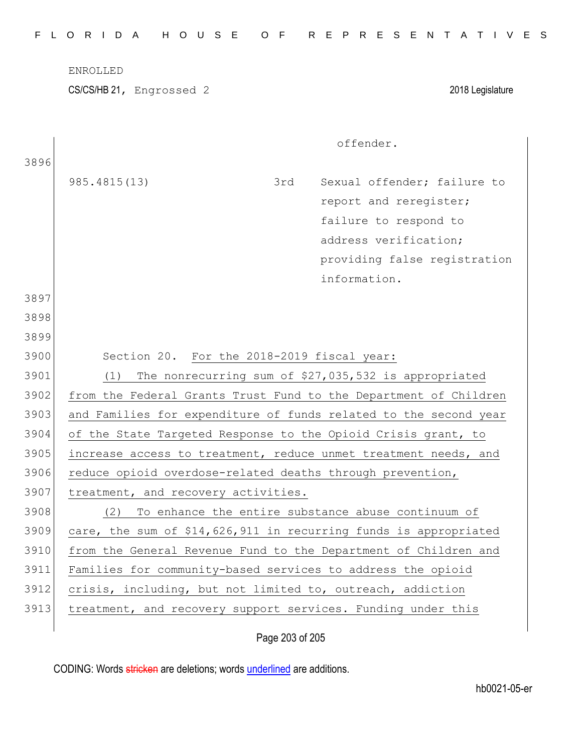| | | offender. |
|---|---|---|
| 985.4815(13) | 3rd | Sexual offender; failure to report and reregister; failure to respond to address verification; providing false registration information. |

Section 20. For the 2018-2019 fiscal year:

(1) The nonrecurring sum of $27,035,532 is appropriated from the Federal Grants Trust Fund to the Department of Children and Families for expenditure of funds related to the second year of the State Targeted Response to the Opioid Crisis grant, to increase access to treatment, reduce unmet treatment needs, and reduce opioid overdose-related deaths through prevention, treatment, and recovery activities.

(2) To enhance the entire substance abuse continuum of care, the sum of $14,626,911 in recurring funds is appropriated from the General Revenue Fund to the Department of Children and Families for community-based services to address the opioid crisis, including, but not limited to, outreach, addiction treatment, and recovery support services. Funding under this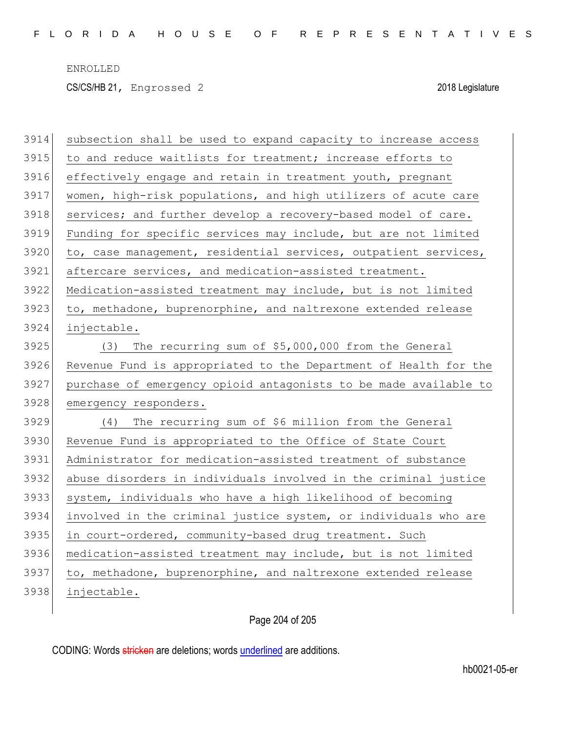subsection shall be used to expand capacity to increase access to and reduce waitlists for treatment; increase efforts to effectively engage and retain in treatment youth, pregnant women, high-risk populations, and high utilizers of acute care services; and further develop a recovery-based model of care. Funding for specific services may include, but are not limited to, case management, residential services, outpatient services, aftercare services, and medication-assisted treatment. Medication-assisted treatment may include, but is not limited to, methadone, buprenorphine, and naltrexone extended release injectable.

(3) The recurring sum of $5,000,000 from the General Revenue Fund is appropriated to the Department of Health for the purchase of emergency opioid antagonists to be made available to emergency responders.

(4) The recurring sum of $6 million from the General Revenue Fund is appropriated to the Office of State Court Administrator for medication-assisted treatment of substance abuse disorders in individuals involved in the criminal justice system, individuals who have a high likelihood of becoming involved in the criminal justice system, or individuals who are in court-ordered, community-based drug treatment. Such medication-assisted treatment may include, but is not limited to, methadone, buprenorphine, and naltrexone extended release injectable.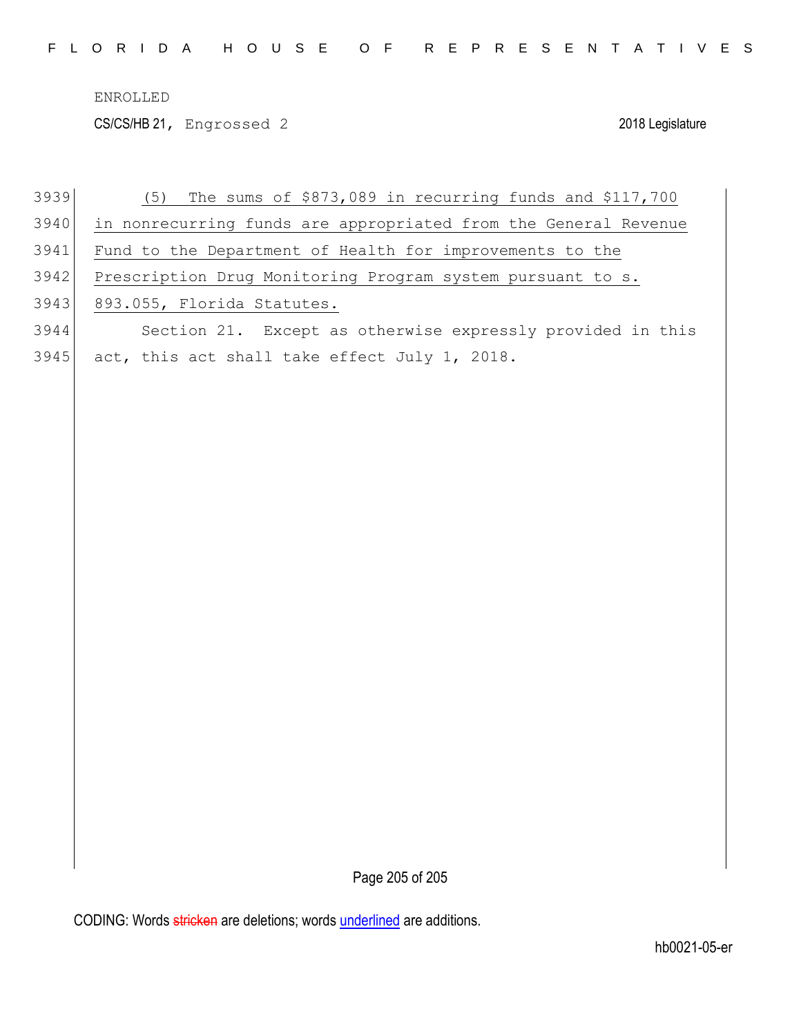(5) The sums of $873,089 in recurring funds and $117,700 in nonrecurring funds are appropriated from the General Revenue Fund to the Department of Health for improvements to the Prescription Drug Monitoring Program system pursuant to s. 893.055, Florida Statutes.

Section 21. Except as otherwise expressly provided in this act, this act shall take effect July 1, 2018.